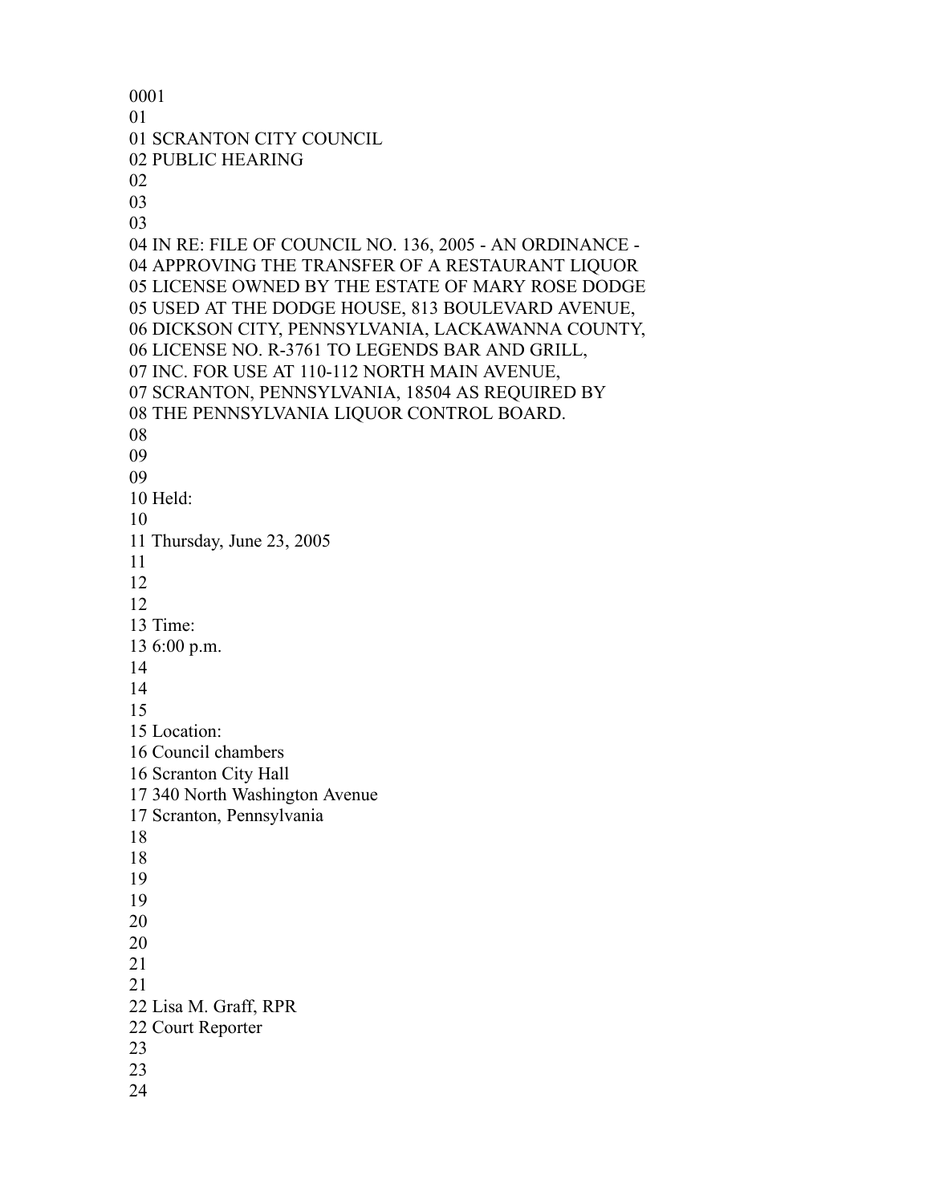0001

01

01 SCRANTON CITY COUNCIL

02 PUBLIC HEARING

02

03

03

04 IN RE: FILE OF COUNCIL NO. 136, 2005 - AN ORDINANCE -

04 APPROVING THE TRANSFER OF A RESTAURANT LIQUOR

05 LICENSE OWNED BY THE ESTATE OF MARY ROSE DODGE

05 USED AT THE DODGE HOUSE, 813 BOULEVARD AVENUE,

06 DICKSON CITY, PENNSYLVANIA, LACKAWANNA COUNTY,

06 LICENSE NO. R-3761 TO LEGENDS BAR AND GRILL,

07 INC. FOR USE AT 110-112 NORTH MAIN AVENUE,

07 SCRANTON, PENNSYLVANIA, 18504 AS REQUIRED BY

08 THE PENNSYLVANIA LIQUOR CONTROL BOARD.

08

09

09

10 Held:

10

11 Thursday, June 23, 2005

11

12

12

13 Time:

13 6:00 p.m.

14

14

15

15 Location:

16 Council chambers

16 Scranton City Hall

17 340 North Washington Avenue

17 Scranton, Pennsylvania

18

18

19

19

20

20

21

21

22 Lisa M. Graff, RPR

22 Court Reporter

23

23

24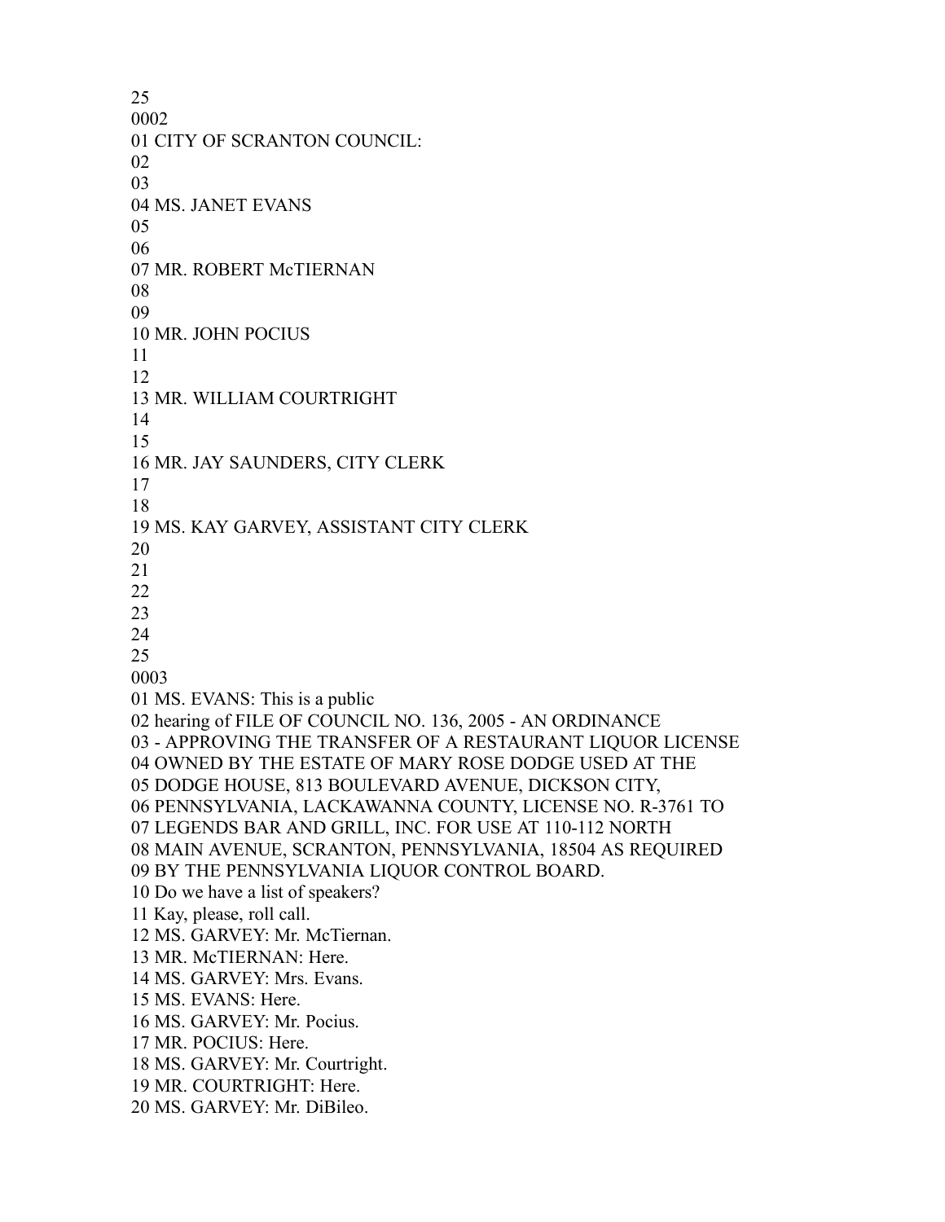25
0002
01 CITY OF SCRANTON COUNCIL:
02
03
04 MS. JANET EVANS
05
06
07 MR. ROBERT McTIERNAN
08
09
10 MR. JOHN POCIUS
11
12
13 MR. WILLIAM COURTRIGHT
14
15
16 MR. JAY SAUNDERS, CITY CLERK
17
18
19 MS. KAY GARVEY, ASSISTANT CITY CLERK
20
21
22
23
24
25
0003
01 MS. EVANS: This is a public
02 hearing of FILE OF COUNCIL NO. 136, 2005 - AN ORDINANCE
03 - APPROVING THE TRANSFER OF A RESTAURANT LIQUOR LICENSE
04 OWNED BY THE ESTATE OF MARY ROSE DODGE USED AT THE
05 DODGE HOUSE, 813 BOULEVARD AVENUE, DICKSON CITY,
06 PENNSYLVANIA, LACKAWANNA COUNTY, LICENSE NO. R-3761 TO
07 LEGENDS BAR AND GRILL, INC. FOR USE AT 110-112 NORTH
08 MAIN AVENUE, SCRANTON, PENNSYLVANIA, 18504 AS REQUIRED
09 BY THE PENNSYLVANIA LIQUOR CONTROL BOARD.
10 Do we have a list of speakers?
11 Kay, please, roll call.
12 MS. GARVEY: Mr. McTiernan.
13 MR. McTIERNAN: Here.
14 MS. GARVEY: Mrs. Evans.
15 MS. EVANS: Here.
16 MS. GARVEY: Mr. Pocius.
17 MR. POCIUS: Here.
18 MS. GARVEY: Mr. Courtright.
19 MR. COURTRIGHT: Here.
20 MS. GARVEY: Mr. DiBileo.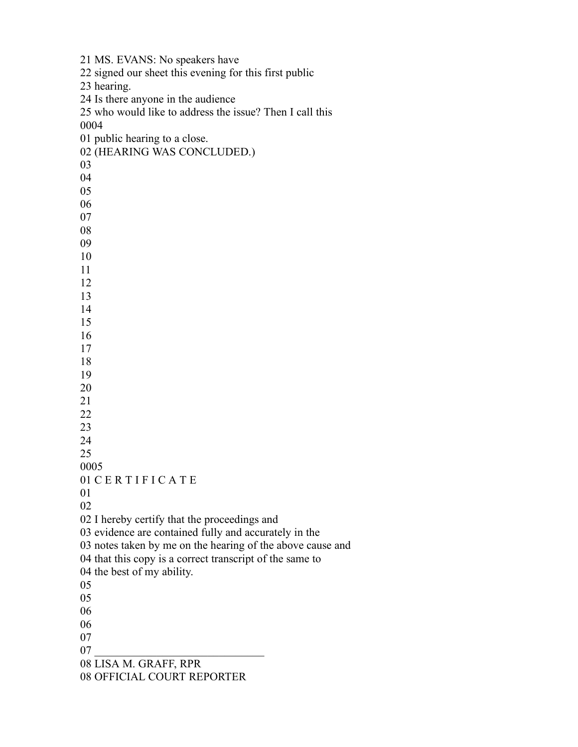21 MS. EVANS: No speakers have
22 signed our sheet this evening for this first public
23 hearing.
24 Is there anyone in the audience
25 who would like to address the issue? Then I call this
0004
01 public hearing to a close.
02 (HEARING WAS CONCLUDED.)
03
04
05
06
07
08
09
10
11
12
13
14
15
16
17
18
19
20
21
22
23
24
25
0005
01 C E R T I F I C A T E
01
02
02 I hereby certify that the proceedings and
03 evidence are contained fully and accurately in the
03 notes taken by me on the hearing of the above cause and
04 that this copy is a correct transcript of the same to
04 the best of my ability.
05
05
06
06
07
07 ______________________________
08 LISA M. GRAFF, RPR
08 OFFICIAL COURT REPORTER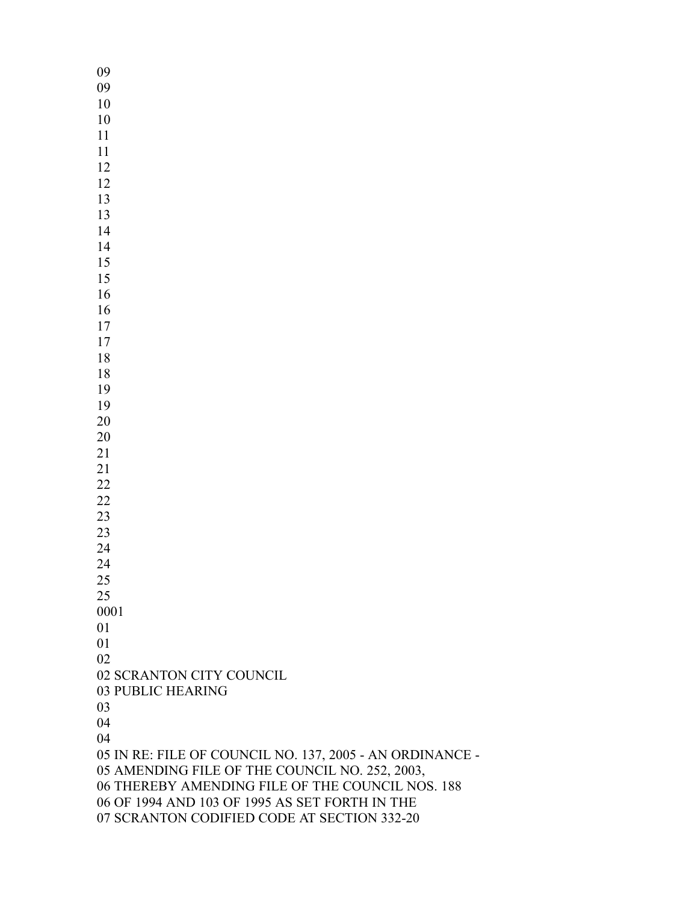09
09
10
10
11
11
12
12
13
13
14
14
15
15
16
16
17
17
18
18
19
19
20
20
21
21
22
22
23
23
24
24
25
25
0001
01
01
02
02 SCRANTON CITY COUNCIL
03 PUBLIC HEARING
03
04
04
05 IN RE: FILE OF COUNCIL NO. 137, 2005 - AN ORDINANCE -
05 AMENDING FILE OF THE COUNCIL NO. 252, 2003,
06 THEREBY AMENDING FILE OF THE COUNCIL NOS. 188
06 OF 1994 AND 103 OF 1995 AS SET FORTH IN THE
07 SCRANTON CODIFIED CODE AT SECTION 332-20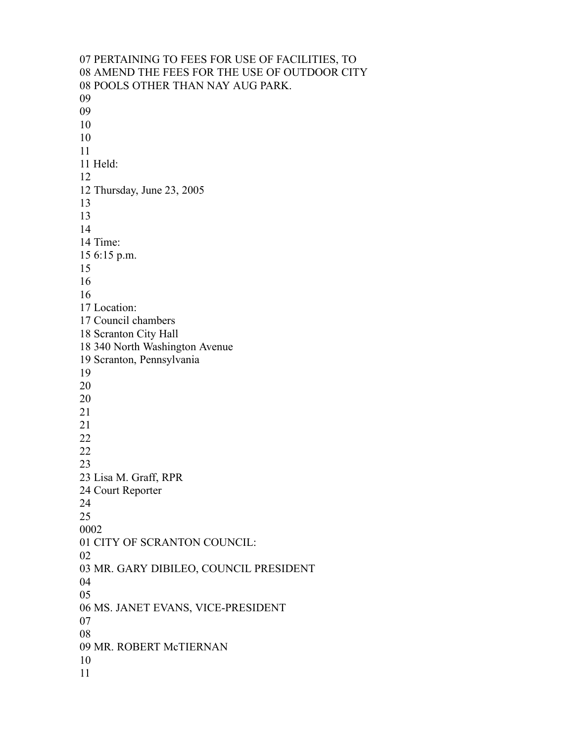07 PERTAINING TO FEES FOR USE OF FACILITIES, TO
08 AMEND THE FEES FOR THE USE OF OUTDOOR CITY
08 POOLS OTHER THAN NAY AUG PARK.
09
09
10
10
11
11 Held:
12
12 Thursday, June 23, 2005
13
13
14
14 Time:
15 6:15 p.m.
15
16
16
17 Location:
17 Council chambers
18 Scranton City Hall
18 340 North Washington Avenue
19 Scranton, Pennsylvania
19
20
20
21
21
22
22
23
23 Lisa M. Graff, RPR
24 Court Reporter
24
25
0002
01 CITY OF SCRANTON COUNCIL:
02
03 MR. GARY DIBILEO, COUNCIL PRESIDENT
04
05
06 MS. JANET EVANS, VICE-PRESIDENT
07
08
09 MR. ROBERT McTIERNAN
10
11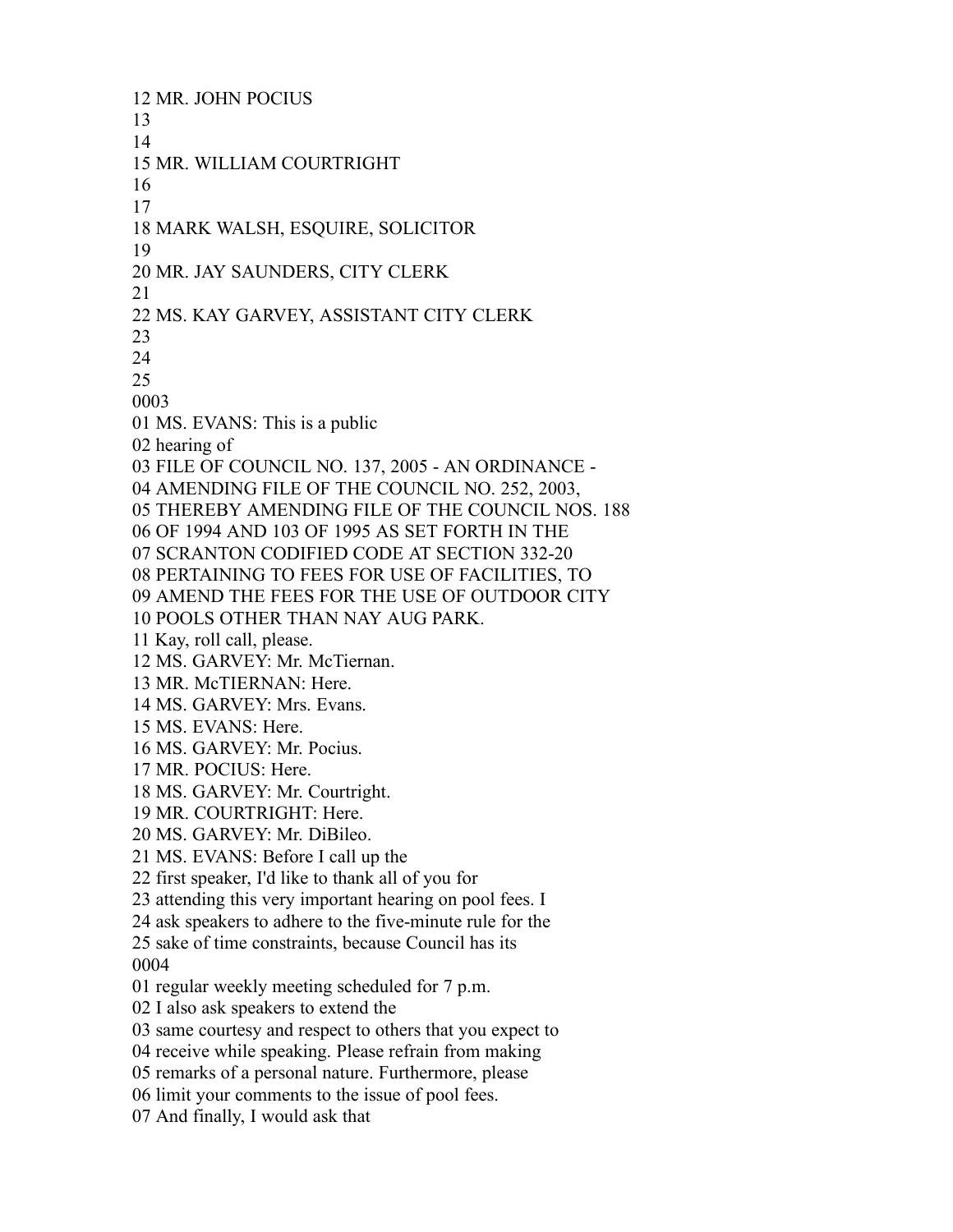12 MR. JOHN POCIUS
13
14
15 MR. WILLIAM COURTRIGHT
16
17
18 MARK WALSH, ESQUIRE, SOLICITOR
19
20 MR. JAY SAUNDERS, CITY CLERK
21
22 MS. KAY GARVEY, ASSISTANT CITY CLERK
23
24
25
0003
01 MS. EVANS: This is a public
02 hearing of
03 FILE OF COUNCIL NO. 137, 2005 - AN ORDINANCE -
04 AMENDING FILE OF THE COUNCIL NO. 252, 2003,
05 THEREBY AMENDING FILE OF THE COUNCIL NOS. 188
06 OF 1994 AND 103 OF 1995 AS SET FORTH IN THE
07 SCRANTON CODIFIED CODE AT SECTION 332-20
08 PERTAINING TO FEES FOR USE OF FACILITIES, TO
09 AMEND THE FEES FOR THE USE OF OUTDOOR CITY
10 POOLS OTHER THAN NAY AUG PARK.
11 Kay, roll call, please.
12 MS. GARVEY: Mr. McTiernan.
13 MR. McTIERNAN: Here.
14 MS. GARVEY: Mrs. Evans.
15 MS. EVANS: Here.
16 MS. GARVEY: Mr. Pocius.
17 MR. POCIUS: Here.
18 MS. GARVEY: Mr. Courtright.
19 MR. COURTRIGHT: Here.
20 MS. GARVEY: Mr. DiBileo.
21 MS. EVANS: Before I call up the
22 first speaker, I'd like to thank all of you for
23 attending this very important hearing on pool fees. I
24 ask speakers to adhere to the five-minute rule for the
25 sake of time constraints, because Council has its
0004
01 regular weekly meeting scheduled for 7 p.m.
02 I also ask speakers to extend the
03 same courtesy and respect to others that you expect to
04 receive while speaking. Please refrain from making
05 remarks of a personal nature. Furthermore, please
06 limit your comments to the issue of pool fees.
07 And finally, I would ask that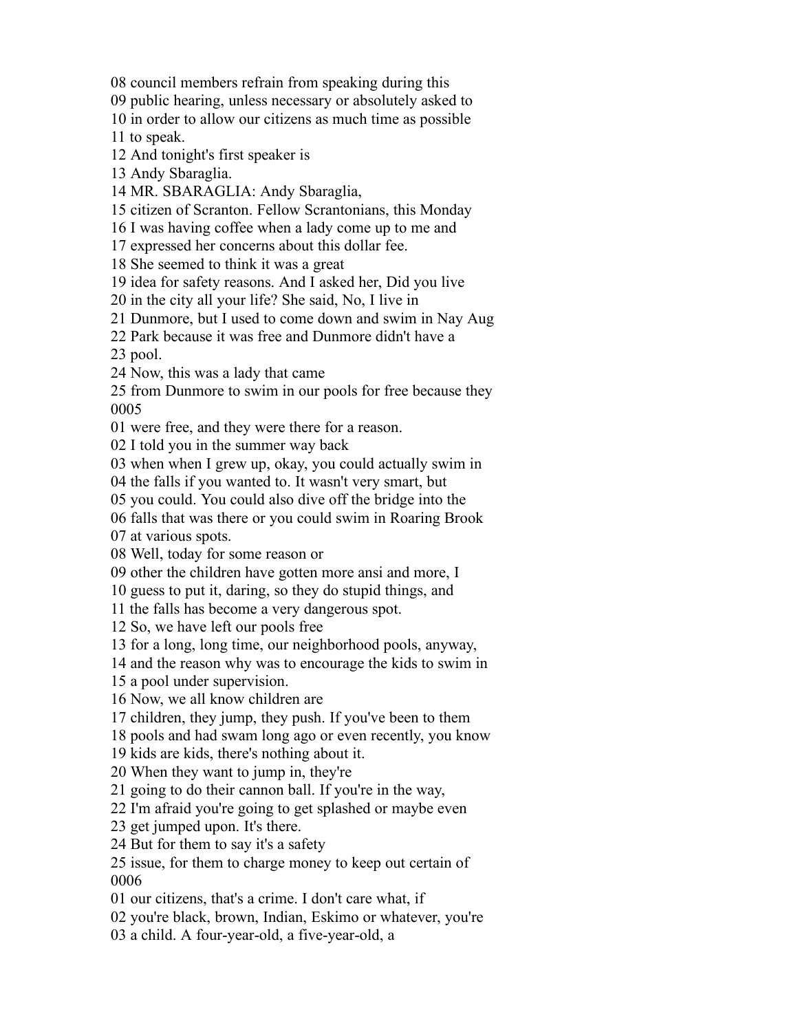08 council members refrain from speaking during this
09 public hearing, unless necessary or absolutely asked to
10 in order to allow our citizens as much time as possible
11 to speak.
12 And tonight's first speaker is
13 Andy Sbaraglia.
14 MR. SBARAGLIA: Andy Sbaraglia,
15 citizen of Scranton. Fellow Scrantonians, this Monday
16 I was having coffee when a lady come up to me and
17 expressed her concerns about this dollar fee.
18 She seemed to think it was a great
19 idea for safety reasons. And I asked her, Did you live
20 in the city all your life? She said, No, I live in
21 Dunmore, but I used to come down and swim in Nay Aug
22 Park because it was free and Dunmore didn't have a
23 pool.
24 Now, this was a lady that came
25 from Dunmore to swim in our pools for free because they
0005
01 were free, and they were there for a reason.
02 I told you in the summer way back
03 when when I grew up, okay, you could actually swim in
04 the falls if you wanted to. It wasn't very smart, but
05 you could. You could also dive off the bridge into the
06 falls that was there or you could swim in Roaring Brook
07 at various spots.
08 Well, today for some reason or
09 other the children have gotten more ansi and more, I
10 guess to put it, daring, so they do stupid things, and
11 the falls has become a very dangerous spot.
12 So, we have left our pools free
13 for a long, long time, our neighborhood pools, anyway,
14 and the reason why was to encourage the kids to swim in
15 a pool under supervision.
16 Now, we all know children are
17 children, they jump, they push. If you've been to them
18 pools and had swam long ago or even recently, you know
19 kids are kids, there's nothing about it.
20 When they want to jump in, they're
21 going to do their cannon ball. If you're in the way,
22 I'm afraid you're going to get splashed or maybe even
23 get jumped upon. It's there.
24 But for them to say it's a safety
25 issue, for them to charge money to keep out certain of
0006
01 our citizens, that's a crime. I don't care what, if
02 you're black, brown, Indian, Eskimo or whatever, you're
03 a child. A four-year-old, a five-year-old, a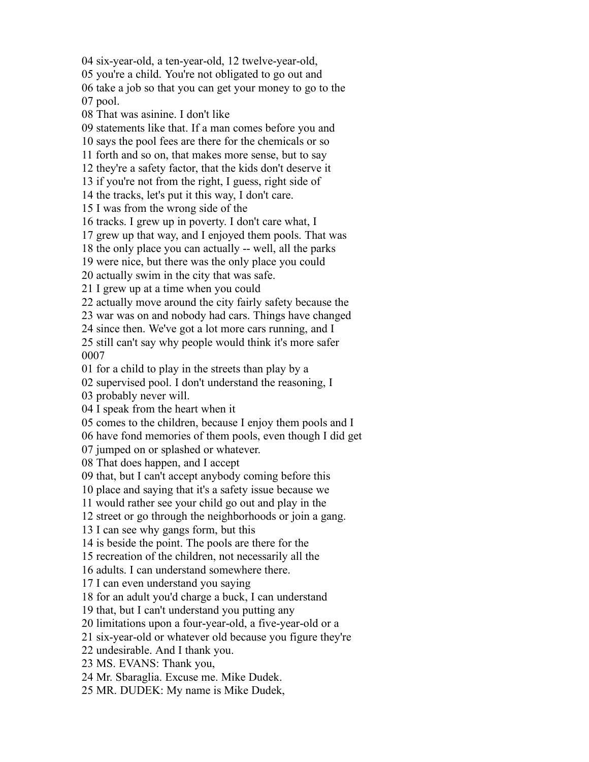04 six-year-old, a ten-year-old, 12 twelve-year-old,
05 you're a child. You're not obligated to go out and
06 take a job so that you can get your money to go to the
07 pool.
08 That was asinine. I don't like
09 statements like that. If a man comes before you and
10 says the pool fees are there for the chemicals or so
11 forth and so on, that makes more sense, but to say
12 they're a safety factor, that the kids don't deserve it
13 if you're not from the right, I guess, right side of
14 the tracks, let's put it this way, I don't care.
15 I was from the wrong side of the
16 tracks. I grew up in poverty. I don't care what, I
17 grew up that way, and I enjoyed them pools. That was
18 the only place you can actually -- well, all the parks
19 were nice, but there was the only place you could
20 actually swim in the city that was safe.
21 I grew up at a time when you could
22 actually move around the city fairly safety because the
23 war was on and nobody had cars. Things have changed
24 since then. We've got a lot more cars running, and I
25 still can't say why people would think it's more safer
0007
01 for a child to play in the streets than play by a
02 supervised pool. I don't understand the reasoning, I
03 probably never will.
04 I speak from the heart when it
05 comes to the children, because I enjoy them pools and I
06 have fond memories of them pools, even though I did get
07 jumped on or splashed or whatever.
08 That does happen, and I accept
09 that, but I can't accept anybody coming before this
10 place and saying that it's a safety issue because we
11 would rather see your child go out and play in the
12 street or go through the neighborhoods or join a gang.
13 I can see why gangs form, but this
14 is beside the point. The pools are there for the
15 recreation of the children, not necessarily all the
16 adults. I can understand somewhere there.
17 I can even understand you saying
18 for an adult you'd charge a buck, I can understand
19 that, but I can't understand you putting any
20 limitations upon a four-year-old, a five-year-old or a
21 six-year-old or whatever old because you figure they're
22 undesirable. And I thank you.
23 MS. EVANS: Thank you,
24 Mr. Sbaraglia. Excuse me. Mike Dudek.
25 MR. DUDEK: My name is Mike Dudek,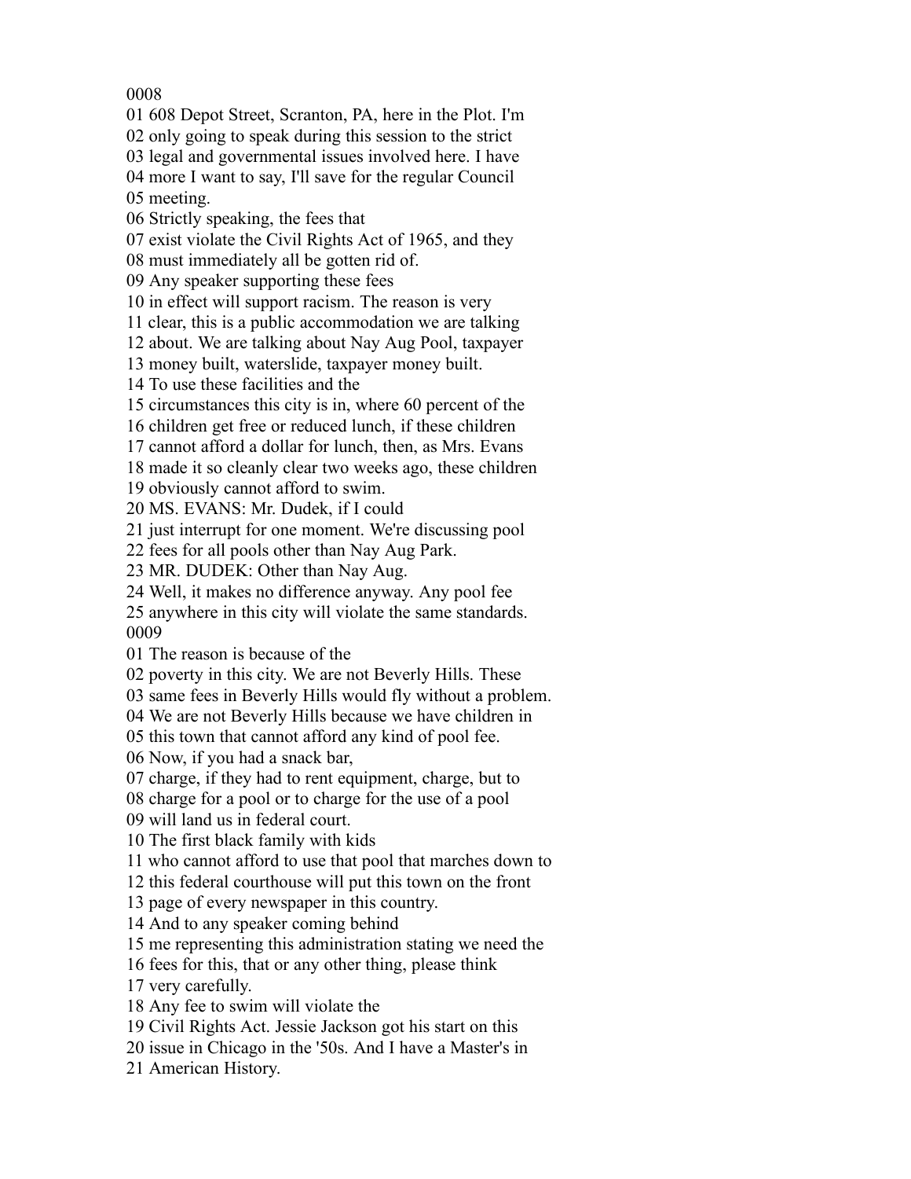0008
01 608 Depot Street, Scranton, PA, here in the Plot. I'm
02 only going to speak during this session to the strict
03 legal and governmental issues involved here. I have
04 more I want to say, I'll save for the regular Council
05 meeting.
06 Strictly speaking, the fees that
07 exist violate the Civil Rights Act of 1965, and they
08 must immediately all be gotten rid of.
09 Any speaker supporting these fees
10 in effect will support racism. The reason is very
11 clear, this is a public accommodation we are talking
12 about. We are talking about Nay Aug Pool, taxpayer
13 money built, waterslide, taxpayer money built.
14 To use these facilities and the
15 circumstances this city is in, where 60 percent of the
16 children get free or reduced lunch, if these children
17 cannot afford a dollar for lunch, then, as Mrs. Evans
18 made it so cleanly clear two weeks ago, these children
19 obviously cannot afford to swim.
20 MS. EVANS: Mr. Dudek, if I could
21 just interrupt for one moment. We're discussing pool
22 fees for all pools other than Nay Aug Park.
23 MR. DUDEK: Other than Nay Aug.
24 Well, it makes no difference anyway. Any pool fee
25 anywhere in this city will violate the same standards.
0009
01 The reason is because of the
02 poverty in this city. We are not Beverly Hills. These
03 same fees in Beverly Hills would fly without a problem.
04 We are not Beverly Hills because we have children in
05 this town that cannot afford any kind of pool fee.
06 Now, if you had a snack bar,
07 charge, if they had to rent equipment, charge, but to
08 charge for a pool or to charge for the use of a pool
09 will land us in federal court.
10 The first black family with kids
11 who cannot afford to use that pool that marches down to
12 this federal courthouse will put this town on the front
13 page of every newspaper in this country.
14 And to any speaker coming behind
15 me representing this administration stating we need the
16 fees for this, that or any other thing, please think
17 very carefully.
18 Any fee to swim will violate the
19 Civil Rights Act. Jessie Jackson got his start on this
20 issue in Chicago in the '50s. And I have a Master's in
21 American History.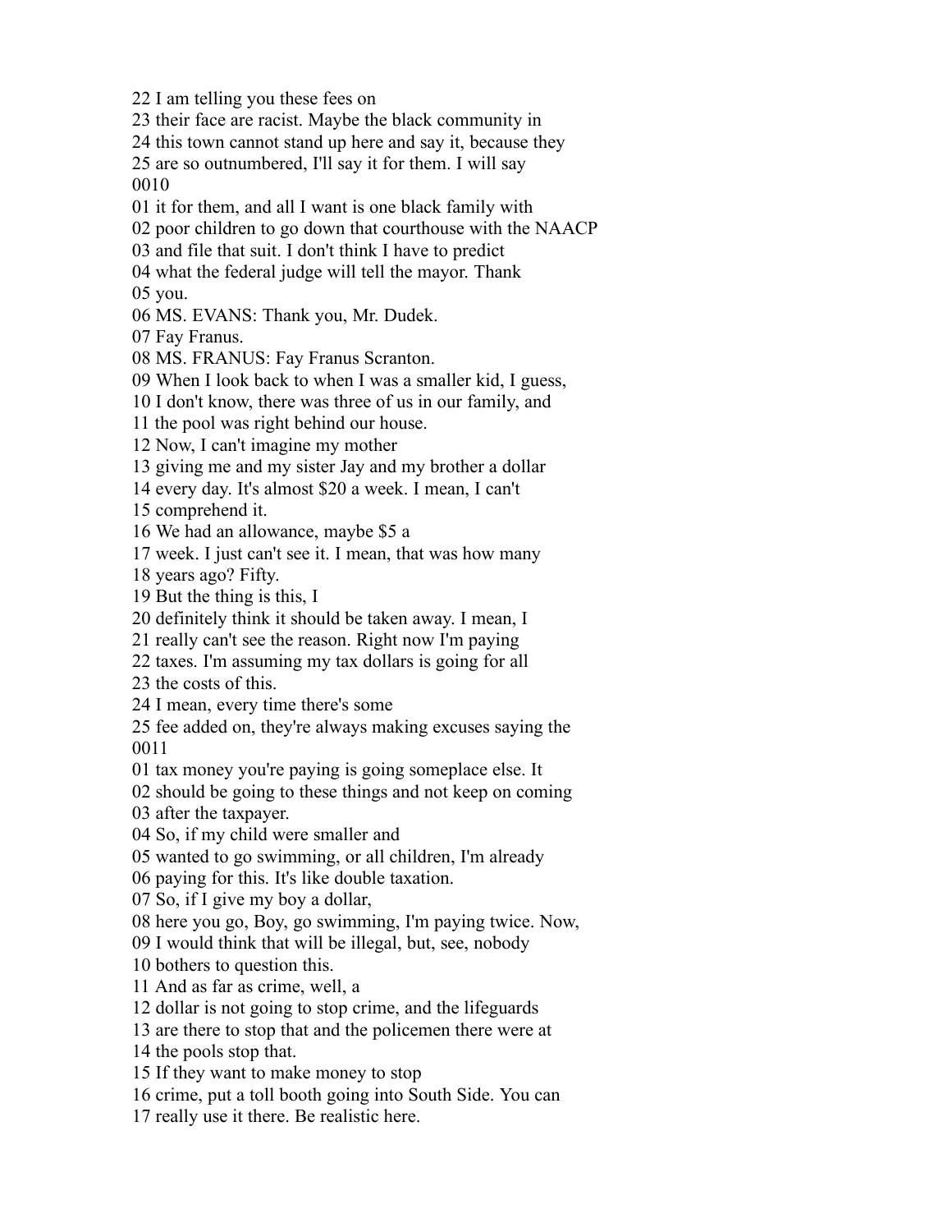22 I am telling you these fees on
23 their face are racist. Maybe the black community in
24 this town cannot stand up here and say it, because they
25 are so outnumbered, I'll say it for them. I will say
0010
01 it for them, and all I want is one black family with
02 poor children to go down that courthouse with the NAACP
03 and file that suit. I don't think I have to predict
04 what the federal judge will tell the mayor. Thank
05 you.
06 MS. EVANS: Thank you, Mr. Dudek.
07 Fay Franus.
08 MS. FRANUS: Fay Franus Scranton.
09 When I look back to when I was a smaller kid, I guess,
10 I don't know, there was three of us in our family, and
11 the pool was right behind our house.
12 Now, I can't imagine my mother
13 giving me and my sister Jay and my brother a dollar
14 every day. It's almost $20 a week. I mean, I can't
15 comprehend it.
16 We had an allowance, maybe $5 a
17 week. I just can't see it. I mean, that was how many
18 years ago? Fifty.
19 But the thing is this, I
20 definitely think it should be taken away. I mean, I
21 really can't see the reason. Right now I'm paying
22 taxes. I'm assuming my tax dollars is going for all
23 the costs of this.
24 I mean, every time there's some
25 fee added on, they're always making excuses saying the
0011
01 tax money you're paying is going someplace else. It
02 should be going to these things and not keep on coming
03 after the taxpayer.
04 So, if my child were smaller and
05 wanted to go swimming, or all children, I'm already
06 paying for this. It's like double taxation.
07 So, if I give my boy a dollar,
08 here you go, Boy, go swimming, I'm paying twice. Now,
09 I would think that will be illegal, but, see, nobody
10 bothers to question this.
11 And as far as crime, well, a
12 dollar is not going to stop crime, and the lifeguards
13 are there to stop that and the policemen there were at
14 the pools stop that.
15 If they want to make money to stop
16 crime, put a toll booth going into South Side. You can
17 really use it there. Be realistic here.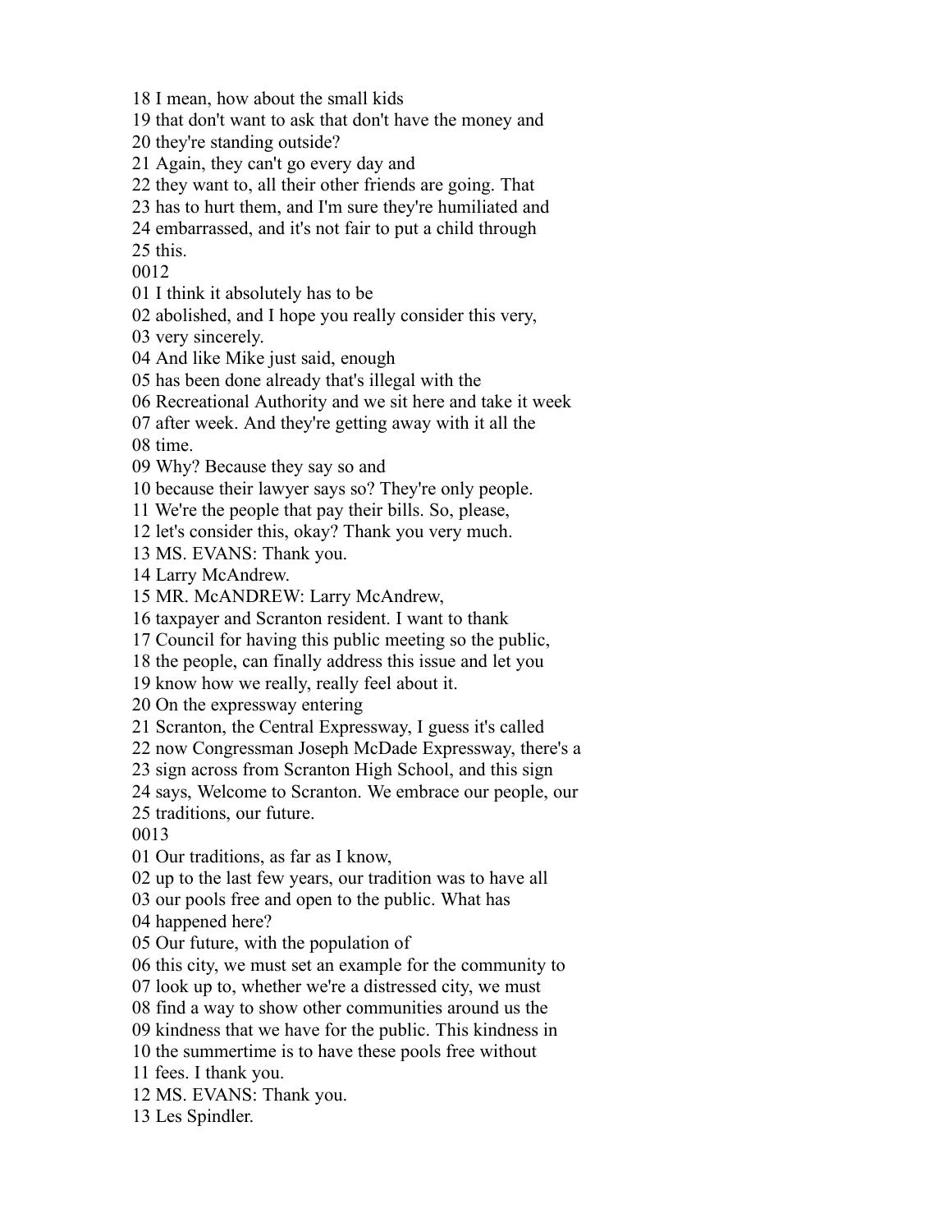18 I mean, how about the small kids
19 that don't want to ask that don't have the money and
20 they're standing outside?
21 Again, they can't go every day and
22 they want to, all their other friends are going. That
23 has to hurt them, and I'm sure they're humiliated and
24 embarrassed, and it's not fair to put a child through
25 this.
0012
01 I think it absolutely has to be
02 abolished, and I hope you really consider this very,
03 very sincerely.
04 And like Mike just said, enough
05 has been done already that's illegal with the
06 Recreational Authority and we sit here and take it week
07 after week. And they're getting away with it all the
08 time.
09 Why? Because they say so and
10 because their lawyer says so? They're only people.
11 We're the people that pay their bills. So, please,
12 let's consider this, okay? Thank you very much.
13 MS. EVANS: Thank you.
14 Larry McAndrew.
15 MR. McANDREW: Larry McAndrew,
16 taxpayer and Scranton resident. I want to thank
17 Council for having this public meeting so the public,
18 the people, can finally address this issue and let you
19 know how we really, really feel about it.
20 On the expressway entering
21 Scranton, the Central Expressway, I guess it's called
22 now Congressman Joseph McDade Expressway, there's a
23 sign across from Scranton High School, and this sign
24 says, Welcome to Scranton. We embrace our people, our
25 traditions, our future.
0013
01 Our traditions, as far as I know,
02 up to the last few years, our tradition was to have all
03 our pools free and open to the public. What has
04 happened here?
05 Our future, with the population of
06 this city, we must set an example for the community to
07 look up to, whether we're a distressed city, we must
08 find a way to show other communities around us the
09 kindness that we have for the public. This kindness in
10 the summertime is to have these pools free without
11 fees. I thank you.
12 MS. EVANS: Thank you.
13 Les Spindler.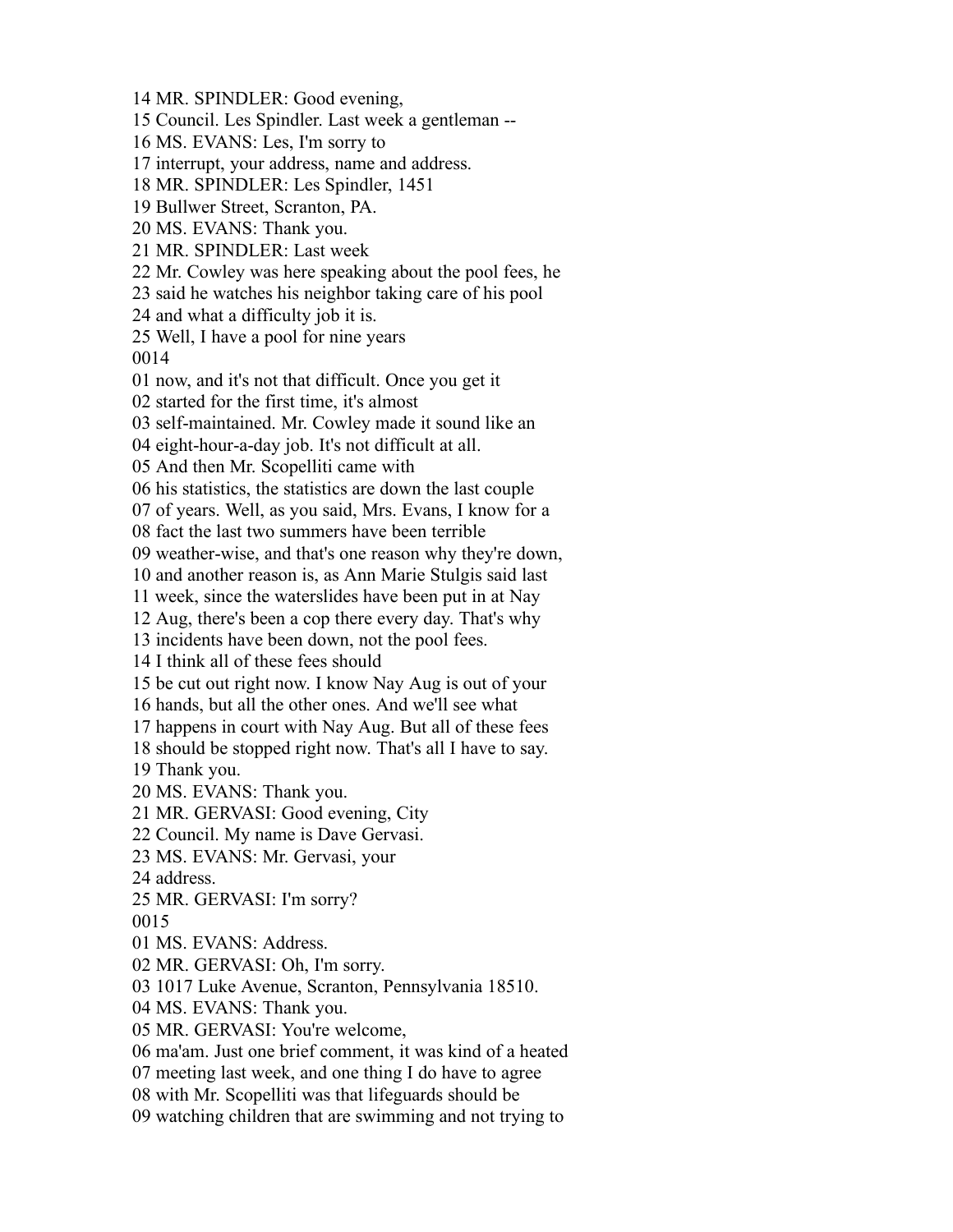14 MR. SPINDLER: Good evening,
15 Council. Les Spindler. Last week a gentleman --
16 MS. EVANS: Les, I'm sorry to
17 interrupt, your address, name and address.
18 MR. SPINDLER: Les Spindler, 1451
19 Bullwer Street, Scranton, PA.
20 MS. EVANS: Thank you.
21 MR. SPINDLER: Last week
22 Mr. Cowley was here speaking about the pool fees, he
23 said he watches his neighbor taking care of his pool
24 and what a difficulty job it is.
25 Well, I have a pool for nine years
0014
01 now, and it's not that difficult. Once you get it
02 started for the first time, it's almost
03 self-maintained. Mr. Cowley made it sound like an
04 eight-hour-a-day job. It's not difficult at all.
05 And then Mr. Scopelliti came with
06 his statistics, the statistics are down the last couple
07 of years. Well, as you said, Mrs. Evans, I know for a
08 fact the last two summers have been terrible
09 weather-wise, and that's one reason why they're down,
10 and another reason is, as Ann Marie Stulgis said last
11 week, since the waterslides have been put in at Nay
12 Aug, there's been a cop there every day. That's why
13 incidents have been down, not the pool fees.
14 I think all of these fees should
15 be cut out right now. I know Nay Aug is out of your
16 hands, but all the other ones. And we'll see what
17 happens in court with Nay Aug. But all of these fees
18 should be stopped right now. That's all I have to say.
19 Thank you.
20 MS. EVANS: Thank you.
21 MR. GERVASI: Good evening, City
22 Council. My name is Dave Gervasi.
23 MS. EVANS: Mr. Gervasi, your
24 address.
25 MR. GERVASI: I'm sorry?
0015
01 MS. EVANS: Address.
02 MR. GERVASI: Oh, I'm sorry.
03 1017 Luke Avenue, Scranton, Pennsylvania 18510.
04 MS. EVANS: Thank you.
05 MR. GERVASI: You're welcome,
06 ma'am. Just one brief comment, it was kind of a heated
07 meeting last week, and one thing I do have to agree
08 with Mr. Scopelliti was that lifeguards should be
09 watching children that are swimming and not trying to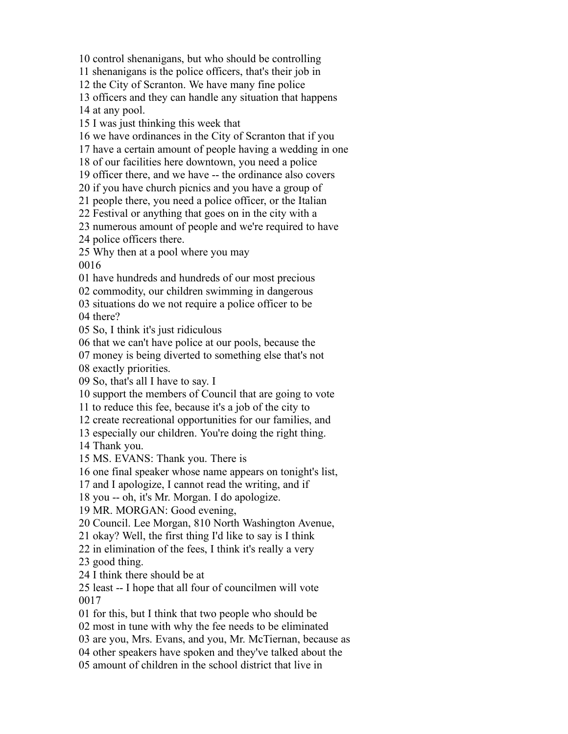10 control shenanigans, but who should be controlling
11 shenanigans is the police officers, that's their job in
12 the City of Scranton. We have many fine police
13 officers and they can handle any situation that happens
14 at any pool.
15 I was just thinking this week that
16 we have ordinances in the City of Scranton that if you
17 have a certain amount of people having a wedding in one
18 of our facilities here downtown, you need a police
19 officer there, and we have -- the ordinance also covers
20 if you have church picnics and you have a group of
21 people there, you need a police officer, or the Italian
22 Festival or anything that goes on in the city with a
23 numerous amount of people and we're required to have
24 police officers there.
25 Why then at a pool where you may
0016
01 have hundreds and hundreds of our most precious
02 commodity, our children swimming in dangerous
03 situations do we not require a police officer to be
04 there?
05 So, I think it's just ridiculous
06 that we can't have police at our pools, because the
07 money is being diverted to something else that's not
08 exactly priorities.
09 So, that's all I have to say. I
10 support the members of Council that are going to vote
11 to reduce this fee, because it's a job of the city to
12 create recreational opportunities for our families, and
13 especially our children. You're doing the right thing.
14 Thank you.
15 MS. EVANS: Thank you. There is
16 one final speaker whose name appears on tonight's list,
17 and I apologize, I cannot read the writing, and if
18 you -- oh, it's Mr. Morgan. I do apologize.
19 MR. MORGAN: Good evening,
20 Council. Lee Morgan, 810 North Washington Avenue,
21 okay? Well, the first thing I'd like to say is I think
22 in elimination of the fees, I think it's really a very
23 good thing.
24 I think there should be at
25 least -- I hope that all four of councilmen will vote
0017
01 for this, but I think that two people who should be
02 most in tune with why the fee needs to be eliminated
03 are you, Mrs. Evans, and you, Mr. McTiernan, because as
04 other speakers have spoken and they've talked about the
05 amount of children in the school district that live in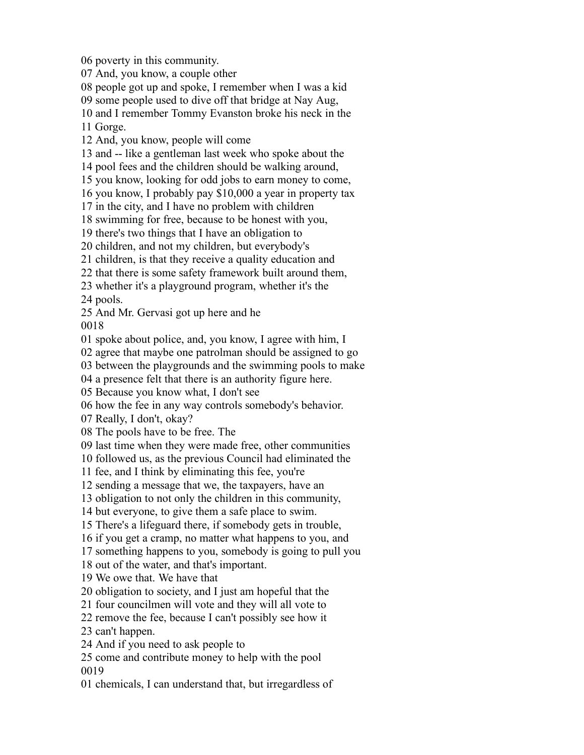06 poverty in this community.
07 And, you know, a couple other
08 people got up and spoke, I remember when I was a kid
09 some people used to dive off that bridge at Nay Aug,
10 and I remember Tommy Evanston broke his neck in the
11 Gorge.
12 And, you know, people will come
13 and -- like a gentleman last week who spoke about the
14 pool fees and the children should be walking around,
15 you know, looking for odd jobs to earn money to come,
16 you know, I probably pay $10,000 a year in property tax
17 in the city, and I have no problem with children
18 swimming for free, because to be honest with you,
19 there's two things that I have an obligation to
20 children, and not my children, but everybody's
21 children, is that they receive a quality education and
22 that there is some safety framework built around them,
23 whether it's a playground program, whether it's the
24 pools.
25 And Mr. Gervasi got up here and he
0018
01 spoke about police, and, you know, I agree with him, I
02 agree that maybe one patrolman should be assigned to go
03 between the playgrounds and the swimming pools to make
04 a presence felt that there is an authority figure here.
05 Because you know what, I don't see
06 how the fee in any way controls somebody's behavior.
07 Really, I don't, okay?
08 The pools have to be free. The
09 last time when they were made free, other communities
10 followed us, as the previous Council had eliminated the
11 fee, and I think by eliminating this fee, you're
12 sending a message that we, the taxpayers, have an
13 obligation to not only the children in this community,
14 but everyone, to give them a safe place to swim.
15 There's a lifeguard there, if somebody gets in trouble,
16 if you get a cramp, no matter what happens to you, and
17 something happens to you, somebody is going to pull you
18 out of the water, and that's important.
19 We owe that. We have that
20 obligation to society, and I just am hopeful that the
21 four councilmen will vote and they will all vote to
22 remove the fee, because I can't possibly see how it
23 can't happen.
24 And if you need to ask people to
25 come and contribute money to help with the pool
0019
01 chemicals, I can understand that, but irregardless of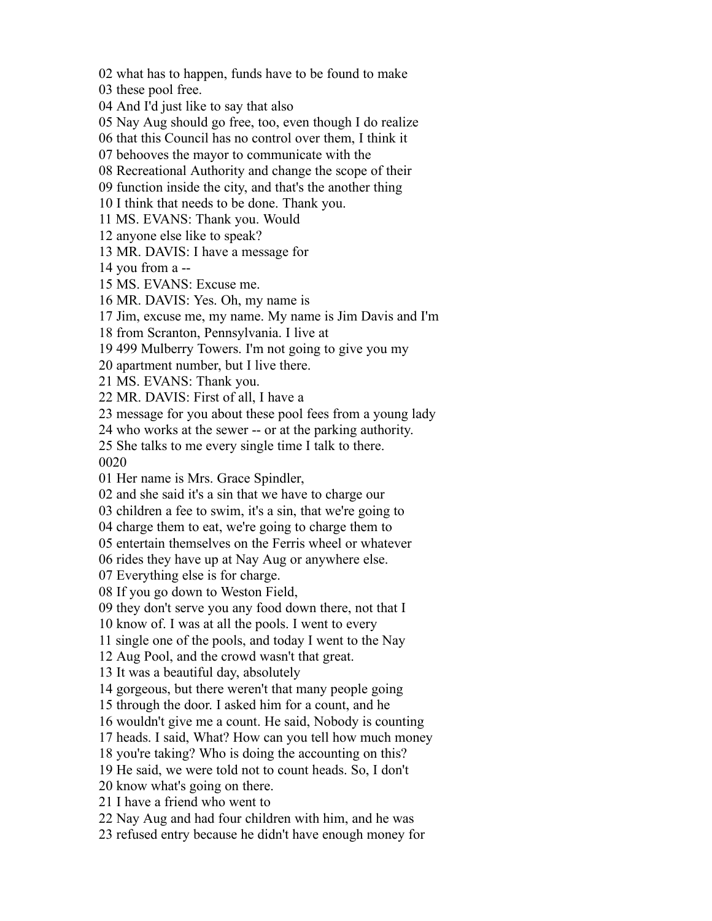02 what has to happen, funds have to be found to make
03 these pool free.
04 And I'd just like to say that also
05 Nay Aug should go free, too, even though I do realize
06 that this Council has no control over them, I think it
07 behooves the mayor to communicate with the
08 Recreational Authority and change the scope of their
09 function inside the city, and that's the another thing
10 I think that needs to be done. Thank you.
11 MS. EVANS: Thank you. Would
12 anyone else like to speak?
13 MR. DAVIS: I have a message for
14 you from a --
15 MS. EVANS: Excuse me.
16 MR. DAVIS: Yes. Oh, my name is
17 Jim, excuse me, my name. My name is Jim Davis and I'm
18 from Scranton, Pennsylvania. I live at
19 499 Mulberry Towers. I'm not going to give you my
20 apartment number, but I live there.
21 MS. EVANS: Thank you.
22 MR. DAVIS: First of all, I have a
23 message for you about these pool fees from a young lady
24 who works at the sewer -- or at the parking authority.
25 She talks to me every single time I talk to there.
0020
01 Her name is Mrs. Grace Spindler,
02 and she said it's a sin that we have to charge our
03 children a fee to swim, it's a sin, that we're going to
04 charge them to eat, we're going to charge them to
05 entertain themselves on the Ferris wheel or whatever
06 rides they have up at Nay Aug or anywhere else.
07 Everything else is for charge.
08 If you go down to Weston Field,
09 they don't serve you any food down there, not that I
10 know of. I was at all the pools. I went to every
11 single one of the pools, and today I went to the Nay
12 Aug Pool, and the crowd wasn't that great.
13 It was a beautiful day, absolutely
14 gorgeous, but there weren't that many people going
15 through the door. I asked him for a count, and he
16 wouldn't give me a count. He said, Nobody is counting
17 heads. I said, What? How can you tell how much money
18 you're taking? Who is doing the accounting on this?
19 He said, we were told not to count heads. So, I don't
20 know what's going on there.
21 I have a friend who went to
22 Nay Aug and had four children with him, and he was
23 refused entry because he didn't have enough money for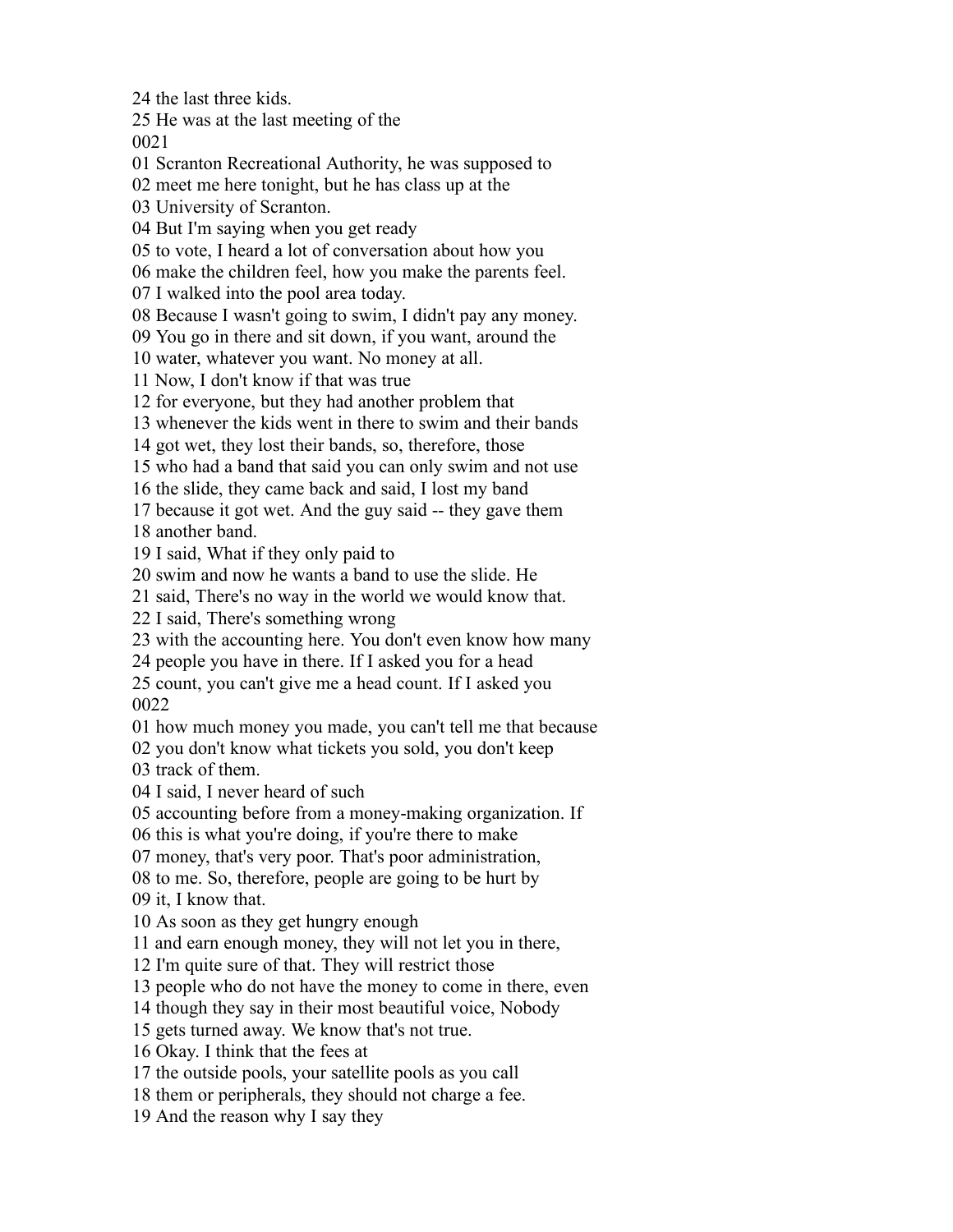24 the last three kids.
25 He was at the last meeting of the
0021
01 Scranton Recreational Authority, he was supposed to
02 meet me here tonight, but he has class up at the
03 University of Scranton.
04 But I'm saying when you get ready
05 to vote, I heard a lot of conversation about how you
06 make the children feel, how you make the parents feel.
07 I walked into the pool area today.
08 Because I wasn't going to swim, I didn't pay any money.
09 You go in there and sit down, if you want, around the
10 water, whatever you want. No money at all.
11 Now, I don't know if that was true
12 for everyone, but they had another problem that
13 whenever the kids went in there to swim and their bands
14 got wet, they lost their bands, so, therefore, those
15 who had a band that said you can only swim and not use
16 the slide, they came back and said, I lost my band
17 because it got wet. And the guy said -- they gave them
18 another band.
19 I said, What if they only paid to
20 swim and now he wants a band to use the slide. He
21 said, There's no way in the world we would know that.
22 I said, There's something wrong
23 with the accounting here. You don't even know how many
24 people you have in there. If I asked you for a head
25 count, you can't give me a head count. If I asked you
0022
01 how much money you made, you can't tell me that because
02 you don't know what tickets you sold, you don't keep
03 track of them.
04 I said, I never heard of such
05 accounting before from a money-making organization. If
06 this is what you're doing, if you're there to make
07 money, that's very poor. That's poor administration,
08 to me. So, therefore, people are going to be hurt by
09 it, I know that.
10 As soon as they get hungry enough
11 and earn enough money, they will not let you in there,
12 I'm quite sure of that. They will restrict those
13 people who do not have the money to come in there, even
14 though they say in their most beautiful voice, Nobody
15 gets turned away. We know that's not true.
16 Okay. I think that the fees at
17 the outside pools, your satellite pools as you call
18 them or peripherals, they should not charge a fee.
19 And the reason why I say they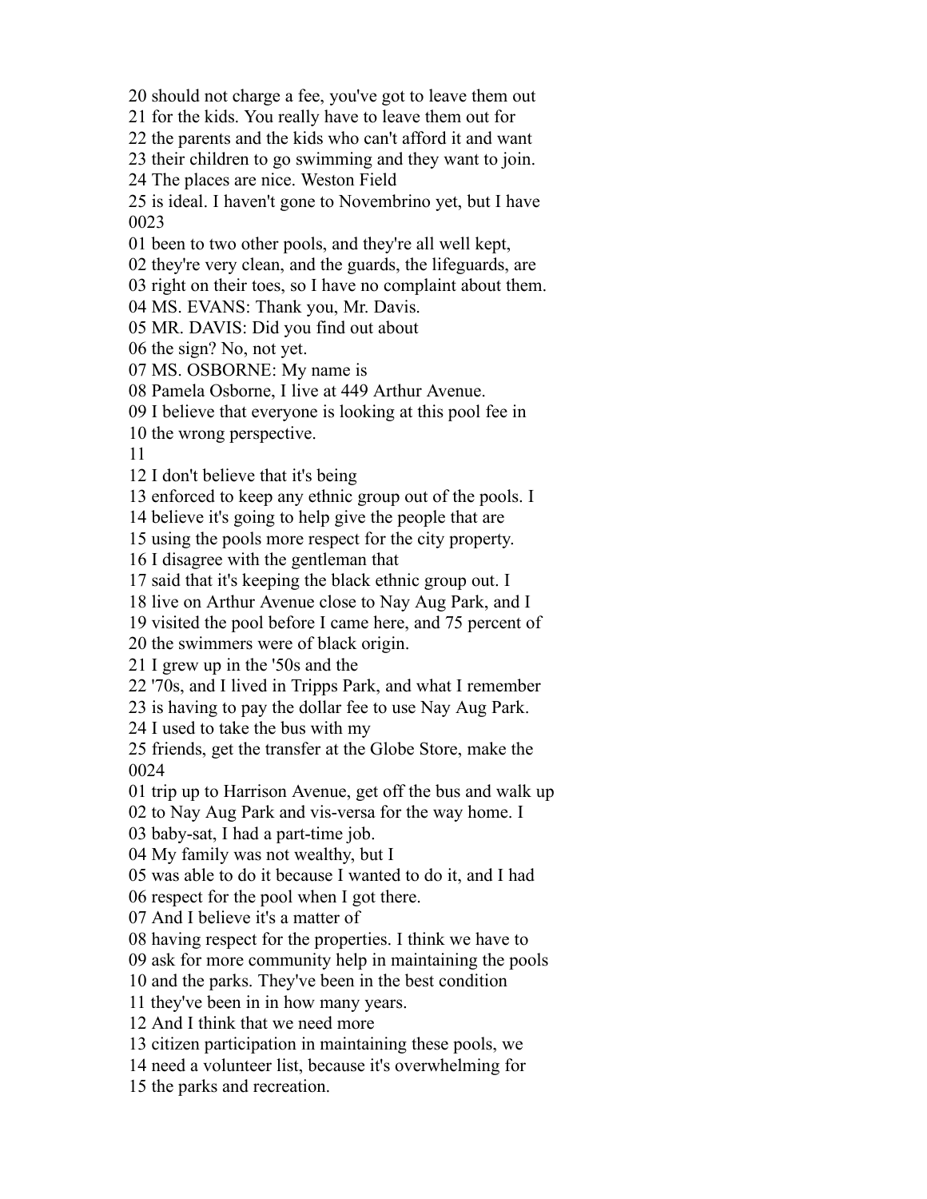20 should not charge a fee, you've got to leave them out
21 for the kids. You really have to leave them out for
22 the parents and the kids who can't afford it and want
23 their children to go swimming and they want to join.
24 The places are nice. Weston Field
25 is ideal. I haven't gone to Novembrino yet, but I have
0023
01 been to two other pools, and they're all well kept,
02 they're very clean, and the guards, the lifeguards, are
03 right on their toes, so I have no complaint about them.
04 MS. EVANS: Thank you, Mr. Davis.
05 MR. DAVIS: Did you find out about
06 the sign? No, not yet.
07 MS. OSBORNE: My name is
08 Pamela Osborne, I live at 449 Arthur Avenue.
09 I believe that everyone is looking at this pool fee in
10 the wrong perspective.
11
12 I don't believe that it's being
13 enforced to keep any ethnic group out of the pools. I
14 believe it's going to help give the people that are
15 using the pools more respect for the city property.
16 I disagree with the gentleman that
17 said that it's keeping the black ethnic group out. I
18 live on Arthur Avenue close to Nay Aug Park, and I
19 visited the pool before I came here, and 75 percent of
20 the swimmers were of black origin.
21 I grew up in the '50s and the
22 '70s, and I lived in Tripps Park, and what I remember
23 is having to pay the dollar fee to use Nay Aug Park.
24 I used to take the bus with my
25 friends, get the transfer at the Globe Store, make the
0024
01 trip up to Harrison Avenue, get off the bus and walk up
02 to Nay Aug Park and vis-versa for the way home. I
03 baby-sat, I had a part-time job.
04 My family was not wealthy, but I
05 was able to do it because I wanted to do it, and I had
06 respect for the pool when I got there.
07 And I believe it's a matter of
08 having respect for the properties. I think we have to
09 ask for more community help in maintaining the pools
10 and the parks. They've been in the best condition
11 they've been in in how many years.
12 And I think that we need more
13 citizen participation in maintaining these pools, we
14 need a volunteer list, because it's overwhelming for
15 the parks and recreation.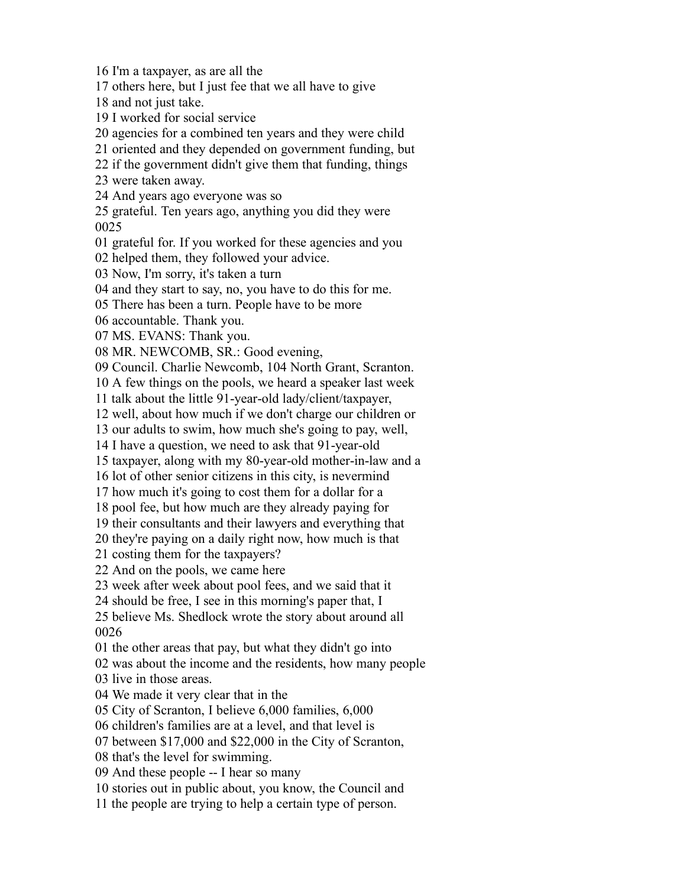16 I'm a taxpayer, as are all the
17 others here, but I just fee that we all have to give
18 and not just take.
19 I worked for social service
20 agencies for a combined ten years and they were child
21 oriented and they depended on government funding, but
22 if the government didn't give them that funding, things
23 were taken away.
24 And years ago everyone was so
25 grateful. Ten years ago, anything you did they were
0025
01 grateful for. If you worked for these agencies and you
02 helped them, they followed your advice.
03 Now, I'm sorry, it's taken a turn
04 and they start to say, no, you have to do this for me.
05 There has been a turn. People have to be more
06 accountable. Thank you.
07 MS. EVANS: Thank you.
08 MR. NEWCOMB, SR.: Good evening,
09 Council. Charlie Newcomb, 104 North Grant, Scranton.
10 A few things on the pools, we heard a speaker last week
11 talk about the little 91-year-old lady/client/taxpayer,
12 well, about how much if we don't charge our children or
13 our adults to swim, how much she's going to pay, well,
14 I have a question, we need to ask that 91-year-old
15 taxpayer, along with my 80-year-old mother-in-law and a
16 lot of other senior citizens in this city, is nevermind
17 how much it's going to cost them for a dollar for a
18 pool fee, but how much are they already paying for
19 their consultants and their lawyers and everything that
20 they're paying on a daily right now, how much is that
21 costing them for the taxpayers?
22 And on the pools, we came here
23 week after week about pool fees, and we said that it
24 should be free, I see in this morning's paper that, I
25 believe Ms. Shedlock wrote the story about around all
0026
01 the other areas that pay, but what they didn't go into
02 was about the income and the residents, how many people
03 live in those areas.
04 We made it very clear that in the
05 City of Scranton, I believe 6,000 families, 6,000
06 children's families are at a level, and that level is
07 between $17,000 and $22,000 in the City of Scranton,
08 that's the level for swimming.
09 And these people -- I hear so many
10 stories out in public about, you know, the Council and
11 the people are trying to help a certain type of person.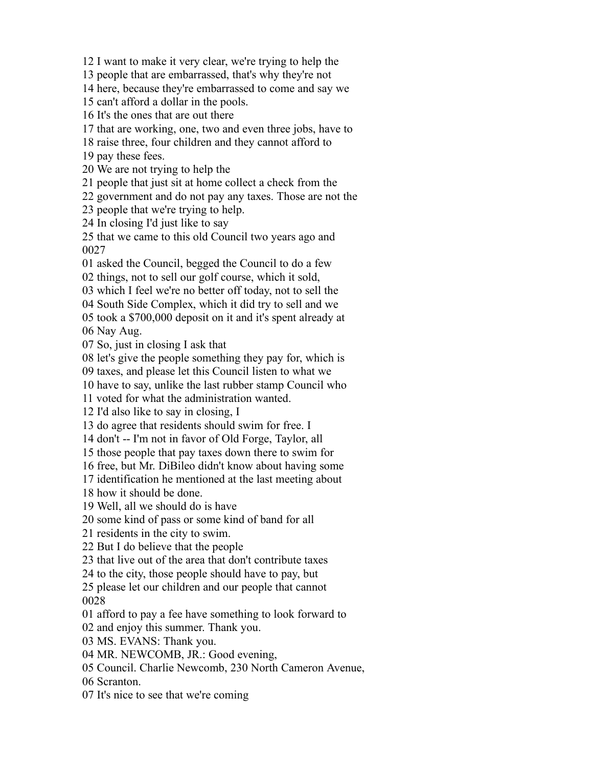12 I want to make it very clear, we're trying to help the
13 people that are embarrassed, that's why they're not
14 here, because they're embarrassed to come and say we
15 can't afford a dollar in the pools.
16 It's the ones that are out there
17 that are working, one, two and even three jobs, have to
18 raise three, four children and they cannot afford to
19 pay these fees.
20 We are not trying to help the
21 people that just sit at home collect a check from the
22 government and do not pay any taxes. Those are not the
23 people that we're trying to help.
24 In closing I'd just like to say
25 that we came to this old Council two years ago and
0027
01 asked the Council, begged the Council to do a few
02 things, not to sell our golf course, which it sold,
03 which I feel we're no better off today, not to sell the
04 South Side Complex, which it did try to sell and we
05 took a $700,000 deposit on it and it's spent already at
06 Nay Aug.
07 So, just in closing I ask that
08 let's give the people something they pay for, which is
09 taxes, and please let this Council listen to what we
10 have to say, unlike the last rubber stamp Council who
11 voted for what the administration wanted.
12 I'd also like to say in closing, I
13 do agree that residents should swim for free. I
14 don't -- I'm not in favor of Old Forge, Taylor, all
15 those people that pay taxes down there to swim for
16 free, but Mr. DiBileo didn't know about having some
17 identification he mentioned at the last meeting about
18 how it should be done.
19 Well, all we should do is have
20 some kind of pass or some kind of band for all
21 residents in the city to swim.
22 But I do believe that the people
23 that live out of the area that don't contribute taxes
24 to the city, those people should have to pay, but
25 please let our children and our people that cannot
0028
01 afford to pay a fee have something to look forward to
02 and enjoy this summer. Thank you.
03 MS. EVANS: Thank you.
04 MR. NEWCOMB, JR.: Good evening,
05 Council. Charlie Newcomb, 230 North Cameron Avenue,
06 Scranton.
07 It's nice to see that we're coming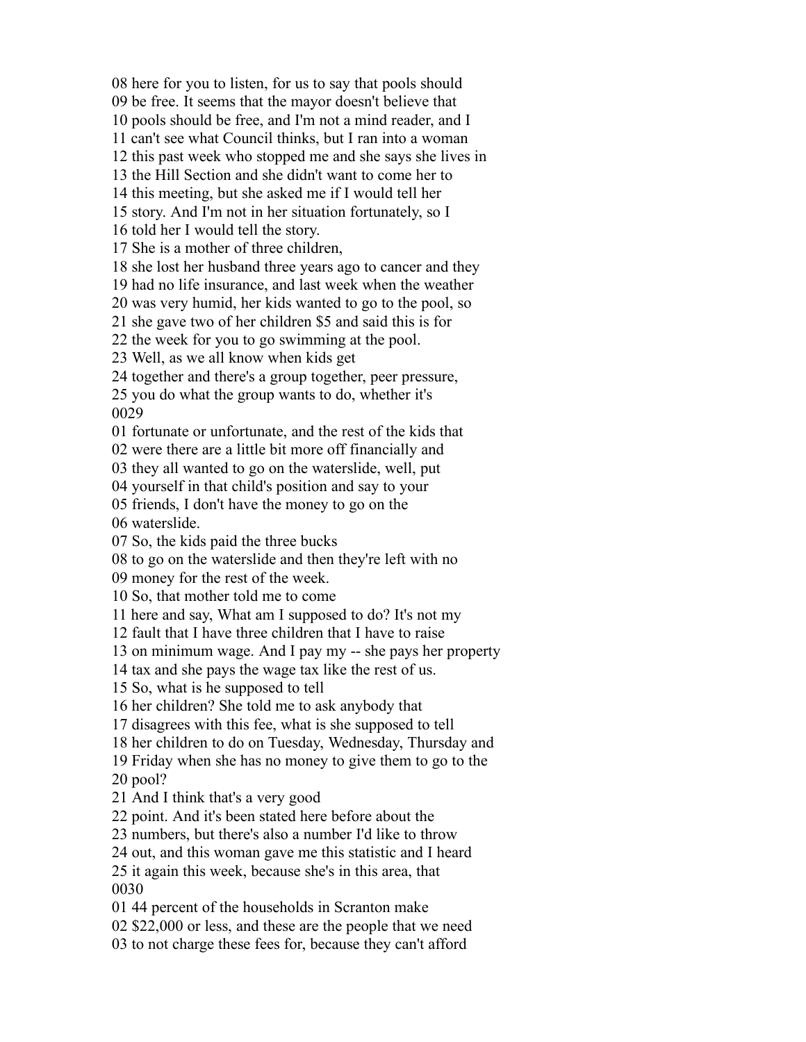08 here for you to listen, for us to say that pools should
09 be free. It seems that the mayor doesn't believe that
10 pools should be free, and I'm not a mind reader, and I
11 can't see what Council thinks, but I ran into a woman
12 this past week who stopped me and she says she lives in
13 the Hill Section and she didn't want to come her to
14 this meeting, but she asked me if I would tell her
15 story. And I'm not in her situation fortunately, so I
16 told her I would tell the story.
17 She is a mother of three children,
18 she lost her husband three years ago to cancer and they
19 had no life insurance, and last week when the weather
20 was very humid, her kids wanted to go to the pool, so
21 she gave two of her children $5 and said this is for
22 the week for you to go swimming at the pool.
23 Well, as we all know when kids get
24 together and there's a group together, peer pressure,
25 you do what the group wants to do, whether it's
0029
01 fortunate or unfortunate, and the rest of the kids that
02 were there are a little bit more off financially and
03 they all wanted to go on the waterslide, well, put
04 yourself in that child's position and say to your
05 friends, I don't have the money to go on the
06 waterslide.
07 So, the kids paid the three bucks
08 to go on the waterslide and then they're left with no
09 money for the rest of the week.
10 So, that mother told me to come
11 here and say, What am I supposed to do? It's not my
12 fault that I have three children that I have to raise
13 on minimum wage. And I pay my -- she pays her property
14 tax and she pays the wage tax like the rest of us.
15 So, what is he supposed to tell
16 her children? She told me to ask anybody that
17 disagrees with this fee, what is she supposed to tell
18 her children to do on Tuesday, Wednesday, Thursday and
19 Friday when she has no money to give them to go to the
20 pool?
21 And I think that's a very good
22 point. And it's been stated here before about the
23 numbers, but there's also a number I'd like to throw
24 out, and this woman gave me this statistic and I heard
25 it again this week, because she's in this area, that
0030
01 44 percent of the households in Scranton make
02 $22,000 or less, and these are the people that we need
03 to not charge these fees for, because they can't afford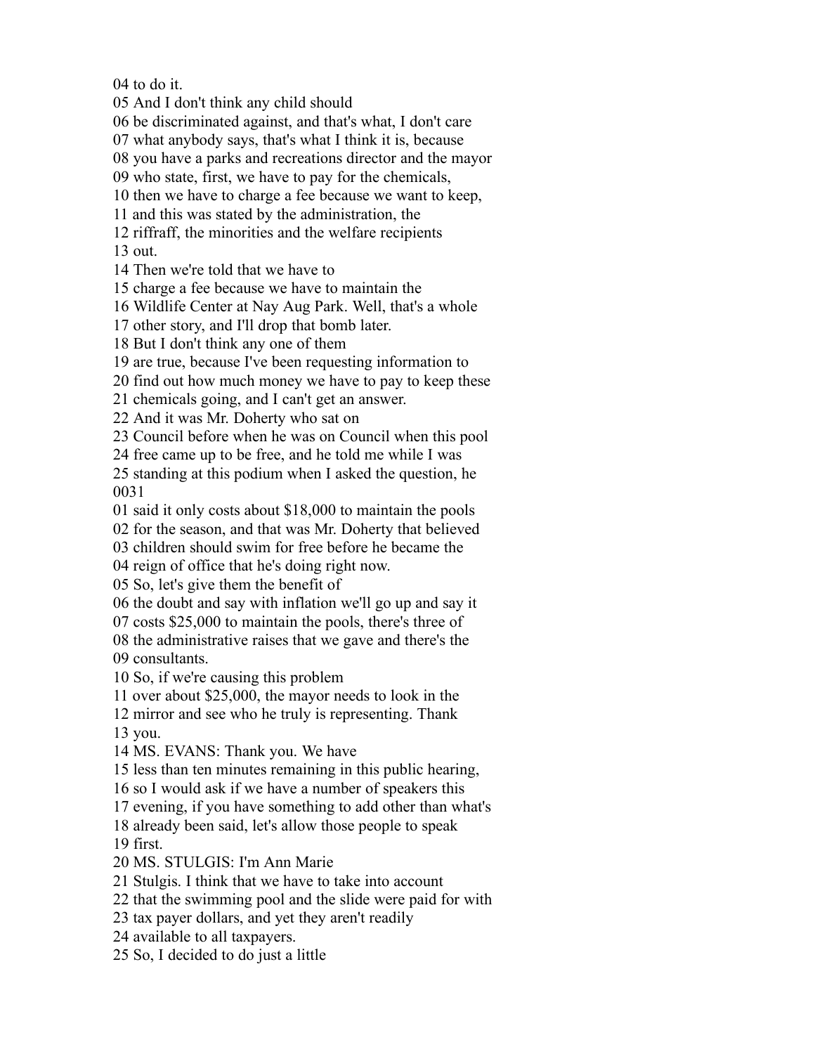04 to do it.
05 And I don't think any child should
06 be discriminated against, and that's what, I don't care
07 what anybody says, that's what I think it is, because
08 you have a parks and recreations director and the mayor
09 who state, first, we have to pay for the chemicals,
10 then we have to charge a fee because we want to keep,
11 and this was stated by the administration, the
12 riffraff, the minorities and the welfare recipients
13 out.
14 Then we're told that we have to
15 charge a fee because we have to maintain the
16 Wildlife Center at Nay Aug Park. Well, that's a whole
17 other story, and I'll drop that bomb later.
18 But I don't think any one of them
19 are true, because I've been requesting information to
20 find out how much money we have to pay to keep these
21 chemicals going, and I can't get an answer.
22 And it was Mr. Doherty who sat on
23 Council before when he was on Council when this pool
24 free came up to be free, and he told me while I was
25 standing at this podium when I asked the question, he
0031
01 said it only costs about $18,000 to maintain the pools
02 for the season, and that was Mr. Doherty that believed
03 children should swim for free before he became the
04 reign of office that he's doing right now.
05 So, let's give them the benefit of
06 the doubt and say with inflation we'll go up and say it
07 costs $25,000 to maintain the pools, there's three of
08 the administrative raises that we gave and there's the
09 consultants.
10 So, if we're causing this problem
11 over about $25,000, the mayor needs to look in the
12 mirror and see who he truly is representing. Thank
13 you.
14 MS. EVANS: Thank you. We have
15 less than ten minutes remaining in this public hearing,
16 so I would ask if we have a number of speakers this
17 evening, if you have something to add other than what's
18 already been said, let's allow those people to speak
19 first.
20 MS. STULGIS: I'm Ann Marie
21 Stulgis. I think that we have to take into account
22 that the swimming pool and the slide were paid for with
23 tax payer dollars, and yet they aren't readily
24 available to all taxpayers.
25 So, I decided to do just a little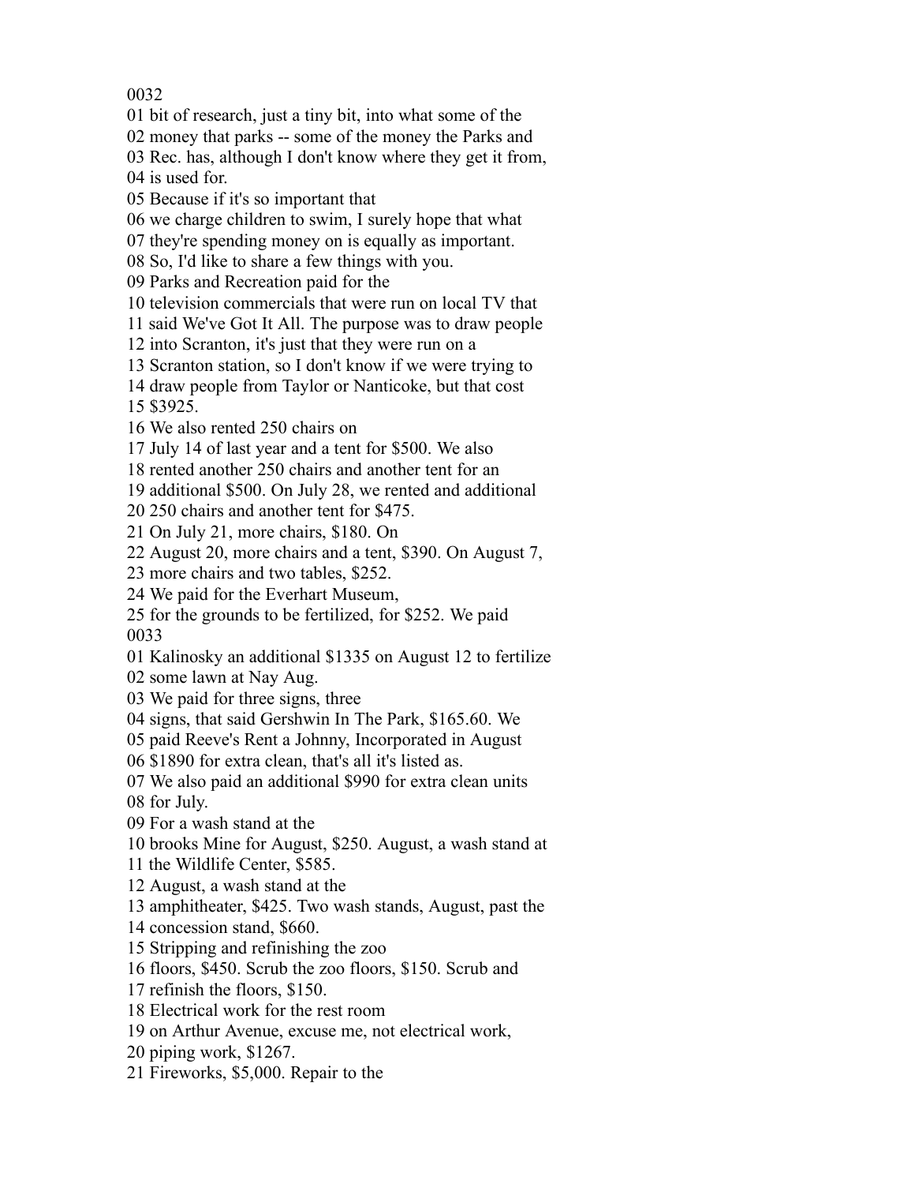0032
01 bit of research, just a tiny bit, into what some of the
02 money that parks -- some of the money the Parks and
03 Rec. has, although I don't know where they get it from,
04 is used for.
05 Because if it's so important that
06 we charge children to swim, I surely hope that what
07 they're spending money on is equally as important.
08 So, I'd like to share a few things with you.
09 Parks and Recreation paid for the
10 television commercials that were run on local TV that
11 said We've Got It All. The purpose was to draw people
12 into Scranton, it's just that they were run on a
13 Scranton station, so I don't know if we were trying to
14 draw people from Taylor or Nanticoke, but that cost
15 $3925.
16 We also rented 250 chairs on
17 July 14 of last year and a tent for $500. We also
18 rented another 250 chairs and another tent for an
19 additional $500. On July 28, we rented and additional
20 250 chairs and another tent for $475.
21 On July 21, more chairs, $180. On
22 August 20, more chairs and a tent, $390. On August 7,
23 more chairs and two tables, $252.
24 We paid for the Everhart Museum,
25 for the grounds to be fertilized, for $252. We paid
0033
01 Kalinosky an additional $1335 on August 12 to fertilize
02 some lawn at Nay Aug.
03 We paid for three signs, three
04 signs, that said Gershwin In The Park, $165.60. We
05 paid Reeve's Rent a Johnny, Incorporated in August
06 $1890 for extra clean, that's all it's listed as.
07 We also paid an additional $990 for extra clean units
08 for July.
09 For a wash stand at the
10 brooks Mine for August, $250. August, a wash stand at
11 the Wildlife Center, $585.
12 August, a wash stand at the
13 amphitheater, $425. Two wash stands, August, past the
14 concession stand, $660.
15 Stripping and refinishing the zoo
16 floors, $450. Scrub the zoo floors, $150. Scrub and
17 refinish the floors, $150.
18 Electrical work for the rest room
19 on Arthur Avenue, excuse me, not electrical work,
20 piping work, $1267.
21 Fireworks, $5,000. Repair to the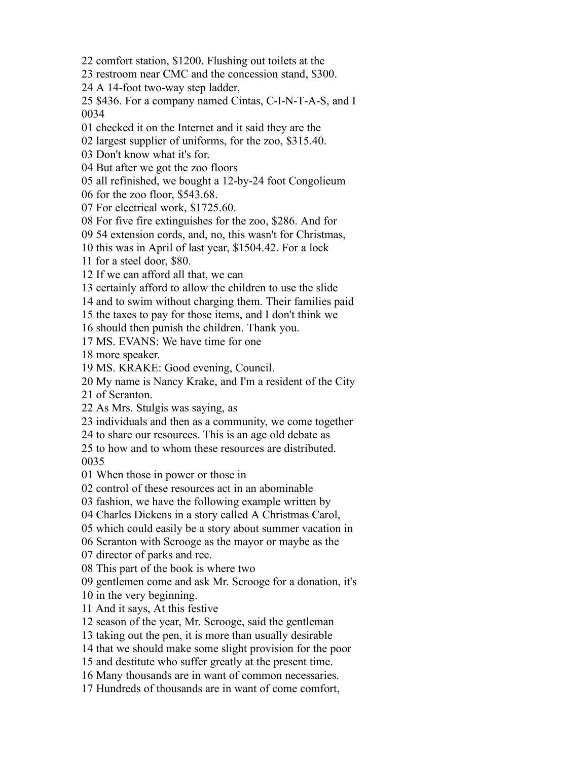22 comfort station, $1200. Flushing out toilets at the
23 restroom near CMC and the concession stand, $300.
24 A 14-foot two-way step ladder,
25 $436. For a company named Cintas, C-I-N-T-A-S, and I
0034
01 checked it on the Internet and it said they are the
02 largest supplier of uniforms, for the zoo, $315.40.
03 Don't know what it's for.
04 But after we got the zoo floors
05 all refinished, we bought a 12-by-24 foot Congolieum
06 for the zoo floor, $543.68.
07 For electrical work, $1725.60.
08 For five fire extinguishes for the zoo, $286. And for
09 54 extension cords, and, no, this wasn't for Christmas,
10 this was in April of last year, $1504.42. For a lock
11 for a steel door, $80.
12 If we can afford all that, we can
13 certainly afford to allow the children to use the slide
14 and to swim without charging them. Their families paid
15 the taxes to pay for those items, and I don't think we
16 should then punish the children. Thank you.
17 MS. EVANS: We have time for one
18 more speaker.
19 MS. KRAKE: Good evening, Council.
20 My name is Nancy Krake, and I'm a resident of the City
21 of Scranton.
22 As Mrs. Stulgis was saying, as
23 individuals and then as a community, we come together
24 to share our resources. This is an age old debate as
25 to how and to whom these resources are distributed.
0035
01 When those in power or those in
02 control of these resources act in an abominable
03 fashion, we have the following example written by
04 Charles Dickens in a story called A Christmas Carol,
05 which could easily be a story about summer vacation in
06 Scranton with Scrooge as the mayor or maybe as the
07 director of parks and rec.
08 This part of the book is where two
09 gentlemen come and ask Mr. Scrooge for a donation, it's
10 in the very beginning.
11 And it says, At this festive
12 season of the year, Mr. Scrooge, said the gentleman
13 taking out the pen, it is more than usually desirable
14 that we should make some slight provision for the poor
15 and destitute who suffer greatly at the present time.
16 Many thousands are in want of common necessaries.
17 Hundreds of thousands are in want of come comfort,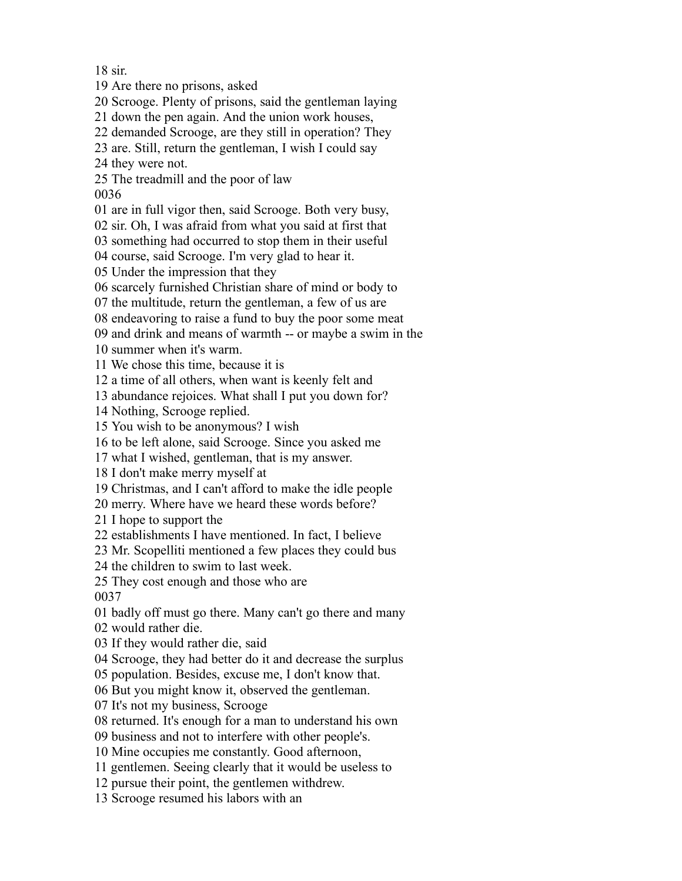18 sir.
19 Are there no prisons, asked
20 Scrooge. Plenty of prisons, said the gentleman laying
21 down the pen again. And the union work houses,
22 demanded Scrooge, are they still in operation? They
23 are. Still, return the gentleman, I wish I could say
24 they were not.
25 The treadmill and the poor of law
0036
01 are in full vigor then, said Scrooge. Both very busy,
02 sir. Oh, I was afraid from what you said at first that
03 something had occurred to stop them in their useful
04 course, said Scrooge. I'm very glad to hear it.
05 Under the impression that they
06 scarcely furnished Christian share of mind or body to
07 the multitude, return the gentleman, a few of us are
08 endeavoring to raise a fund to buy the poor some meat
09 and drink and means of warmth -- or maybe a swim in the
10 summer when it's warm.
11 We chose this time, because it is
12 a time of all others, when want is keenly felt and
13 abundance rejoices. What shall I put you down for?
14 Nothing, Scrooge replied.
15 You wish to be anonymous? I wish
16 to be left alone, said Scrooge. Since you asked me
17 what I wished, gentleman, that is my answer.
18 I don't make merry myself at
19 Christmas, and I can't afford to make the idle people
20 merry. Where have we heard these words before?
21 I hope to support the
22 establishments I have mentioned. In fact, I believe
23 Mr. Scopelliti mentioned a few places they could bus
24 the children to swim to last week.
25 They cost enough and those who are
0037
01 badly off must go there. Many can't go there and many
02 would rather die.
03 If they would rather die, said
04 Scrooge, they had better do it and decrease the surplus
05 population. Besides, excuse me, I don't know that.
06 But you might know it, observed the gentleman.
07 It's not my business, Scrooge
08 returned. It's enough for a man to understand his own
09 business and not to interfere with other people's.
10 Mine occupies me constantly. Good afternoon,
11 gentlemen. Seeing clearly that it would be useless to
12 pursue their point, the gentlemen withdrew.
13 Scrooge resumed his labors with an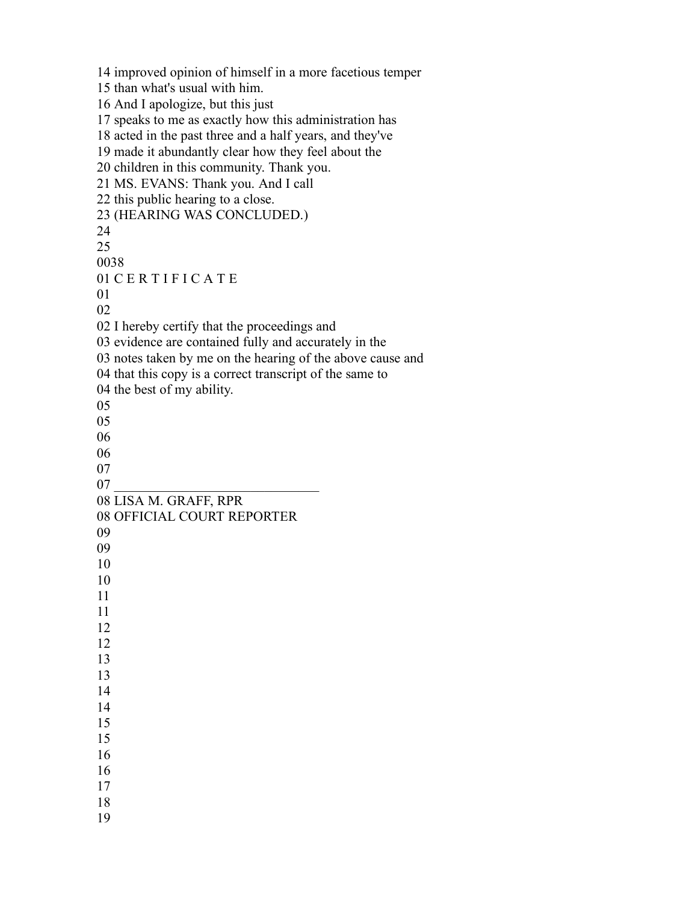14 improved opinion of himself in a more facetious temper
15 than what's usual with him.
16 And I apologize, but this just
17 speaks to me as exactly how this administration has
18 acted in the past three and a half years, and they've
19 made it abundantly clear how they feel about the
20 children in this community. Thank you.
21 MS. EVANS: Thank you. And I call
22 this public hearing to a close.
23 (HEARING WAS CONCLUDED.)
24
25
0038
01 C E R T I F I C A T E
01
02
02 I hereby certify that the proceedings and
03 evidence are contained fully and accurately in the
03 notes taken by me on the hearing of the above cause and
04 that this copy is a correct transcript of the same to
04 the best of my ability.
05
05
06
06
07
07 ______________________________
08 LISA M. GRAFF, RPR
08 OFFICIAL COURT REPORTER
09
09
10
10
11
11
12
12
13
13
14
14
15
15
16
16
17
18
19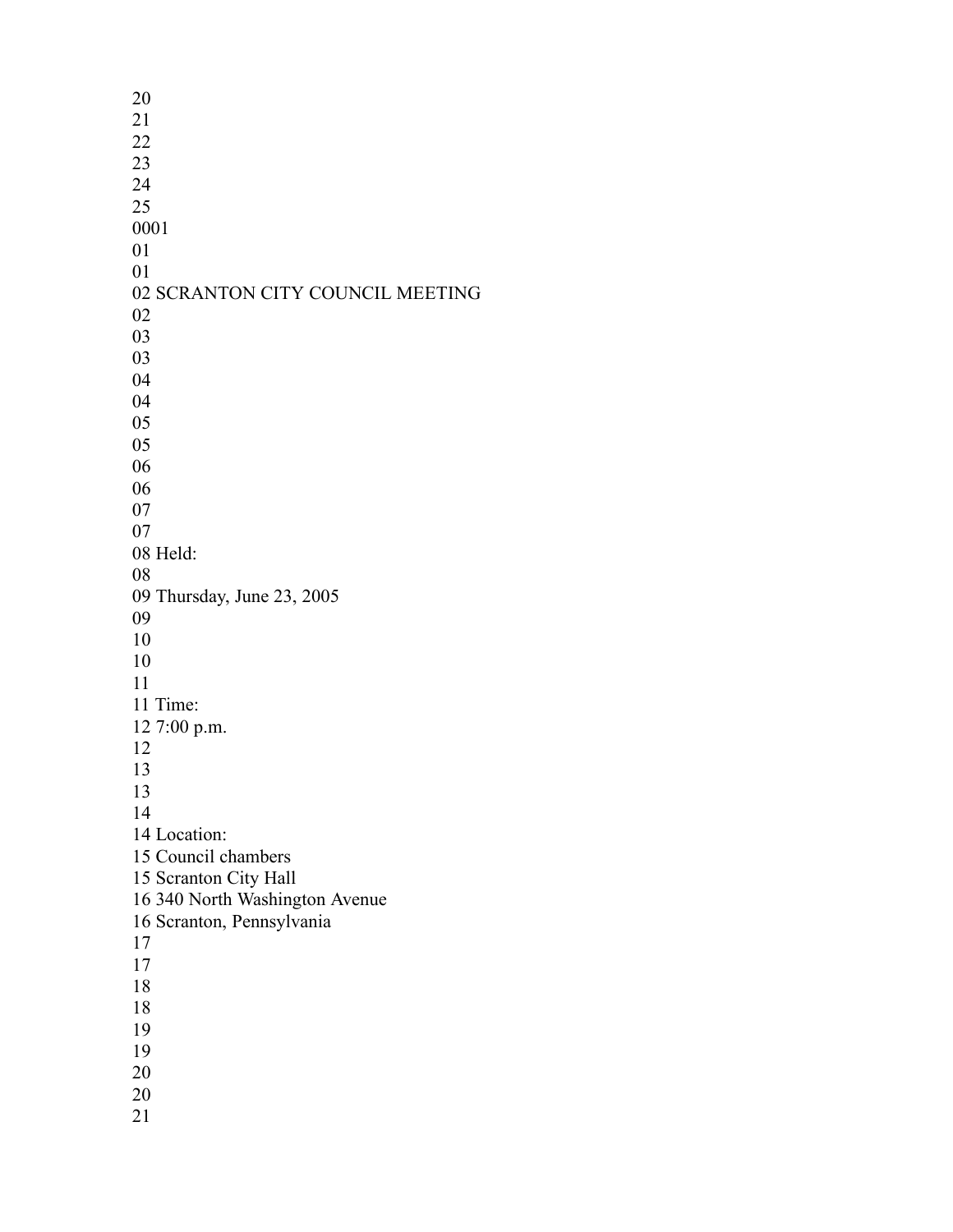20
21
22
23
24
25
0001
01
01
02 SCRANTON CITY COUNCIL MEETING
02
03
03
04
04
05
05
06
06
07
07
08 Held:
08
09 Thursday, June 23, 2005
09
10
10
11
11 Time:
12 7:00 p.m.
12
13
13
14
14 Location:
15 Council chambers
15 Scranton City Hall
16 340 North Washington Avenue
16 Scranton, Pennsylvania
17
17
18
18
19
19
20
20
21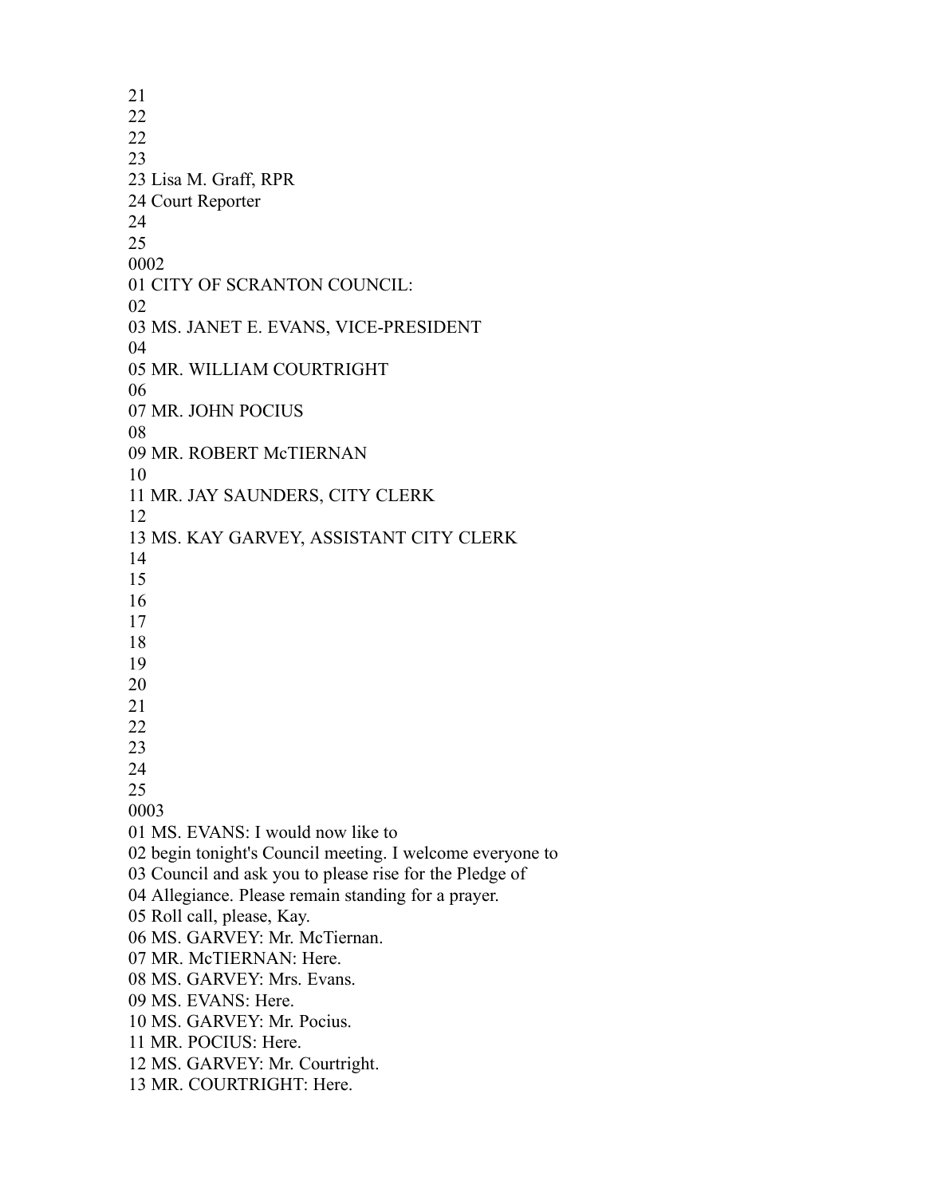21
22
22
23
23 Lisa M. Graff, RPR
24 Court Reporter
24
25
0002
01 CITY OF SCRANTON COUNCIL:
02
03 MS. JANET E. EVANS, VICE-PRESIDENT
04
05 MR. WILLIAM COURTRIGHT
06
07 MR. JOHN POCIUS
08
09 MR. ROBERT McTIERNAN
10
11 MR. JAY SAUNDERS, CITY CLERK
12
13 MS. KAY GARVEY, ASSISTANT CITY CLERK
14
15
16
17
18
19
20
21
22
23
24
25
0003
01 MS. EVANS: I would now like to
02 begin tonight's Council meeting. I welcome everyone to
03 Council and ask you to please rise for the Pledge of
04 Allegiance. Please remain standing for a prayer.
05 Roll call, please, Kay.
06 MS. GARVEY: Mr. McTiernan.
07 MR. McTIERNAN: Here.
08 MS. GARVEY: Mrs. Evans.
09 MS. EVANS: Here.
10 MS. GARVEY: Mr. Pocius.
11 MR. POCIUS: Here.
12 MS. GARVEY: Mr. Courtright.
13 MR. COURTRIGHT: Here.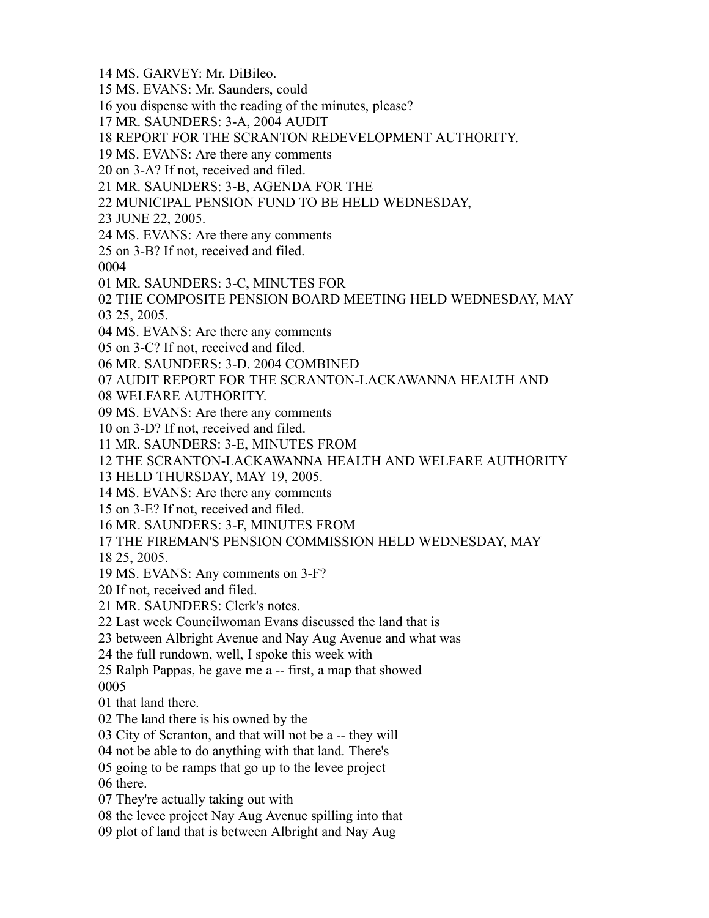14 MS. GARVEY: Mr. DiBileo.
15 MS. EVANS: Mr. Saunders, could
16 you dispense with the reading of the minutes, please?
17 MR. SAUNDERS: 3-A, 2004 AUDIT
18 REPORT FOR THE SCRANTON REDEVELOPMENT AUTHORITY.
19 MS. EVANS: Are there any comments
20 on 3-A? If not, received and filed.
21 MR. SAUNDERS: 3-B, AGENDA FOR THE
22 MUNICIPAL PENSION FUND TO BE HELD WEDNESDAY,
23 JUNE 22, 2005.
24 MS. EVANS: Are there any comments
25 on 3-B? If not, received and filed.
0004
01 MR. SAUNDERS: 3-C, MINUTES FOR
02 THE COMPOSITE PENSION BOARD MEETING HELD WEDNESDAY, MAY
03 25, 2005.
04 MS. EVANS: Are there any comments
05 on 3-C? If not, received and filed.
06 MR. SAUNDERS: 3-D. 2004 COMBINED
07 AUDIT REPORT FOR THE SCRANTON-LACKAWANNA HEALTH AND
08 WELFARE AUTHORITY.
09 MS. EVANS: Are there any comments
10 on 3-D? If not, received and filed.
11 MR. SAUNDERS: 3-E, MINUTES FROM
12 THE SCRANTON-LACKAWANNA HEALTH AND WELFARE AUTHORITY
13 HELD THURSDAY, MAY 19, 2005.
14 MS. EVANS: Are there any comments
15 on 3-E? If not, received and filed.
16 MR. SAUNDERS: 3-F, MINUTES FROM
17 THE FIREMAN'S PENSION COMMISSION HELD WEDNESDAY, MAY
18 25, 2005.
19 MS. EVANS: Any comments on 3-F?
20 If not, received and filed.
21 MR. SAUNDERS: Clerk's notes.
22 Last week Councilwoman Evans discussed the land that is
23 between Albright Avenue and Nay Aug Avenue and what was
24 the full rundown, well, I spoke this week with
25 Ralph Pappas, he gave me a -- first, a map that showed
0005
01 that land there.
02 The land there is his owned by the
03 City of Scranton, and that will not be a -- they will
04 not be able to do anything with that land. There's
05 going to be ramps that go up to the levee project
06 there.
07 They're actually taking out with
08 the levee project Nay Aug Avenue spilling into that
09 plot of land that is between Albright and Nay Aug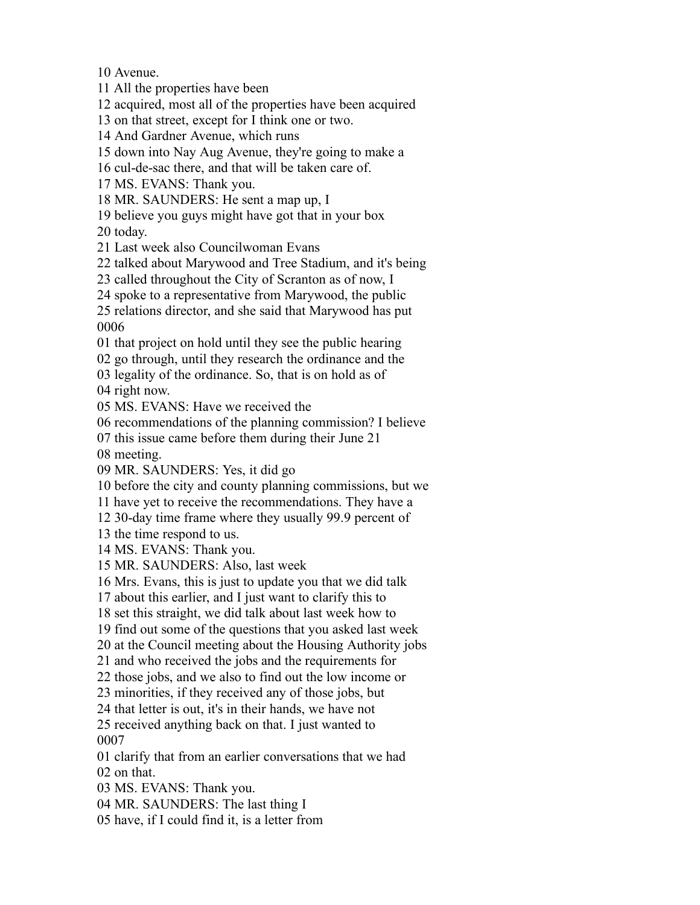10 Avenue.
11 All the properties have been
12 acquired, most all of the properties have been acquired
13 on that street, except for I think one or two.
14 And Gardner Avenue, which runs
15 down into Nay Aug Avenue, they're going to make a
16 cul-de-sac there, and that will be taken care of.
17 MS. EVANS: Thank you.
18 MR. SAUNDERS: He sent a map up, I
19 believe you guys might have got that in your box
20 today.
21 Last week also Councilwoman Evans
22 talked about Marywood and Tree Stadium, and it's being
23 called throughout the City of Scranton as of now, I
24 spoke to a representative from Marywood, the public
25 relations director, and she said that Marywood has put
0006
01 that project on hold until they see the public hearing
02 go through, until they research the ordinance and the
03 legality of the ordinance. So, that is on hold as of
04 right now.
05 MS. EVANS: Have we received the
06 recommendations of the planning commission? I believe
07 this issue came before them during their June 21
08 meeting.
09 MR. SAUNDERS: Yes, it did go
10 before the city and county planning commissions, but we
11 have yet to receive the recommendations. They have a
12 30-day time frame where they usually 99.9 percent of
13 the time respond to us.
14 MS. EVANS: Thank you.
15 MR. SAUNDERS: Also, last week
16 Mrs. Evans, this is just to update you that we did talk
17 about this earlier, and I just want to clarify this to
18 set this straight, we did talk about last week how to
19 find out some of the questions that you asked last week
20 at the Council meeting about the Housing Authority jobs
21 and who received the jobs and the requirements for
22 those jobs, and we also to find out the low income or
23 minorities, if they received any of those jobs, but
24 that letter is out, it's in their hands, we have not
25 received anything back on that. I just wanted to
0007
01 clarify that from an earlier conversations that we had
02 on that.
03 MS. EVANS: Thank you.
04 MR. SAUNDERS: The last thing I
05 have, if I could find it, is a letter from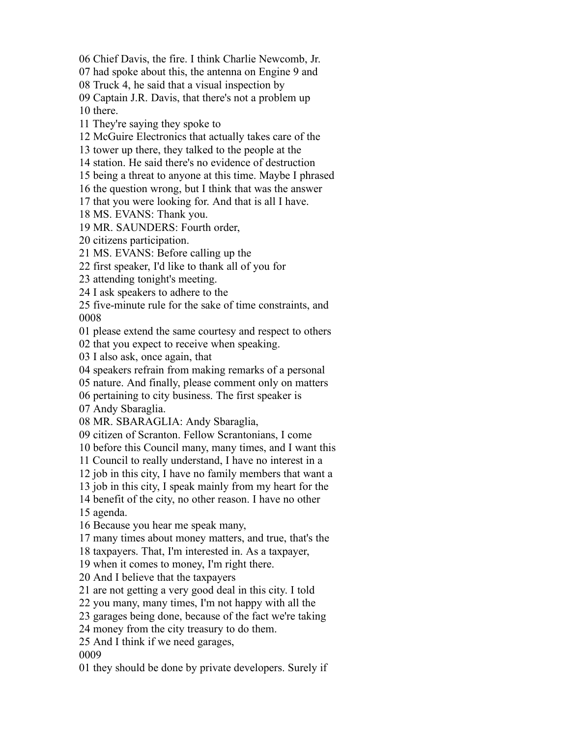06 Chief Davis, the fire. I think Charlie Newcomb, Jr.
07 had spoke about this, the antenna on Engine 9 and
08 Truck 4, he said that a visual inspection by
09 Captain J.R. Davis, that there's not a problem up
10 there.
11 They're saying they spoke to
12 McGuire Electronics that actually takes care of the
13 tower up there, they talked to the people at the
14 station. He said there's no evidence of destruction
15 being a threat to anyone at this time. Maybe I phrased
16 the question wrong, but I think that was the answer
17 that you were looking for. And that is all I have.
18 MS. EVANS: Thank you.
19 MR. SAUNDERS: Fourth order,
20 citizens participation.
21 MS. EVANS: Before calling up the
22 first speaker, I'd like to thank all of you for
23 attending tonight's meeting.
24 I ask speakers to adhere to the
25 five-minute rule for the sake of time constraints, and
0008
01 please extend the same courtesy and respect to others
02 that you expect to receive when speaking.
03 I also ask, once again, that
04 speakers refrain from making remarks of a personal
05 nature. And finally, please comment only on matters
06 pertaining to city business. The first speaker is
07 Andy Sbaraglia.
08 MR. SBARAGLIA: Andy Sbaraglia,
09 citizen of Scranton. Fellow Scrantonians, I come
10 before this Council many, many times, and I want this
11 Council to really understand, I have no interest in a
12 job in this city, I have no family members that want a
13 job in this city, I speak mainly from my heart for the
14 benefit of the city, no other reason. I have no other
15 agenda.
16 Because you hear me speak many,
17 many times about money matters, and true, that's the
18 taxpayers. That, I'm interested in. As a taxpayer,
19 when it comes to money, I'm right there.
20 And I believe that the taxpayers
21 are not getting a very good deal in this city. I told
22 you many, many times, I'm not happy with all the
23 garages being done, because of the fact we're taking
24 money from the city treasury to do them.
25 And I think if we need garages,
0009
01 they should be done by private developers. Surely if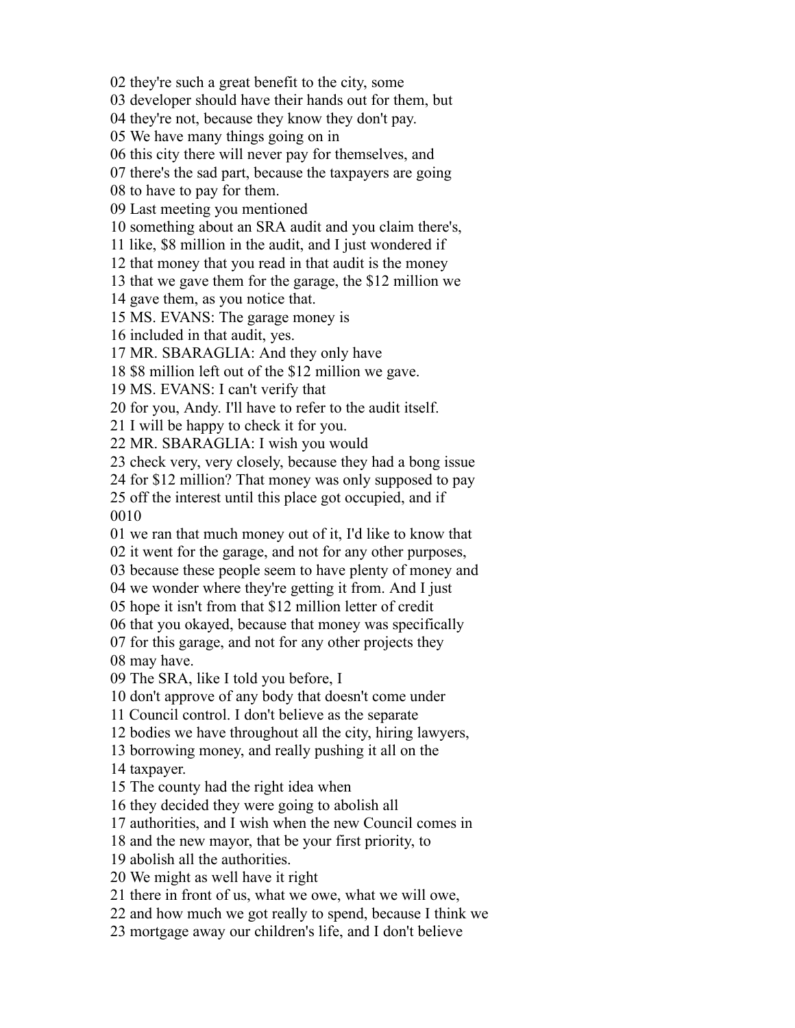02 they're such a great benefit to the city, some
03 developer should have their hands out for them, but
04 they're not, because they know they don't pay.
05 We have many things going on in
06 this city there will never pay for themselves, and
07 there's the sad part, because the taxpayers are going
08 to have to pay for them.
09 Last meeting you mentioned
10 something about an SRA audit and you claim there's,
11 like, $8 million in the audit, and I just wondered if
12 that money that you read in that audit is the money
13 that we gave them for the garage, the $12 million we
14 gave them, as you notice that.
15 MS. EVANS: The garage money is
16 included in that audit, yes.
17 MR. SBARAGLIA: And they only have
18 $8 million left out of the $12 million we gave.
19 MS. EVANS: I can't verify that
20 for you, Andy. I'll have to refer to the audit itself.
21 I will be happy to check it for you.
22 MR. SBARAGLIA: I wish you would
23 check very, very closely, because they had a bong issue
24 for $12 million? That money was only supposed to pay
25 off the interest until this place got occupied, and if
0010
01 we ran that much money out of it, I'd like to know that
02 it went for the garage, and not for any other purposes,
03 because these people seem to have plenty of money and
04 we wonder where they're getting it from. And I just
05 hope it isn't from that $12 million letter of credit
06 that you okayed, because that money was specifically
07 for this garage, and not for any other projects they
08 may have.
09 The SRA, like I told you before, I
10 don't approve of any body that doesn't come under
11 Council control. I don't believe as the separate
12 bodies we have throughout all the city, hiring lawyers,
13 borrowing money, and really pushing it all on the
14 taxpayer.
15 The county had the right idea when
16 they decided they were going to abolish all
17 authorities, and I wish when the new Council comes in
18 and the new mayor, that be your first priority, to
19 abolish all the authorities.
20 We might as well have it right
21 there in front of us, what we owe, what we will owe,
22 and how much we got really to spend, because I think we
23 mortgage away our children's life, and I don't believe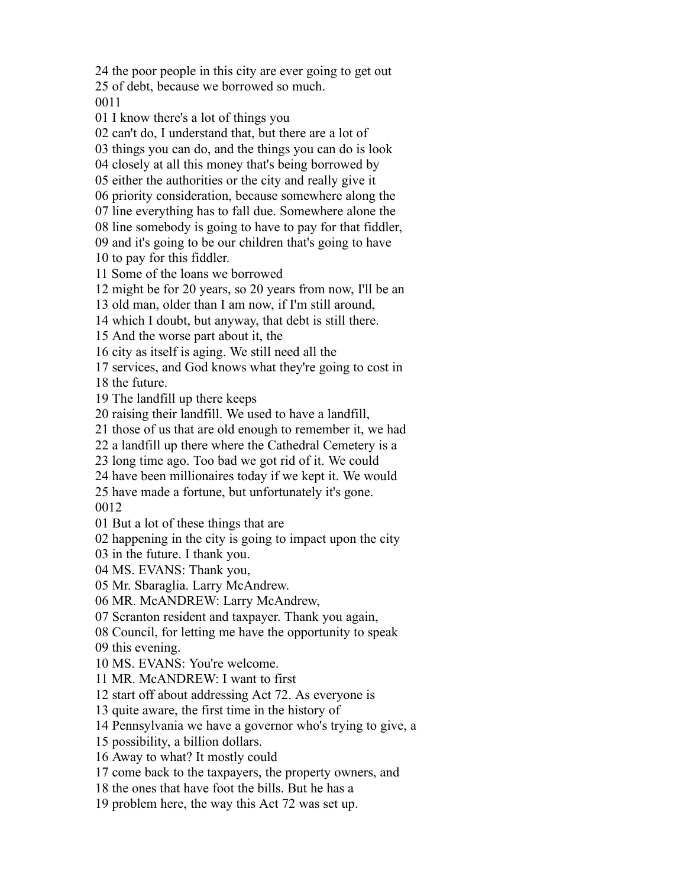24 the poor people in this city are ever going to get out
25 of debt, because we borrowed so much.
0011
01 I know there's a lot of things you
02 can't do, I understand that, but there are a lot of
03 things you can do, and the things you can do is look
04 closely at all this money that's being borrowed by
05 either the authorities or the city and really give it
06 priority consideration, because somewhere along the
07 line everything has to fall due. Somewhere alone the
08 line somebody is going to have to pay for that fiddler,
09 and it's going to be our children that's going to have
10 to pay for this fiddler.
11 Some of the loans we borrowed
12 might be for 20 years, so 20 years from now, I'll be an
13 old man, older than I am now, if I'm still around,
14 which I doubt, but anyway, that debt is still there.
15 And the worse part about it, the
16 city as itself is aging. We still need all the
17 services, and God knows what they're going to cost in
18 the future.
19 The landfill up there keeps
20 raising their landfill. We used to have a landfill,
21 those of us that are old enough to remember it, we had
22 a landfill up there where the Cathedral Cemetery is a
23 long time ago. Too bad we got rid of it. We could
24 have been millionaires today if we kept it. We would
25 have made a fortune, but unfortunately it's gone.
0012
01 But a lot of these things that are
02 happening in the city is going to impact upon the city
03 in the future. I thank you.
04 MS. EVANS: Thank you,
05 Mr. Sbaraglia. Larry McAndrew.
06 MR. McANDREW: Larry McAndrew,
07 Scranton resident and taxpayer. Thank you again,
08 Council, for letting me have the opportunity to speak
09 this evening.
10 MS. EVANS: You're welcome.
11 MR. McANDREW: I want to first
12 start off about addressing Act 72. As everyone is
13 quite aware, the first time in the history of
14 Pennsylvania we have a governor who's trying to give, a
15 possibility, a billion dollars.
16 Away to what? It mostly could
17 come back to the taxpayers, the property owners, and
18 the ones that have foot the bills. But he has a
19 problem here, the way this Act 72 was set up.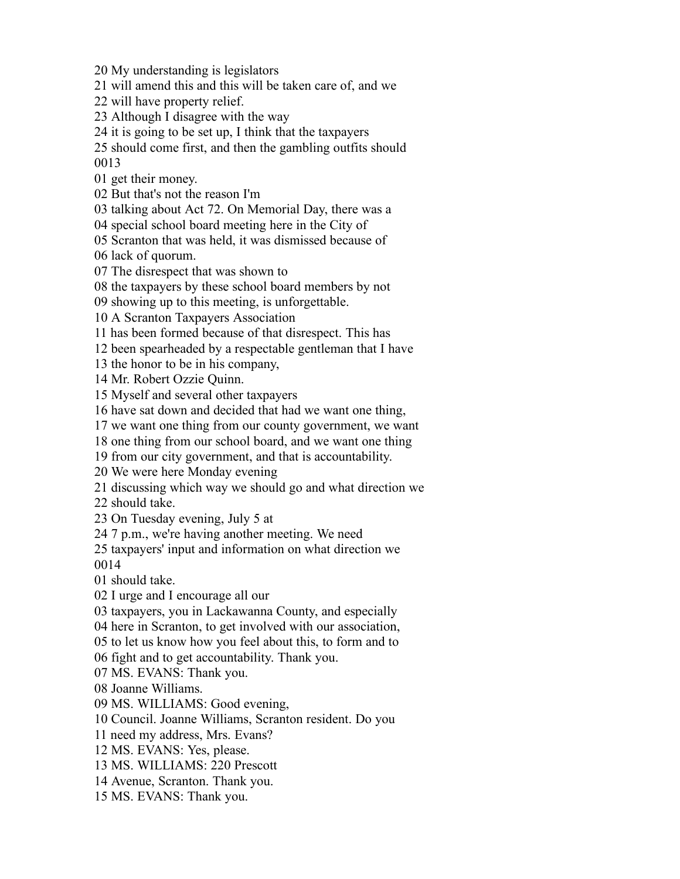20 My understanding is legislators
21 will amend this and this will be taken care of, and we
22 will have property relief.
23 Although I disagree with the way
24 it is going to be set up, I think that the taxpayers
25 should come first, and then the gambling outfits should
0013
01 get their money.
02 But that's not the reason I'm
03 talking about Act 72. On Memorial Day, there was a
04 special school board meeting here in the City of
05 Scranton that was held, it was dismissed because of
06 lack of quorum.
07 The disrespect that was shown to
08 the taxpayers by these school board members by not
09 showing up to this meeting, is unforgettable.
10 A Scranton Taxpayers Association
11 has been formed because of that disrespect. This has
12 been spearheaded by a respectable gentleman that I have
13 the honor to be in his company,
14 Mr. Robert Ozzie Quinn.
15 Myself and several other taxpayers
16 have sat down and decided that had we want one thing,
17 we want one thing from our county government, we want
18 one thing from our school board, and we want one thing
19 from our city government, and that is accountability.
20 We were here Monday evening
21 discussing which way we should go and what direction we
22 should take.
23 On Tuesday evening, July 5 at
24 7 p.m., we're having another meeting. We need
25 taxpayers' input and information on what direction we
0014
01 should take.
02 I urge and I encourage all our
03 taxpayers, you in Lackawanna County, and especially
04 here in Scranton, to get involved with our association,
05 to let us know how you feel about this, to form and to
06 fight and to get accountability. Thank you.
07 MS. EVANS: Thank you.
08 Joanne Williams.
09 MS. WILLIAMS: Good evening,
10 Council. Joanne Williams, Scranton resident. Do you
11 need my address, Mrs. Evans?
12 MS. EVANS: Yes, please.
13 MS. WILLIAMS: 220 Prescott
14 Avenue, Scranton. Thank you.
15 MS. EVANS: Thank you.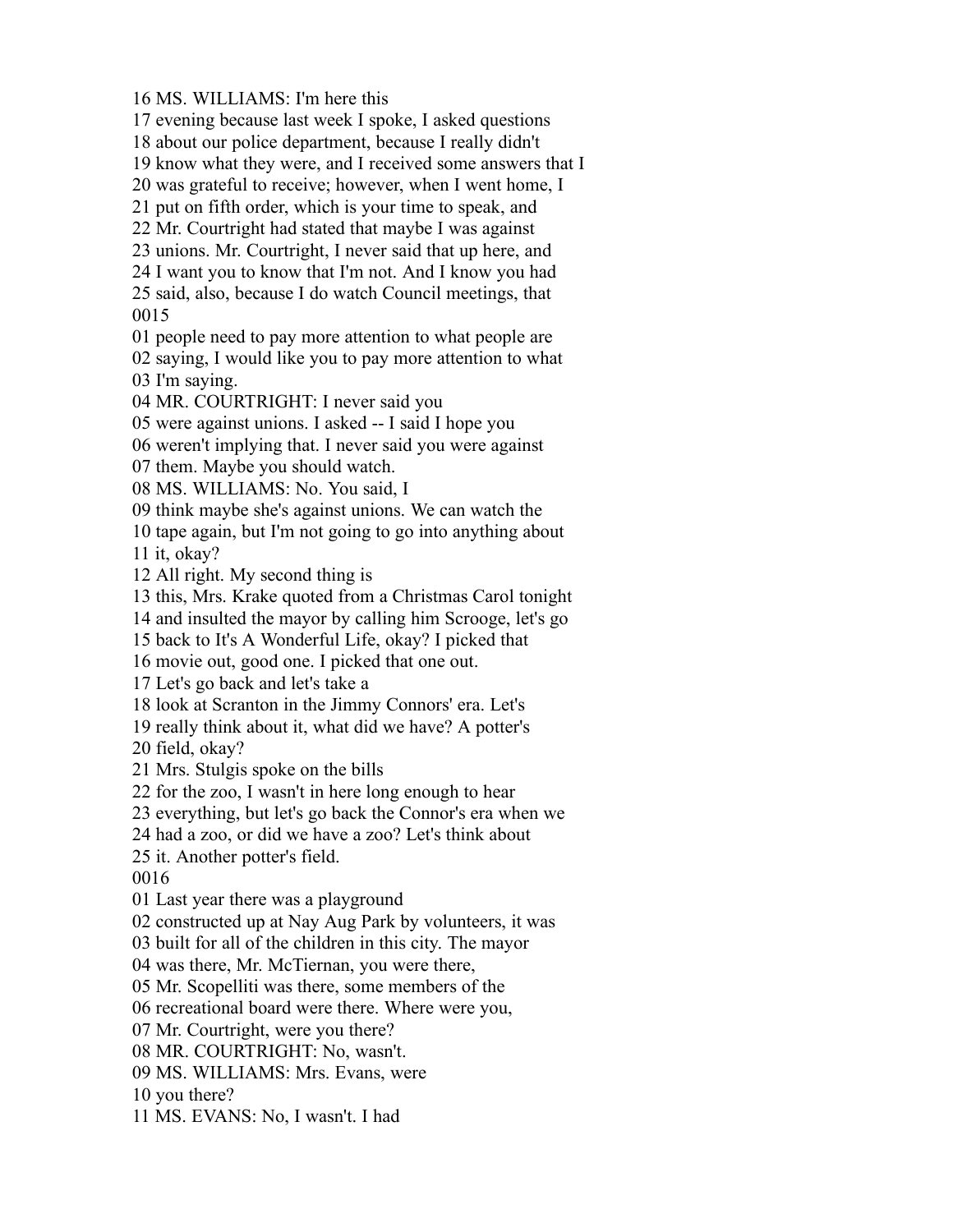16 MS. WILLIAMS: I'm here this
17 evening because last week I spoke, I asked questions
18 about our police department, because I really didn't
19 know what they were, and I received some answers that I
20 was grateful to receive; however, when I went home, I
21 put on fifth order, which is your time to speak, and
22 Mr. Courtright had stated that maybe I was against
23 unions. Mr. Courtright, I never said that up here, and
24 I want you to know that I'm not. And I know you had
25 said, also, because I do watch Council meetings, that
0015
01 people need to pay more attention to what people are
02 saying, I would like you to pay more attention to what
03 I'm saying.
04 MR. COURTRIGHT: I never said you
05 were against unions. I asked -- I said I hope you
06 weren't implying that. I never said you were against
07 them. Maybe you should watch.
08 MS. WILLIAMS: No. You said, I
09 think maybe she's against unions. We can watch the
10 tape again, but I'm not going to go into anything about
11 it, okay?
12 All right. My second thing is
13 this, Mrs. Krake quoted from a Christmas Carol tonight
14 and insulted the mayor by calling him Scrooge, let's go
15 back to It's A Wonderful Life, okay? I picked that
16 movie out, good one. I picked that one out.
17 Let's go back and let's take a
18 look at Scranton in the Jimmy Connors' era. Let's
19 really think about it, what did we have? A potter's
20 field, okay?
21 Mrs. Stulgis spoke on the bills
22 for the zoo, I wasn't in here long enough to hear
23 everything, but let's go back the Connor's era when we
24 had a zoo, or did we have a zoo? Let's think about
25 it. Another potter's field.
0016
01 Last year there was a playground
02 constructed up at Nay Aug Park by volunteers, it was
03 built for all of the children in this city. The mayor
04 was there, Mr. McTiernan, you were there,
05 Mr. Scopelliti was there, some members of the
06 recreational board were there. Where were you,
07 Mr. Courtright, were you there?
08 MR. COURTRIGHT: No, wasn't.
09 MS. WILLIAMS: Mrs. Evans, were
10 you there?
11 MS. EVANS: No, I wasn't. I had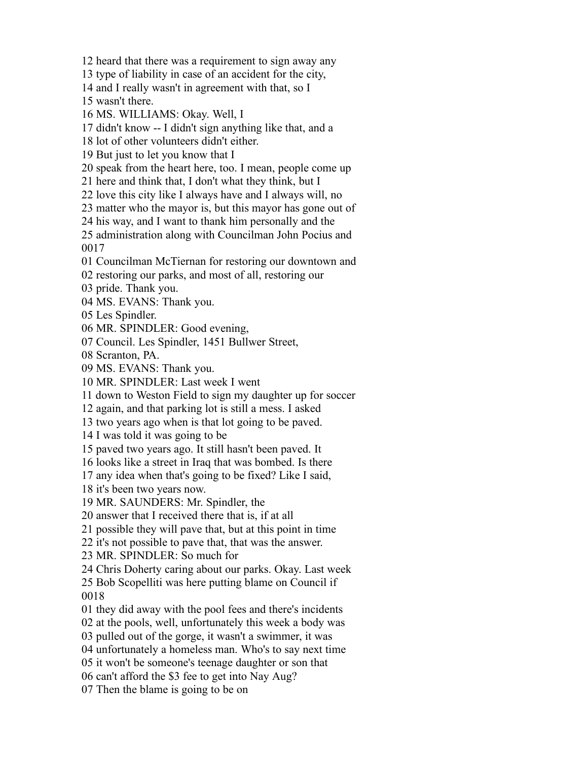12 heard that there was a requirement to sign away any
13 type of liability in case of an accident for the city,
14 and I really wasn't in agreement with that, so I
15 wasn't there.
16 MS. WILLIAMS: Okay. Well, I
17 didn't know -- I didn't sign anything like that, and a
18 lot of other volunteers didn't either.
19 But just to let you know that I
20 speak from the heart here, too. I mean, people come up
21 here and think that, I don't what they think, but I
22 love this city like I always have and I always will, no
23 matter who the mayor is, but this mayor has gone out of
24 his way, and I want to thank him personally and the
25 administration along with Councilman John Pocius and
0017
01 Councilman McTiernan for restoring our downtown and
02 restoring our parks, and most of all, restoring our
03 pride. Thank you.
04 MS. EVANS: Thank you.
05 Les Spindler.
06 MR. SPINDLER: Good evening,
07 Council. Les Spindler, 1451 Bullwer Street,
08 Scranton, PA.
09 MS. EVANS: Thank you.
10 MR. SPINDLER: Last week I went
11 down to Weston Field to sign my daughter up for soccer
12 again, and that parking lot is still a mess. I asked
13 two years ago when is that lot going to be paved.
14 I was told it was going to be
15 paved two years ago. It still hasn't been paved. It
16 looks like a street in Iraq that was bombed. Is there
17 any idea when that's going to be fixed? Like I said,
18 it's been two years now.
19 MR. SAUNDERS: Mr. Spindler, the
20 answer that I received there that is, if at all
21 possible they will pave that, but at this point in time
22 it's not possible to pave that, that was the answer.
23 MR. SPINDLER: So much for
24 Chris Doherty caring about our parks. Okay. Last week
25 Bob Scopelliti was here putting blame on Council if
0018
01 they did away with the pool fees and there's incidents
02 at the pools, well, unfortunately this week a body was
03 pulled out of the gorge, it wasn't a swimmer, it was
04 unfortunately a homeless man. Who's to say next time
05 it won't be someone's teenage daughter or son that
06 can't afford the $3 fee to get into Nay Aug?
07 Then the blame is going to be on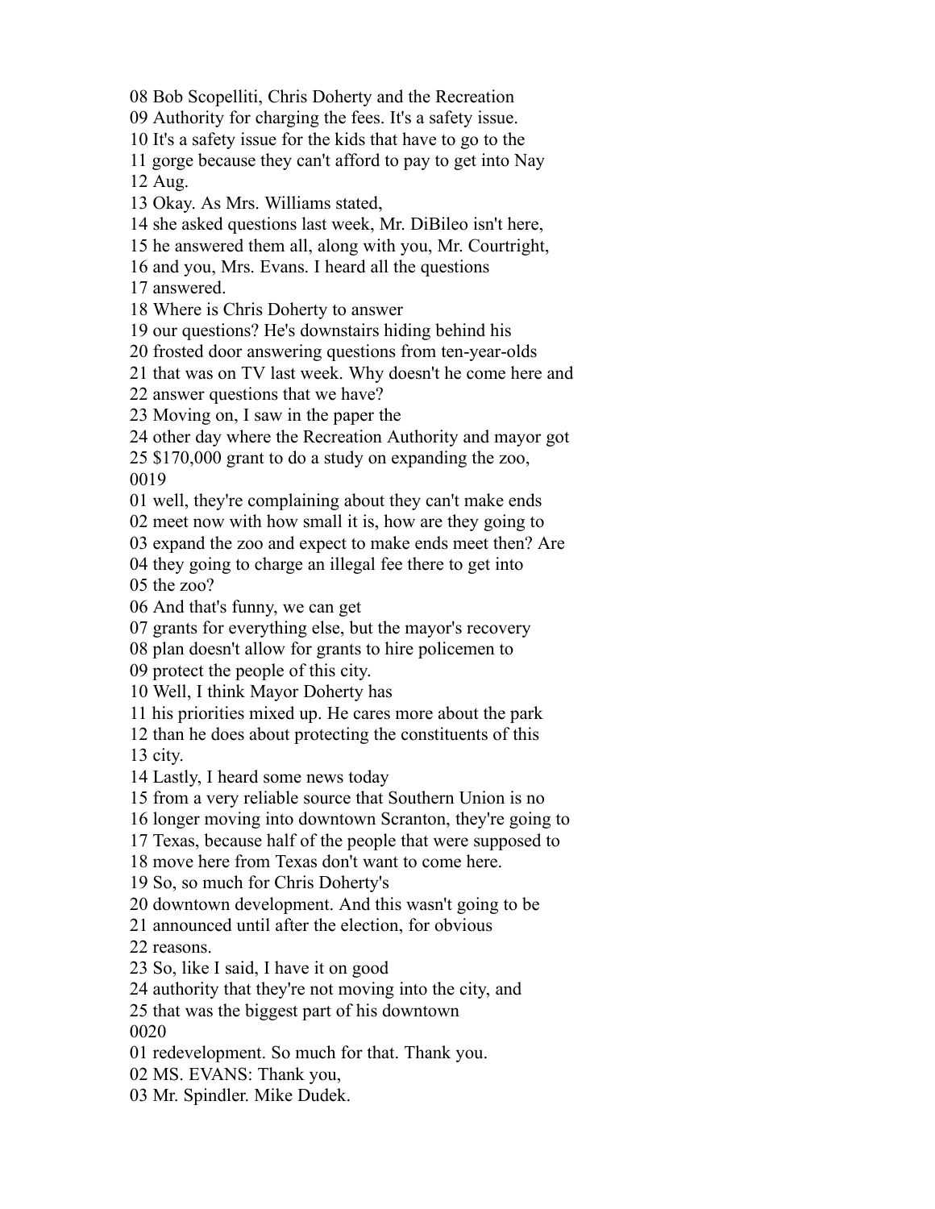08 Bob Scopelliti, Chris Doherty and the Recreation
09 Authority for charging the fees. It's a safety issue.
10 It's a safety issue for the kids that have to go to the
11 gorge because they can't afford to pay to get into Nay
12 Aug.
13 Okay. As Mrs. Williams stated,
14 she asked questions last week, Mr. DiBileo isn't here,
15 he answered them all, along with you, Mr. Courtright,
16 and you, Mrs. Evans. I heard all the questions
17 answered.
18 Where is Chris Doherty to answer
19 our questions? He's downstairs hiding behind his
20 frosted door answering questions from ten-year-olds
21 that was on TV last week. Why doesn't he come here and
22 answer questions that we have?
23 Moving on, I saw in the paper the
24 other day where the Recreation Authority and mayor got
25 $170,000 grant to do a study on expanding the zoo,
0019
01 well, they're complaining about they can't make ends
02 meet now with how small it is, how are they going to
03 expand the zoo and expect to make ends meet then? Are
04 they going to charge an illegal fee there to get into
05 the zoo?
06 And that's funny, we can get
07 grants for everything else, but the mayor's recovery
08 plan doesn't allow for grants to hire policemen to
09 protect the people of this city.
10 Well, I think Mayor Doherty has
11 his priorities mixed up. He cares more about the park
12 than he does about protecting the constituents of this
13 city.
14 Lastly, I heard some news today
15 from a very reliable source that Southern Union is no
16 longer moving into downtown Scranton, they're going to
17 Texas, because half of the people that were supposed to
18 move here from Texas don't want to come here.
19 So, so much for Chris Doherty's
20 downtown development. And this wasn't going to be
21 announced until after the election, for obvious
22 reasons.
23 So, like I said, I have it on good
24 authority that they're not moving into the city, and
25 that was the biggest part of his downtown
0020
01 redevelopment. So much for that. Thank you.
02 MS. EVANS: Thank you,
03 Mr. Spindler. Mike Dudek.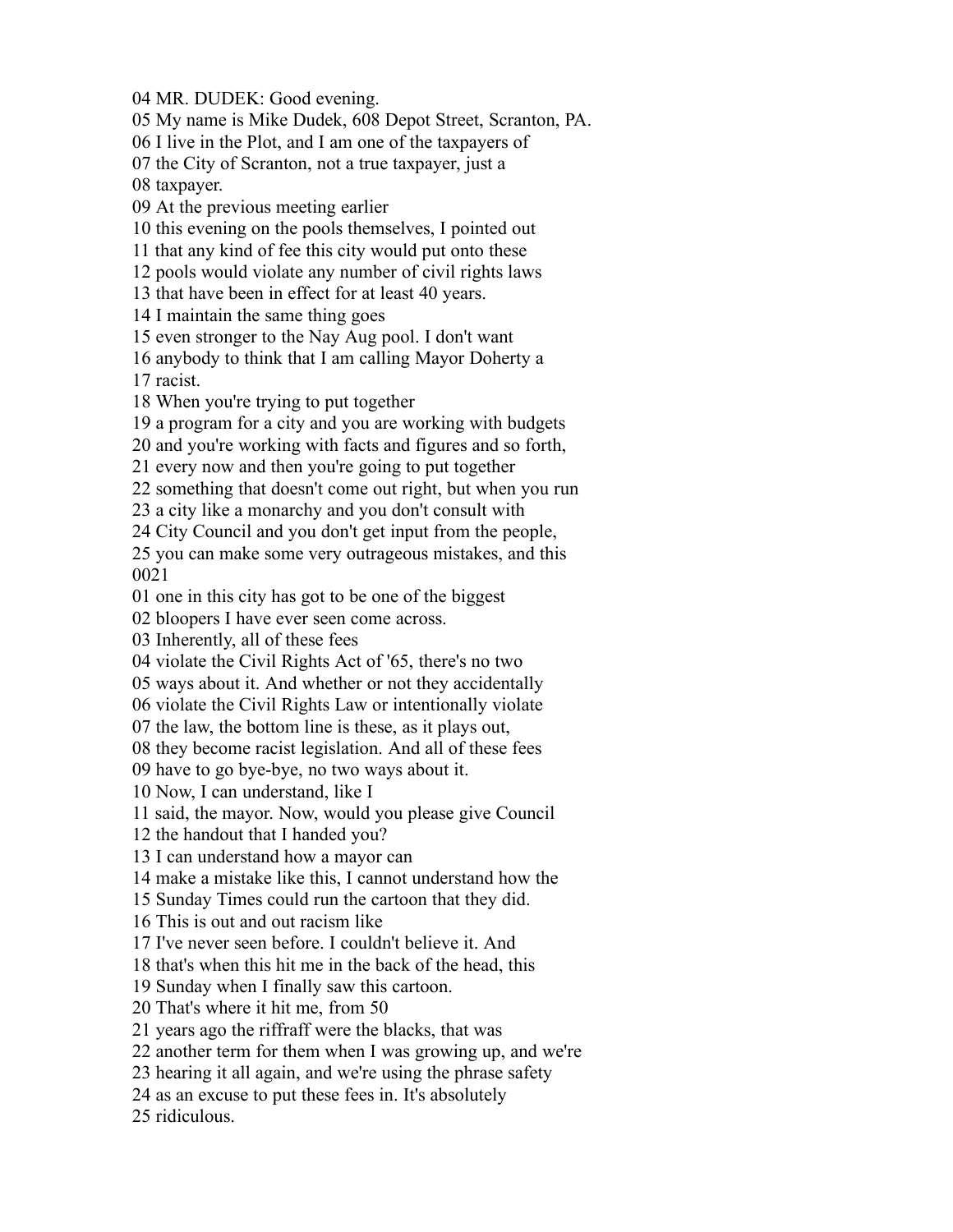04 MR. DUDEK: Good evening.
05 My name is Mike Dudek, 608 Depot Street, Scranton, PA.
06 I live in the Plot, and I am one of the taxpayers of
07 the City of Scranton, not a true taxpayer, just a
08 taxpayer.
09 At the previous meeting earlier
10 this evening on the pools themselves, I pointed out
11 that any kind of fee this city would put onto these
12 pools would violate any number of civil rights laws
13 that have been in effect for at least 40 years.
14 I maintain the same thing goes
15 even stronger to the Nay Aug pool. I don't want
16 anybody to think that I am calling Mayor Doherty a
17 racist.
18 When you're trying to put together
19 a program for a city and you are working with budgets
20 and you're working with facts and figures and so forth,
21 every now and then you're going to put together
22 something that doesn't come out right, but when you run
23 a city like a monarchy and you don't consult with
24 City Council and you don't get input from the people,
25 you can make some very outrageous mistakes, and this
0021
01 one in this city has got to be one of the biggest
02 bloopers I have ever seen come across.
03 Inherently, all of these fees
04 violate the Civil Rights Act of '65, there's no two
05 ways about it. And whether or not they accidentally
06 violate the Civil Rights Law or intentionally violate
07 the law, the bottom line is these, as it plays out,
08 they become racist legislation. And all of these fees
09 have to go bye-bye, no two ways about it.
10 Now, I can understand, like I
11 said, the mayor. Now, would you please give Council
12 the handout that I handed you?
13 I can understand how a mayor can
14 make a mistake like this, I cannot understand how the
15 Sunday Times could run the cartoon that they did.
16 This is out and out racism like
17 I've never seen before. I couldn't believe it. And
18 that's when this hit me in the back of the head, this
19 Sunday when I finally saw this cartoon.
20 That's where it hit me, from 50
21 years ago the riffraff were the blacks, that was
22 another term for them when I was growing up, and we're
23 hearing it all again, and we're using the phrase safety
24 as an excuse to put these fees in. It's absolutely
25 ridiculous.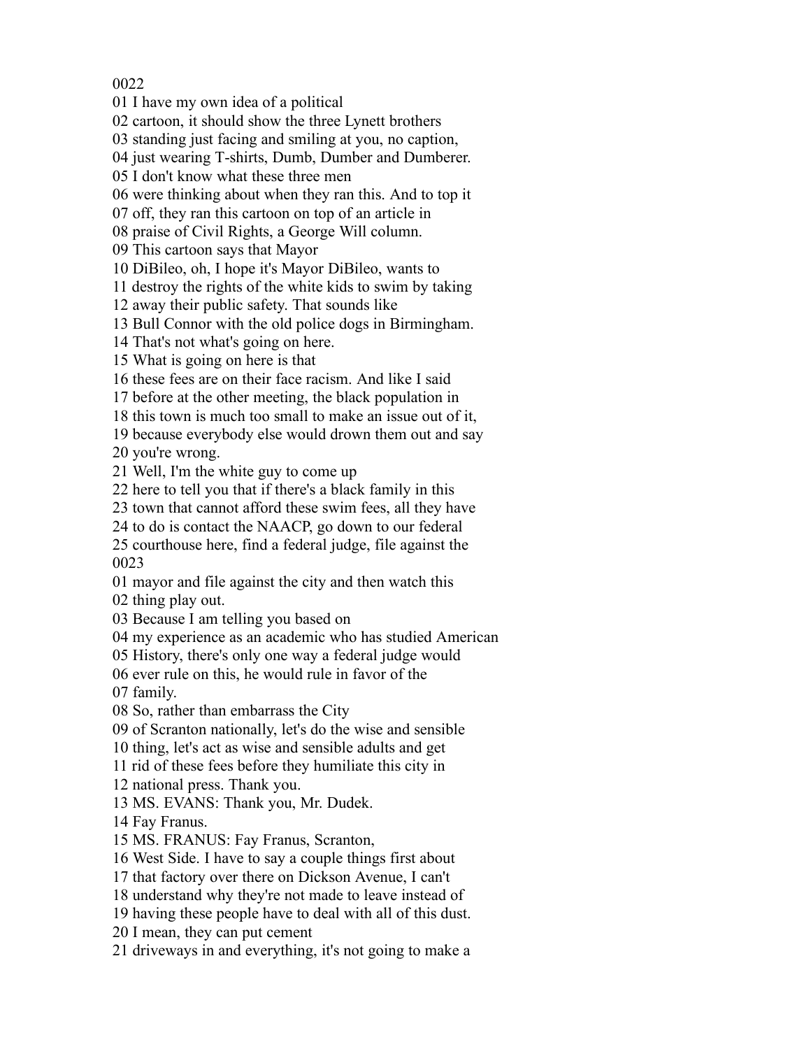0022
01 I have my own idea of a political
02 cartoon, it should show the three Lynett brothers
03 standing just facing and smiling at you, no caption,
04 just wearing T-shirts, Dumb, Dumber and Dumberer.
05 I don't know what these three men
06 were thinking about when they ran this. And to top it
07 off, they ran this cartoon on top of an article in
08 praise of Civil Rights, a George Will column.
09 This cartoon says that Mayor
10 DiBileo, oh, I hope it's Mayor DiBileo, wants to
11 destroy the rights of the white kids to swim by taking
12 away their public safety. That sounds like
13 Bull Connor with the old police dogs in Birmingham.
14 That's not what's going on here.
15 What is going on here is that
16 these fees are on their face racism. And like I said
17 before at the other meeting, the black population in
18 this town is much too small to make an issue out of it,
19 because everybody else would drown them out and say
20 you're wrong.
21 Well, I'm the white guy to come up
22 here to tell you that if there's a black family in this
23 town that cannot afford these swim fees, all they have
24 to do is contact the NAACP, go down to our federal
25 courthouse here, find a federal judge, file against the
0023
01 mayor and file against the city and then watch this
02 thing play out.
03 Because I am telling you based on
04 my experience as an academic who has studied American
05 History, there's only one way a federal judge would
06 ever rule on this, he would rule in favor of the
07 family.
08 So, rather than embarrass the City
09 of Scranton nationally, let's do the wise and sensible
10 thing, let's act as wise and sensible adults and get
11 rid of these fees before they humiliate this city in
12 national press. Thank you.
13 MS. EVANS: Thank you, Mr. Dudek.
14 Fay Franus.
15 MS. FRANUS: Fay Franus, Scranton,
16 West Side. I have to say a couple things first about
17 that factory over there on Dickson Avenue, I can't
18 understand why they're not made to leave instead of
19 having these people have to deal with all of this dust.
20 I mean, they can put cement
21 driveways in and everything, it's not going to make a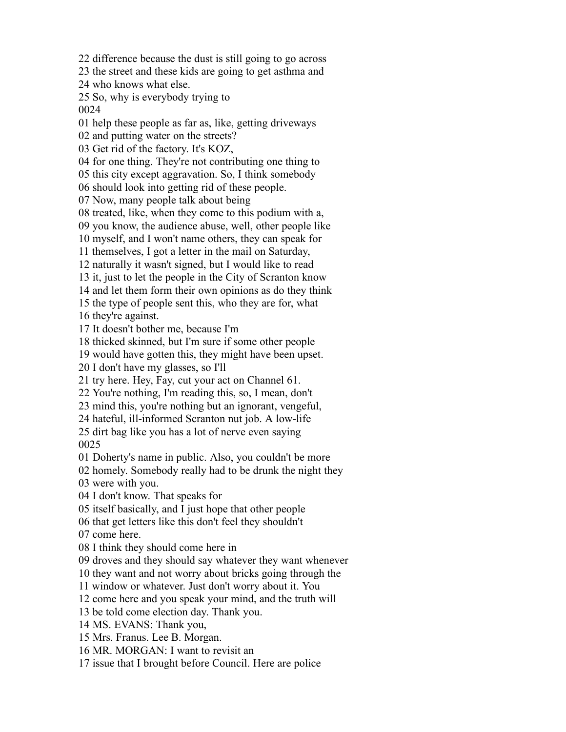22 difference because the dust is still going to go across
23 the street and these kids are going to get asthma and
24 who knows what else.
25 So, why is everybody trying to
0024
01 help these people as far as, like, getting driveways
02 and putting water on the streets?
03 Get rid of the factory. It's KOZ,
04 for one thing. They're not contributing one thing to
05 this city except aggravation. So, I think somebody
06 should look into getting rid of these people.
07 Now, many people talk about being
08 treated, like, when they come to this podium with a,
09 you know, the audience abuse, well, other people like
10 myself, and I won't name others, they can speak for
11 themselves, I got a letter in the mail on Saturday,
12 naturally it wasn't signed, but I would like to read
13 it, just to let the people in the City of Scranton know
14 and let them form their own opinions as do they think
15 the type of people sent this, who they are for, what
16 they're against.
17 It doesn't bother me, because I'm
18 thicked skinned, but I'm sure if some other people
19 would have gotten this, they might have been upset.
20 I don't have my glasses, so I'll
21 try here. Hey, Fay, cut your act on Channel 61.
22 You're nothing, I'm reading this, so, I mean, don't
23 mind this, you're nothing but an ignorant, vengeful,
24 hateful, ill-informed Scranton nut job. A low-life
25 dirt bag like you has a lot of nerve even saying
0025
01 Doherty's name in public. Also, you couldn't be more
02 homely. Somebody really had to be drunk the night they
03 were with you.
04 I don't know. That speaks for
05 itself basically, and I just hope that other people
06 that get letters like this don't feel they shouldn't
07 come here.
08 I think they should come here in
09 droves and they should say whatever they want whenever
10 they want and not worry about bricks going through the
11 window or whatever. Just don't worry about it. You
12 come here and you speak your mind, and the truth will
13 be told come election day. Thank you.
14 MS. EVANS: Thank you,
15 Mrs. Franus. Lee B. Morgan.
16 MR. MORGAN: I want to revisit an
17 issue that I brought before Council. Here are police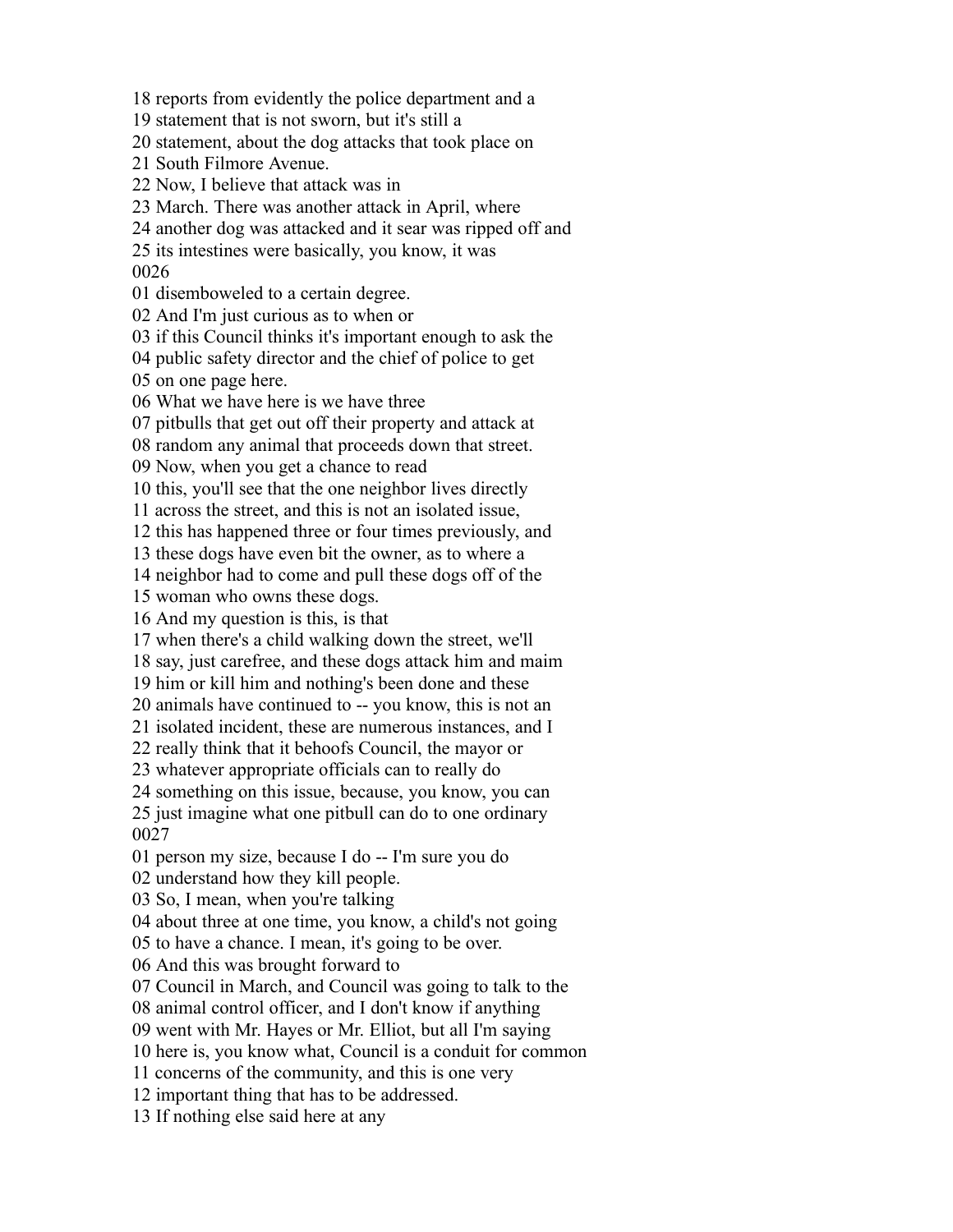18 reports from evidently the police department and a
19 statement that is not sworn, but it's still a
20 statement, about the dog attacks that took place on
21 South Filmore Avenue.
22 Now, I believe that attack was in
23 March. There was another attack in April, where
24 another dog was attacked and it sear was ripped off and
25 its intestines were basically, you know, it was
0026
01 disemboweled to a certain degree.
02 And I'm just curious as to when or
03 if this Council thinks it's important enough to ask the
04 public safety director and the chief of police to get
05 on one page here.
06 What we have here is we have three
07 pitbulls that get out off their property and attack at
08 random any animal that proceeds down that street.
09 Now, when you get a chance to read
10 this, you'll see that the one neighbor lives directly
11 across the street, and this is not an isolated issue,
12 this has happened three or four times previously, and
13 these dogs have even bit the owner, as to where a
14 neighbor had to come and pull these dogs off of the
15 woman who owns these dogs.
16 And my question is this, is that
17 when there's a child walking down the street, we'll
18 say, just carefree, and these dogs attack him and maim
19 him or kill him and nothing's been done and these
20 animals have continued to -- you know, this is not an
21 isolated incident, these are numerous instances, and I
22 really think that it behoofs Council, the mayor or
23 whatever appropriate officials can to really do
24 something on this issue, because, you know, you can
25 just imagine what one pitbull can do to one ordinary
0027
01 person my size, because I do -- I'm sure you do
02 understand how they kill people.
03 So, I mean, when you're talking
04 about three at one time, you know, a child's not going
05 to have a chance. I mean, it's going to be over.
06 And this was brought forward to
07 Council in March, and Council was going to talk to the
08 animal control officer, and I don't know if anything
09 went with Mr. Hayes or Mr. Elliot, but all I'm saying
10 here is, you know what, Council is a conduit for common
11 concerns of the community, and this is one very
12 important thing that has to be addressed.
13 If nothing else said here at any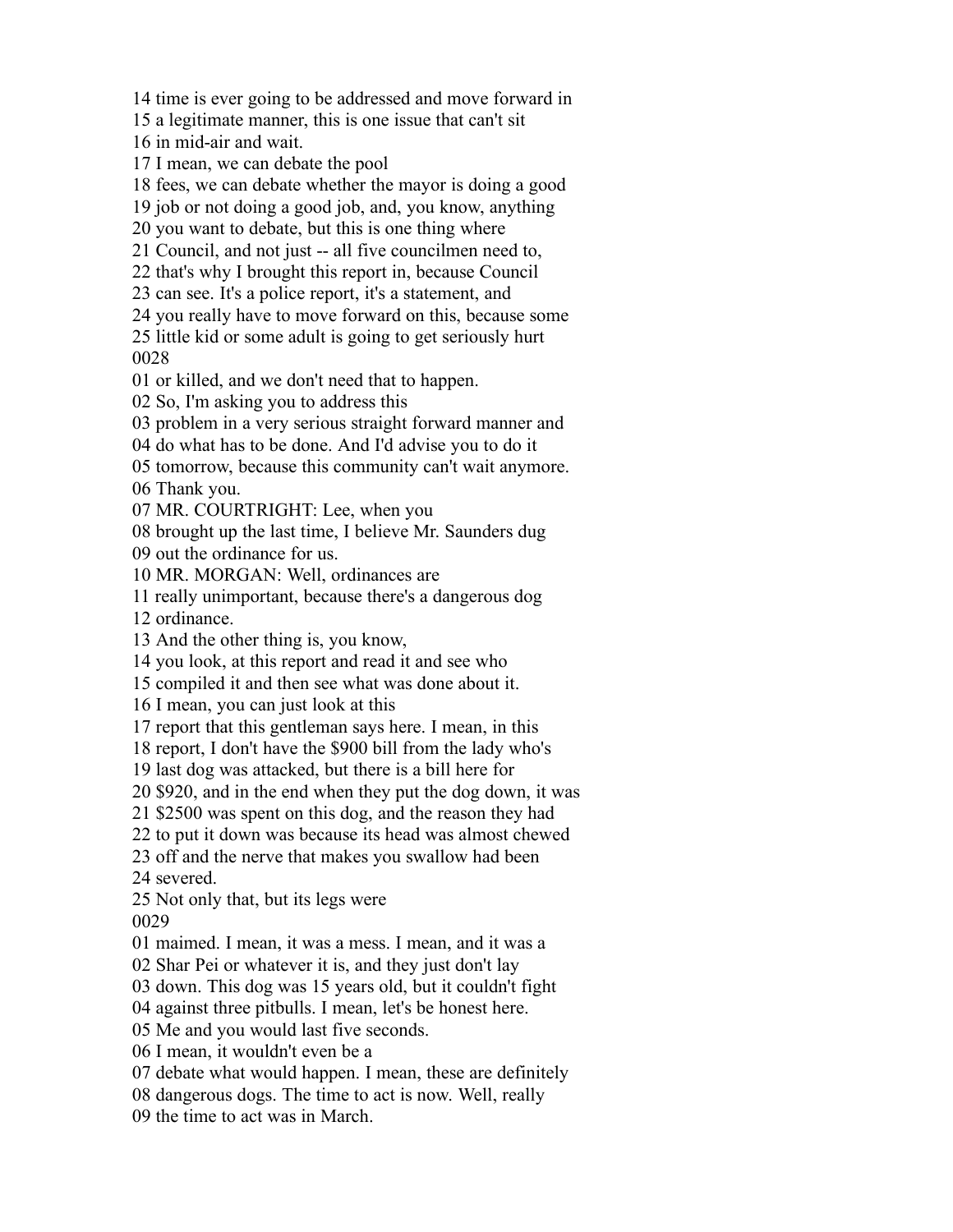14 time is ever going to be addressed and move forward in
15 a legitimate manner, this is one issue that can't sit
16 in mid-air and wait.
17 I mean, we can debate the pool
18 fees, we can debate whether the mayor is doing a good
19 job or not doing a good job, and, you know, anything
20 you want to debate, but this is one thing where
21 Council, and not just -- all five councilmen need to,
22 that's why I brought this report in, because Council
23 can see. It's a police report, it's a statement, and
24 you really have to move forward on this, because some
25 little kid or some adult is going to get seriously hurt
0028
01 or killed, and we don't need that to happen.
02 So, I'm asking you to address this
03 problem in a very serious straight forward manner and
04 do what has to be done. And I'd advise you to do it
05 tomorrow, because this community can't wait anymore.
06 Thank you.
07 MR. COURTRIGHT: Lee, when you
08 brought up the last time, I believe Mr. Saunders dug
09 out the ordinance for us.
10 MR. MORGAN: Well, ordinances are
11 really unimportant, because there's a dangerous dog
12 ordinance.
13 And the other thing is, you know,
14 you look, at this report and read it and see who
15 compiled it and then see what was done about it.
16 I mean, you can just look at this
17 report that this gentleman says here. I mean, in this
18 report, I don't have the $900 bill from the lady who's
19 last dog was attacked, but there is a bill here for
20 $920, and in the end when they put the dog down, it was
21 $2500 was spent on this dog, and the reason they had
22 to put it down was because its head was almost chewed
23 off and the nerve that makes you swallow had been
24 severed.
25 Not only that, but its legs were
0029
01 maimed. I mean, it was a mess. I mean, and it was a
02 Shar Pei or whatever it is, and they just don't lay
03 down. This dog was 15 years old, but it couldn't fight
04 against three pitbulls. I mean, let's be honest here.
05 Me and you would last five seconds.
06 I mean, it wouldn't even be a
07 debate what would happen. I mean, these are definitely
08 dangerous dogs. The time to act is now. Well, really
09 the time to act was in March.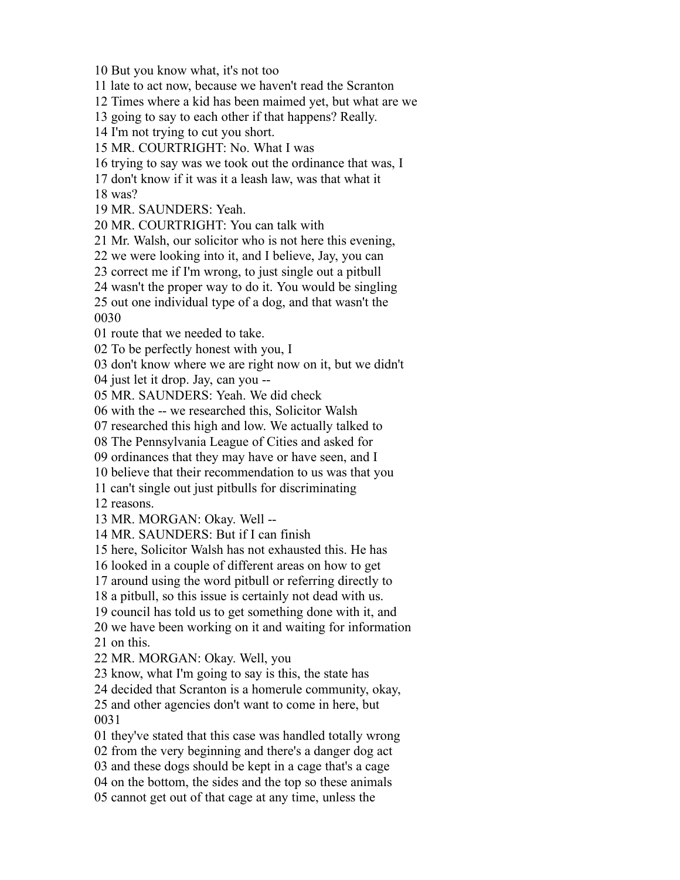10 But you know what, it's not too
11 late to act now, because we haven't read the Scranton
12 Times where a kid has been maimed yet, but what are we
13 going to say to each other if that happens? Really.
14 I'm not trying to cut you short.
15 MR. COURTRIGHT: No. What I was
16 trying to say was we took out the ordinance that was, I
17 don't know if it was it a leash law, was that what it
18 was?
19 MR. SAUNDERS: Yeah.
20 MR. COURTRIGHT: You can talk with
21 Mr. Walsh, our solicitor who is not here this evening,
22 we were looking into it, and I believe, Jay, you can
23 correct me if I'm wrong, to just single out a pitbull
24 wasn't the proper way to do it. You would be singling
25 out one individual type of a dog, and that wasn't the
0030
01 route that we needed to take.
02 To be perfectly honest with you, I
03 don't know where we are right now on it, but we didn't
04 just let it drop. Jay, can you --
05 MR. SAUNDERS: Yeah. We did check
06 with the -- we researched this, Solicitor Walsh
07 researched this high and low. We actually talked to
08 The Pennsylvania League of Cities and asked for
09 ordinances that they may have or have seen, and I
10 believe that their recommendation to us was that you
11 can't single out just pitbulls for discriminating
12 reasons.
13 MR. MORGAN: Okay. Well --
14 MR. SAUNDERS: But if I can finish
15 here, Solicitor Walsh has not exhausted this. He has
16 looked in a couple of different areas on how to get
17 around using the word pitbull or referring directly to
18 a pitbull, so this issue is certainly not dead with us.
19 council has told us to get something done with it, and
20 we have been working on it and waiting for information
21 on this.
22 MR. MORGAN: Okay. Well, you
23 know, what I'm going to say is this, the state has
24 decided that Scranton is a homerule community, okay,
25 and other agencies don't want to come in here, but
0031
01 they've stated that this case was handled totally wrong
02 from the very beginning and there's a danger dog act
03 and these dogs should be kept in a cage that's a cage
04 on the bottom, the sides and the top so these animals
05 cannot get out of that cage at any time, unless the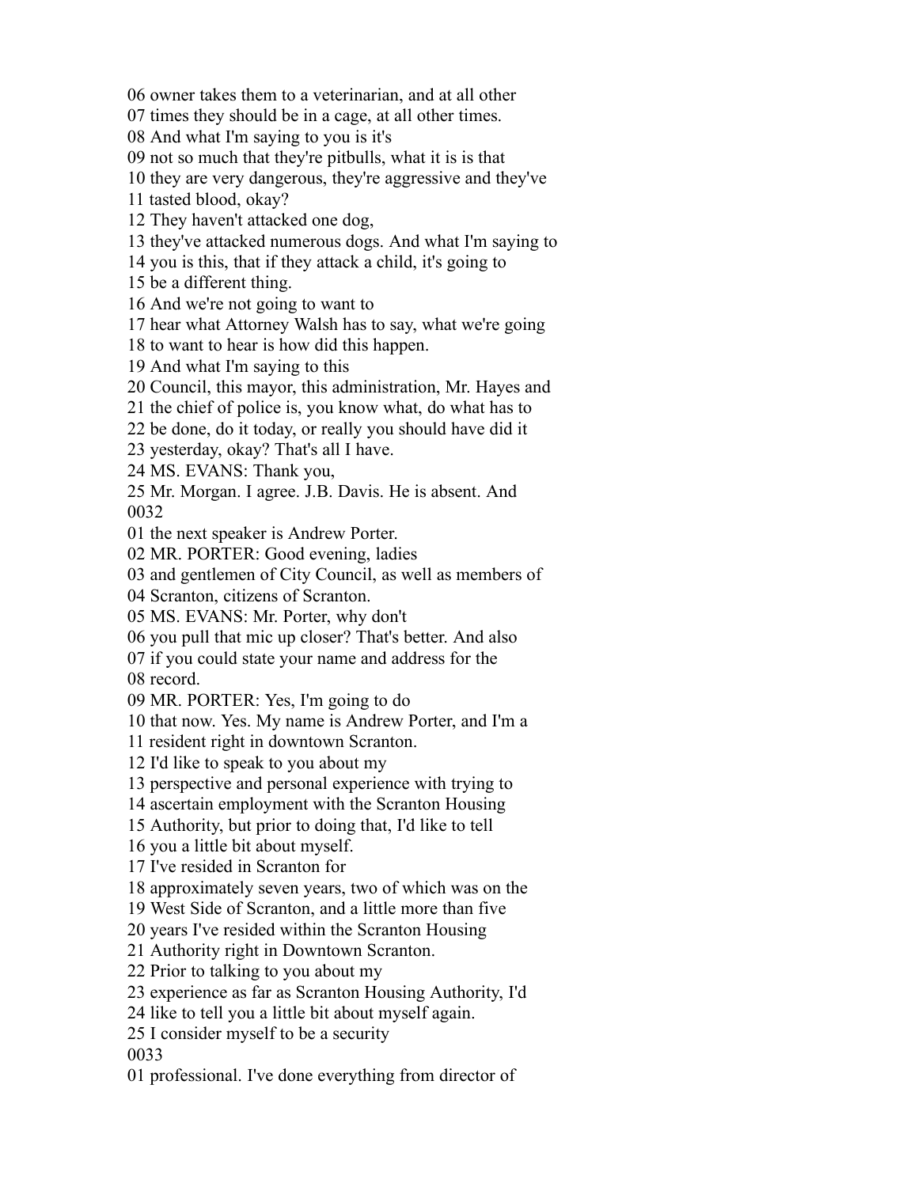06 owner takes them to a veterinarian, and at all other
07 times they should be in a cage, at all other times.
08 And what I'm saying to you is it's
09 not so much that they're pitbulls, what it is is that
10 they are very dangerous, they're aggressive and they've
11 tasted blood, okay?
12 They haven't attacked one dog,
13 they've attacked numerous dogs. And what I'm saying to
14 you is this, that if they attack a child, it's going to
15 be a different thing.
16 And we're not going to want to
17 hear what Attorney Walsh has to say, what we're going
18 to want to hear is how did this happen.
19 And what I'm saying to this
20 Council, this mayor, this administration, Mr. Hayes and
21 the chief of police is, you know what, do what has to
22 be done, do it today, or really you should have did it
23 yesterday, okay? That's all I have.
24 MS. EVANS: Thank you,
25 Mr. Morgan. I agree. J.B. Davis. He is absent. And
0032
01 the next speaker is Andrew Porter.
02 MR. PORTER: Good evening, ladies
03 and gentlemen of City Council, as well as members of
04 Scranton, citizens of Scranton.
05 MS. EVANS: Mr. Porter, why don't
06 you pull that mic up closer? That's better. And also
07 if you could state your name and address for the
08 record.
09 MR. PORTER: Yes, I'm going to do
10 that now. Yes. My name is Andrew Porter, and I'm a
11 resident right in downtown Scranton.
12 I'd like to speak to you about my
13 perspective and personal experience with trying to
14 ascertain employment with the Scranton Housing
15 Authority, but prior to doing that, I'd like to tell
16 you a little bit about myself.
17 I've resided in Scranton for
18 approximately seven years, two of which was on the
19 West Side of Scranton, and a little more than five
20 years I've resided within the Scranton Housing
21 Authority right in Downtown Scranton.
22 Prior to talking to you about my
23 experience as far as Scranton Housing Authority, I'd
24 like to tell you a little bit about myself again.
25 I consider myself to be a security
0033
01 professional. I've done everything from director of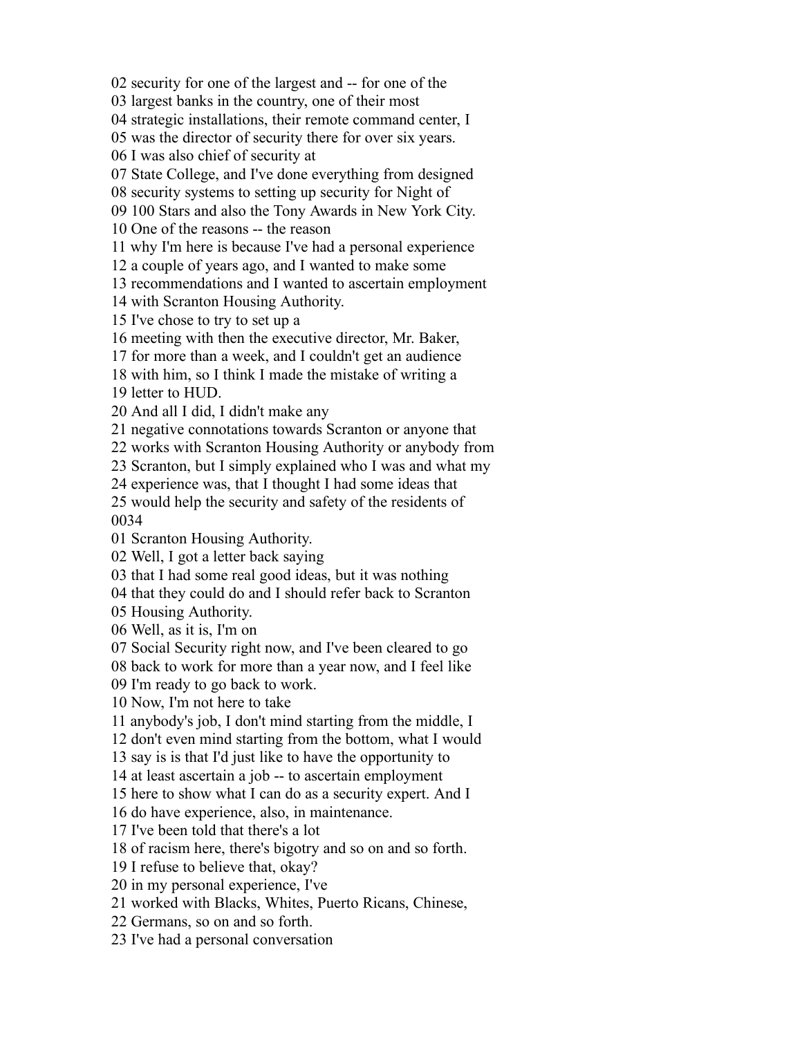02 security for one of the largest and -- for one of the
03 largest banks in the country, one of their most
04 strategic installations, their remote command center, I
05 was the director of security there for over six years.
06 I was also chief of security at
07 State College, and I've done everything from designed
08 security systems to setting up security for Night of
09 100 Stars and also the Tony Awards in New York City.
10 One of the reasons -- the reason
11 why I'm here is because I've had a personal experience
12 a couple of years ago, and I wanted to make some
13 recommendations and I wanted to ascertain employment
14 with Scranton Housing Authority.
15 I've chose to try to set up a
16 meeting with then the executive director, Mr. Baker,
17 for more than a week, and I couldn't get an audience
18 with him, so I think I made the mistake of writing a
19 letter to HUD.
20 And all I did, I didn't make any
21 negative connotations towards Scranton or anyone that
22 works with Scranton Housing Authority or anybody from
23 Scranton, but I simply explained who I was and what my
24 experience was, that I thought I had some ideas that
25 would help the security and safety of the residents of
0034
01 Scranton Housing Authority.
02 Well, I got a letter back saying
03 that I had some real good ideas, but it was nothing
04 that they could do and I should refer back to Scranton
05 Housing Authority.
06 Well, as it is, I'm on
07 Social Security right now, and I've been cleared to go
08 back to work for more than a year now, and I feel like
09 I'm ready to go back to work.
10 Now, I'm not here to take
11 anybody's job, I don't mind starting from the middle, I
12 don't even mind starting from the bottom, what I would
13 say is is that I'd just like to have the opportunity to
14 at least ascertain a job -- to ascertain employment
15 here to show what I can do as a security expert. And I
16 do have experience, also, in maintenance.
17 I've been told that there's a lot
18 of racism here, there's bigotry and so on and so forth.
19 I refuse to believe that, okay?
20 in my personal experience, I've
21 worked with Blacks, Whites, Puerto Ricans, Chinese,
22 Germans, so on and so forth.
23 I've had a personal conversation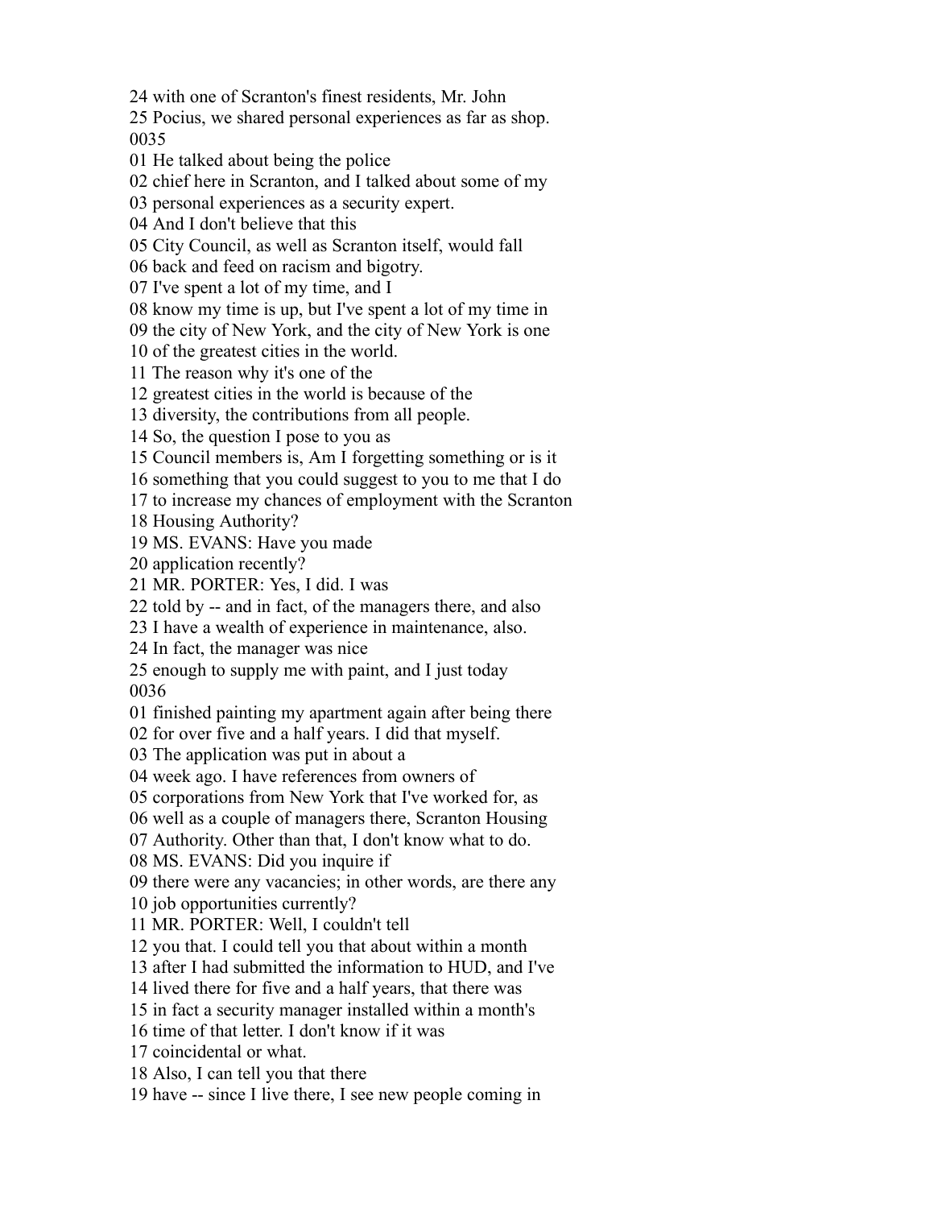24 with one of Scranton's finest residents, Mr. John
25 Pocius, we shared personal experiences as far as shop.
0035
01 He talked about being the police
02 chief here in Scranton, and I talked about some of my
03 personal experiences as a security expert.
04 And I don't believe that this
05 City Council, as well as Scranton itself, would fall
06 back and feed on racism and bigotry.
07 I've spent a lot of my time, and I
08 know my time is up, but I've spent a lot of my time in
09 the city of New York, and the city of New York is one
10 of the greatest cities in the world.
11 The reason why it's one of the
12 greatest cities in the world is because of the
13 diversity, the contributions from all people.
14 So, the question I pose to you as
15 Council members is, Am I forgetting something or is it
16 something that you could suggest to you to me that I do
17 to increase my chances of employment with the Scranton
18 Housing Authority?
19 MS. EVANS: Have you made
20 application recently?
21 MR. PORTER: Yes, I did. I was
22 told by -- and in fact, of the managers there, and also
23 I have a wealth of experience in maintenance, also.
24 In fact, the manager was nice
25 enough to supply me with paint, and I just today
0036
01 finished painting my apartment again after being there
02 for over five and a half years. I did that myself.
03 The application was put in about a
04 week ago. I have references from owners of
05 corporations from New York that I've worked for, as
06 well as a couple of managers there, Scranton Housing
07 Authority. Other than that, I don't know what to do.
08 MS. EVANS: Did you inquire if
09 there were any vacancies; in other words, are there any
10 job opportunities currently?
11 MR. PORTER: Well, I couldn't tell
12 you that. I could tell you that about within a month
13 after I had submitted the information to HUD, and I've
14 lived there for five and a half years, that there was
15 in fact a security manager installed within a month's
16 time of that letter. I don't know if it was
17 coincidental or what.
18 Also, I can tell you that there
19 have -- since I live there, I see new people coming in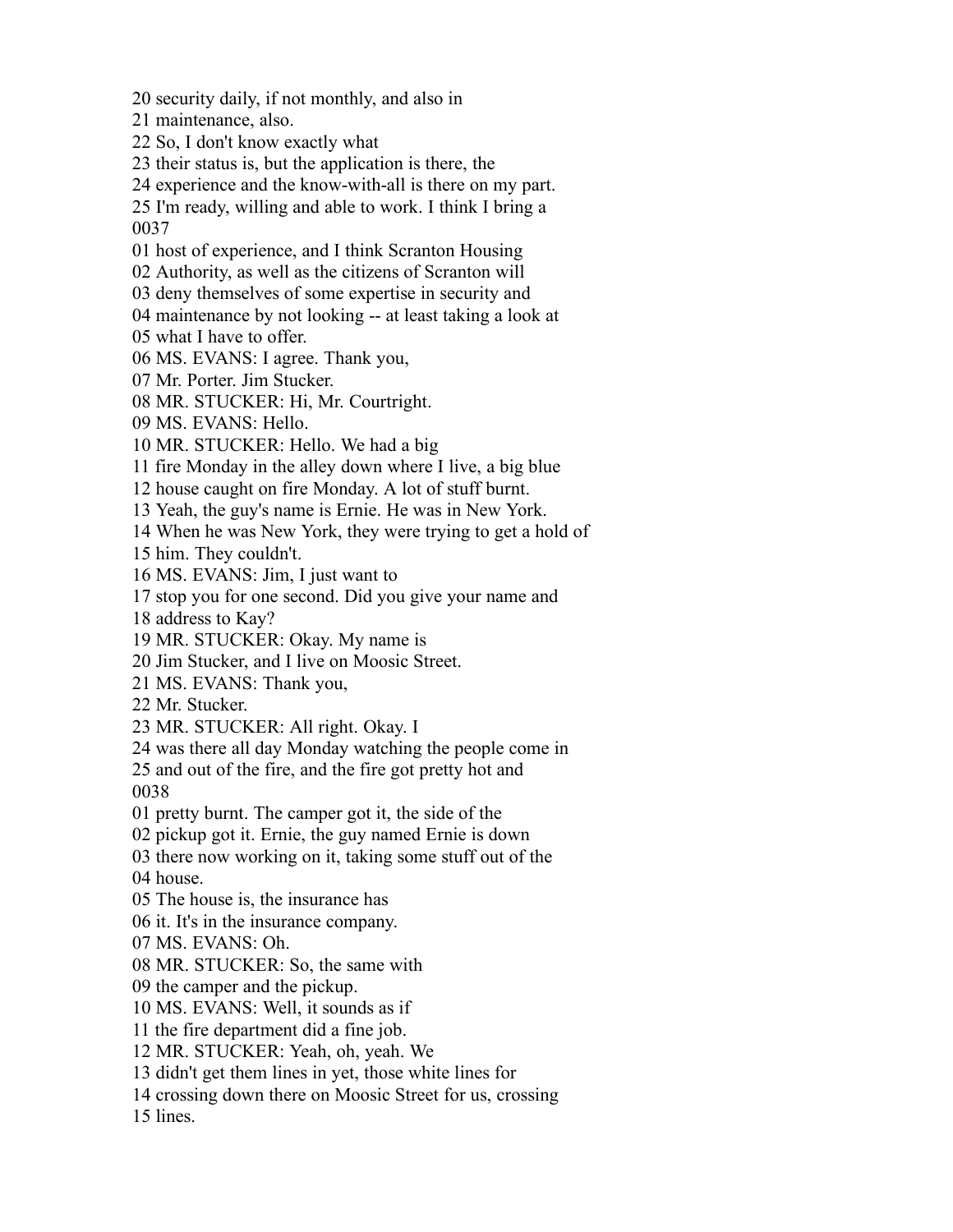20 security daily, if not monthly, and also in
21 maintenance, also.
22 So, I don't know exactly what
23 their status is, but the application is there, the
24 experience and the know-with-all is there on my part.
25 I'm ready, willing and able to work. I think I bring a
0037
01 host of experience, and I think Scranton Housing
02 Authority, as well as the citizens of Scranton will
03 deny themselves of some expertise in security and
04 maintenance by not looking -- at least taking a look at
05 what I have to offer.
06 MS. EVANS: I agree. Thank you,
07 Mr. Porter. Jim Stucker.
08 MR. STUCKER: Hi, Mr. Courtright.
09 MS. EVANS: Hello.
10 MR. STUCKER: Hello. We had a big
11 fire Monday in the alley down where I live, a big blue
12 house caught on fire Monday. A lot of stuff burnt.
13 Yeah, the guy's name is Ernie. He was in New York.
14 When he was New York, they were trying to get a hold of
15 him. They couldn't.
16 MS. EVANS: Jim, I just want to
17 stop you for one second. Did you give your name and
18 address to Kay?
19 MR. STUCKER: Okay. My name is
20 Jim Stucker, and I live on Moosic Street.
21 MS. EVANS: Thank you,
22 Mr. Stucker.
23 MR. STUCKER: All right. Okay. I
24 was there all day Monday watching the people come in
25 and out of the fire, and the fire got pretty hot and
0038
01 pretty burnt. The camper got it, the side of the
02 pickup got it. Ernie, the guy named Ernie is down
03 there now working on it, taking some stuff out of the
04 house.
05 The house is, the insurance has
06 it. It's in the insurance company.
07 MS. EVANS: Oh.
08 MR. STUCKER: So, the same with
09 the camper and the pickup.
10 MS. EVANS: Well, it sounds as if
11 the fire department did a fine job.
12 MR. STUCKER: Yeah, oh, yeah. We
13 didn't get them lines in yet, those white lines for
14 crossing down there on Moosic Street for us, crossing
15 lines.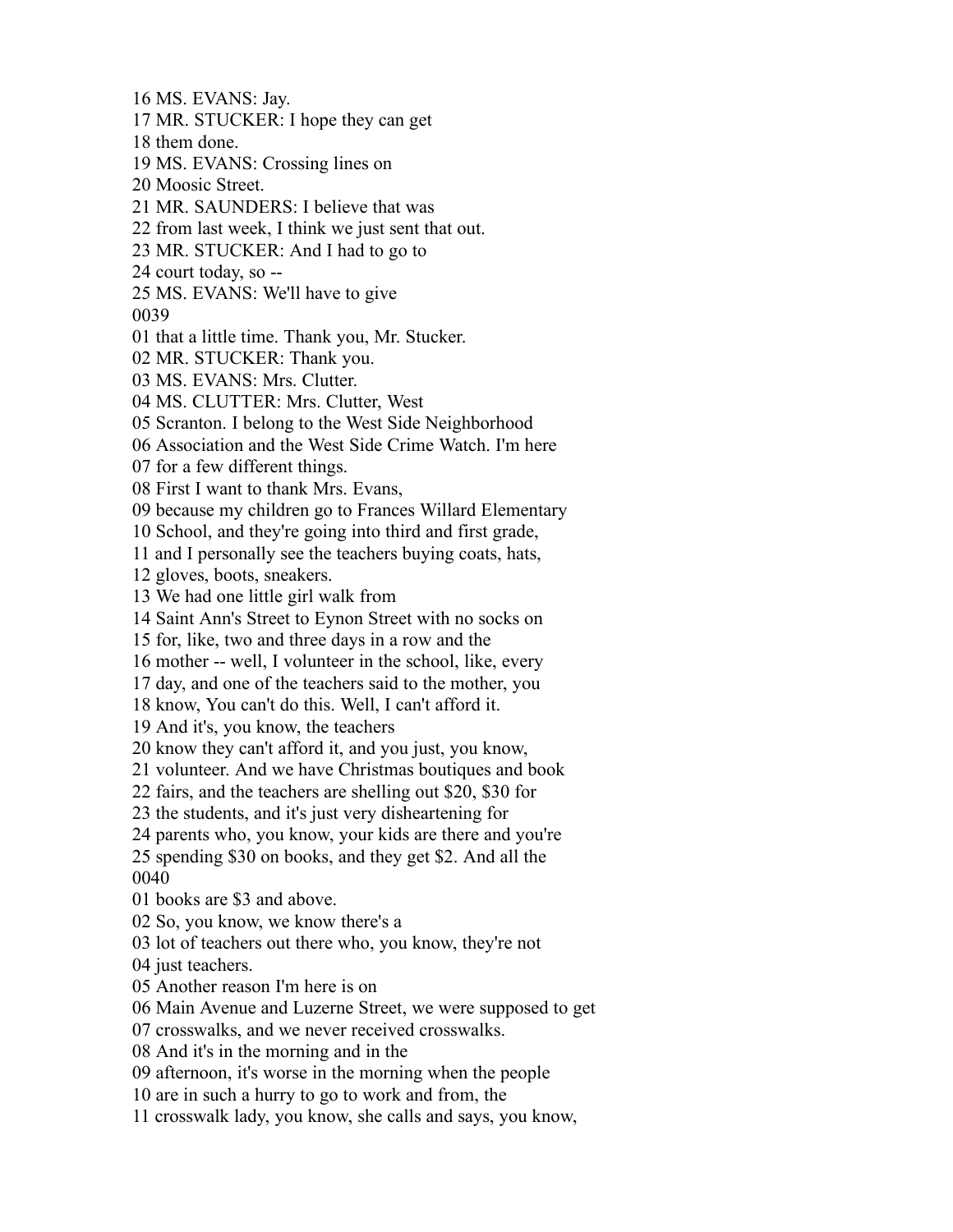16 MS. EVANS: Jay.
17 MR. STUCKER: I hope they can get
18 them done.
19 MS. EVANS: Crossing lines on
20 Moosic Street.
21 MR. SAUNDERS: I believe that was
22 from last week, I think we just sent that out.
23 MR. STUCKER: And I had to go to
24 court today, so --
25 MS. EVANS: We'll have to give
0039
01 that a little time. Thank you, Mr. Stucker.
02 MR. STUCKER: Thank you.
03 MS. EVANS: Mrs. Clutter.
04 MS. CLUTTER: Mrs. Clutter, West
05 Scranton. I belong to the West Side Neighborhood
06 Association and the West Side Crime Watch. I'm here
07 for a few different things.
08 First I want to thank Mrs. Evans,
09 because my children go to Frances Willard Elementary
10 School, and they're going into third and first grade,
11 and I personally see the teachers buying coats, hats,
12 gloves, boots, sneakers.
13 We had one little girl walk from
14 Saint Ann's Street to Eynon Street with no socks on
15 for, like, two and three days in a row and the
16 mother -- well, I volunteer in the school, like, every
17 day, and one of the teachers said to the mother, you
18 know, You can't do this. Well, I can't afford it.
19 And it's, you know, the teachers
20 know they can't afford it, and you just, you know,
21 volunteer. And we have Christmas boutiques and book
22 fairs, and the teachers are shelling out $20, $30 for
23 the students, and it's just very disheartening for
24 parents who, you know, your kids are there and you're
25 spending $30 on books, and they get $2. And all the
0040
01 books are $3 and above.
02 So, you know, we know there's a
03 lot of teachers out there who, you know, they're not
04 just teachers.
05 Another reason I'm here is on
06 Main Avenue and Luzerne Street, we were supposed to get
07 crosswalks, and we never received crosswalks.
08 And it's in the morning and in the
09 afternoon, it's worse in the morning when the people
10 are in such a hurry to go to work and from, the
11 crosswalk lady, you know, she calls and says, you know,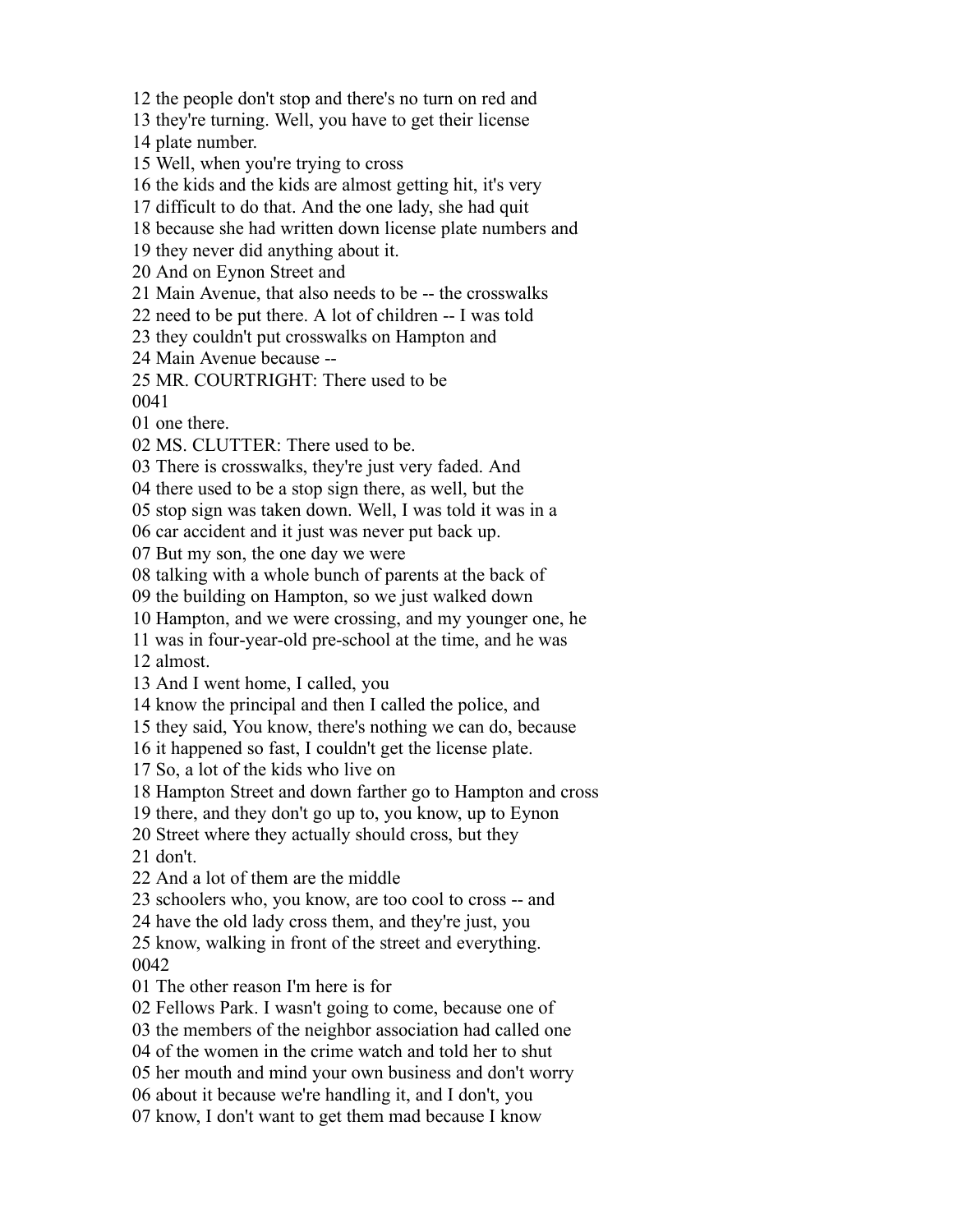12 the people don't stop and there's no turn on red and
13 they're turning. Well, you have to get their license
14 plate number.
15 Well, when you're trying to cross
16 the kids and the kids are almost getting hit, it's very
17 difficult to do that. And the one lady, she had quit
18 because she had written down license plate numbers and
19 they never did anything about it.
20 And on Eynon Street and
21 Main Avenue, that also needs to be -- the crosswalks
22 need to be put there. A lot of children -- I was told
23 they couldn't put crosswalks on Hampton and
24 Main Avenue because --
25 MR. COURTRIGHT: There used to be
0041
01 one there.
02 MS. CLUTTER: There used to be.
03 There is crosswalks, they're just very faded. And
04 there used to be a stop sign there, as well, but the
05 stop sign was taken down. Well, I was told it was in a
06 car accident and it just was never put back up.
07 But my son, the one day we were
08 talking with a whole bunch of parents at the back of
09 the building on Hampton, so we just walked down
10 Hampton, and we were crossing, and my younger one, he
11 was in four-year-old pre-school at the time, and he was
12 almost.
13 And I went home, I called, you
14 know the principal and then I called the police, and
15 they said, You know, there's nothing we can do, because
16 it happened so fast, I couldn't get the license plate.
17 So, a lot of the kids who live on
18 Hampton Street and down farther go to Hampton and cross
19 there, and they don't go up to, you know, up to Eynon
20 Street where they actually should cross, but they
21 don't.
22 And a lot of them are the middle
23 schoolers who, you know, are too cool to cross -- and
24 have the old lady cross them, and they're just, you
25 know, walking in front of the street and everything.
0042
01 The other reason I'm here is for
02 Fellows Park. I wasn't going to come, because one of
03 the members of the neighbor association had called one
04 of the women in the crime watch and told her to shut
05 her mouth and mind your own business and don't worry
06 about it because we're handling it, and I don't, you
07 know, I don't want to get them mad because I know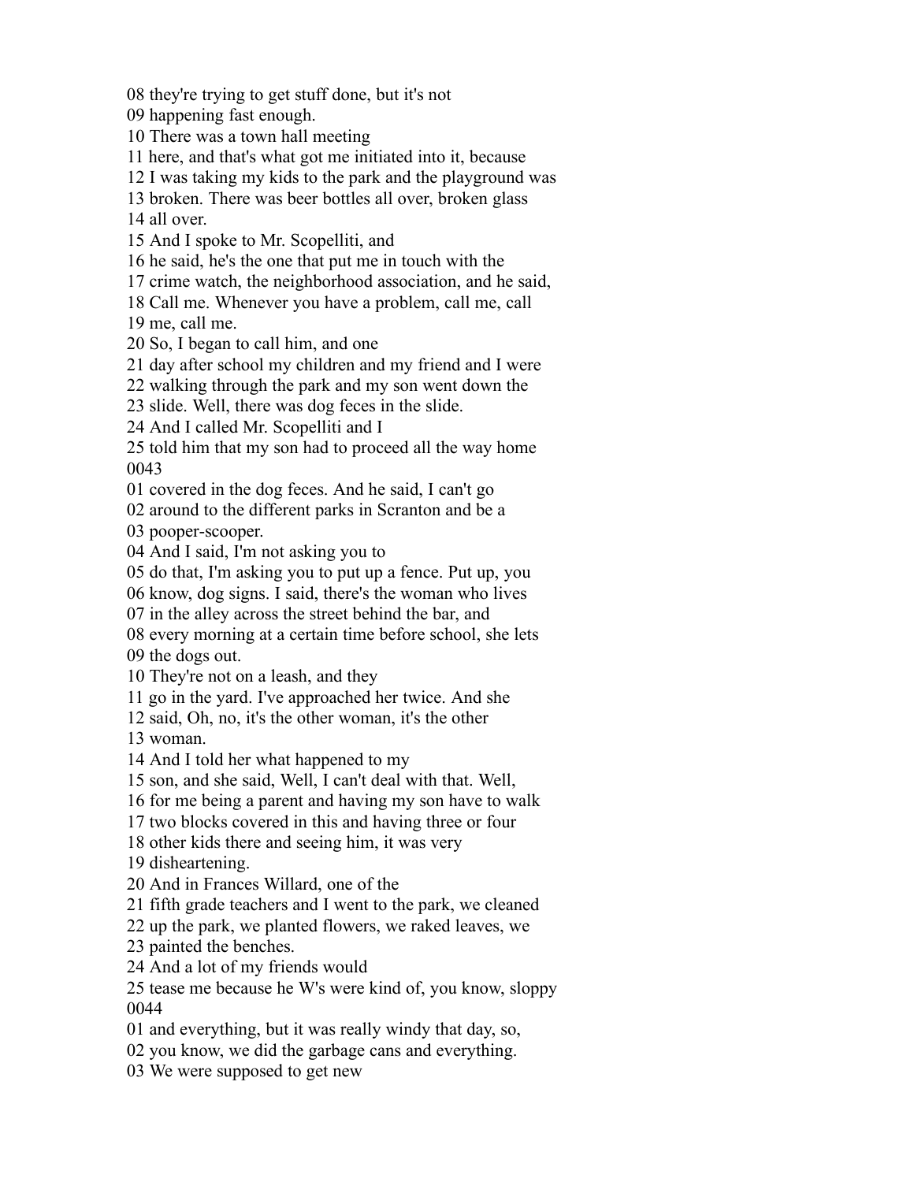08 they're trying to get stuff done, but it's not
09 happening fast enough.
10 There was a town hall meeting
11 here, and that's what got me initiated into it, because
12 I was taking my kids to the park and the playground was
13 broken. There was beer bottles all over, broken glass
14 all over.
15 And I spoke to Mr. Scopelliti, and
16 he said, he's the one that put me in touch with the
17 crime watch, the neighborhood association, and he said,
18 Call me. Whenever you have a problem, call me, call
19 me, call me.
20 So, I began to call him, and one
21 day after school my children and my friend and I were
22 walking through the park and my son went down the
23 slide. Well, there was dog feces in the slide.
24 And I called Mr. Scopelliti and I
25 told him that my son had to proceed all the way home
0043
01 covered in the dog feces. And he said, I can't go
02 around to the different parks in Scranton and be a
03 pooper-scooper.
04 And I said, I'm not asking you to
05 do that, I'm asking you to put up a fence. Put up, you
06 know, dog signs. I said, there's the woman who lives
07 in the alley across the street behind the bar, and
08 every morning at a certain time before school, she lets
09 the dogs out.
10 They're not on a leash, and they
11 go in the yard. I've approached her twice. And she
12 said, Oh, no, it's the other woman, it's the other
13 woman.
14 And I told her what happened to my
15 son, and she said, Well, I can't deal with that. Well,
16 for me being a parent and having my son have to walk
17 two blocks covered in this and having three or four
18 other kids there and seeing him, it was very
19 disheartening.
20 And in Frances Willard, one of the
21 fifth grade teachers and I went to the park, we cleaned
22 up the park, we planted flowers, we raked leaves, we
23 painted the benches.
24 And a lot of my friends would
25 tease me because he W's were kind of, you know, sloppy
0044
01 and everything, but it was really windy that day, so,
02 you know, we did the garbage cans and everything.
03 We were supposed to get new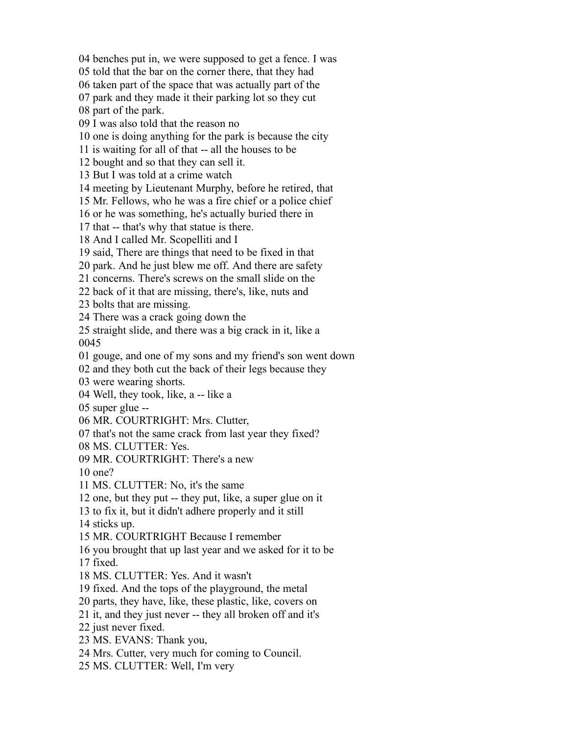04 benches put in, we were supposed to get a fence. I was
05 told that the bar on the corner there, that they had
06 taken part of the space that was actually part of the
07 park and they made it their parking lot so they cut
08 part of the park.
09 I was also told that the reason no
10 one is doing anything for the park is because the city
11 is waiting for all of that -- all the houses to be
12 bought and so that they can sell it.
13 But I was told at a crime watch
14 meeting by Lieutenant Murphy, before he retired, that
15 Mr. Fellows, who he was a fire chief or a police chief
16 or he was something, he's actually buried there in
17 that -- that's why that statue is there.
18 And I called Mr. Scopelliti and I
19 said, There are things that need to be fixed in that
20 park. And he just blew me off. And there are safety
21 concerns. There's screws on the small slide on the
22 back of it that are missing, there's, like, nuts and
23 bolts that are missing.
24 There was a crack going down the
25 straight slide, and there was a big crack in it, like a
0045
01 gouge, and one of my sons and my friend's son went down
02 and they both cut the back of their legs because they
03 were wearing shorts.
04 Well, they took, like, a -- like a
05 super glue --
06 MR. COURTRIGHT: Mrs. Clutter,
07 that's not the same crack from last year they fixed?
08 MS. CLUTTER: Yes.
09 MR. COURTRIGHT: There's a new
10 one?
11 MS. CLUTTER: No, it's the same
12 one, but they put -- they put, like, a super glue on it
13 to fix it, but it didn't adhere properly and it still
14 sticks up.
15 MR. COURTRIGHT Because I remember
16 you brought that up last year and we asked for it to be
17 fixed.
18 MS. CLUTTER: Yes. And it wasn't
19 fixed. And the tops of the playground, the metal
20 parts, they have, like, these plastic, like, covers on
21 it, and they just never -- they all broken off and it's
22 just never fixed.
23 MS. EVANS: Thank you,
24 Mrs. Cutter, very much for coming to Council.
25 MS. CLUTTER: Well, I'm very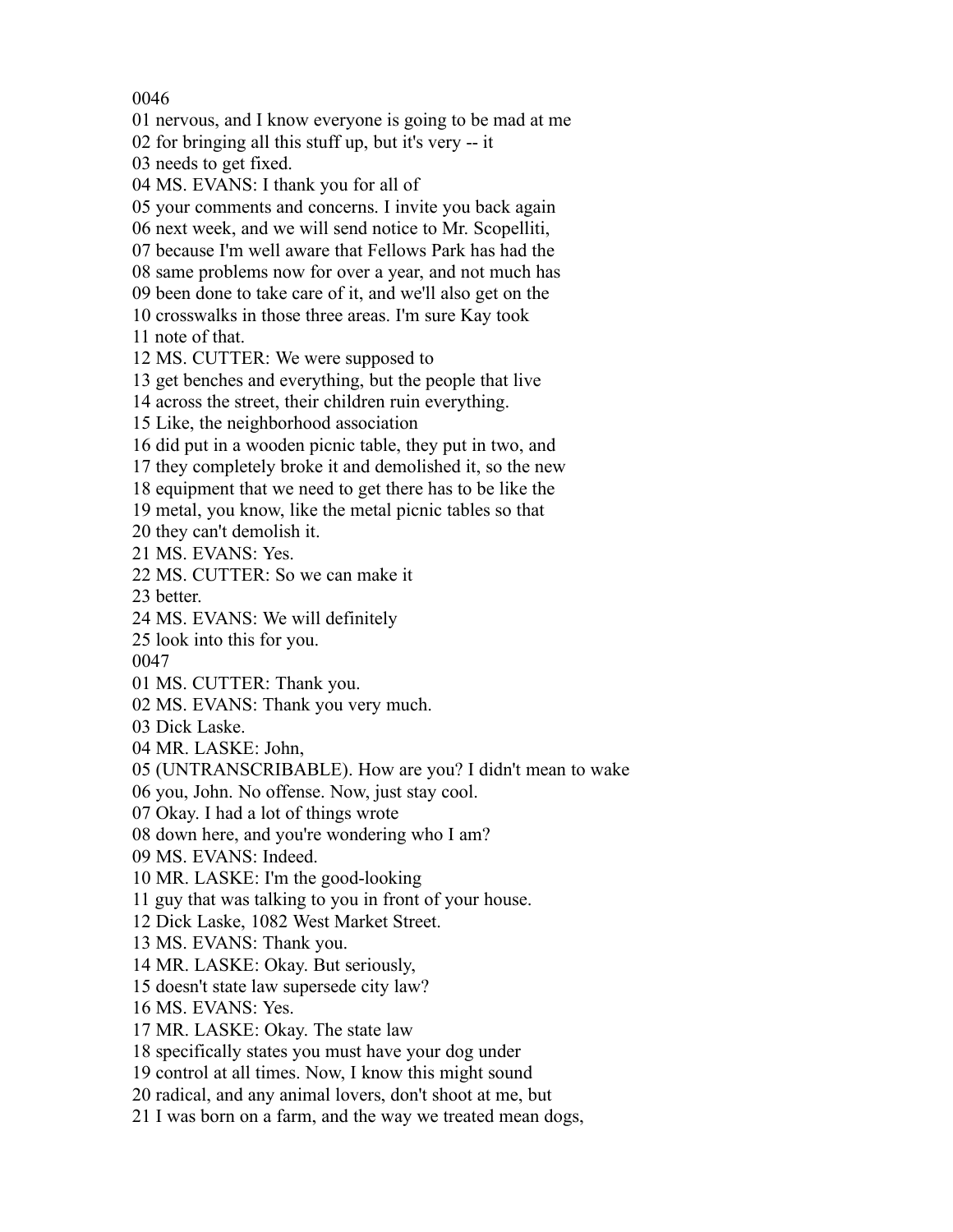0046
01 nervous, and I know everyone is going to be mad at me
02 for bringing all this stuff up, but it's very -- it
03 needs to get fixed.
04 MS. EVANS: I thank you for all of
05 your comments and concerns. I invite you back again
06 next week, and we will send notice to Mr. Scopelliti,
07 because I'm well aware that Fellows Park has had the
08 same problems now for over a year, and not much has
09 been done to take care of it, and we'll also get on the
10 crosswalks in those three areas. I'm sure Kay took
11 note of that.
12 MS. CUTTER: We were supposed to
13 get benches and everything, but the people that live
14 across the street, their children ruin everything.
15 Like, the neighborhood association
16 did put in a wooden picnic table, they put in two, and
17 they completely broke it and demolished it, so the new
18 equipment that we need to get there has to be like the
19 metal, you know, like the metal picnic tables so that
20 they can't demolish it.
21 MS. EVANS: Yes.
22 MS. CUTTER: So we can make it
23 better.
24 MS. EVANS: We will definitely
25 look into this for you.
0047
01 MS. CUTTER: Thank you.
02 MS. EVANS: Thank you very much.
03 Dick Laske.
04 MR. LASKE: John,
05 (UNTRANSCRIBABLE). How are you? I didn't mean to wake
06 you, John. No offense. Now, just stay cool.
07 Okay. I had a lot of things wrote
08 down here, and you're wondering who I am?
09 MS. EVANS: Indeed.
10 MR. LASKE: I'm the good-looking
11 guy that was talking to you in front of your house.
12 Dick Laske, 1082 West Market Street.
13 MS. EVANS: Thank you.
14 MR. LASKE: Okay. But seriously,
15 doesn't state law supersede city law?
16 MS. EVANS: Yes.
17 MR. LASKE: Okay. The state law
18 specifically states you must have your dog under
19 control at all times. Now, I know this might sound
20 radical, and any animal lovers, don't shoot at me, but
21 I was born on a farm, and the way we treated mean dogs,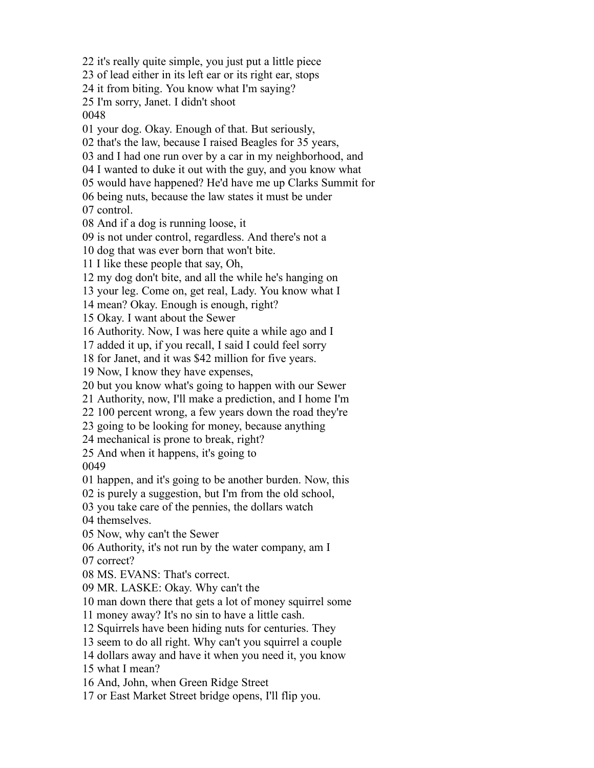22 it's really quite simple, you just put a little piece
23 of lead either in its left ear or its right ear, stops
24 it from biting. You know what I'm saying?
25 I'm sorry, Janet. I didn't shoot
0048
01 your dog. Okay. Enough of that. But seriously,
02 that's the law, because I raised Beagles for 35 years,
03 and I had one run over by a car in my neighborhood, and
04 I wanted to duke it out with the guy, and you know what
05 would have happened? He'd have me up Clarks Summit for
06 being nuts, because the law states it must be under
07 control.
08 And if a dog is running loose, it
09 is not under control, regardless. And there's not a
10 dog that was ever born that won't bite.
11 I like these people that say, Oh,
12 my dog don't bite, and all the while he's hanging on
13 your leg. Come on, get real, Lady. You know what I
14 mean? Okay. Enough is enough, right?
15 Okay. I want about the Sewer
16 Authority. Now, I was here quite a while ago and I
17 added it up, if you recall, I said I could feel sorry
18 for Janet, and it was $42 million for five years.
19 Now, I know they have expenses,
20 but you know what's going to happen with our Sewer
21 Authority, now, I'll make a prediction, and I home I'm
22 100 percent wrong, a few years down the road they're
23 going to be looking for money, because anything
24 mechanical is prone to break, right?
25 And when it happens, it's going to
0049
01 happen, and it's going to be another burden. Now, this
02 is purely a suggestion, but I'm from the old school,
03 you take care of the pennies, the dollars watch
04 themselves.
05 Now, why can't the Sewer
06 Authority, it's not run by the water company, am I
07 correct?
08 MS. EVANS: That's correct.
09 MR. LASKE: Okay. Why can't the
10 man down there that gets a lot of money squirrel some
11 money away? It's no sin to have a little cash.
12 Squirrels have been hiding nuts for centuries. They
13 seem to do all right. Why can't you squirrel a couple
14 dollars away and have it when you need it, you know
15 what I mean?
16 And, John, when Green Ridge Street
17 or East Market Street bridge opens, I'll flip you.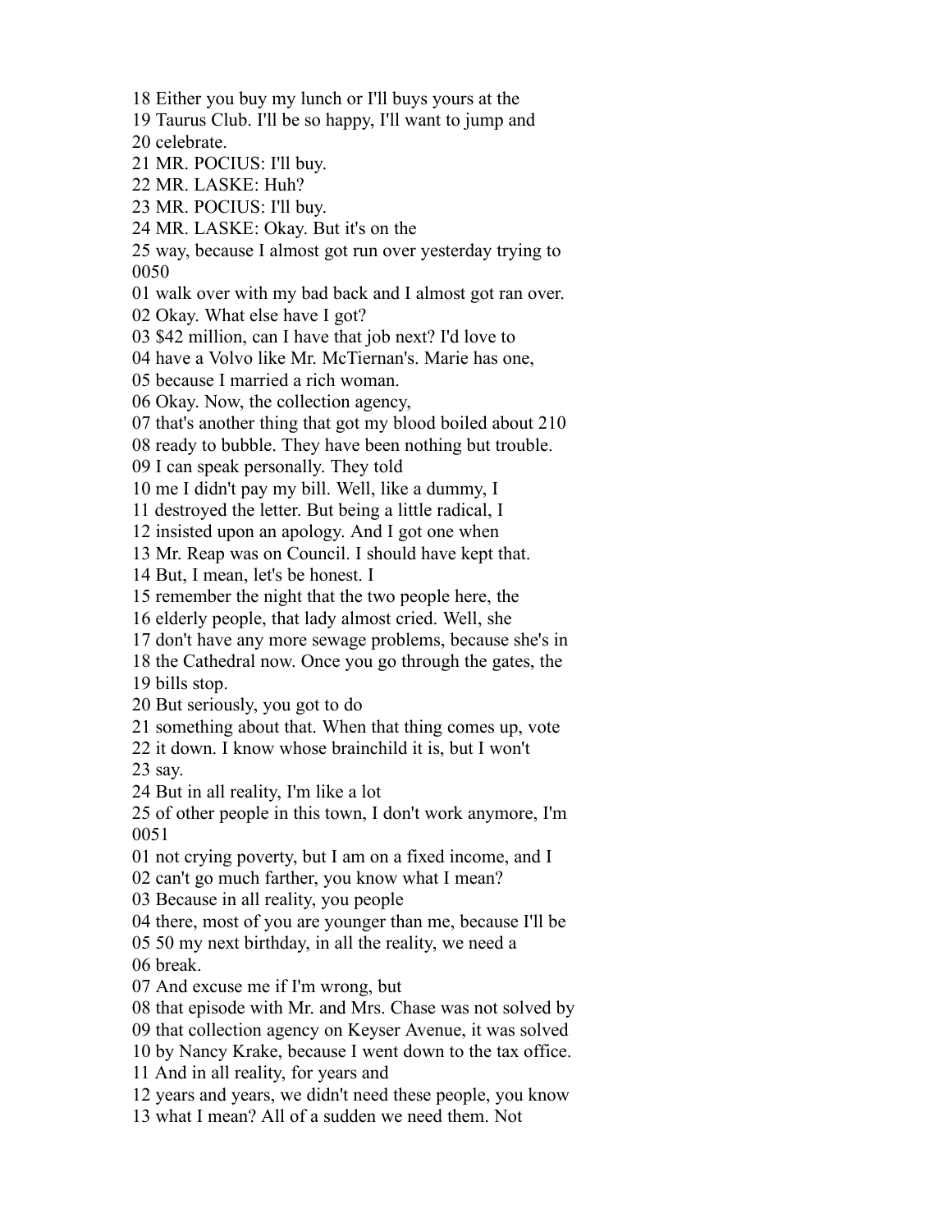18 Either you buy my lunch or I'll buys yours at the
19 Taurus Club. I'll be so happy, I'll want to jump and
20 celebrate.
21 MR. POCIUS: I'll buy.
22 MR. LASKE: Huh?
23 MR. POCIUS: I'll buy.
24 MR. LASKE: Okay. But it's on the
25 way, because I almost got run over yesterday trying to
0050
01 walk over with my bad back and I almost got ran over.
02 Okay. What else have I got?
03 $42 million, can I have that job next? I'd love to
04 have a Volvo like Mr. McTiernan's. Marie has one,
05 because I married a rich woman.
06 Okay. Now, the collection agency,
07 that's another thing that got my blood boiled about 210
08 ready to bubble. They have been nothing but trouble.
09 I can speak personally. They told
10 me I didn't pay my bill. Well, like a dummy, I
11 destroyed the letter. But being a little radical, I
12 insisted upon an apology. And I got one when
13 Mr. Reap was on Council. I should have kept that.
14 But, I mean, let's be honest. I
15 remember the night that the two people here, the
16 elderly people, that lady almost cried. Well, she
17 don't have any more sewage problems, because she's in
18 the Cathedral now. Once you go through the gates, the
19 bills stop.
20 But seriously, you got to do
21 something about that. When that thing comes up, vote
22 it down. I know whose brainchild it is, but I won't
23 say.
24 But in all reality, I'm like a lot
25 of other people in this town, I don't work anymore, I'm
0051
01 not crying poverty, but I am on a fixed income, and I
02 can't go much farther, you know what I mean?
03 Because in all reality, you people
04 there, most of you are younger than me, because I'll be
05 50 my next birthday, in all the reality, we need a
06 break.
07 And excuse me if I'm wrong, but
08 that episode with Mr. and Mrs. Chase was not solved by
09 that collection agency on Keyser Avenue, it was solved
10 by Nancy Krake, because I went down to the tax office.
11 And in all reality, for years and
12 years and years, we didn't need these people, you know
13 what I mean? All of a sudden we need them. Not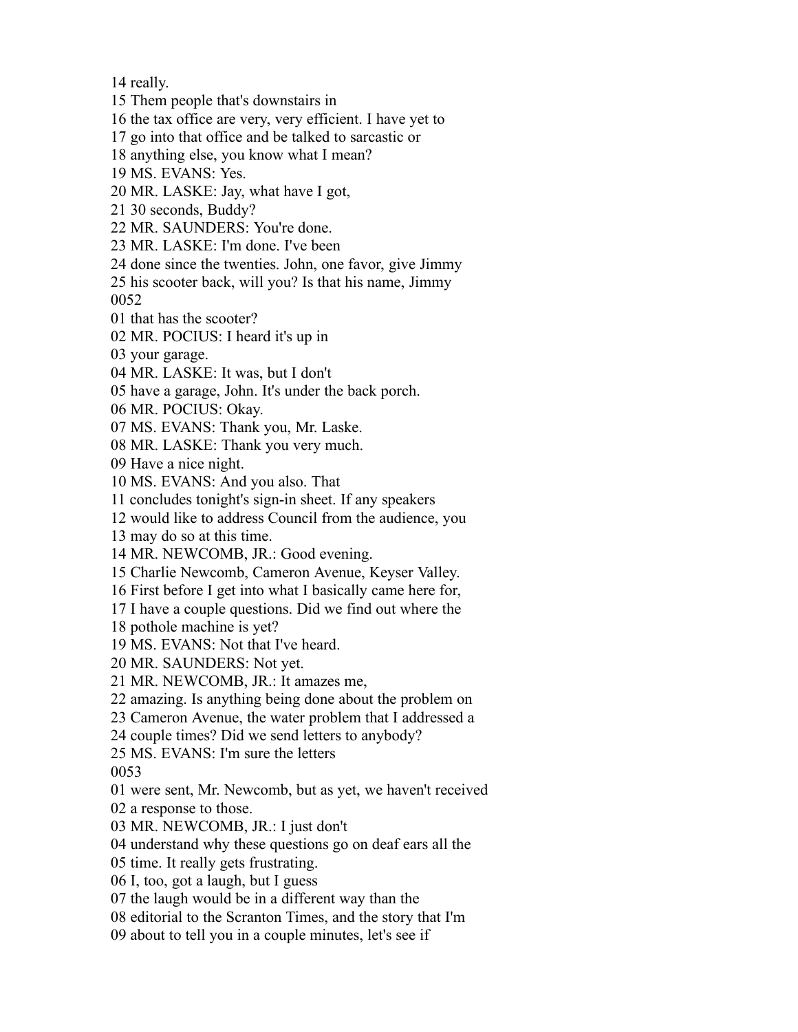14 really.
15 Them people that's downstairs in
16 the tax office are very, very efficient. I have yet to
17 go into that office and be talked to sarcastic or
18 anything else, you know what I mean?
19 MS. EVANS: Yes.
20 MR. LASKE: Jay, what have I got,
21 30 seconds, Buddy?
22 MR. SAUNDERS: You're done.
23 MR. LASKE: I'm done. I've been
24 done since the twenties. John, one favor, give Jimmy
25 his scooter back, will you? Is that his name, Jimmy
0052
01 that has the scooter?
02 MR. POCIUS: I heard it's up in
03 your garage.
04 MR. LASKE: It was, but I don't
05 have a garage, John. It's under the back porch.
06 MR. POCIUS: Okay.
07 MS. EVANS: Thank you, Mr. Laske.
08 MR. LASKE: Thank you very much.
09 Have a nice night.
10 MS. EVANS: And you also. That
11 concludes tonight's sign-in sheet. If any speakers
12 would like to address Council from the audience, you
13 may do so at this time.
14 MR. NEWCOMB, JR.: Good evening.
15 Charlie Newcomb, Cameron Avenue, Keyser Valley.
16 First before I get into what I basically came here for,
17 I have a couple questions. Did we find out where the
18 pothole machine is yet?
19 MS. EVANS: Not that I've heard.
20 MR. SAUNDERS: Not yet.
21 MR. NEWCOMB, JR.: It amazes me,
22 amazing. Is anything being done about the problem on
23 Cameron Avenue, the water problem that I addressed a
24 couple times? Did we send letters to anybody?
25 MS. EVANS: I'm sure the letters
0053
01 were sent, Mr. Newcomb, but as yet, we haven't received
02 a response to those.
03 MR. NEWCOMB, JR.: I just don't
04 understand why these questions go on deaf ears all the
05 time. It really gets frustrating.
06 I, too, got a laugh, but I guess
07 the laugh would be in a different way than the
08 editorial to the Scranton Times, and the story that I'm
09 about to tell you in a couple minutes, let's see if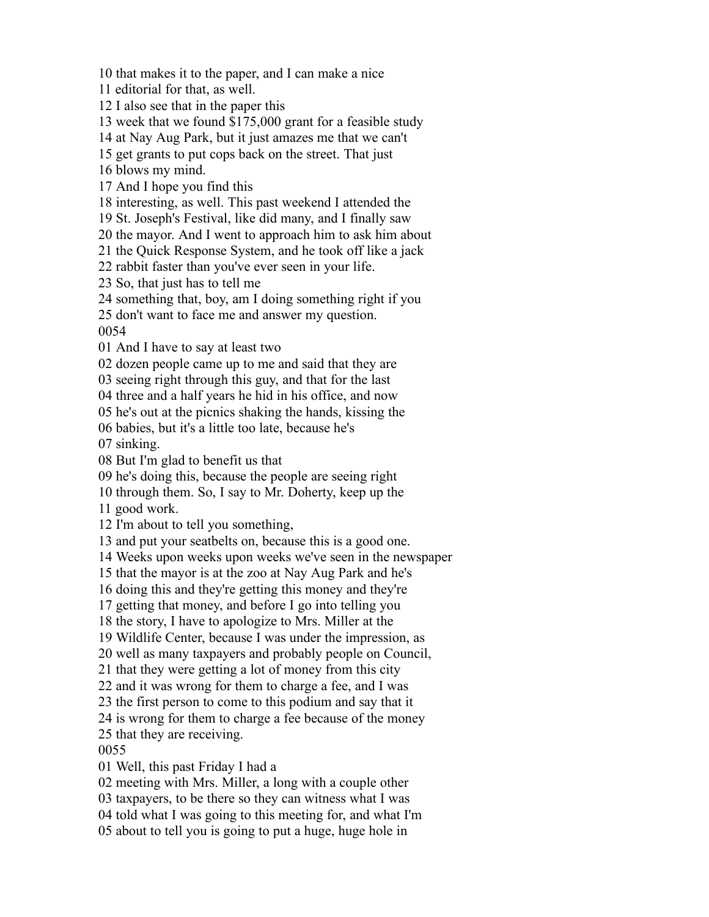10 that makes it to the paper, and I can make a nice
11 editorial for that, as well.
12 I also see that in the paper this
13 week that we found $175,000 grant for a feasible study
14 at Nay Aug Park, but it just amazes me that we can't
15 get grants to put cops back on the street. That just
16 blows my mind.
17 And I hope you find this
18 interesting, as well. This past weekend I attended the
19 St. Joseph's Festival, like did many, and I finally saw
20 the mayor. And I went to approach him to ask him about
21 the Quick Response System, and he took off like a jack
22 rabbit faster than you've ever seen in your life.
23 So, that just has to tell me
24 something that, boy, am I doing something right if you
25 don't want to face me and answer my question.
0054
01 And I have to say at least two
02 dozen people came up to me and said that they are
03 seeing right through this guy, and that for the last
04 three and a half years he hid in his office, and now
05 he's out at the picnics shaking the hands, kissing the
06 babies, but it's a little too late, because he's
07 sinking.
08 But I'm glad to benefit us that
09 he's doing this, because the people are seeing right
10 through them. So, I say to Mr. Doherty, keep up the
11 good work.
12 I'm about to tell you something,
13 and put your seatbelts on, because this is a good one.
14 Weeks upon weeks upon weeks we've seen in the newspaper
15 that the mayor is at the zoo at Nay Aug Park and he's
16 doing this and they're getting this money and they're
17 getting that money, and before I go into telling you
18 the story, I have to apologize to Mrs. Miller at the
19 Wildlife Center, because I was under the impression, as
20 well as many taxpayers and probably people on Council,
21 that they were getting a lot of money from this city
22 and it was wrong for them to charge a fee, and I was
23 the first person to come to this podium and say that it
24 is wrong for them to charge a fee because of the money
25 that they are receiving.
0055
01 Well, this past Friday I had a
02 meeting with Mrs. Miller, a long with a couple other
03 taxpayers, to be there so they can witness what I was
04 told what I was going to this meeting for, and what I'm
05 about to tell you is going to put a huge, huge hole in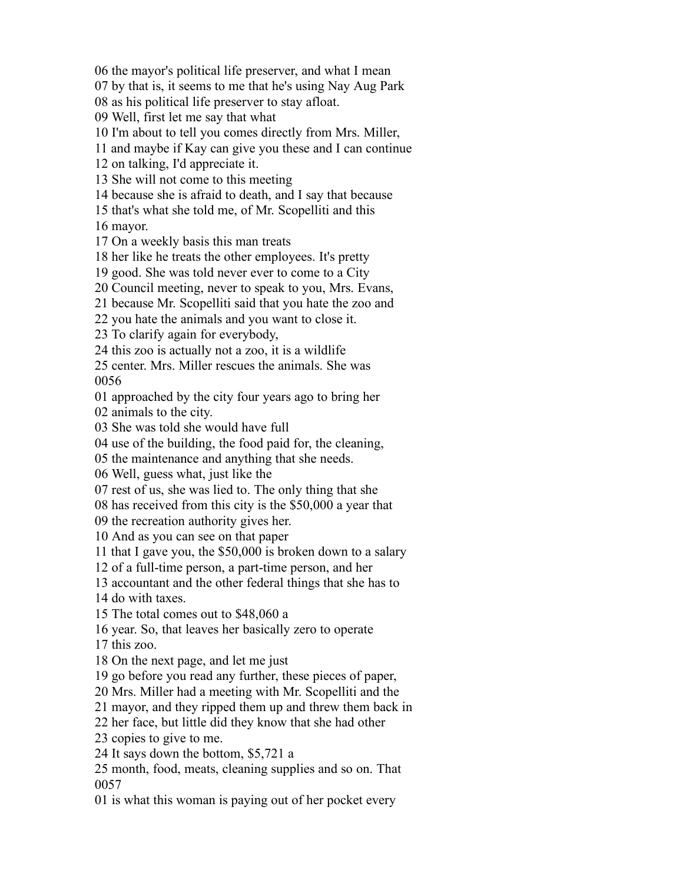06 the mayor's political life preserver, and what I mean
07 by that is, it seems to me that he's using Nay Aug Park
08 as his political life preserver to stay afloat.
09 Well, first let me say that what
10 I'm about to tell you comes directly from Mrs. Miller,
11 and maybe if Kay can give you these and I can continue
12 on talking, I'd appreciate it.
13 She will not come to this meeting
14 because she is afraid to death, and I say that because
15 that's what she told me, of Mr. Scopelliti and this
16 mayor.
17 On a weekly basis this man treats
18 her like he treats the other employees. It's pretty
19 good. She was told never ever to come to a City
20 Council meeting, never to speak to you, Mrs. Evans,
21 because Mr. Scopelliti said that you hate the zoo and
22 you hate the animals and you want to close it.
23 To clarify again for everybody,
24 this zoo is actually not a zoo, it is a wildlife
25 center. Mrs. Miller rescues the animals. She was
0056
01 approached by the city four years ago to bring her
02 animals to the city.
03 She was told she would have full
04 use of the building, the food paid for, the cleaning,
05 the maintenance and anything that she needs.
06 Well, guess what, just like the
07 rest of us, she was lied to. The only thing that she
08 has received from this city is the $50,000 a year that
09 the recreation authority gives her.
10 And as you can see on that paper
11 that I gave you, the $50,000 is broken down to a salary
12 of a full-time person, a part-time person, and her
13 accountant and the other federal things that she has to
14 do with taxes.
15 The total comes out to $48,060 a
16 year. So, that leaves her basically zero to operate
17 this zoo.
18 On the next page, and let me just
19 go before you read any further, these pieces of paper,
20 Mrs. Miller had a meeting with Mr. Scopelliti and the
21 mayor, and they ripped them up and threw them back in
22 her face, but little did they know that she had other
23 copies to give to me.
24 It says down the bottom, $5,721 a
25 month, food, meats, cleaning supplies and so on. That
0057
01 is what this woman is paying out of her pocket every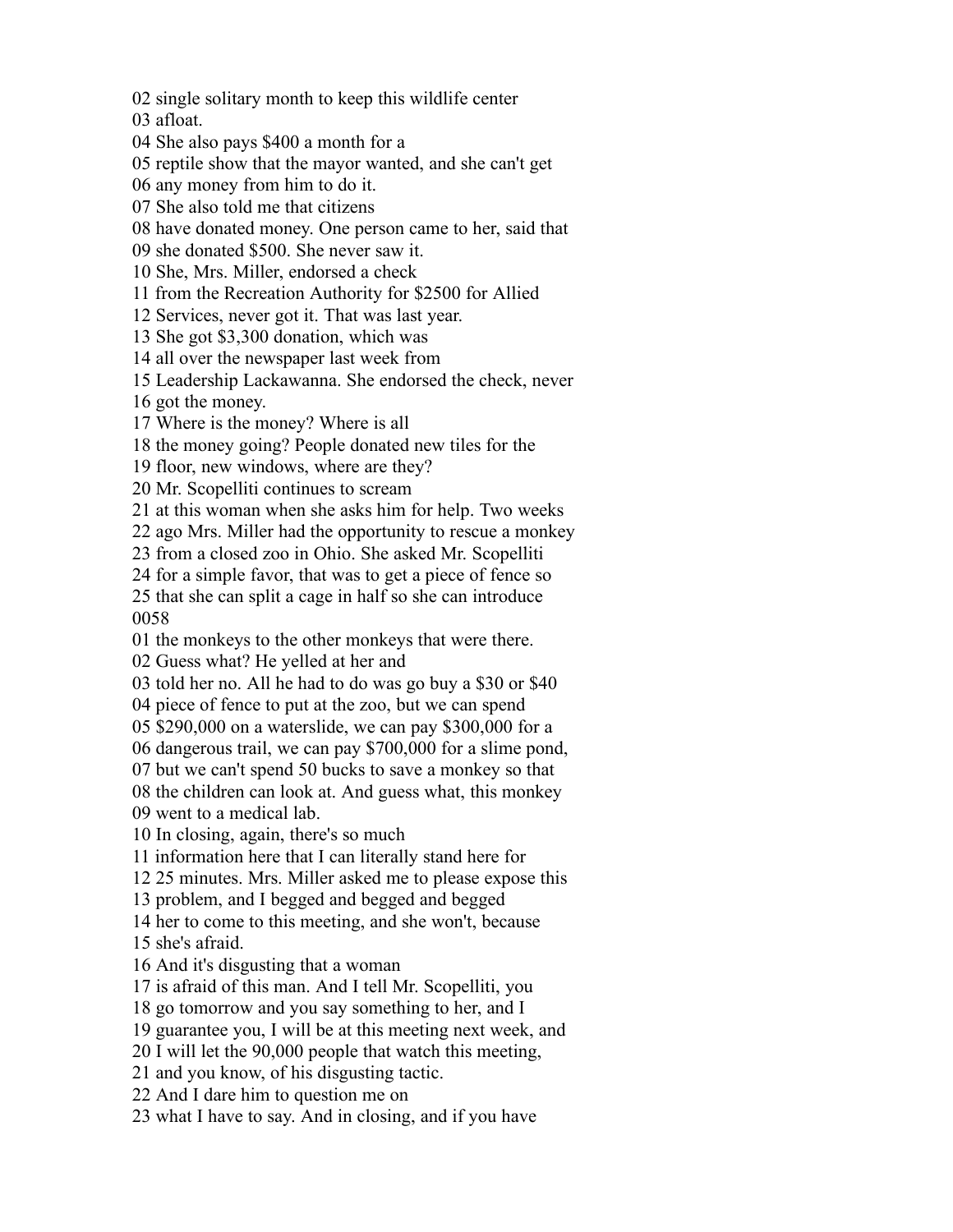02 single solitary month to keep this wildlife center
03 afloat.
04 She also pays $400 a month for a
05 reptile show that the mayor wanted, and she can't get
06 any money from him to do it.
07 She also told me that citizens
08 have donated money. One person came to her, said that
09 she donated $500. She never saw it.
10 She, Mrs. Miller, endorsed a check
11 from the Recreation Authority for $2500 for Allied
12 Services, never got it. That was last year.
13 She got $3,300 donation, which was
14 all over the newspaper last week from
15 Leadership Lackawanna. She endorsed the check, never
16 got the money.
17 Where is the money? Where is all
18 the money going? People donated new tiles for the
19 floor, new windows, where are they?
20 Mr. Scopelliti continues to scream
21 at this woman when she asks him for help. Two weeks
22 ago Mrs. Miller had the opportunity to rescue a monkey
23 from a closed zoo in Ohio. She asked Mr. Scopelliti
24 for a simple favor, that was to get a piece of fence so
25 that she can split a cage in half so she can introduce
0058
01 the monkeys to the other monkeys that were there.
02 Guess what? He yelled at her and
03 told her no. All he had to do was go buy a $30 or $40
04 piece of fence to put at the zoo, but we can spend
05 $290,000 on a waterslide, we can pay $300,000 for a
06 dangerous trail, we can pay $700,000 for a slime pond,
07 but we can't spend 50 bucks to save a monkey so that
08 the children can look at. And guess what, this monkey
09 went to a medical lab.
10 In closing, again, there's so much
11 information here that I can literally stand here for
12 25 minutes. Mrs. Miller asked me to please expose this
13 problem, and I begged and begged and begged
14 her to come to this meeting, and she won't, because
15 she's afraid.
16 And it's disgusting that a woman
17 is afraid of this man. And I tell Mr. Scopelliti, you
18 go tomorrow and you say something to her, and I
19 guarantee you, I will be at this meeting next week, and
20 I will let the 90,000 people that watch this meeting,
21 and you know, of his disgusting tactic.
22 And I dare him to question me on
23 what I have to say. And in closing, and if you have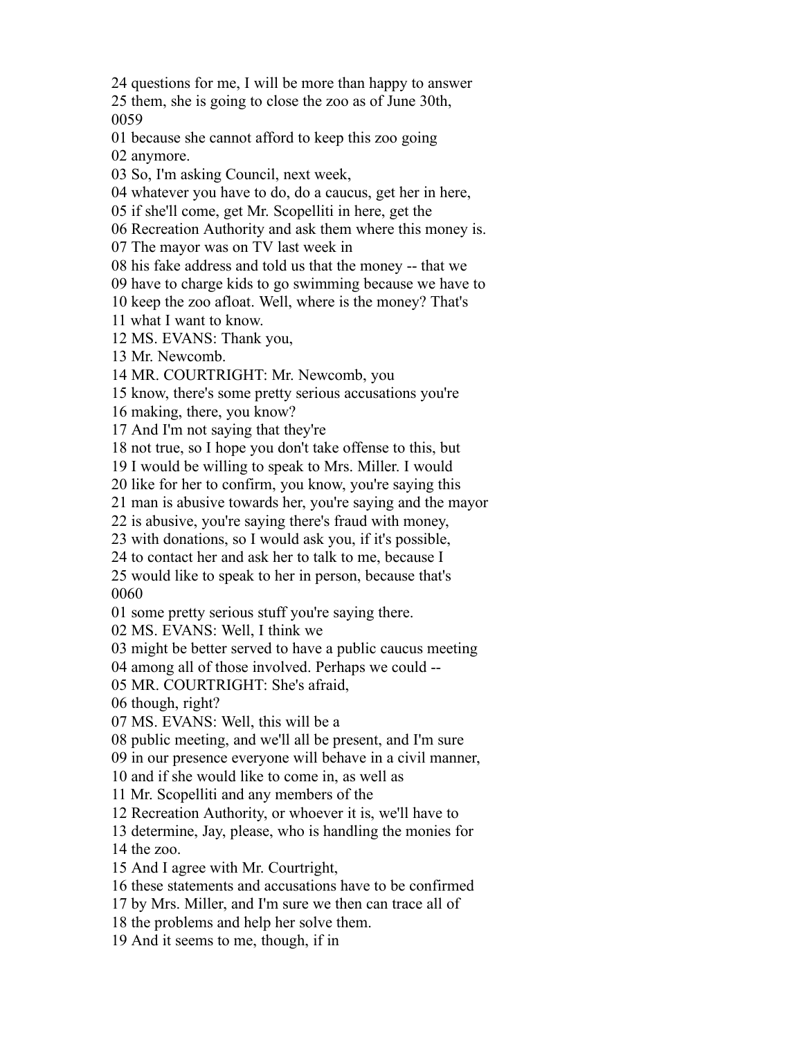24 questions for me, I will be more than happy to answer
25 them, she is going to close the zoo as of June 30th,
0059
01 because she cannot afford to keep this zoo going
02 anymore.
03 So, I'm asking Council, next week,
04 whatever you have to do, do a caucus, get her in here,
05 if she'll come, get Mr. Scopelliti in here, get the
06 Recreation Authority and ask them where this money is.
07 The mayor was on TV last week in
08 his fake address and told us that the money -- that we
09 have to charge kids to go swimming because we have to
10 keep the zoo afloat. Well, where is the money? That's
11 what I want to know.
12 MS. EVANS: Thank you,
13 Mr. Newcomb.
14 MR. COURTRIGHT: Mr. Newcomb, you
15 know, there's some pretty serious accusations you're
16 making, there, you know?
17 And I'm not saying that they're
18 not true, so I hope you don't take offense to this, but
19 I would be willing to speak to Mrs. Miller. I would
20 like for her to confirm, you know, you're saying this
21 man is abusive towards her, you're saying and the mayor
22 is abusive, you're saying there's fraud with money,
23 with donations, so I would ask you, if it's possible,
24 to contact her and ask her to talk to me, because I
25 would like to speak to her in person, because that's
0060
01 some pretty serious stuff you're saying there.
02 MS. EVANS: Well, I think we
03 might be better served to have a public caucus meeting
04 among all of those involved. Perhaps we could --
05 MR. COURTRIGHT: She's afraid,
06 though, right?
07 MS. EVANS: Well, this will be a
08 public meeting, and we'll all be present, and I'm sure
09 in our presence everyone will behave in a civil manner,
10 and if she would like to come in, as well as
11 Mr. Scopelliti and any members of the
12 Recreation Authority, or whoever it is, we'll have to
13 determine, Jay, please, who is handling the monies for
14 the zoo.
15 And I agree with Mr. Courtright,
16 these statements and accusations have to be confirmed
17 by Mrs. Miller, and I'm sure we then can trace all of
18 the problems and help her solve them.
19 And it seems to me, though, if in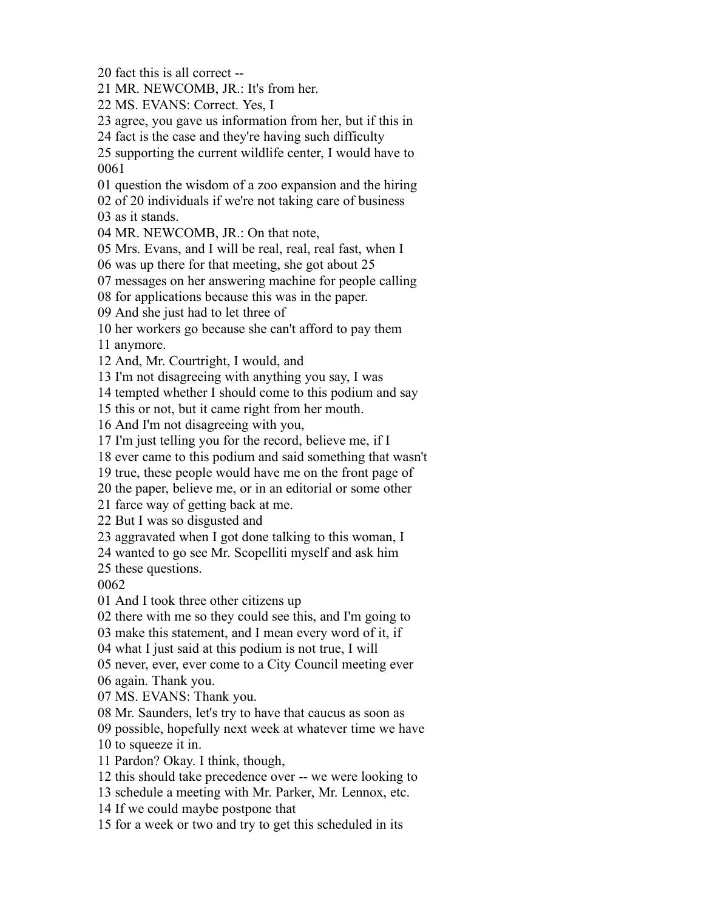20 fact this is all correct --
21 MR. NEWCOMB, JR.: It's from her.
22 MS. EVANS: Correct. Yes, I
23 agree, you gave us information from her, but if this in
24 fact is the case and they're having such difficulty
25 supporting the current wildlife center, I would have to
0061
01 question the wisdom of a zoo expansion and the hiring
02 of 20 individuals if we're not taking care of business
03 as it stands.
04 MR. NEWCOMB, JR.: On that note,
05 Mrs. Evans, and I will be real, real, real fast, when I
06 was up there for that meeting, she got about 25
07 messages on her answering machine for people calling
08 for applications because this was in the paper.
09 And she just had to let three of
10 her workers go because she can't afford to pay them
11 anymore.
12 And, Mr. Courtright, I would, and
13 I'm not disagreeing with anything you say, I was
14 tempted whether I should come to this podium and say
15 this or not, but it came right from her mouth.
16 And I'm not disagreeing with you,
17 I'm just telling you for the record, believe me, if I
18 ever came to this podium and said something that wasn't
19 true, these people would have me on the front page of
20 the paper, believe me, or in an editorial or some other
21 farce way of getting back at me.
22 But I was so disgusted and
23 aggravated when I got done talking to this woman, I
24 wanted to go see Mr. Scopelliti myself and ask him
25 these questions.
0062
01 And I took three other citizens up
02 there with me so they could see this, and I'm going to
03 make this statement, and I mean every word of it, if
04 what I just said at this podium is not true, I will
05 never, ever, ever come to a City Council meeting ever
06 again. Thank you.
07 MS. EVANS: Thank you.
08 Mr. Saunders, let's try to have that caucus as soon as
09 possible, hopefully next week at whatever time we have
10 to squeeze it in.
11 Pardon? Okay. I think, though,
12 this should take precedence over -- we were looking to
13 schedule a meeting with Mr. Parker, Mr. Lennox, etc.
14 If we could maybe postpone that
15 for a week or two and try to get this scheduled in its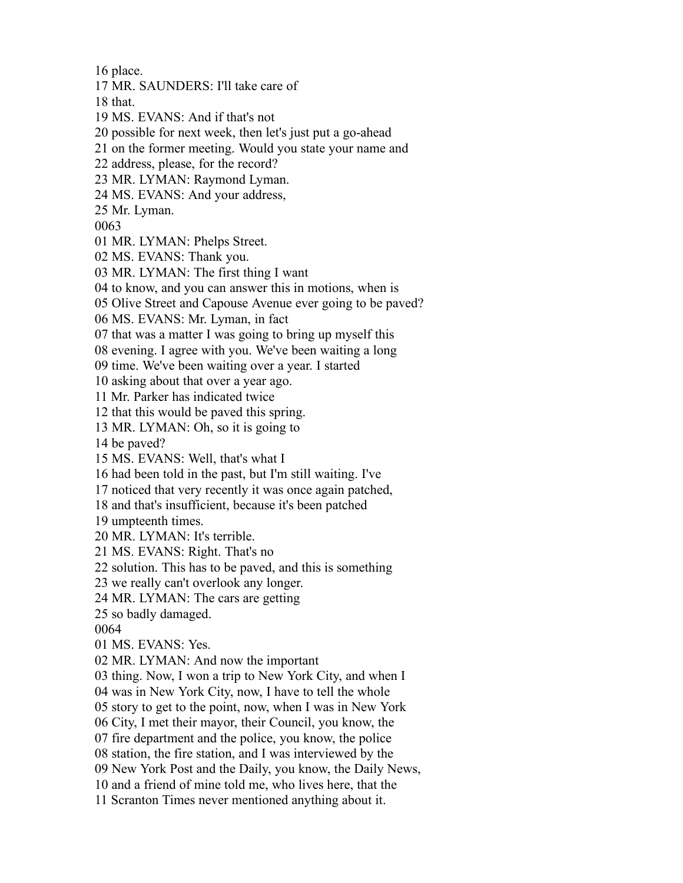16 place.
17 MR. SAUNDERS: I'll take care of
18 that.
19 MS. EVANS: And if that's not
20 possible for next week, then let's just put a go-ahead
21 on the former meeting. Would you state your name and
22 address, please, for the record?
23 MR. LYMAN: Raymond Lyman.
24 MS. EVANS: And your address,
25 Mr. Lyman.
0063
01 MR. LYMAN: Phelps Street.
02 MS. EVANS: Thank you.
03 MR. LYMAN: The first thing I want
04 to know, and you can answer this in motions, when is
05 Olive Street and Capouse Avenue ever going to be paved?
06 MS. EVANS: Mr. Lyman, in fact
07 that was a matter I was going to bring up myself this
08 evening. I agree with you. We've been waiting a long
09 time. We've been waiting over a year. I started
10 asking about that over a year ago.
11 Mr. Parker has indicated twice
12 that this would be paved this spring.
13 MR. LYMAN: Oh, so it is going to
14 be paved?
15 MS. EVANS: Well, that's what I
16 had been told in the past, but I'm still waiting. I've
17 noticed that very recently it was once again patched,
18 and that's insufficient, because it's been patched
19 umpteenth times.
20 MR. LYMAN: It's terrible.
21 MS. EVANS: Right. That's no
22 solution. This has to be paved, and this is something
23 we really can't overlook any longer.
24 MR. LYMAN: The cars are getting
25 so badly damaged.
0064
01 MS. EVANS: Yes.
02 MR. LYMAN: And now the important
03 thing. Now, I won a trip to New York City, and when I
04 was in New York City, now, I have to tell the whole
05 story to get to the point, now, when I was in New York
06 City, I met their mayor, their Council, you know, the
07 fire department and the police, you know, the police
08 station, the fire station, and I was interviewed by the
09 New York Post and the Daily, you know, the Daily News,
10 and a friend of mine told me, who lives here, that the
11 Scranton Times never mentioned anything about it.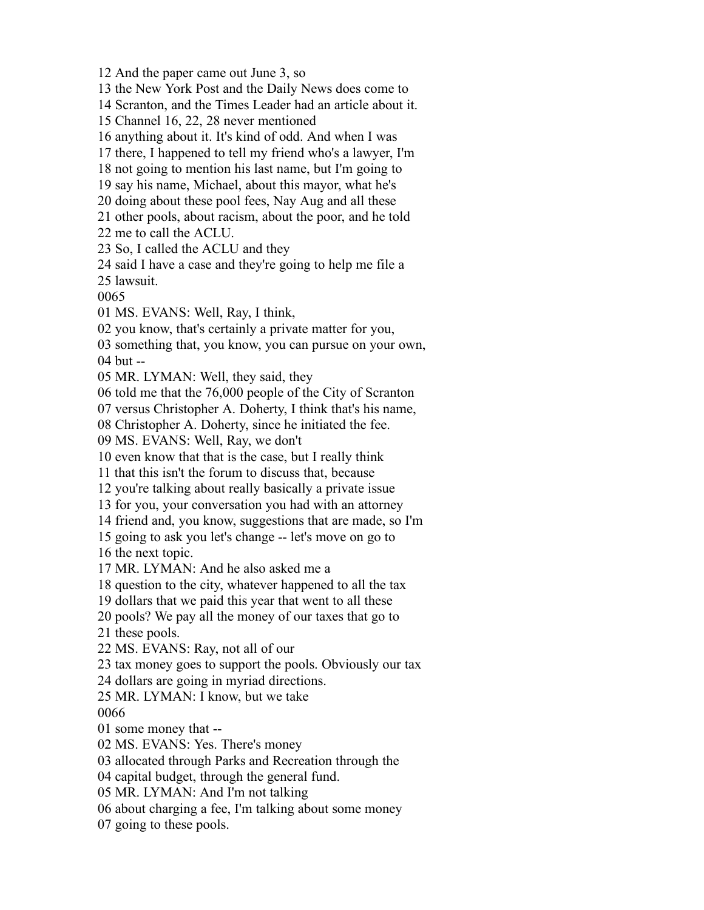12 And the paper came out June 3, so
13 the New York Post and the Daily News does come to
14 Scranton, and the Times Leader had an article about it.
15 Channel 16, 22, 28 never mentioned
16 anything about it. It's kind of odd. And when I was
17 there, I happened to tell my friend who's a lawyer, I'm
18 not going to mention his last name, but I'm going to
19 say his name, Michael, about this mayor, what he's
20 doing about these pool fees, Nay Aug and all these
21 other pools, about racism, about the poor, and he told
22 me to call the ACLU.
23 So, I called the ACLU and they
24 said I have a case and they're going to help me file a
25 lawsuit.
0065
01 MS. EVANS: Well, Ray, I think,
02 you know, that's certainly a private matter for you,
03 something that, you know, you can pursue on your own,
04 but --
05 MR. LYMAN: Well, they said, they
06 told me that the 76,000 people of the City of Scranton
07 versus Christopher A. Doherty, I think that's his name,
08 Christopher A. Doherty, since he initiated the fee.
09 MS. EVANS: Well, Ray, we don't
10 even know that that is the case, but I really think
11 that this isn't the forum to discuss that, because
12 you're talking about really basically a private issue
13 for you, your conversation you had with an attorney
14 friend and, you know, suggestions that are made, so I'm
15 going to ask you let's change -- let's move on go to
16 the next topic.
17 MR. LYMAN: And he also asked me a
18 question to the city, whatever happened to all the tax
19 dollars that we paid this year that went to all these
20 pools? We pay all the money of our taxes that go to
21 these pools.
22 MS. EVANS: Ray, not all of our
23 tax money goes to support the pools. Obviously our tax
24 dollars are going in myriad directions.
25 MR. LYMAN: I know, but we take
0066
01 some money that --
02 MS. EVANS: Yes. There's money
03 allocated through Parks and Recreation through the
04 capital budget, through the general fund.
05 MR. LYMAN: And I'm not talking
06 about charging a fee, I'm talking about some money
07 going to these pools.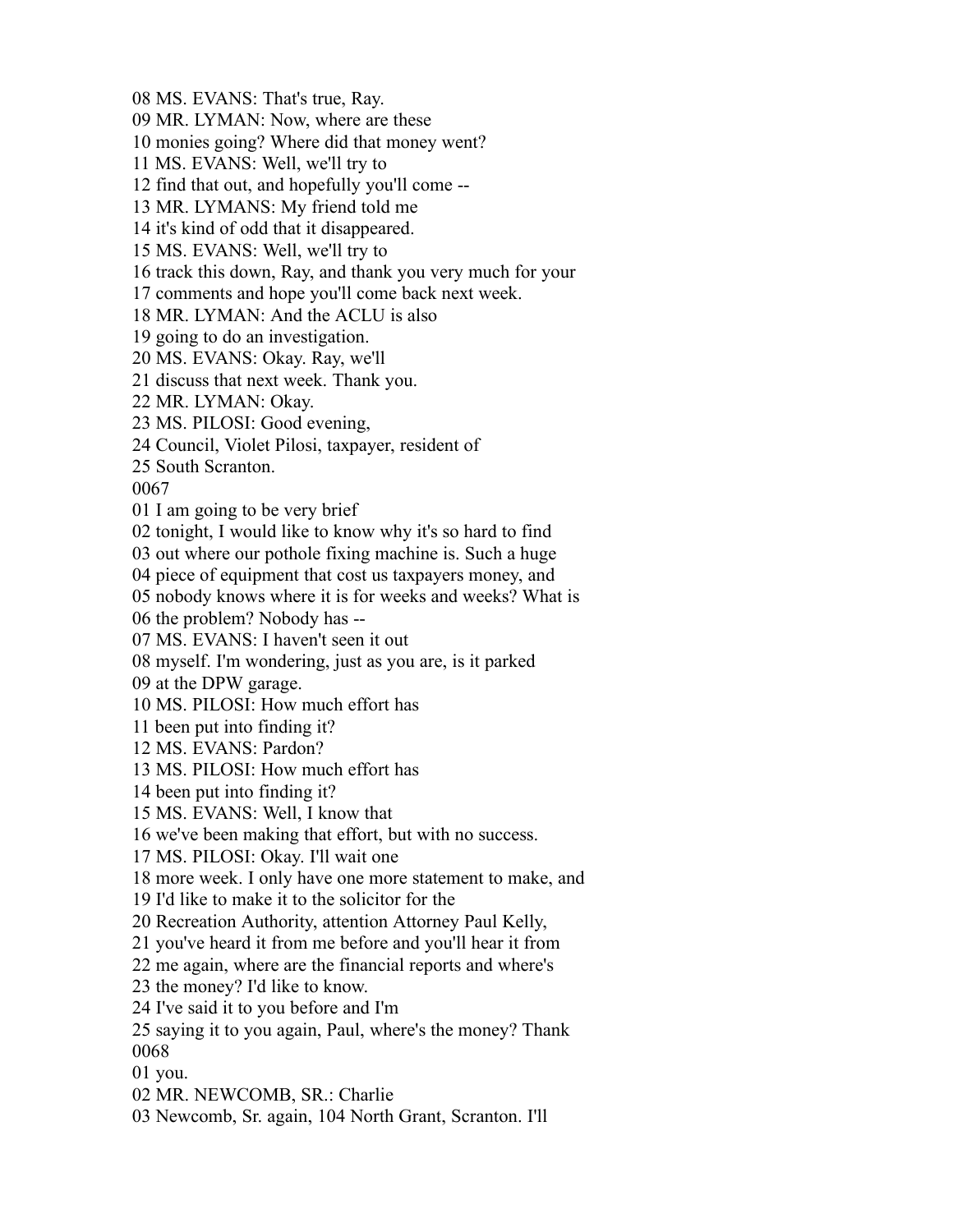08 MS. EVANS: That's true, Ray.
09 MR. LYMAN: Now, where are these
10 monies going? Where did that money went?
11 MS. EVANS: Well, we'll try to
12 find that out, and hopefully you'll come --
13 MR. LYMANS: My friend told me
14 it's kind of odd that it disappeared.
15 MS. EVANS: Well, we'll try to
16 track this down, Ray, and thank you very much for your
17 comments and hope you'll come back next week.
18 MR. LYMAN: And the ACLU is also
19 going to do an investigation.
20 MS. EVANS: Okay. Ray, we'll
21 discuss that next week. Thank you.
22 MR. LYMAN: Okay.
23 MS. PILOSI: Good evening,
24 Council, Violet Pilosi, taxpayer, resident of
25 South Scranton.
0067
01 I am going to be very brief
02 tonight, I would like to know why it's so hard to find
03 out where our pothole fixing machine is. Such a huge
04 piece of equipment that cost us taxpayers money, and
05 nobody knows where it is for weeks and weeks? What is
06 the problem? Nobody has --
07 MS. EVANS: I haven't seen it out
08 myself. I'm wondering, just as you are, is it parked
09 at the DPW garage.
10 MS. PILOSI: How much effort has
11 been put into finding it?
12 MS. EVANS: Pardon?
13 MS. PILOSI: How much effort has
14 been put into finding it?
15 MS. EVANS: Well, I know that
16 we've been making that effort, but with no success.
17 MS. PILOSI: Okay. I'll wait one
18 more week. I only have one more statement to make, and
19 I'd like to make it to the solicitor for the
20 Recreation Authority, attention Attorney Paul Kelly,
21 you've heard it from me before and you'll hear it from
22 me again, where are the financial reports and where's
23 the money? I'd like to know.
24 I've said it to you before and I'm
25 saying it to you again, Paul, where's the money? Thank
0068
01 you.
02 MR. NEWCOMB, SR.: Charlie
03 Newcomb, Sr. again, 104 North Grant, Scranton. I'll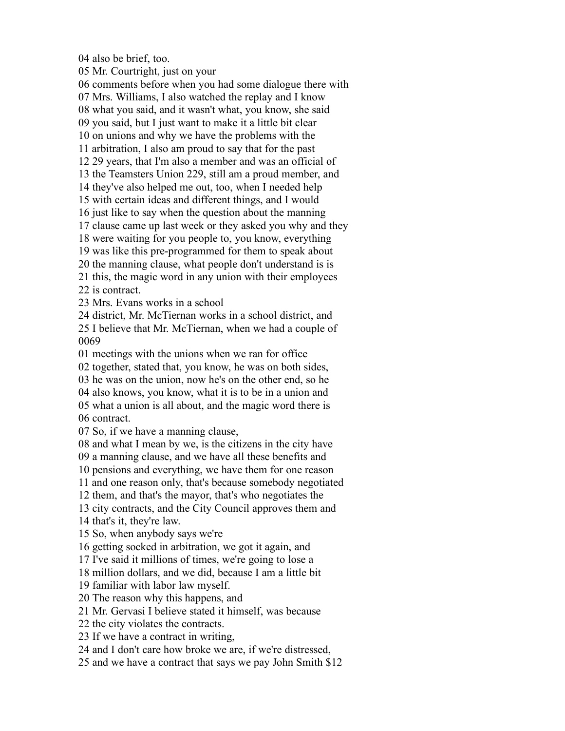04 also be brief, too.
05 Mr. Courtright, just on your
06 comments before when you had some dialogue there with
07 Mrs. Williams, I also watched the replay and I know
08 what you said, and it wasn't what, you know, she said
09 you said, but I just want to make it a little bit clear
10 on unions and why we have the problems with the
11 arbitration, I also am proud to say that for the past
12 29 years, that I'm also a member and was an official of
13 the Teamsters Union 229, still am a proud member, and
14 they've also helped me out, too, when I needed help
15 with certain ideas and different things, and I would
16 just like to say when the question about the manning
17 clause came up last week or they asked you why and they
18 were waiting for you people to, you know, everything
19 was like this pre-programmed for them to speak about
20 the manning clause, what people don't understand is is
21 this, the magic word in any union with their employees
22 is contract.
23 Mrs. Evans works in a school
24 district, Mr. McTiernan works in a school district, and
25 I believe that Mr. McTiernan, when we had a couple of
0069
01 meetings with the unions when we ran for office
02 together, stated that, you know, he was on both sides,
03 he was on the union, now he's on the other end, so he
04 also knows, you know, what it is to be in a union and
05 what a union is all about, and the magic word there is
06 contract.
07 So, if we have a manning clause,
08 and what I mean by we, is the citizens in the city have
09 a manning clause, and we have all these benefits and
10 pensions and everything, we have them for one reason
11 and one reason only, that's because somebody negotiated
12 them, and that's the mayor, that's who negotiates the
13 city contracts, and the City Council approves them and
14 that's it, they're law.
15 So, when anybody says we're
16 getting socked in arbitration, we got it again, and
17 I've said it millions of times, we're going to lose a
18 million dollars, and we did, because I am a little bit
19 familiar with labor law myself.
20 The reason why this happens, and
21 Mr. Gervasi I believe stated it himself, was because
22 the city violates the contracts.
23 If we have a contract in writing,
24 and I don't care how broke we are, if we're distressed,
25 and we have a contract that says we pay John Smith $12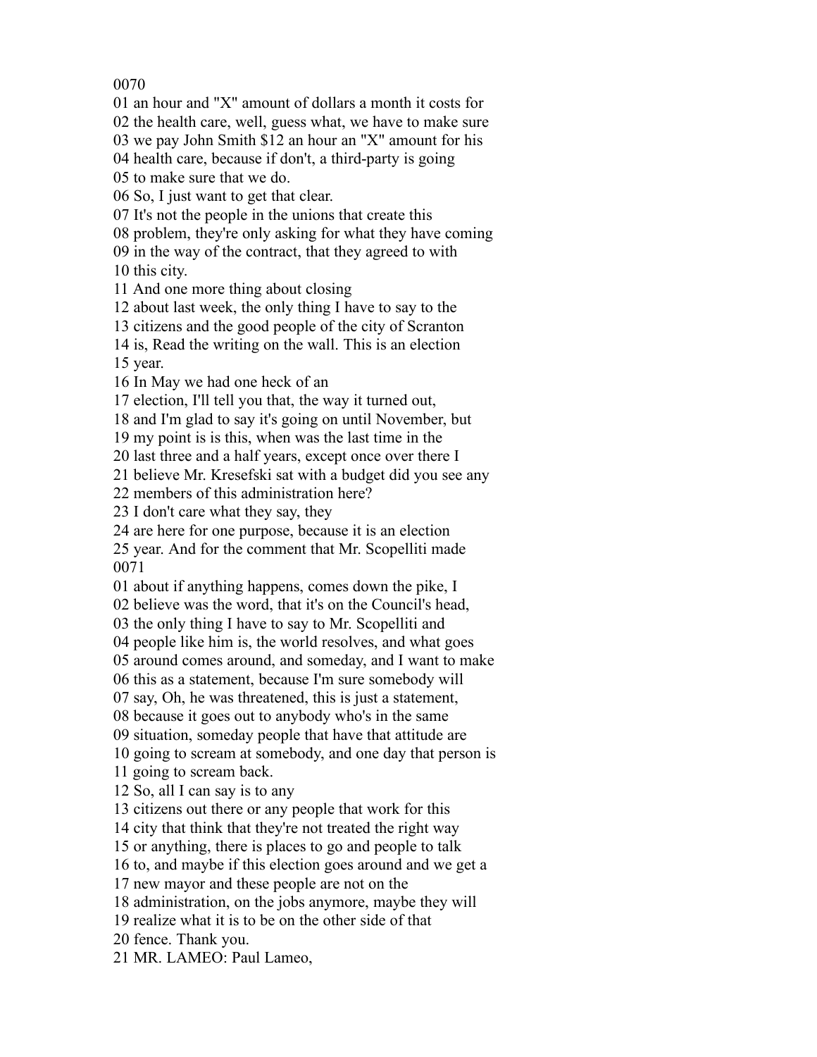0070
01 an hour and "X" amount of dollars a month it costs for
02 the health care, well, guess what, we have to make sure
03 we pay John Smith $12 an hour an "X" amount for his
04 health care, because if don't, a third-party is going
05 to make sure that we do.
06 So, I just want to get that clear.
07 It's not the people in the unions that create this
08 problem, they're only asking for what they have coming
09 in the way of the contract, that they agreed to with
10 this city.
11 And one more thing about closing
12 about last week, the only thing I have to say to the
13 citizens and the good people of the city of Scranton
14 is, Read the writing on the wall. This is an election
15 year.
16 In May we had one heck of an
17 election, I'll tell you that, the way it turned out,
18 and I'm glad to say it's going on until November, but
19 my point is is this, when was the last time in the
20 last three and a half years, except once over there I
21 believe Mr. Kresefski sat with a budget did you see any
22 members of this administration here?
23 I don't care what they say, they
24 are here for one purpose, because it is an election
25 year. And for the comment that Mr. Scopelliti made
0071
01 about if anything happens, comes down the pike, I
02 believe was the word, that it's on the Council's head,
03 the only thing I have to say to Mr. Scopelliti and
04 people like him is, the world resolves, and what goes
05 around comes around, and someday, and I want to make
06 this as a statement, because I'm sure somebody will
07 say, Oh, he was threatened, this is just a statement,
08 because it goes out to anybody who's in the same
09 situation, someday people that have that attitude are
10 going to scream at somebody, and one day that person is
11 going to scream back.
12 So, all I can say is to any
13 citizens out there or any people that work for this
14 city that think that they're not treated the right way
15 or anything, there is places to go and people to talk
16 to, and maybe if this election goes around and we get a
17 new mayor and these people are not on the
18 administration, on the jobs anymore, maybe they will
19 realize what it is to be on the other side of that
20 fence. Thank you.
21 MR. LAMEO: Paul Lameo,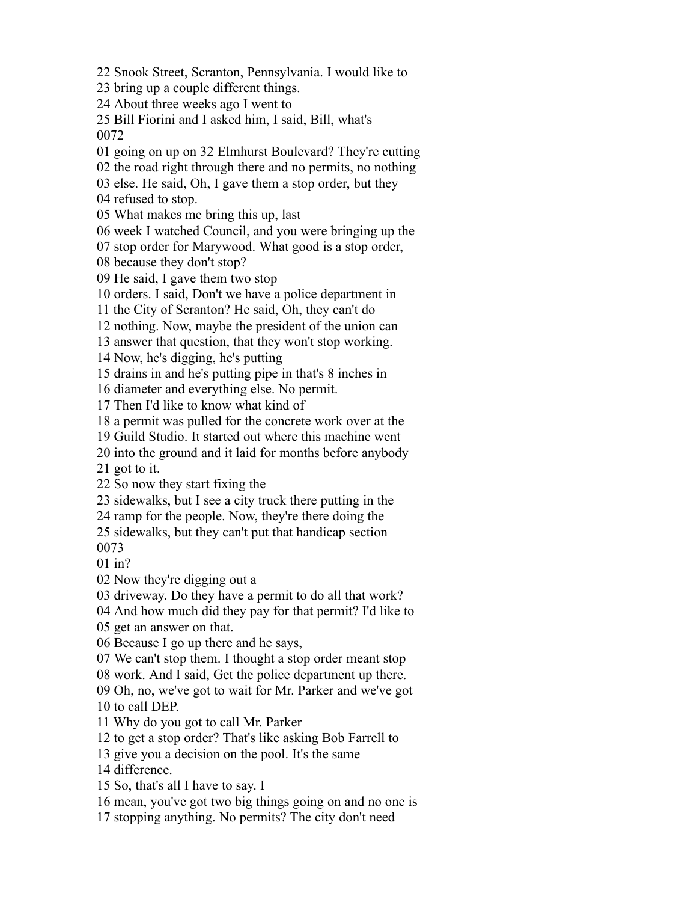22 Snook Street, Scranton, Pennsylvania. I would like to
23 bring up a couple different things.
24 About three weeks ago I went to
25 Bill Fiorini and I asked him, I said, Bill, what's
0072
01 going on up on 32 Elmhurst Boulevard? They're cutting
02 the road right through there and no permits, no nothing
03 else. He said, Oh, I gave them a stop order, but they
04 refused to stop.
05 What makes me bring this up, last
06 week I watched Council, and you were bringing up the
07 stop order for Marywood. What good is a stop order,
08 because they don't stop?
09 He said, I gave them two stop
10 orders. I said, Don't we have a police department in
11 the City of Scranton? He said, Oh, they can't do
12 nothing. Now, maybe the president of the union can
13 answer that question, that they won't stop working.
14 Now, he's digging, he's putting
15 drains in and he's putting pipe in that's 8 inches in
16 diameter and everything else. No permit.
17 Then I'd like to know what kind of
18 a permit was pulled for the concrete work over at the
19 Guild Studio. It started out where this machine went
20 into the ground and it laid for months before anybody
21 got to it.
22 So now they start fixing the
23 sidewalks, but I see a city truck there putting in the
24 ramp for the people. Now, they're there doing the
25 sidewalks, but they can't put that handicap section
0073
01 in?
02 Now they're digging out a
03 driveway. Do they have a permit to do all that work?
04 And how much did they pay for that permit? I'd like to
05 get an answer on that.
06 Because I go up there and he says,
07 We can't stop them. I thought a stop order meant stop
08 work. And I said, Get the police department up there.
09 Oh, no, we've got to wait for Mr. Parker and we've got
10 to call DEP.
11 Why do you got to call Mr. Parker
12 to get a stop order? That's like asking Bob Farrell to
13 give you a decision on the pool. It's the same
14 difference.
15 So, that's all I have to say. I
16 mean, you've got two big things going on and no one is
17 stopping anything. No permits? The city don't need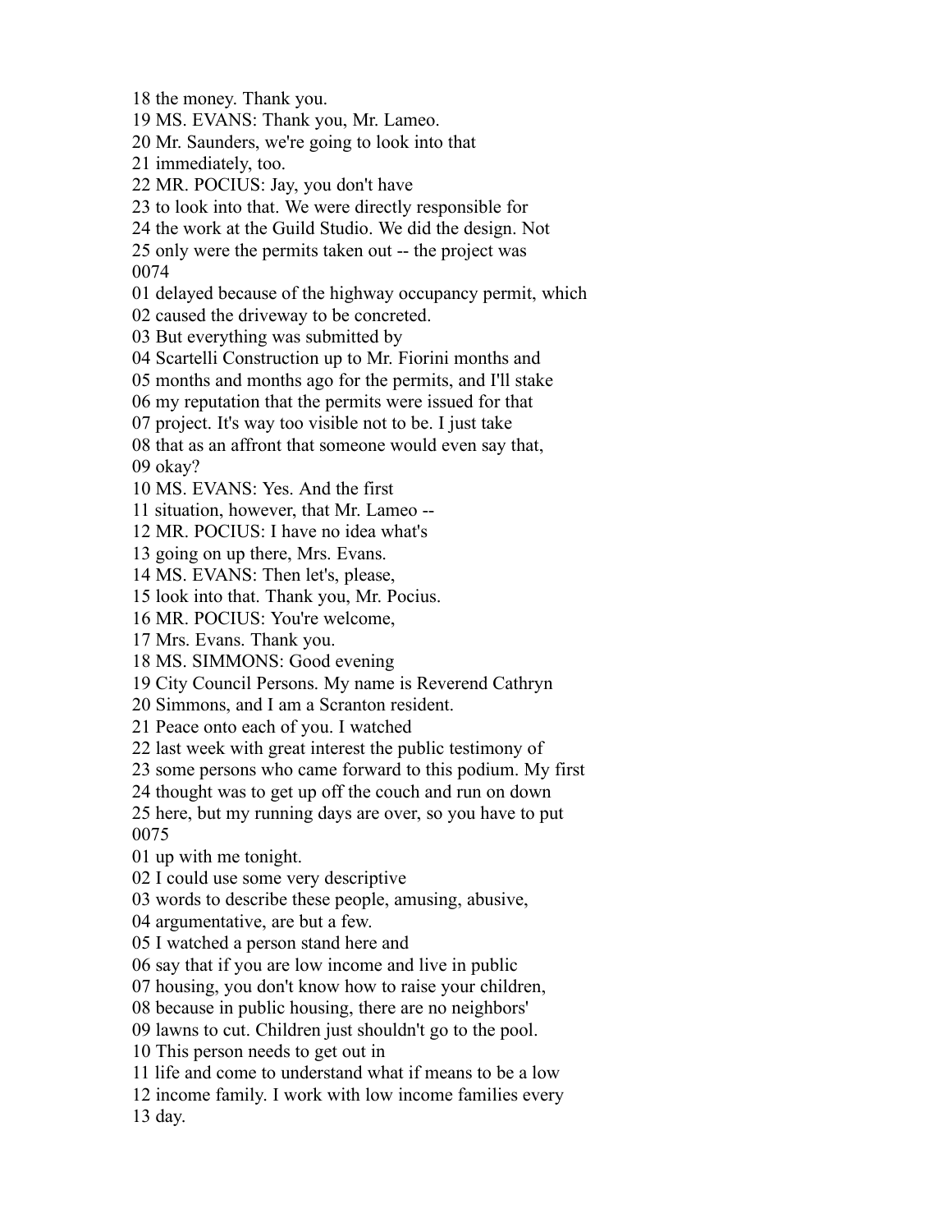18 the money. Thank you.
19 MS. EVANS: Thank you, Mr. Lameo.
20 Mr. Saunders, we're going to look into that
21 immediately, too.
22 MR. POCIUS: Jay, you don't have
23 to look into that. We were directly responsible for
24 the work at the Guild Studio. We did the design. Not
25 only were the permits taken out -- the project was
0074
01 delayed because of the highway occupancy permit, which
02 caused the driveway to be concreted.
03 But everything was submitted by
04 Scartelli Construction up to Mr. Fiorini months and
05 months and months ago for the permits, and I'll stake
06 my reputation that the permits were issued for that
07 project. It's way too visible not to be. I just take
08 that as an affront that someone would even say that,
09 okay?
10 MS. EVANS: Yes. And the first
11 situation, however, that Mr. Lameo --
12 MR. POCIUS: I have no idea what's
13 going on up there, Mrs. Evans.
14 MS. EVANS: Then let's, please,
15 look into that. Thank you, Mr. Pocius.
16 MR. POCIUS: You're welcome,
17 Mrs. Evans. Thank you.
18 MS. SIMMONS: Good evening
19 City Council Persons. My name is Reverend Cathryn
20 Simmons, and I am a Scranton resident.
21 Peace onto each of you. I watched
22 last week with great interest the public testimony of
23 some persons who came forward to this podium. My first
24 thought was to get up off the couch and run on down
25 here, but my running days are over, so you have to put
0075
01 up with me tonight.
02 I could use some very descriptive
03 words to describe these people, amusing, abusive,
04 argumentative, are but a few.
05 I watched a person stand here and
06 say that if you are low income and live in public
07 housing, you don't know how to raise your children,
08 because in public housing, there are no neighbors'
09 lawns to cut. Children just shouldn't go to the pool.
10 This person needs to get out in
11 life and come to understand what if means to be a low
12 income family. I work with low income families every
13 day.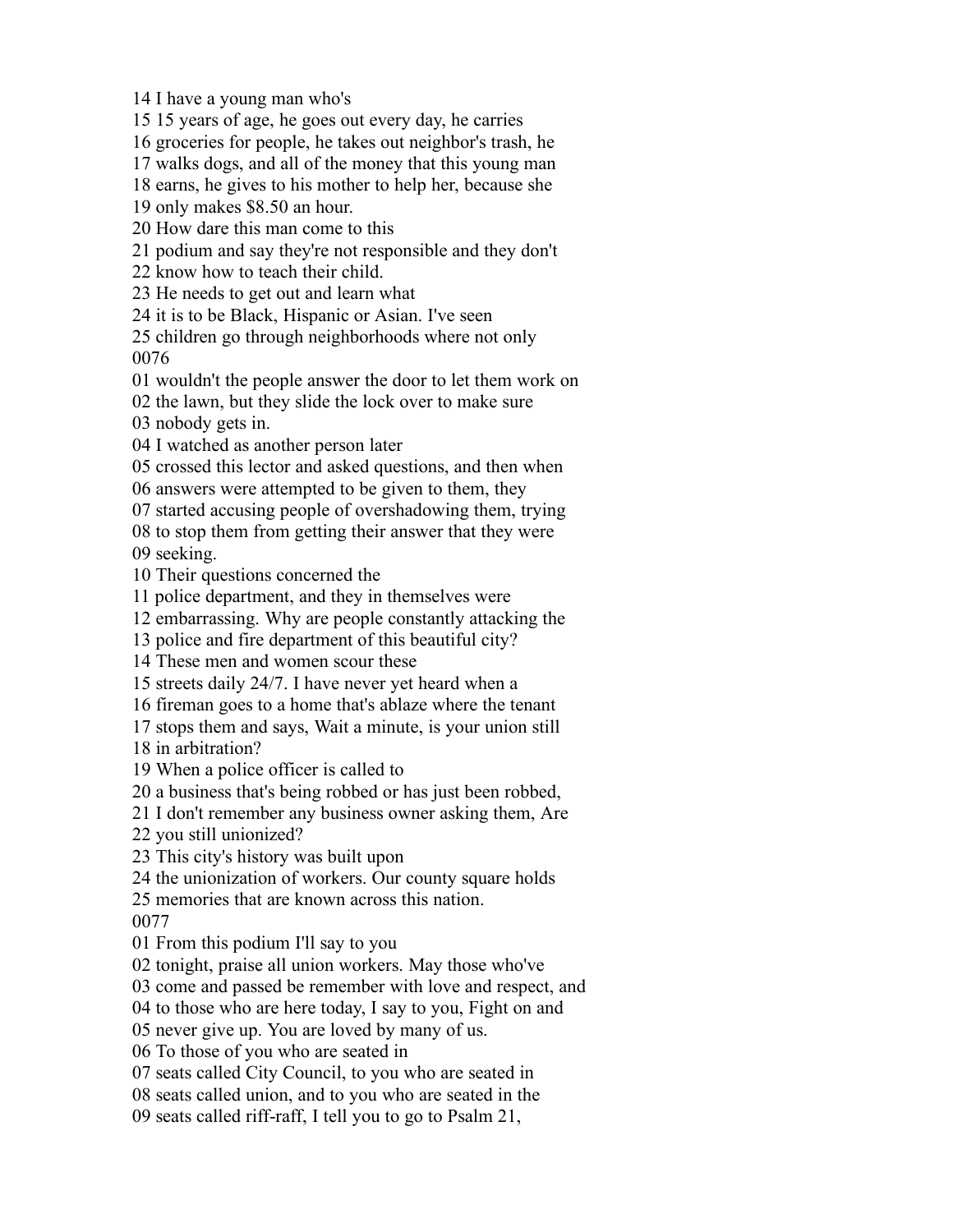14 I have a young man who's
15 15 years of age, he goes out every day, he carries
16 groceries for people, he takes out neighbor's trash, he
17 walks dogs, and all of the money that this young man
18 earns, he gives to his mother to help her, because she
19 only makes $8.50 an hour.
20 How dare this man come to this
21 podium and say they're not responsible and they don't
22 know how to teach their child.
23 He needs to get out and learn what
24 it is to be Black, Hispanic or Asian. I've seen
25 children go through neighborhoods where not only
0076
01 wouldn't the people answer the door to let them work on
02 the lawn, but they slide the lock over to make sure
03 nobody gets in.
04 I watched as another person later
05 crossed this lector and asked questions, and then when
06 answers were attempted to be given to them, they
07 started accusing people of overshadowing them, trying
08 to stop them from getting their answer that they were
09 seeking.
10 Their questions concerned the
11 police department, and they in themselves were
12 embarrassing. Why are people constantly attacking the
13 police and fire department of this beautiful city?
14 These men and women scour these
15 streets daily 24/7. I have never yet heard when a
16 fireman goes to a home that's ablaze where the tenant
17 stops them and says, Wait a minute, is your union still
18 in arbitration?
19 When a police officer is called to
20 a business that's being robbed or has just been robbed,
21 I don't remember any business owner asking them, Are
22 you still unionized?
23 This city's history was built upon
24 the unionization of workers. Our county square holds
25 memories that are known across this nation.
0077
01 From this podium I'll say to you
02 tonight, praise all union workers. May those who've
03 come and passed be remember with love and respect, and
04 to those who are here today, I say to you, Fight on and
05 never give up. You are loved by many of us.
06 To those of you who are seated in
07 seats called City Council, to you who are seated in
08 seats called union, and to you who are seated in the
09 seats called riff-raff, I tell you to go to Psalm 21,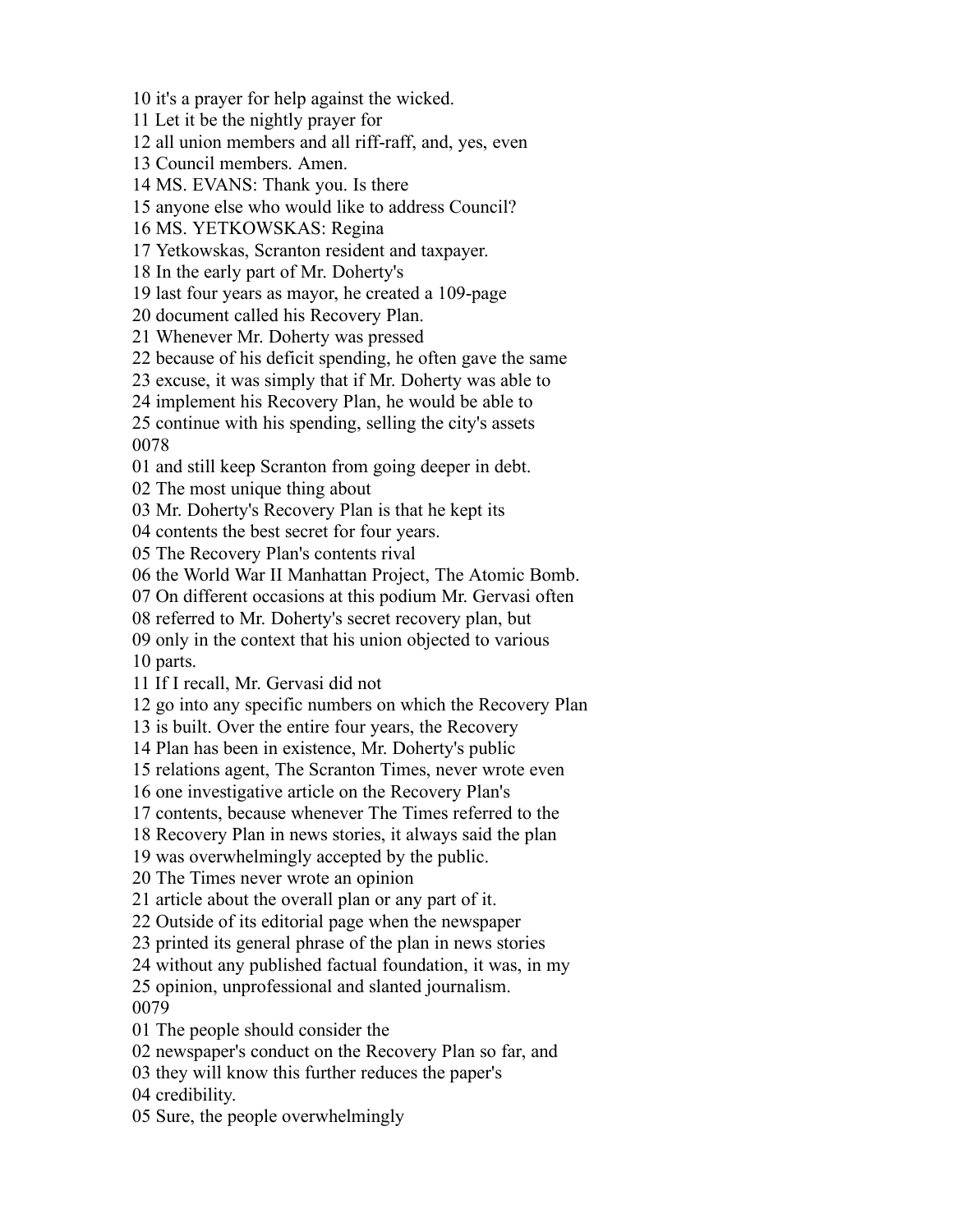10 it's a prayer for help against the wicked.
11 Let it be the nightly prayer for
12 all union members and all riff-raff, and, yes, even
13 Council members. Amen.
14 MS. EVANS: Thank you. Is there
15 anyone else who would like to address Council?
16 MS. YETKOWSKAS: Regina
17 Yetkowskas, Scranton resident and taxpayer.
18 In the early part of Mr. Doherty's
19 last four years as mayor, he created a 109-page
20 document called his Recovery Plan.
21 Whenever Mr. Doherty was pressed
22 because of his deficit spending, he often gave the same
23 excuse, it was simply that if Mr. Doherty was able to
24 implement his Recovery Plan, he would be able to
25 continue with his spending, selling the city's assets
0078
01 and still keep Scranton from going deeper in debt.
02 The most unique thing about
03 Mr. Doherty's Recovery Plan is that he kept its
04 contents the best secret for four years.
05 The Recovery Plan's contents rival
06 the World War II Manhattan Project, The Atomic Bomb.
07 On different occasions at this podium Mr. Gervasi often
08 referred to Mr. Doherty's secret recovery plan, but
09 only in the context that his union objected to various
10 parts.
11 If I recall, Mr. Gervasi did not
12 go into any specific numbers on which the Recovery Plan
13 is built. Over the entire four years, the Recovery
14 Plan has been in existence, Mr. Doherty's public
15 relations agent, The Scranton Times, never wrote even
16 one investigative article on the Recovery Plan's
17 contents, because whenever The Times referred to the
18 Recovery Plan in news stories, it always said the plan
19 was overwhelmingly accepted by the public.
20 The Times never wrote an opinion
21 article about the overall plan or any part of it.
22 Outside of its editorial page when the newspaper
23 printed its general phrase of the plan in news stories
24 without any published factual foundation, it was, in my
25 opinion, unprofessional and slanted journalism.
0079
01 The people should consider the
02 newspaper's conduct on the Recovery Plan so far, and
03 they will know this further reduces the paper's
04 credibility.
05 Sure, the people overwhelmingly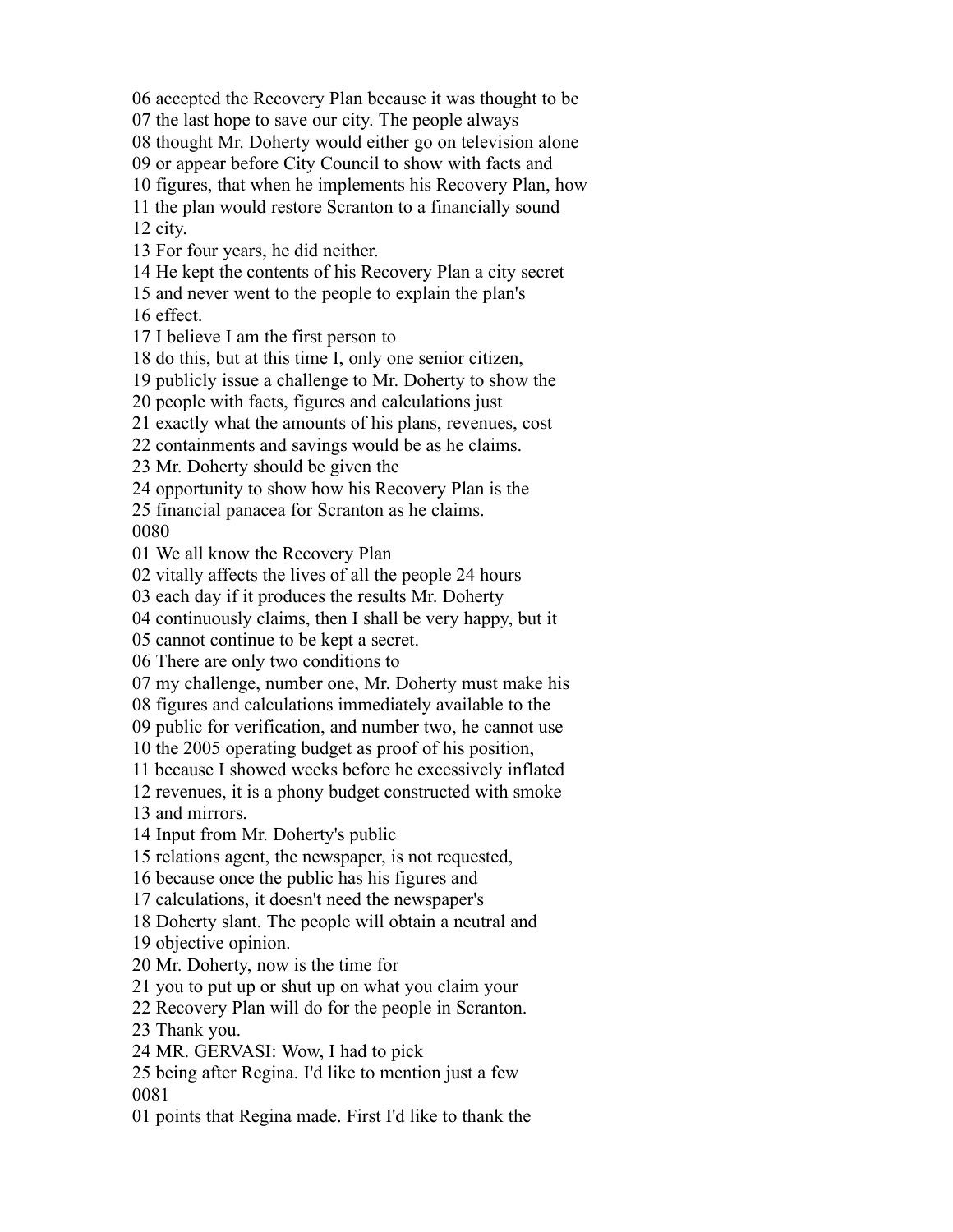06 accepted the Recovery Plan because it was thought to be
07 the last hope to save our city. The people always
08 thought Mr. Doherty would either go on television alone
09 or appear before City Council to show with facts and
10 figures, that when he implements his Recovery Plan, how
11 the plan would restore Scranton to a financially sound
12 city.
13 For four years, he did neither.
14 He kept the contents of his Recovery Plan a city secret
15 and never went to the people to explain the plan's
16 effect.
17 I believe I am the first person to
18 do this, but at this time I, only one senior citizen,
19 publicly issue a challenge to Mr. Doherty to show the
20 people with facts, figures and calculations just
21 exactly what the amounts of his plans, revenues, cost
22 containments and savings would be as he claims.
23 Mr. Doherty should be given the
24 opportunity to show how his Recovery Plan is the
25 financial panacea for Scranton as he claims.
0080
01 We all know the Recovery Plan
02 vitally affects the lives of all the people 24 hours
03 each day if it produces the results Mr. Doherty
04 continuously claims, then I shall be very happy, but it
05 cannot continue to be kept a secret.
06 There are only two conditions to
07 my challenge, number one, Mr. Doherty must make his
08 figures and calculations immediately available to the
09 public for verification, and number two, he cannot use
10 the 2005 operating budget as proof of his position,
11 because I showed weeks before he excessively inflated
12 revenues, it is a phony budget constructed with smoke
13 and mirrors.
14 Input from Mr. Doherty's public
15 relations agent, the newspaper, is not requested,
16 because once the public has his figures and
17 calculations, it doesn't need the newspaper's
18 Doherty slant. The people will obtain a neutral and
19 objective opinion.
20 Mr. Doherty, now is the time for
21 you to put up or shut up on what you claim your
22 Recovery Plan will do for the people in Scranton.
23 Thank you.
24 MR. GERVASI: Wow, I had to pick
25 being after Regina. I'd like to mention just a few
0081
01 points that Regina made. First I'd like to thank the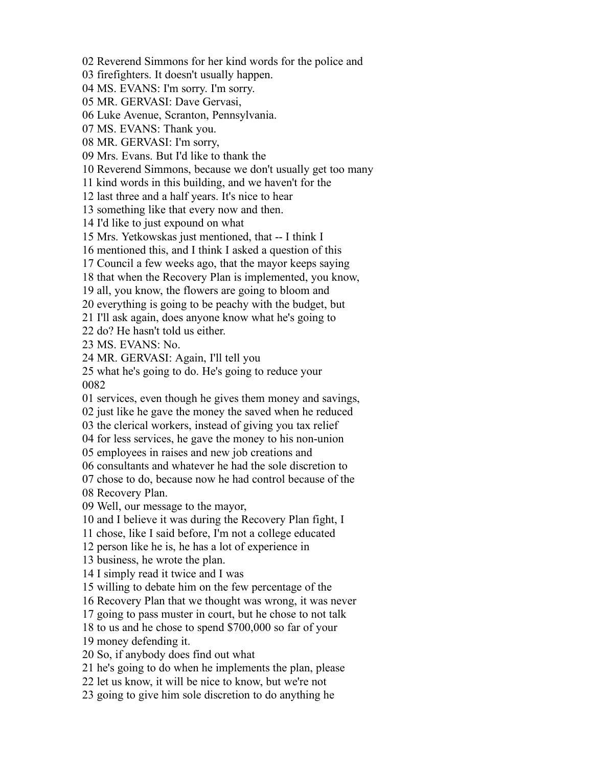02 Reverend Simmons for her kind words for the police and
03 firefighters. It doesn't usually happen.
04 MS. EVANS: I'm sorry. I'm sorry.
05 MR. GERVASI: Dave Gervasi,
06 Luke Avenue, Scranton, Pennsylvania.
07 MS. EVANS: Thank you.
08 MR. GERVASI: I'm sorry,
09 Mrs. Evans. But I'd like to thank the
10 Reverend Simmons, because we don't usually get too many
11 kind words in this building, and we haven't for the
12 last three and a half years. It's nice to hear
13 something like that every now and then.
14 I'd like to just expound on what
15 Mrs. Yetkowskas just mentioned, that -- I think I
16 mentioned this, and I think I asked a question of this
17 Council a few weeks ago, that the mayor keeps saying
18 that when the Recovery Plan is implemented, you know,
19 all, you know, the flowers are going to bloom and
20 everything is going to be peachy with the budget, but
21 I'll ask again, does anyone know what he's going to
22 do? He hasn't told us either.
23 MS. EVANS: No.
24 MR. GERVASI: Again, I'll tell you
25 what he's going to do. He's going to reduce your
0082
01 services, even though he gives them money and savings,
02 just like he gave the money the saved when he reduced
03 the clerical workers, instead of giving you tax relief
04 for less services, he gave the money to his non-union
05 employees in raises and new job creations and
06 consultants and whatever he had the sole discretion to
07 chose to do, because now he had control because of the
08 Recovery Plan.
09 Well, our message to the mayor,
10 and I believe it was during the Recovery Plan fight, I
11 chose, like I said before, I'm not a college educated
12 person like he is, he has a lot of experience in
13 business, he wrote the plan.
14 I simply read it twice and I was
15 willing to debate him on the few percentage of the
16 Recovery Plan that we thought was wrong, it was never
17 going to pass muster in court, but he chose to not talk
18 to us and he chose to spend $700,000 so far of your
19 money defending it.
20 So, if anybody does find out what
21 he's going to do when he implements the plan, please
22 let us know, it will be nice to know, but we're not
23 going to give him sole discretion to do anything he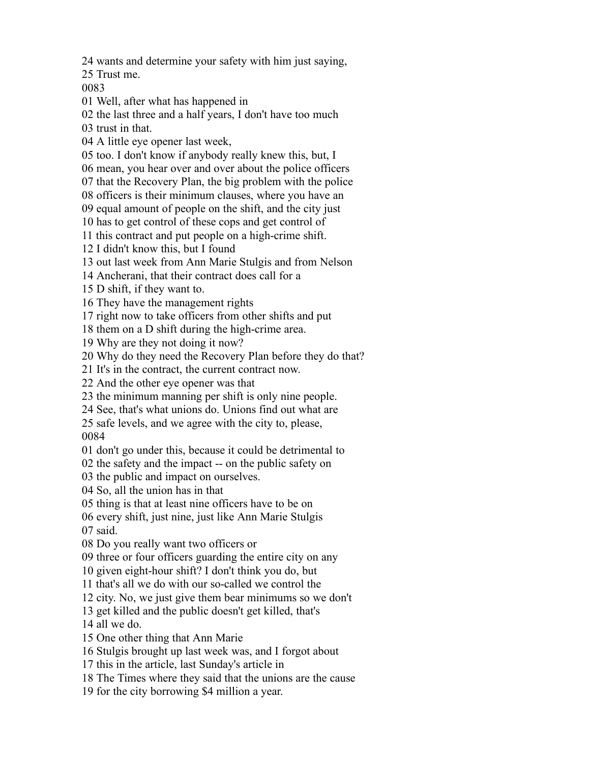24 wants and determine your safety with him just saying,
25 Trust me.
0083
01 Well, after what has happened in
02 the last three and a half years, I don't have too much
03 trust in that.
04 A little eye opener last week,
05 too. I don't know if anybody really knew this, but, I
06 mean, you hear over and over about the police officers
07 that the Recovery Plan, the big problem with the police
08 officers is their minimum clauses, where you have an
09 equal amount of people on the shift, and the city just
10 has to get control of these cops and get control of
11 this contract and put people on a high-crime shift.
12 I didn't know this, but I found
13 out last week from Ann Marie Stulgis and from Nelson
14 Ancherani, that their contract does call for a
15 D shift, if they want to.
16 They have the management rights
17 right now to take officers from other shifts and put
18 them on a D shift during the high-crime area.
19 Why are they not doing it now?
20 Why do they need the Recovery Plan before they do that?
21 It's in the contract, the current contract now.
22 And the other eye opener was that
23 the minimum manning per shift is only nine people.
24 See, that's what unions do. Unions find out what are
25 safe levels, and we agree with the city to, please,
0084
01 don't go under this, because it could be detrimental to
02 the safety and the impact -- on the public safety on
03 the public and impact on ourselves.
04 So, all the union has in that
05 thing is that at least nine officers have to be on
06 every shift, just nine, just like Ann Marie Stulgis
07 said.
08 Do you really want two officers or
09 three or four officers guarding the entire city on any
10 given eight-hour shift? I don't think you do, but
11 that's all we do with our so-called we control the
12 city. No, we just give them bear minimums so we don't
13 get killed and the public doesn't get killed, that's
14 all we do.
15 One other thing that Ann Marie
16 Stulgis brought up last week was, and I forgot about
17 this in the article, last Sunday's article in
18 The Times where they said that the unions are the cause
19 for the city borrowing $4 million a year.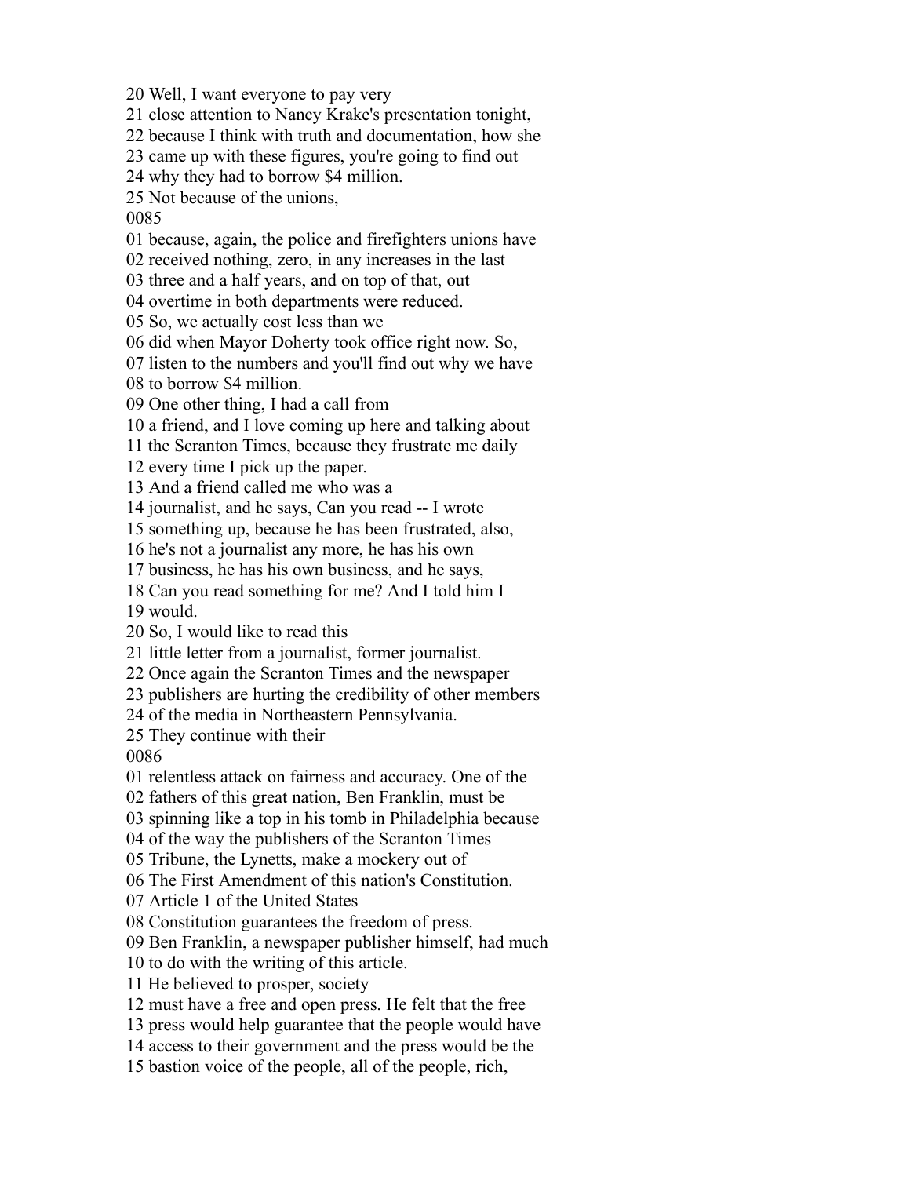20 Well, I want everyone to pay very
21 close attention to Nancy Krake's presentation tonight,
22 because I think with truth and documentation, how she
23 came up with these figures, you're going to find out
24 why they had to borrow $4 million.
25 Not because of the unions,
0085
01 because, again, the police and firefighters unions have
02 received nothing, zero, in any increases in the last
03 three and a half years, and on top of that, out
04 overtime in both departments were reduced.
05 So, we actually cost less than we
06 did when Mayor Doherty took office right now. So,
07 listen to the numbers and you'll find out why we have
08 to borrow $4 million.
09 One other thing, I had a call from
10 a friend, and I love coming up here and talking about
11 the Scranton Times, because they frustrate me daily
12 every time I pick up the paper.
13 And a friend called me who was a
14 journalist, and he says, Can you read -- I wrote
15 something up, because he has been frustrated, also,
16 he's not a journalist any more, he has his own
17 business, he has his own business, and he says,
18 Can you read something for me? And I told him I
19 would.
20 So, I would like to read this
21 little letter from a journalist, former journalist.
22 Once again the Scranton Times and the newspaper
23 publishers are hurting the credibility of other members
24 of the media in Northeastern Pennsylvania.
25 They continue with their
0086
01 relentless attack on fairness and accuracy. One of the
02 fathers of this great nation, Ben Franklin, must be
03 spinning like a top in his tomb in Philadelphia because
04 of the way the publishers of the Scranton Times
05 Tribune, the Lynetts, make a mockery out of
06 The First Amendment of this nation's Constitution.
07 Article 1 of the United States
08 Constitution guarantees the freedom of press.
09 Ben Franklin, a newspaper publisher himself, had much
10 to do with the writing of this article.
11 He believed to prosper, society
12 must have a free and open press. He felt that the free
13 press would help guarantee that the people would have
14 access to their government and the press would be the
15 bastion voice of the people, all of the people, rich,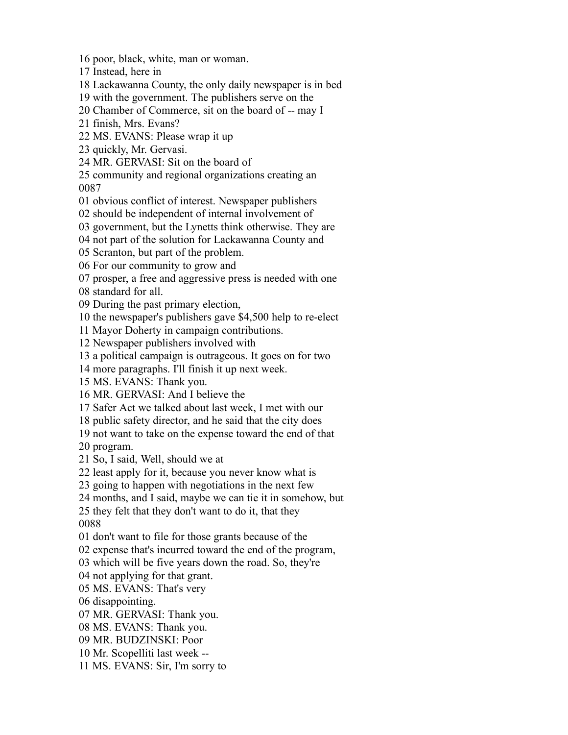16 poor, black, white, man or woman.
17 Instead, here in
18 Lackawanna County, the only daily newspaper is in bed
19 with the government. The publishers serve on the
20 Chamber of Commerce, sit on the board of -- may I
21 finish, Mrs. Evans?
22 MS. EVANS: Please wrap it up
23 quickly, Mr. Gervasi.
24 MR. GERVASI: Sit on the board of
25 community and regional organizations creating an
0087
01 obvious conflict of interest. Newspaper publishers
02 should be independent of internal involvement of
03 government, but the Lynetts think otherwise. They are
04 not part of the solution for Lackawanna County and
05 Scranton, but part of the problem.
06 For our community to grow and
07 prosper, a free and aggressive press is needed with one
08 standard for all.
09 During the past primary election,
10 the newspaper's publishers gave $4,500 help to re-elect
11 Mayor Doherty in campaign contributions.
12 Newspaper publishers involved with
13 a political campaign is outrageous. It goes on for two
14 more paragraphs. I'll finish it up next week.
15 MS. EVANS: Thank you.
16 MR. GERVASI: And I believe the
17 Safer Act we talked about last week, I met with our
18 public safety director, and he said that the city does
19 not want to take on the expense toward the end of that
20 program.
21 So, I said, Well, should we at
22 least apply for it, because you never know what is
23 going to happen with negotiations in the next few
24 months, and I said, maybe we can tie it in somehow, but
25 they felt that they don't want to do it, that they
0088
01 don't want to file for those grants because of the
02 expense that's incurred toward the end of the program,
03 which will be five years down the road. So, they're
04 not applying for that grant.
05 MS. EVANS: That's very
06 disappointing.
07 MR. GERVASI: Thank you.
08 MS. EVANS: Thank you.
09 MR. BUDZINSKI: Poor
10 Mr. Scopelliti last week --
11 MS. EVANS: Sir, I'm sorry to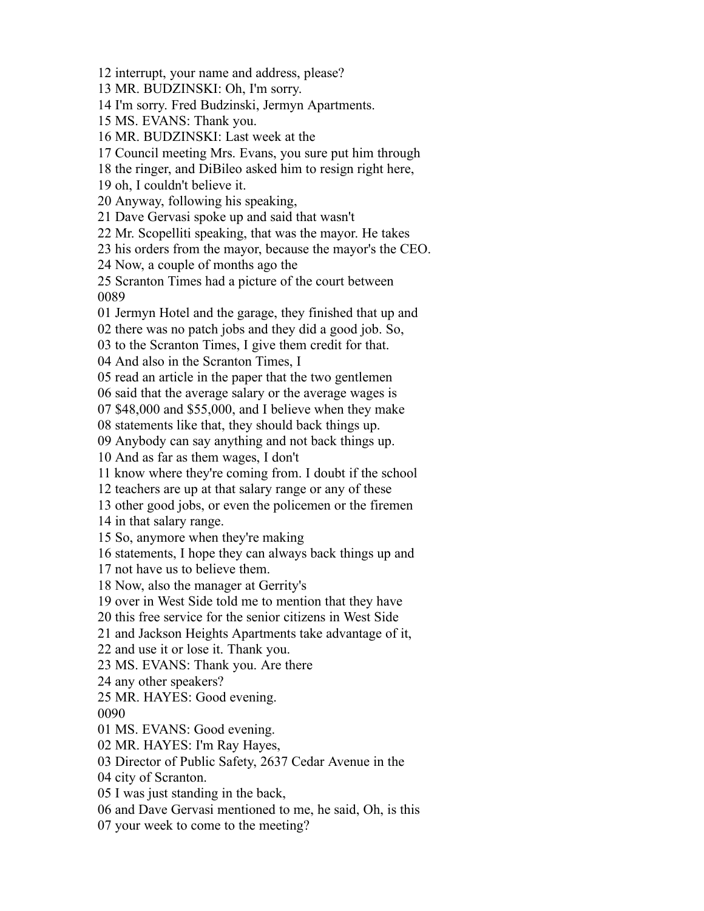12 interrupt, your name and address, please?
13 MR. BUDZINSKI: Oh, I'm sorry.
14 I'm sorry. Fred Budzinski, Jermyn Apartments.
15 MS. EVANS: Thank you.
16 MR. BUDZINSKI: Last week at the
17 Council meeting Mrs. Evans, you sure put him through
18 the ringer, and DiBileo asked him to resign right here,
19 oh, I couldn't believe it.
20 Anyway, following his speaking,
21 Dave Gervasi spoke up and said that wasn't
22 Mr. Scopelliti speaking, that was the mayor. He takes
23 his orders from the mayor, because the mayor's the CEO.
24 Now, a couple of months ago the
25 Scranton Times had a picture of the court between
0089
01 Jermyn Hotel and the garage, they finished that up and
02 there was no patch jobs and they did a good job. So,
03 to the Scranton Times, I give them credit for that.
04 And also in the Scranton Times, I
05 read an article in the paper that the two gentlemen
06 said that the average salary or the average wages is
07 $48,000 and $55,000, and I believe when they make
08 statements like that, they should back things up.
09 Anybody can say anything and not back things up.
10 And as far as them wages, I don't
11 know where they're coming from. I doubt if the school
12 teachers are up at that salary range or any of these
13 other good jobs, or even the policemen or the firemen
14 in that salary range.
15 So, anymore when they're making
16 statements, I hope they can always back things up and
17 not have us to believe them.
18 Now, also the manager at Gerrity's
19 over in West Side told me to mention that they have
20 this free service for the senior citizens in West Side
21 and Jackson Heights Apartments take advantage of it,
22 and use it or lose it. Thank you.
23 MS. EVANS: Thank you. Are there
24 any other speakers?
25 MR. HAYES: Good evening.
0090
01 MS. EVANS: Good evening.
02 MR. HAYES: I'm Ray Hayes,
03 Director of Public Safety, 2637 Cedar Avenue in the
04 city of Scranton.
05 I was just standing in the back,
06 and Dave Gervasi mentioned to me, he said, Oh, is this
07 your week to come to the meeting?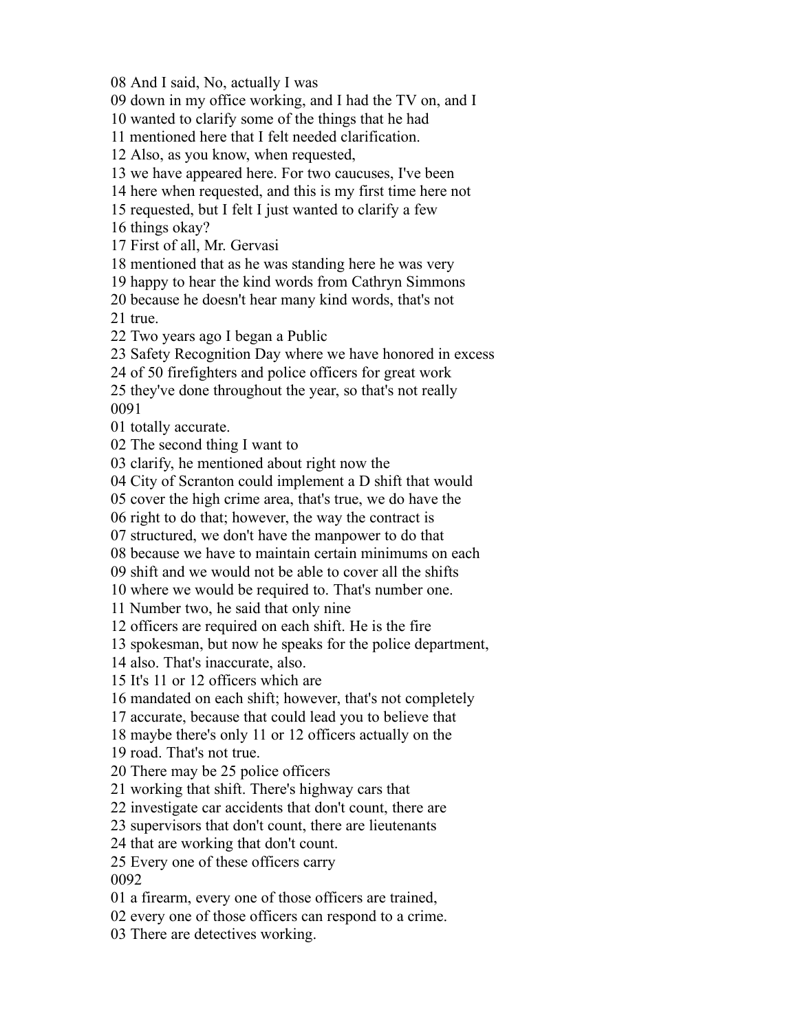08 And I said, No, actually I was
09 down in my office working, and I had the TV on, and I
10 wanted to clarify some of the things that he had
11 mentioned here that I felt needed clarification.
12 Also, as you know, when requested,
13 we have appeared here. For two caucuses, I've been
14 here when requested, and this is my first time here not
15 requested, but I felt I just wanted to clarify a few
16 things okay?
17 First of all, Mr. Gervasi
18 mentioned that as he was standing here he was very
19 happy to hear the kind words from Cathryn Simmons
20 because he doesn't hear many kind words, that's not
21 true.
22 Two years ago I began a Public
23 Safety Recognition Day where we have honored in excess
24 of 50 firefighters and police officers for great work
25 they've done throughout the year, so that's not really
0091
01 totally accurate.
02 The second thing I want to
03 clarify, he mentioned about right now the
04 City of Scranton could implement a D shift that would
05 cover the high crime area, that's true, we do have the
06 right to do that; however, the way the contract is
07 structured, we don't have the manpower to do that
08 because we have to maintain certain minimums on each
09 shift and we would not be able to cover all the shifts
10 where we would be required to. That's number one.
11 Number two, he said that only nine
12 officers are required on each shift. He is the fire
13 spokesman, but now he speaks for the police department,
14 also. That's inaccurate, also.
15 It's 11 or 12 officers which are
16 mandated on each shift; however, that's not completely
17 accurate, because that could lead you to believe that
18 maybe there's only 11 or 12 officers actually on the
19 road. That's not true.
20 There may be 25 police officers
21 working that shift. There's highway cars that
22 investigate car accidents that don't count, there are
23 supervisors that don't count, there are lieutenants
24 that are working that don't count.
25 Every one of these officers carry
0092
01 a firearm, every one of those officers are trained,
02 every one of those officers can respond to a crime.
03 There are detectives working.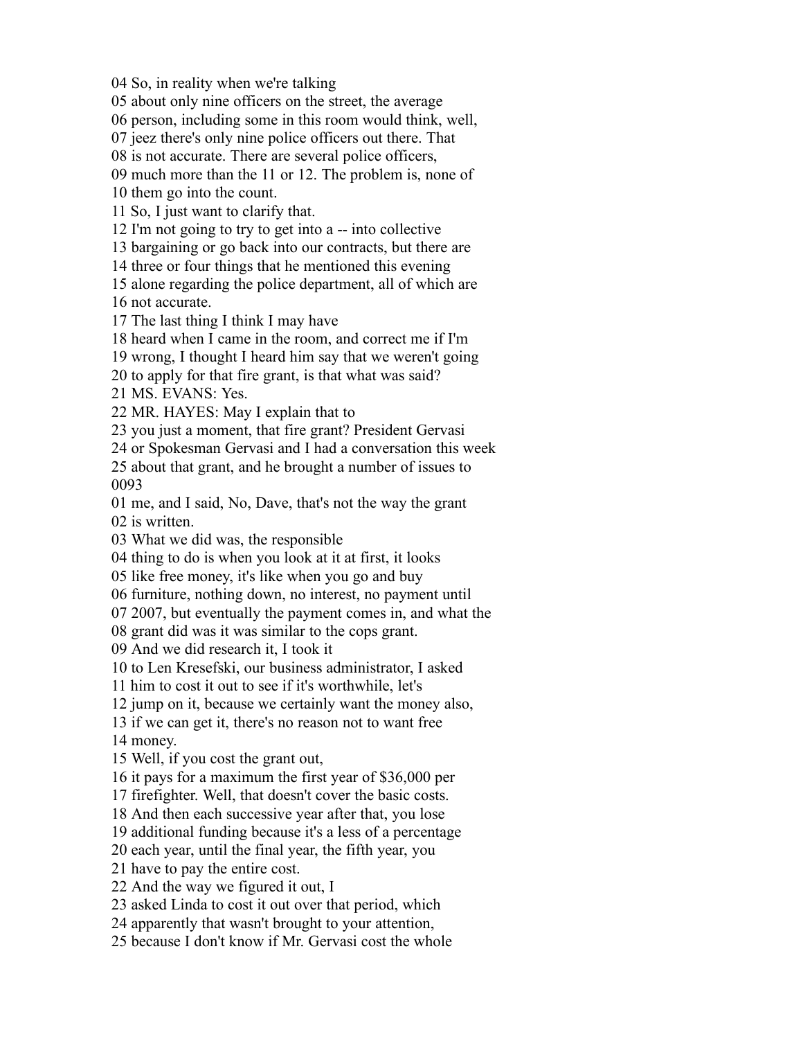04 So, in reality when we're talking
05 about only nine officers on the street, the average
06 person, including some in this room would think, well,
07 jeez there's only nine police officers out there. That
08 is not accurate. There are several police officers,
09 much more than the 11 or 12. The problem is, none of
10 them go into the count.
11 So, I just want to clarify that.
12 I'm not going to try to get into a -- into collective
13 bargaining or go back into our contracts, but there are
14 three or four things that he mentioned this evening
15 alone regarding the police department, all of which are
16 not accurate.
17 The last thing I think I may have
18 heard when I came in the room, and correct me if I'm
19 wrong, I thought I heard him say that we weren't going
20 to apply for that fire grant, is that what was said?
21 MS. EVANS: Yes.
22 MR. HAYES: May I explain that to
23 you just a moment, that fire grant? President Gervasi
24 or Spokesman Gervasi and I had a conversation this week
25 about that grant, and he brought a number of issues to
0093
01 me, and I said, No, Dave, that's not the way the grant
02 is written.
03 What we did was, the responsible
04 thing to do is when you look at it at first, it looks
05 like free money, it's like when you go and buy
06 furniture, nothing down, no interest, no payment until
07 2007, but eventually the payment comes in, and what the
08 grant did was it was similar to the cops grant.
09 And we did research it, I took it
10 to Len Kresefski, our business administrator, I asked
11 him to cost it out to see if it's worthwhile, let's
12 jump on it, because we certainly want the money also,
13 if we can get it, there's no reason not to want free
14 money.
15 Well, if you cost the grant out,
16 it pays for a maximum the first year of $36,000 per
17 firefighter. Well, that doesn't cover the basic costs.
18 And then each successive year after that, you lose
19 additional funding because it's a less of a percentage
20 each year, until the final year, the fifth year, you
21 have to pay the entire cost.
22 And the way we figured it out, I
23 asked Linda to cost it out over that period, which
24 apparently that wasn't brought to your attention,
25 because I don't know if Mr. Gervasi cost the whole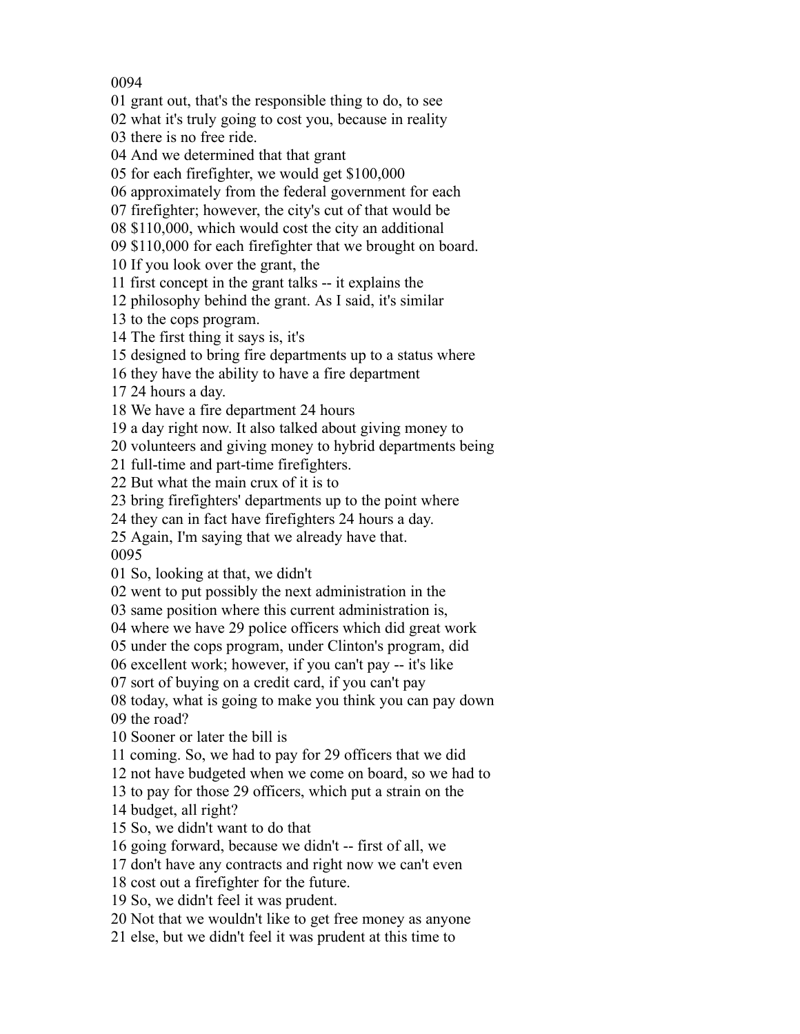0094
01 grant out, that's the responsible thing to do, to see
02 what it's truly going to cost you, because in reality
03 there is no free ride.
04 And we determined that that grant
05 for each firefighter, we would get $100,000
06 approximately from the federal government for each
07 firefighter; however, the city's cut of that would be
08 $110,000, which would cost the city an additional
09 $110,000 for each firefighter that we brought on board.
10 If you look over the grant, the
11 first concept in the grant talks -- it explains the
12 philosophy behind the grant. As I said, it's similar
13 to the cops program.
14 The first thing it says is, it's
15 designed to bring fire departments up to a status where
16 they have the ability to have a fire department
17 24 hours a day.
18 We have a fire department 24 hours
19 a day right now. It also talked about giving money to
20 volunteers and giving money to hybrid departments being
21 full-time and part-time firefighters.
22 But what the main crux of it is to
23 bring firefighters' departments up to the point where
24 they can in fact have firefighters 24 hours a day.
25 Again, I'm saying that we already have that.
0095
01 So, looking at that, we didn't
02 went to put possibly the next administration in the
03 same position where this current administration is,
04 where we have 29 police officers which did great work
05 under the cops program, under Clinton's program, did
06 excellent work; however, if you can't pay -- it's like
07 sort of buying on a credit card, if you can't pay
08 today, what is going to make you think you can pay down
09 the road?
10 Sooner or later the bill is
11 coming. So, we had to pay for 29 officers that we did
12 not have budgeted when we come on board, so we had to
13 to pay for those 29 officers, which put a strain on the
14 budget, all right?
15 So, we didn't want to do that
16 going forward, because we didn't -- first of all, we
17 don't have any contracts and right now we can't even
18 cost out a firefighter for the future.
19 So, we didn't feel it was prudent.
20 Not that we wouldn't like to get free money as anyone
21 else, but we didn't feel it was prudent at this time to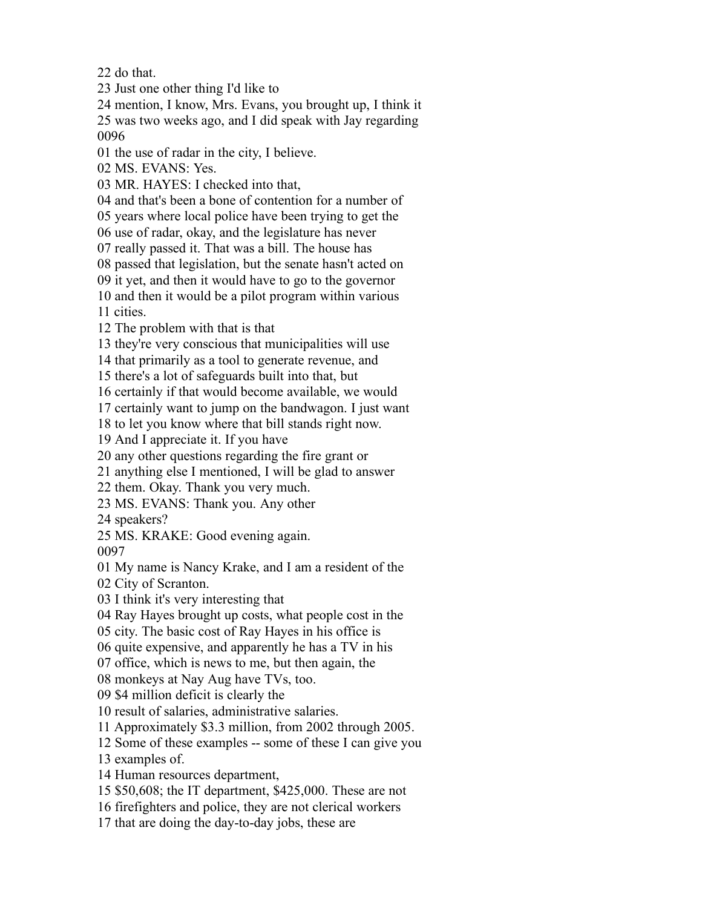22 do that.
23 Just one other thing I'd like to
24 mention, I know, Mrs. Evans, you brought up, I think it
25 was two weeks ago, and I did speak with Jay regarding
0096
01 the use of radar in the city, I believe.
02 MS. EVANS: Yes.
03 MR. HAYES: I checked into that,
04 and that's been a bone of contention for a number of
05 years where local police have been trying to get the
06 use of radar, okay, and the legislature has never
07 really passed it. That was a bill. The house has
08 passed that legislation, but the senate hasn't acted on
09 it yet, and then it would have to go to the governor
10 and then it would be a pilot program within various
11 cities.
12 The problem with that is that
13 they're very conscious that municipalities will use
14 that primarily as a tool to generate revenue, and
15 there's a lot of safeguards built into that, but
16 certainly if that would become available, we would
17 certainly want to jump on the bandwagon. I just want
18 to let you know where that bill stands right now.
19 And I appreciate it. If you have
20 any other questions regarding the fire grant or
21 anything else I mentioned, I will be glad to answer
22 them. Okay. Thank you very much.
23 MS. EVANS: Thank you. Any other
24 speakers?
25 MS. KRAKE: Good evening again.
0097
01 My name is Nancy Krake, and I am a resident of the
02 City of Scranton.
03 I think it's very interesting that
04 Ray Hayes brought up costs, what people cost in the
05 city. The basic cost of Ray Hayes in his office is
06 quite expensive, and apparently he has a TV in his
07 office, which is news to me, but then again, the
08 monkeys at Nay Aug have TVs, too.
09 $4 million deficit is clearly the
10 result of salaries, administrative salaries.
11 Approximately $3.3 million, from 2002 through 2005.
12 Some of these examples -- some of these I can give you
13 examples of.
14 Human resources department,
15 $50,608; the IT department, $425,000. These are not
16 firefighters and police, they are not clerical workers
17 that are doing the day-to-day jobs, these are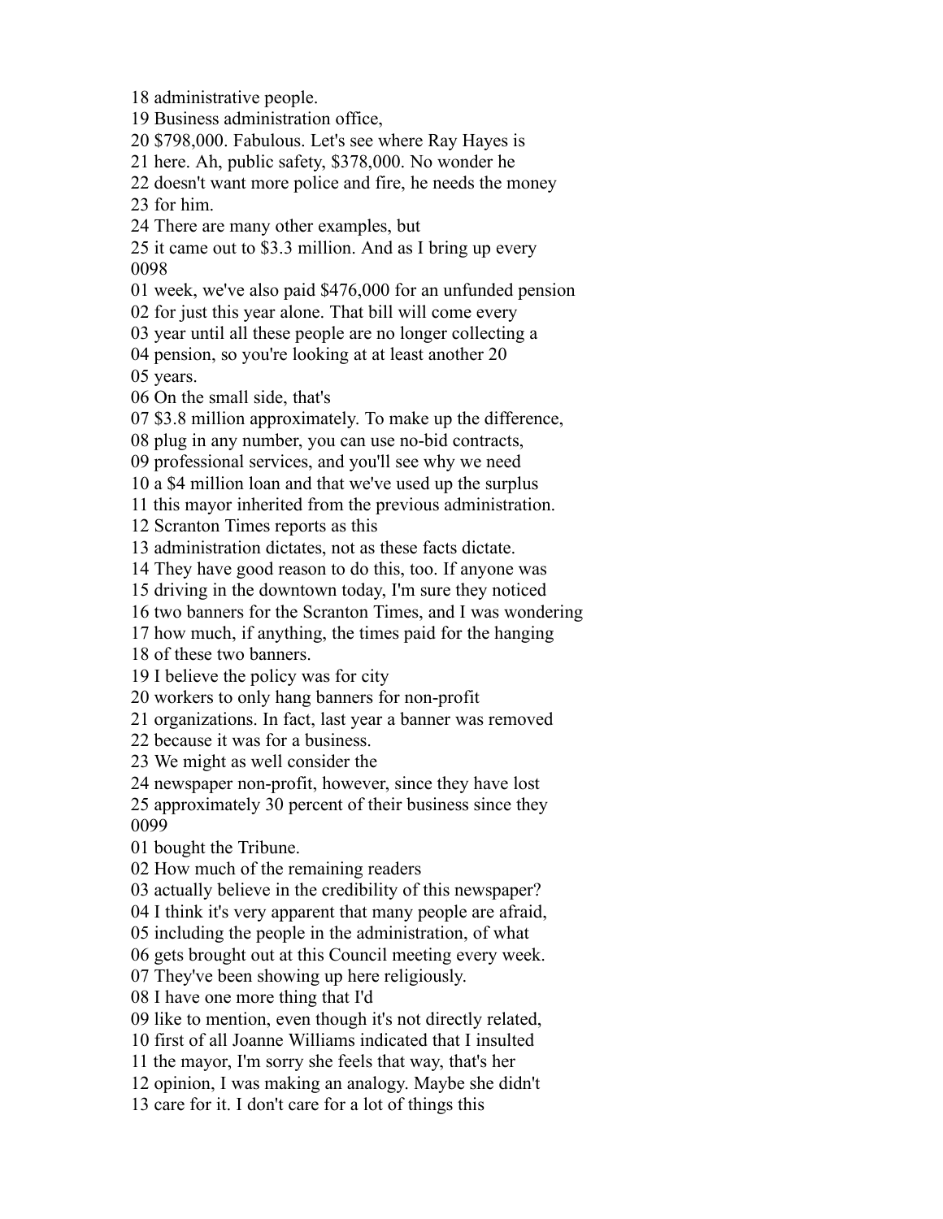18 administrative people.
19 Business administration office,
20 $798,000. Fabulous. Let's see where Ray Hayes is
21 here. Ah, public safety, $378,000. No wonder he
22 doesn't want more police and fire, he needs the money
23 for him.
24 There are many other examples, but
25 it came out to $3.3 million. And as I bring up every
0098
01 week, we've also paid $476,000 for an unfunded pension
02 for just this year alone. That bill will come every
03 year until all these people are no longer collecting a
04 pension, so you're looking at at least another 20
05 years.
06 On the small side, that's
07 $3.8 million approximately. To make up the difference,
08 plug in any number, you can use no-bid contracts,
09 professional services, and you'll see why we need
10 a $4 million loan and that we've used up the surplus
11 this mayor inherited from the previous administration.
12 Scranton Times reports as this
13 administration dictates, not as these facts dictate.
14 They have good reason to do this, too. If anyone was
15 driving in the downtown today, I'm sure they noticed
16 two banners for the Scranton Times, and I was wondering
17 how much, if anything, the times paid for the hanging
18 of these two banners.
19 I believe the policy was for city
20 workers to only hang banners for non-profit
21 organizations. In fact, last year a banner was removed
22 because it was for a business.
23 We might as well consider the
24 newspaper non-profit, however, since they have lost
25 approximately 30 percent of their business since they
0099
01 bought the Tribune.
02 How much of the remaining readers
03 actually believe in the credibility of this newspaper?
04 I think it's very apparent that many people are afraid,
05 including the people in the administration, of what
06 gets brought out at this Council meeting every week.
07 They've been showing up here religiously.
08 I have one more thing that I'd
09 like to mention, even though it's not directly related,
10 first of all Joanne Williams indicated that I insulted
11 the mayor, I'm sorry she feels that way, that's her
12 opinion, I was making an analogy. Maybe she didn't
13 care for it. I don't care for a lot of things this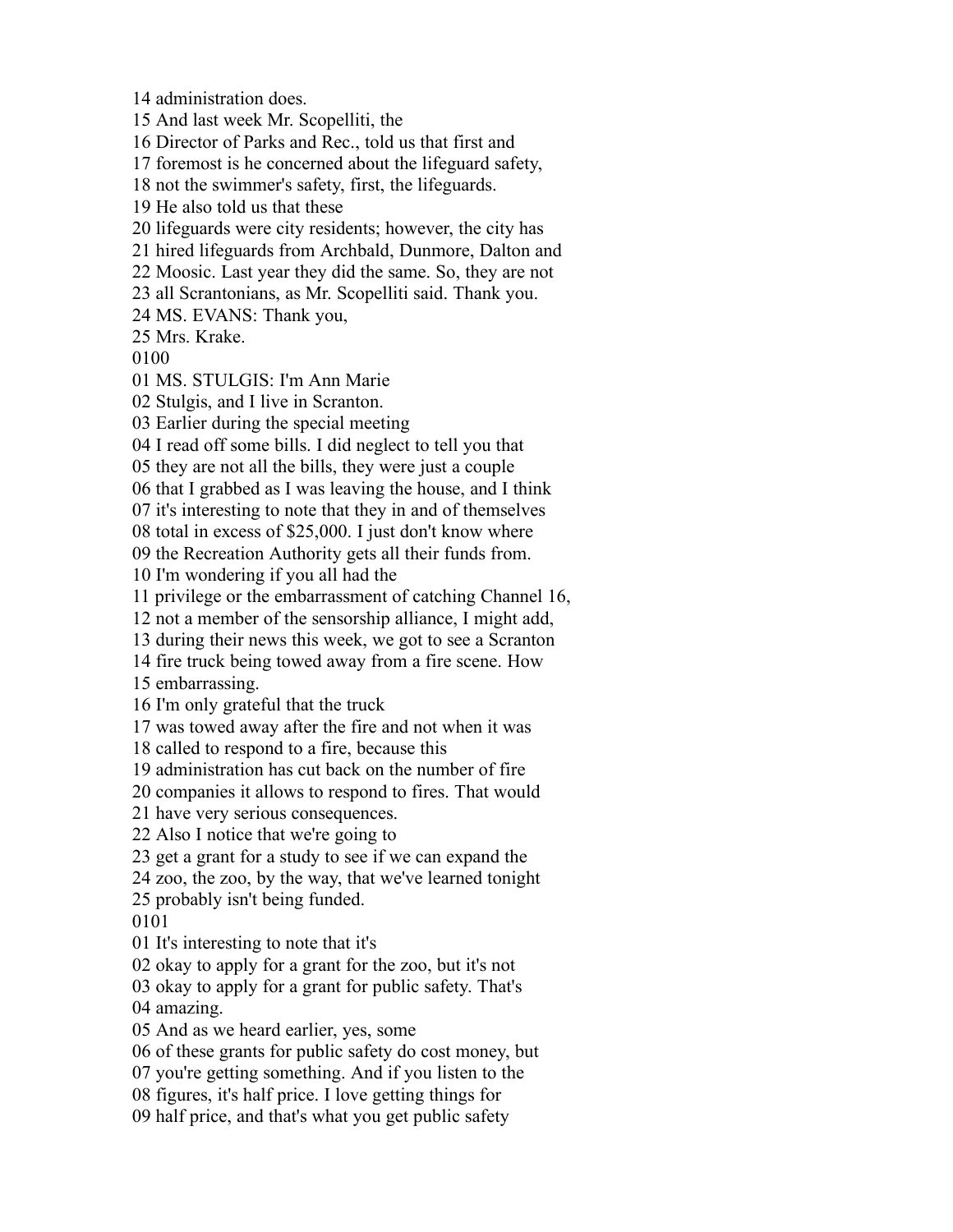14 administration does.
15 And last week Mr. Scopelliti, the
16 Director of Parks and Rec., told us that first and
17 foremost is he concerned about the lifeguard safety,
18 not the swimmer's safety, first, the lifeguards.
19 He also told us that these
20 lifeguards were city residents; however, the city has
21 hired lifeguards from Archbald, Dunmore, Dalton and
22 Moosic. Last year they did the same. So, they are not
23 all Scrantonians, as Mr. Scopelliti said. Thank you.
24 MS. EVANS: Thank you,
25 Mrs. Krake.
0100
01 MS. STULGIS: I'm Ann Marie
02 Stulgis, and I live in Scranton.
03 Earlier during the special meeting
04 I read off some bills. I did neglect to tell you that
05 they are not all the bills, they were just a couple
06 that I grabbed as I was leaving the house, and I think
07 it's interesting to note that they in and of themselves
08 total in excess of $25,000. I just don't know where
09 the Recreation Authority gets all their funds from.
10 I'm wondering if you all had the
11 privilege or the embarrassment of catching Channel 16,
12 not a member of the sensorship alliance, I might add,
13 during their news this week, we got to see a Scranton
14 fire truck being towed away from a fire scene. How
15 embarrassing.
16 I'm only grateful that the truck
17 was towed away after the fire and not when it was
18 called to respond to a fire, because this
19 administration has cut back on the number of fire
20 companies it allows to respond to fires. That would
21 have very serious consequences.
22 Also I notice that we're going to
23 get a grant for a study to see if we can expand the
24 zoo, the zoo, by the way, that we've learned tonight
25 probably isn't being funded.
0101
01 It's interesting to note that it's
02 okay to apply for a grant for the zoo, but it's not
03 okay to apply for a grant for public safety. That's
04 amazing.
05 And as we heard earlier, yes, some
06 of these grants for public safety do cost money, but
07 you're getting something. And if you listen to the
08 figures, it's half price. I love getting things for
09 half price, and that's what you get public safety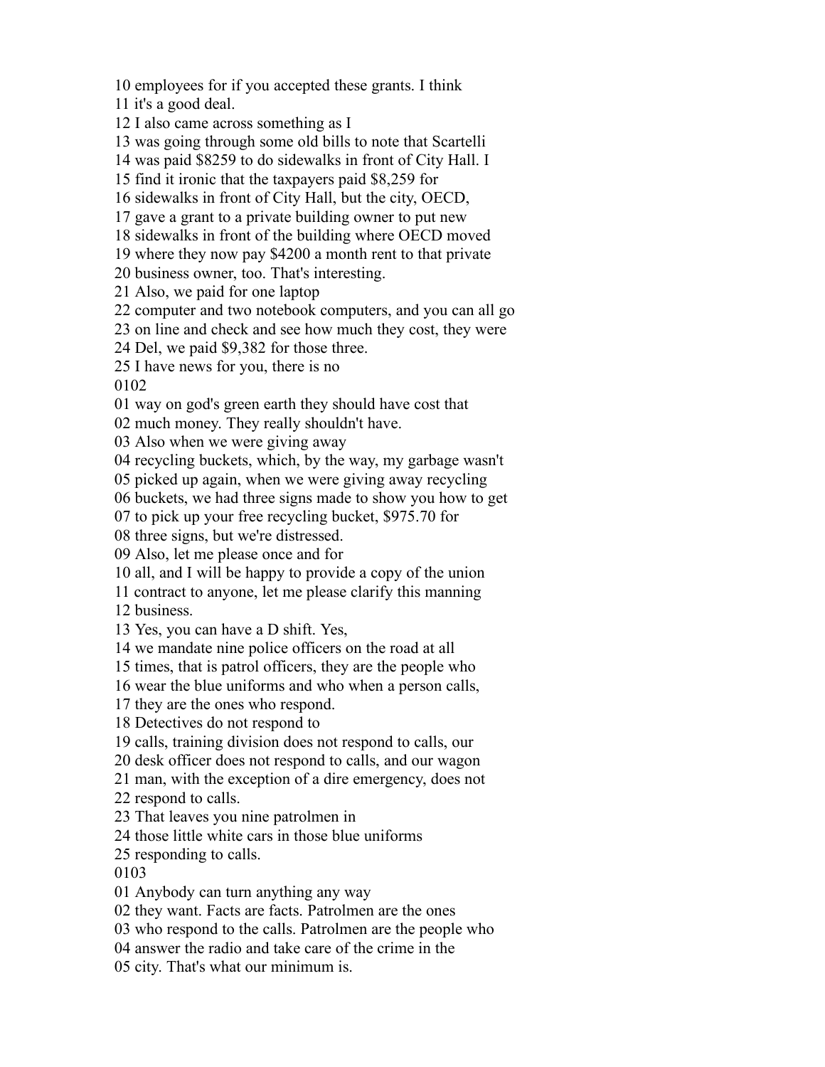10 employees for if you accepted these grants. I think
11 it's a good deal.
12 I also came across something as I
13 was going through some old bills to note that Scartelli
14 was paid $8259 to do sidewalks in front of City Hall. I
15 find it ironic that the taxpayers paid $8,259 for
16 sidewalks in front of City Hall, but the city, OECD,
17 gave a grant to a private building owner to put new
18 sidewalks in front of the building where OECD moved
19 where they now pay $4200 a month rent to that private
20 business owner, too. That's interesting.
21 Also, we paid for one laptop
22 computer and two notebook computers, and you can all go
23 on line and check and see how much they cost, they were
24 Del, we paid $9,382 for those three.
25 I have news for you, there is no
0102
01 way on god's green earth they should have cost that
02 much money. They really shouldn't have.
03 Also when we were giving away
04 recycling buckets, which, by the way, my garbage wasn't
05 picked up again, when we were giving away recycling
06 buckets, we had three signs made to show you how to get
07 to pick up your free recycling bucket, $975.70 for
08 three signs, but we're distressed.
09 Also, let me please once and for
10 all, and I will be happy to provide a copy of the union
11 contract to anyone, let me please clarify this manning
12 business.
13 Yes, you can have a D shift. Yes,
14 we mandate nine police officers on the road at all
15 times, that is patrol officers, they are the people who
16 wear the blue uniforms and who when a person calls,
17 they are the ones who respond.
18 Detectives do not respond to
19 calls, training division does not respond to calls, our
20 desk officer does not respond to calls, and our wagon
21 man, with the exception of a dire emergency, does not
22 respond to calls.
23 That leaves you nine patrolmen in
24 those little white cars in those blue uniforms
25 responding to calls.
0103
01 Anybody can turn anything any way
02 they want. Facts are facts. Patrolmen are the ones
03 who respond to the calls. Patrolmen are the people who
04 answer the radio and take care of the crime in the
05 city. That's what our minimum is.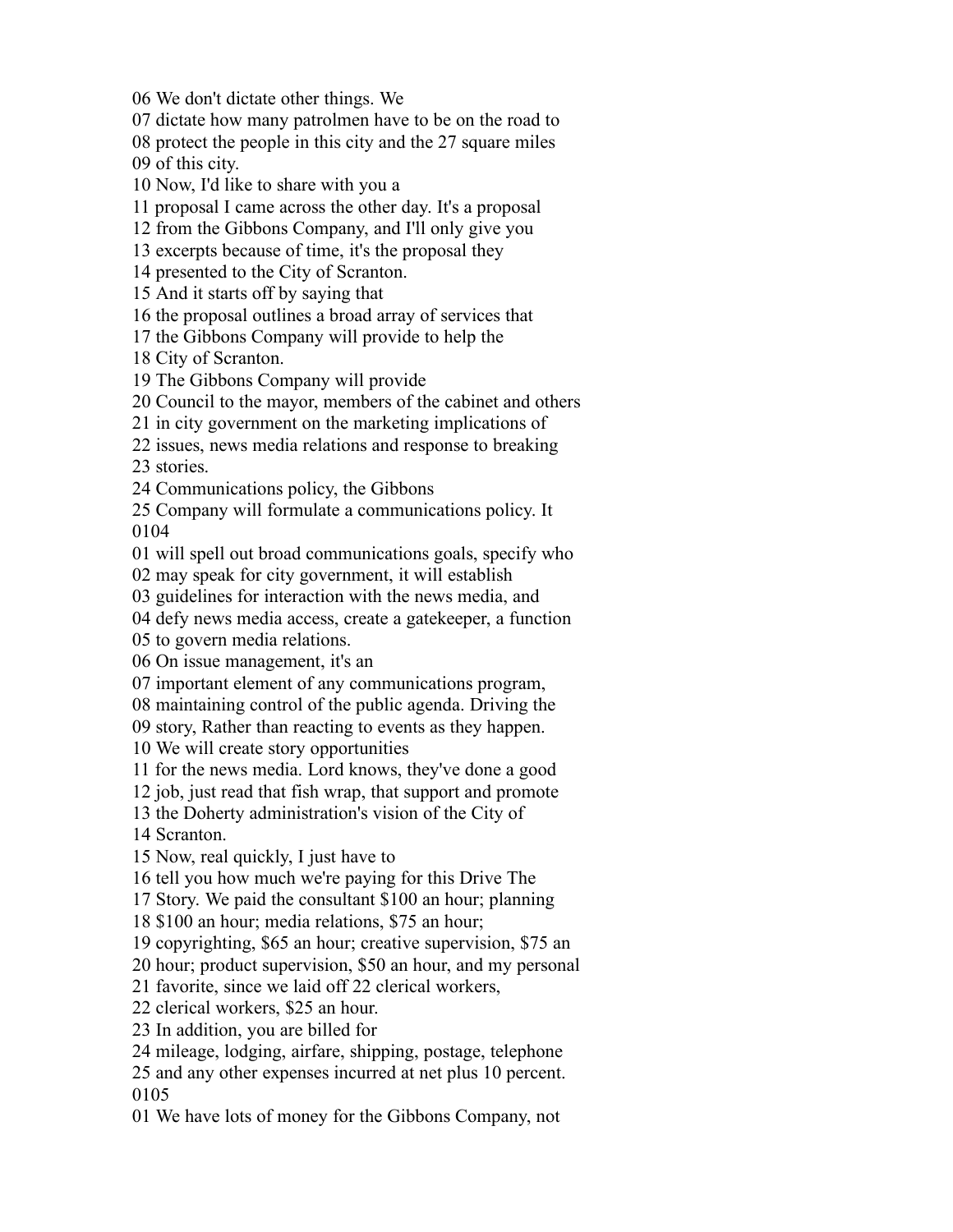06 We don't dictate other things. We
07 dictate how many patrolmen have to be on the road to
08 protect the people in this city and the 27 square miles
09 of this city.
10 Now, I'd like to share with you a
11 proposal I came across the other day. It's a proposal
12 from the Gibbons Company, and I'll only give you
13 excerpts because of time, it's the proposal they
14 presented to the City of Scranton.
15 And it starts off by saying that
16 the proposal outlines a broad array of services that
17 the Gibbons Company will provide to help the
18 City of Scranton.
19 The Gibbons Company will provide
20 Council to the mayor, members of the cabinet and others
21 in city government on the marketing implications of
22 issues, news media relations and response to breaking
23 stories.
24 Communications policy, the Gibbons
25 Company will formulate a communications policy. It
0104
01 will spell out broad communications goals, specify who
02 may speak for city government, it will establish
03 guidelines for interaction with the news media, and
04 defy news media access, create a gatekeeper, a function
05 to govern media relations.
06 On issue management, it's an
07 important element of any communications program,
08 maintaining control of the public agenda. Driving the
09 story, Rather than reacting to events as they happen.
10 We will create story opportunities
11 for the news media. Lord knows, they've done a good
12 job, just read that fish wrap, that support and promote
13 the Doherty administration's vision of the City of
14 Scranton.
15 Now, real quickly, I just have to
16 tell you how much we're paying for this Drive The
17 Story. We paid the consultant $100 an hour; planning
18 $100 an hour; media relations, $75 an hour;
19 copyrighting, $65 an hour; creative supervision, $75 an
20 hour; product supervision, $50 an hour, and my personal
21 favorite, since we laid off 22 clerical workers,
22 clerical workers, $25 an hour.
23 In addition, you are billed for
24 mileage, lodging, airfare, shipping, postage, telephone
25 and any other expenses incurred at net plus 10 percent.
0105
01 We have lots of money for the Gibbons Company, not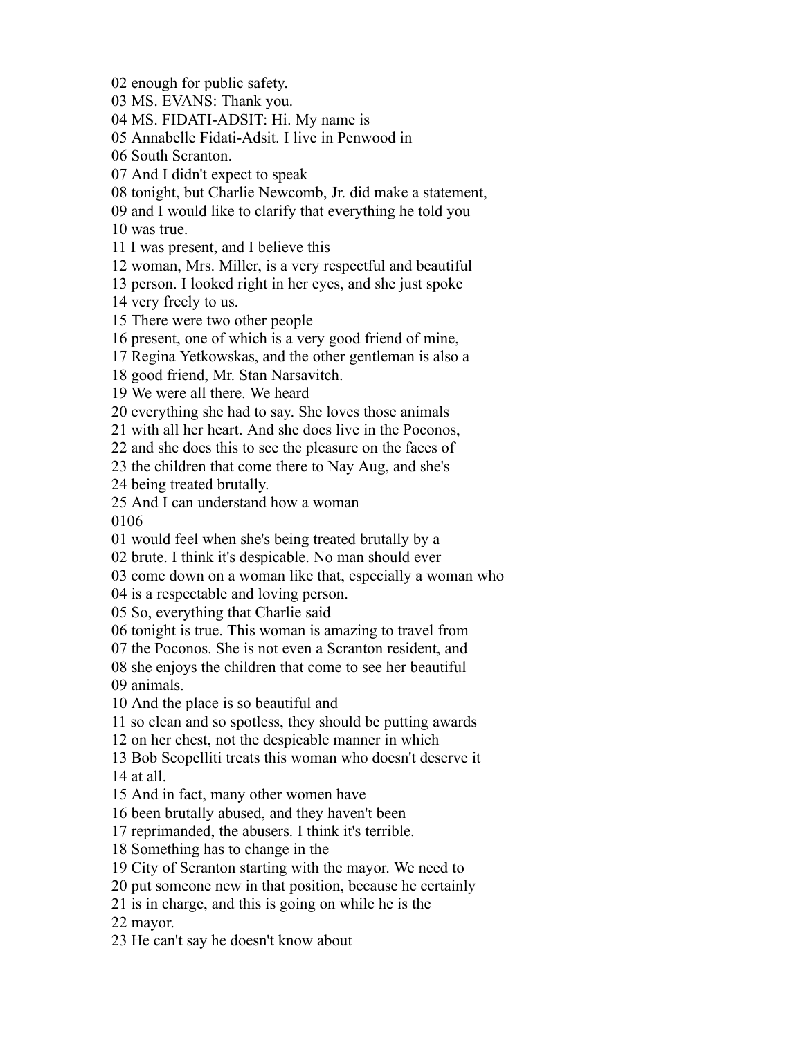02 enough for public safety.
03 MS. EVANS: Thank you.
04 MS. FIDATI-ADSIT: Hi. My name is
05 Annabelle Fidati-Adsit. I live in Penwood in
06 South Scranton.
07 And I didn't expect to speak
08 tonight, but Charlie Newcomb, Jr. did make a statement,
09 and I would like to clarify that everything he told you
10 was true.
11 I was present, and I believe this
12 woman, Mrs. Miller, is a very respectful and beautiful
13 person. I looked right in her eyes, and she just spoke
14 very freely to us.
15 There were two other people
16 present, one of which is a very good friend of mine,
17 Regina Yetkowskas, and the other gentleman is also a
18 good friend, Mr. Stan Narsavitch.
19 We were all there. We heard
20 everything she had to say. She loves those animals
21 with all her heart. And she does live in the Poconos,
22 and she does this to see the pleasure on the faces of
23 the children that come there to Nay Aug, and she's
24 being treated brutally.
25 And I can understand how a woman
0106
01 would feel when she's being treated brutally by a
02 brute. I think it's despicable. No man should ever
03 come down on a woman like that, especially a woman who
04 is a respectable and loving person.
05 So, everything that Charlie said
06 tonight is true. This woman is amazing to travel from
07 the Poconos. She is not even a Scranton resident, and
08 she enjoys the children that come to see her beautiful
09 animals.
10 And the place is so beautiful and
11 so clean and so spotless, they should be putting awards
12 on her chest, not the despicable manner in which
13 Bob Scopelliti treats this woman who doesn't deserve it
14 at all.
15 And in fact, many other women have
16 been brutally abused, and they haven't been
17 reprimanded, the abusers. I think it's terrible.
18 Something has to change in the
19 City of Scranton starting with the mayor. We need to
20 put someone new in that position, because he certainly
21 is in charge, and this is going on while he is the
22 mayor.
23 He can't say he doesn't know about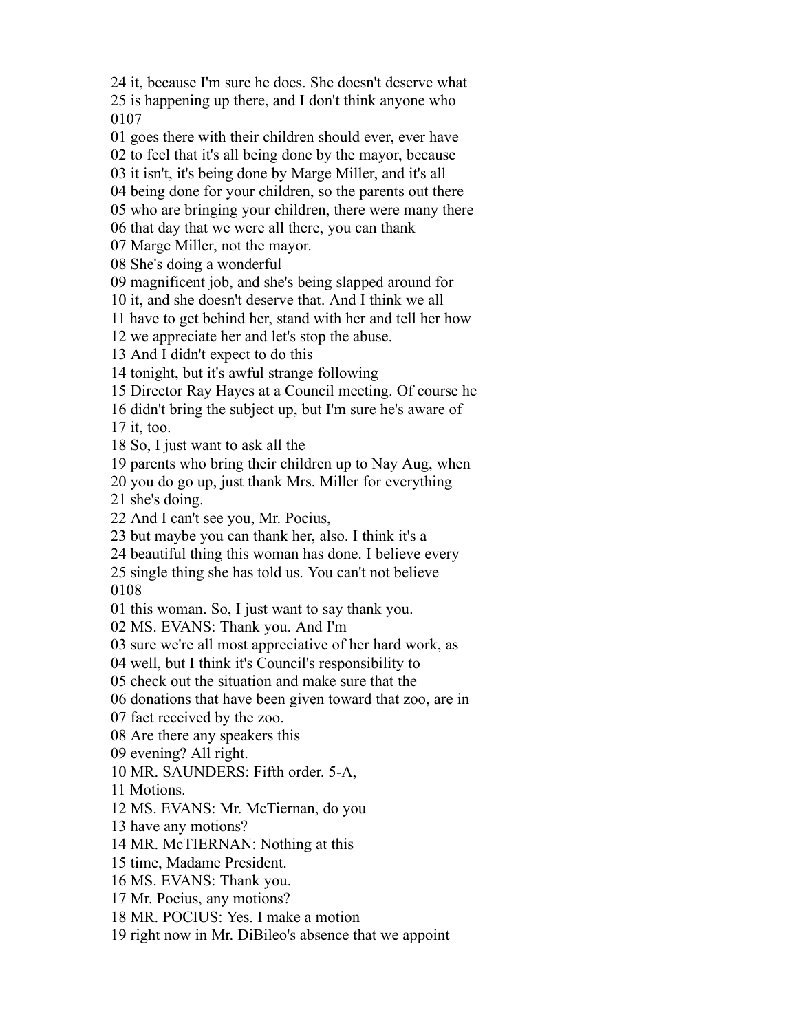24 it, because I'm sure he does. She doesn't deserve what
25 is happening up there, and I don't think anyone who
0107
01 goes there with their children should ever, ever have
02 to feel that it's all being done by the mayor, because
03 it isn't, it's being done by Marge Miller, and it's all
04 being done for your children, so the parents out there
05 who are bringing your children, there were many there
06 that day that we were all there, you can thank
07 Marge Miller, not the mayor.
08 She's doing a wonderful
09 magnificent job, and she's being slapped around for
10 it, and she doesn't deserve that. And I think we all
11 have to get behind her, stand with her and tell her how
12 we appreciate her and let's stop the abuse.
13 And I didn't expect to do this
14 tonight, but it's awful strange following
15 Director Ray Hayes at a Council meeting. Of course he
16 didn't bring the subject up, but I'm sure he's aware of
17 it, too.
18 So, I just want to ask all the
19 parents who bring their children up to Nay Aug, when
20 you do go up, just thank Mrs. Miller for everything
21 she's doing.
22 And I can't see you, Mr. Pocius,
23 but maybe you can thank her, also. I think it's a
24 beautiful thing this woman has done. I believe every
25 single thing she has told us. You can't not believe
0108
01 this woman. So, I just want to say thank you.
02 MS. EVANS: Thank you. And I'm
03 sure we're all most appreciative of her hard work, as
04 well, but I think it's Council's responsibility to
05 check out the situation and make sure that the
06 donations that have been given toward that zoo, are in
07 fact received by the zoo.
08 Are there any speakers this
09 evening? All right.
10 MR. SAUNDERS: Fifth order. 5-A,
11 Motions.
12 MS. EVANS: Mr. McTiernan, do you
13 have any motions?
14 MR. McTIERNAN: Nothing at this
15 time, Madame President.
16 MS. EVANS: Thank you.
17 Mr. Pocius, any motions?
18 MR. POCIUS: Yes. I make a motion
19 right now in Mr. DiBileo's absence that we appoint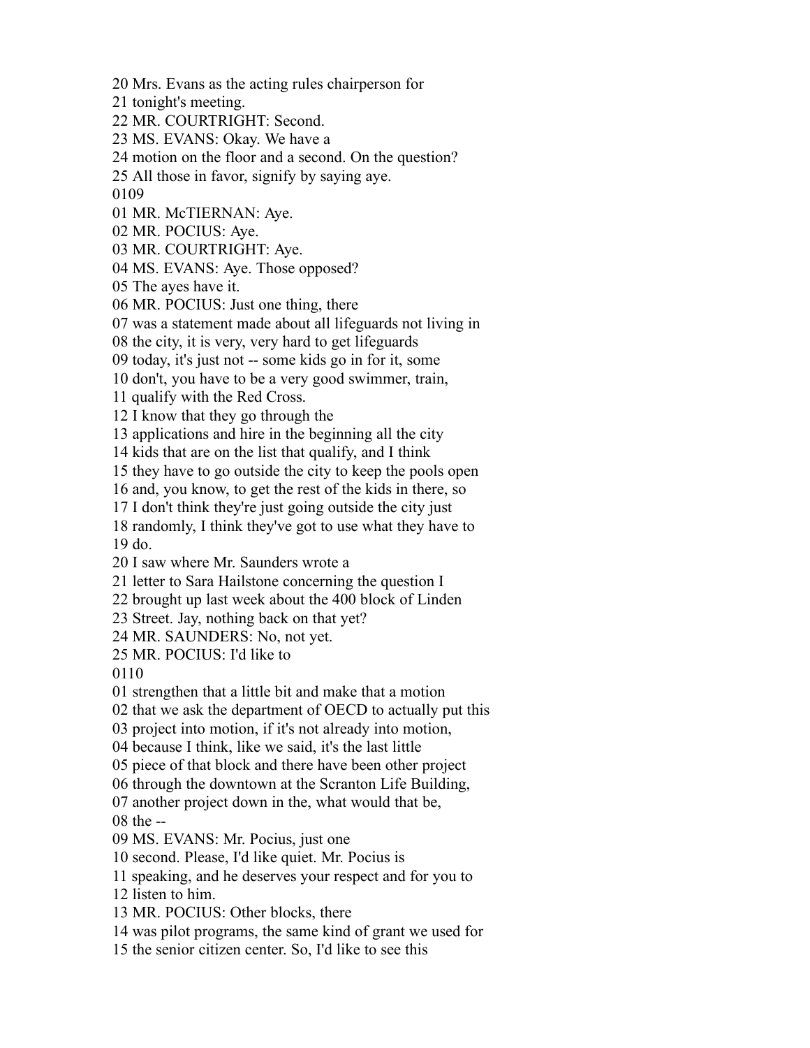20 Mrs. Evans as the acting rules chairperson for
21 tonight's meeting.
22 MR. COURTRIGHT: Second.
23 MS. EVANS: Okay. We have a
24 motion on the floor and a second. On the question?
25 All those in favor, signify by saying aye.
0109
01 MR. McTIERNAN: Aye.
02 MR. POCIUS: Aye.
03 MR. COURTRIGHT: Aye.
04 MS. EVANS: Aye. Those opposed?
05 The ayes have it.
06 MR. POCIUS: Just one thing, there
07 was a statement made about all lifeguards not living in
08 the city, it is very, very hard to get lifeguards
09 today, it's just not -- some kids go in for it, some
10 don't, you have to be a very good swimmer, train,
11 qualify with the Red Cross.
12 I know that they go through the
13 applications and hire in the beginning all the city
14 kids that are on the list that qualify, and I think
15 they have to go outside the city to keep the pools open
16 and, you know, to get the rest of the kids in there, so
17 I don't think they're just going outside the city just
18 randomly, I think they've got to use what they have to
19 do.
20 I saw where Mr. Saunders wrote a
21 letter to Sara Hailstone concerning the question I
22 brought up last week about the 400 block of Linden
23 Street. Jay, nothing back on that yet?
24 MR. SAUNDERS: No, not yet.
25 MR. POCIUS: I'd like to
0110
01 strengthen that a little bit and make that a motion
02 that we ask the department of OECD to actually put this
03 project into motion, if it's not already into motion,
04 because I think, like we said, it's the last little
05 piece of that block and there have been other project
06 through the downtown at the Scranton Life Building,
07 another project down in the, what would that be,
08 the --
09 MS. EVANS: Mr. Pocius, just one
10 second. Please, I'd like quiet. Mr. Pocius is
11 speaking, and he deserves your respect and for you to
12 listen to him.
13 MR. POCIUS: Other blocks, there
14 was pilot programs, the same kind of grant we used for
15 the senior citizen center. So, I'd like to see this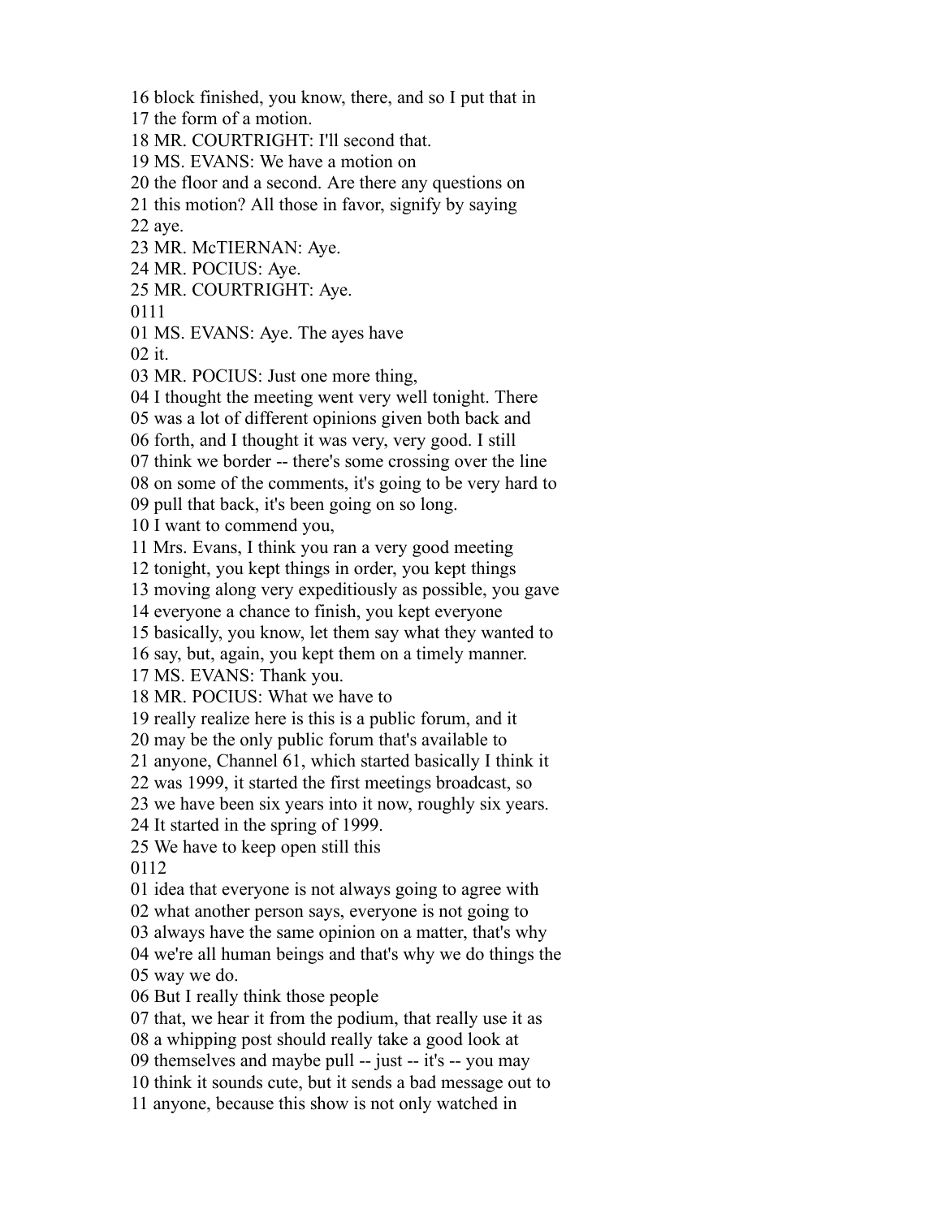16 block finished, you know, there, and so I put that in
17 the form of a motion.
18 MR. COURTRIGHT: I'll second that.
19 MS. EVANS: We have a motion on
20 the floor and a second. Are there any questions on
21 this motion? All those in favor, signify by saying
22 aye.
23 MR. McTIERNAN: Aye.
24 MR. POCIUS: Aye.
25 MR. COURTRIGHT: Aye.
0111
01 MS. EVANS: Aye. The ayes have
02 it.
03 MR. POCIUS: Just one more thing,
04 I thought the meeting went very well tonight. There
05 was a lot of different opinions given both back and
06 forth, and I thought it was very, very good. I still
07 think we border -- there's some crossing over the line
08 on some of the comments, it's going to be very hard to
09 pull that back, it's been going on so long.
10 I want to commend you,
11 Mrs. Evans, I think you ran a very good meeting
12 tonight, you kept things in order, you kept things
13 moving along very expeditiously as possible, you gave
14 everyone a chance to finish, you kept everyone
15 basically, you know, let them say what they wanted to
16 say, but, again, you kept them on a timely manner.
17 MS. EVANS: Thank you.
18 MR. POCIUS: What we have to
19 really realize here is this is a public forum, and it
20 may be the only public forum that's available to
21 anyone, Channel 61, which started basically I think it
22 was 1999, it started the first meetings broadcast, so
23 we have been six years into it now, roughly six years.
24 It started in the spring of 1999.
25 We have to keep open still this
0112
01 idea that everyone is not always going to agree with
02 what another person says, everyone is not going to
03 always have the same opinion on a matter, that's why
04 we're all human beings and that's why we do things the
05 way we do.
06 But I really think those people
07 that, we hear it from the podium, that really use it as
08 a whipping post should really take a good look at
09 themselves and maybe pull -- just -- it's -- you may
10 think it sounds cute, but it sends a bad message out to
11 anyone, because this show is not only watched in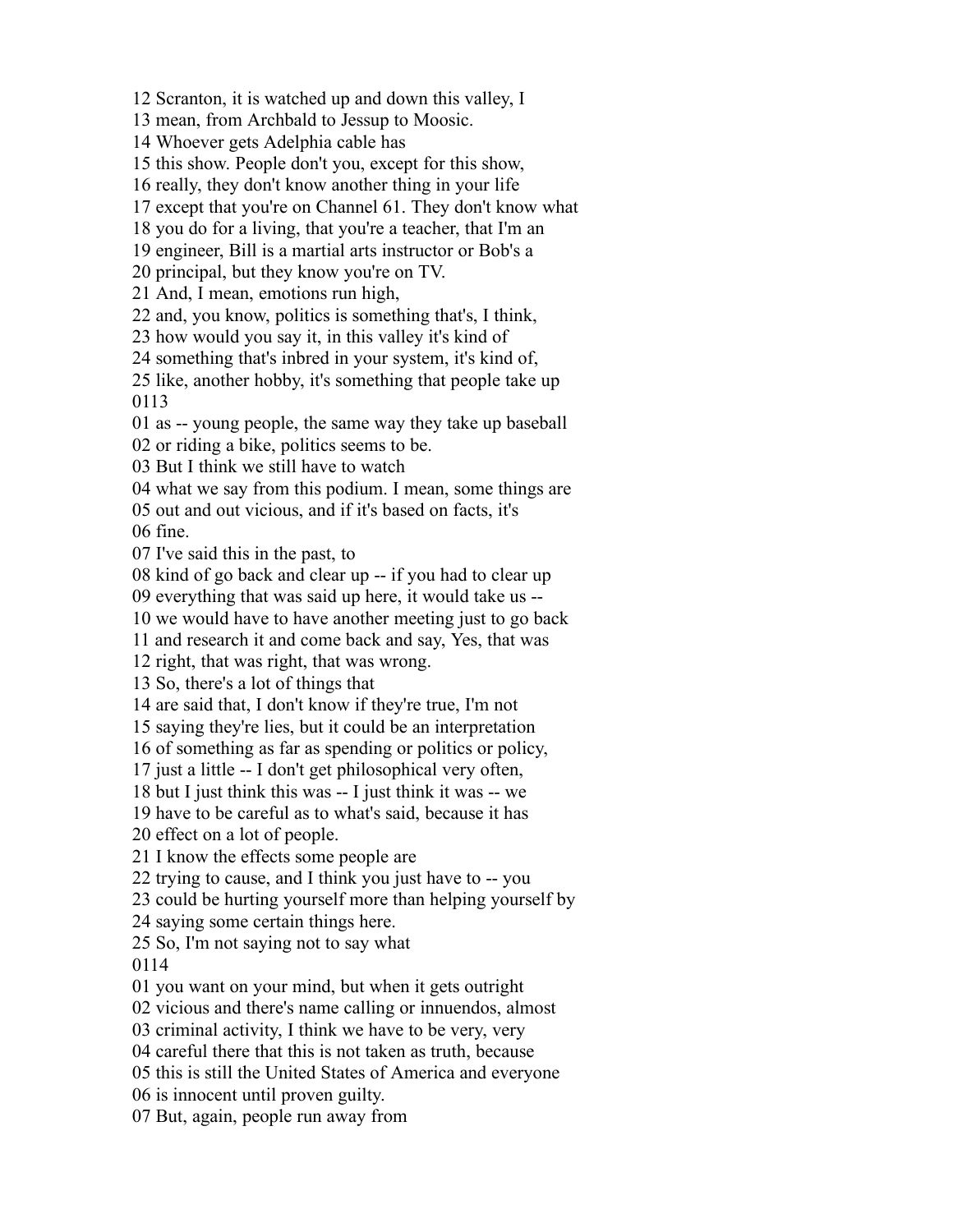12 Scranton, it is watched up and down this valley, I
13 mean, from Archbald to Jessup to Moosic.
14 Whoever gets Adelphia cable has
15 this show. People don't you, except for this show,
16 really, they don't know another thing in your life
17 except that you're on Channel 61. They don't know what
18 you do for a living, that you're a teacher, that I'm an
19 engineer, Bill is a martial arts instructor or Bob's a
20 principal, but they know you're on TV.
21 And, I mean, emotions run high,
22 and, you know, politics is something that's, I think,
23 how would you say it, in this valley it's kind of
24 something that's inbred in your system, it's kind of,
25 like, another hobby, it's something that people take up
0113
01 as -- young people, the same way they take up baseball
02 or riding a bike, politics seems to be.
03 But I think we still have to watch
04 what we say from this podium. I mean, some things are
05 out and out vicious, and if it's based on facts, it's
06 fine.
07 I've said this in the past, to
08 kind of go back and clear up -- if you had to clear up
09 everything that was said up here, it would take us --
10 we would have to have another meeting just to go back
11 and research it and come back and say, Yes, that was
12 right, that was right, that was wrong.
13 So, there's a lot of things that
14 are said that, I don't know if they're true, I'm not
15 saying they're lies, but it could be an interpretation
16 of something as far as spending or politics or policy,
17 just a little -- I don't get philosophical very often,
18 but I just think this was -- I just think it was -- we
19 have to be careful as to what's said, because it has
20 effect on a lot of people.
21 I know the effects some people are
22 trying to cause, and I think you just have to -- you
23 could be hurting yourself more than helping yourself by
24 saying some certain things here.
25 So, I'm not saying not to say what
0114
01 you want on your mind, but when it gets outright
02 vicious and there's name calling or innuendos, almost
03 criminal activity, I think we have to be very, very
04 careful there that this is not taken as truth, because
05 this is still the United States of America and everyone
06 is innocent until proven guilty.
07 But, again, people run away from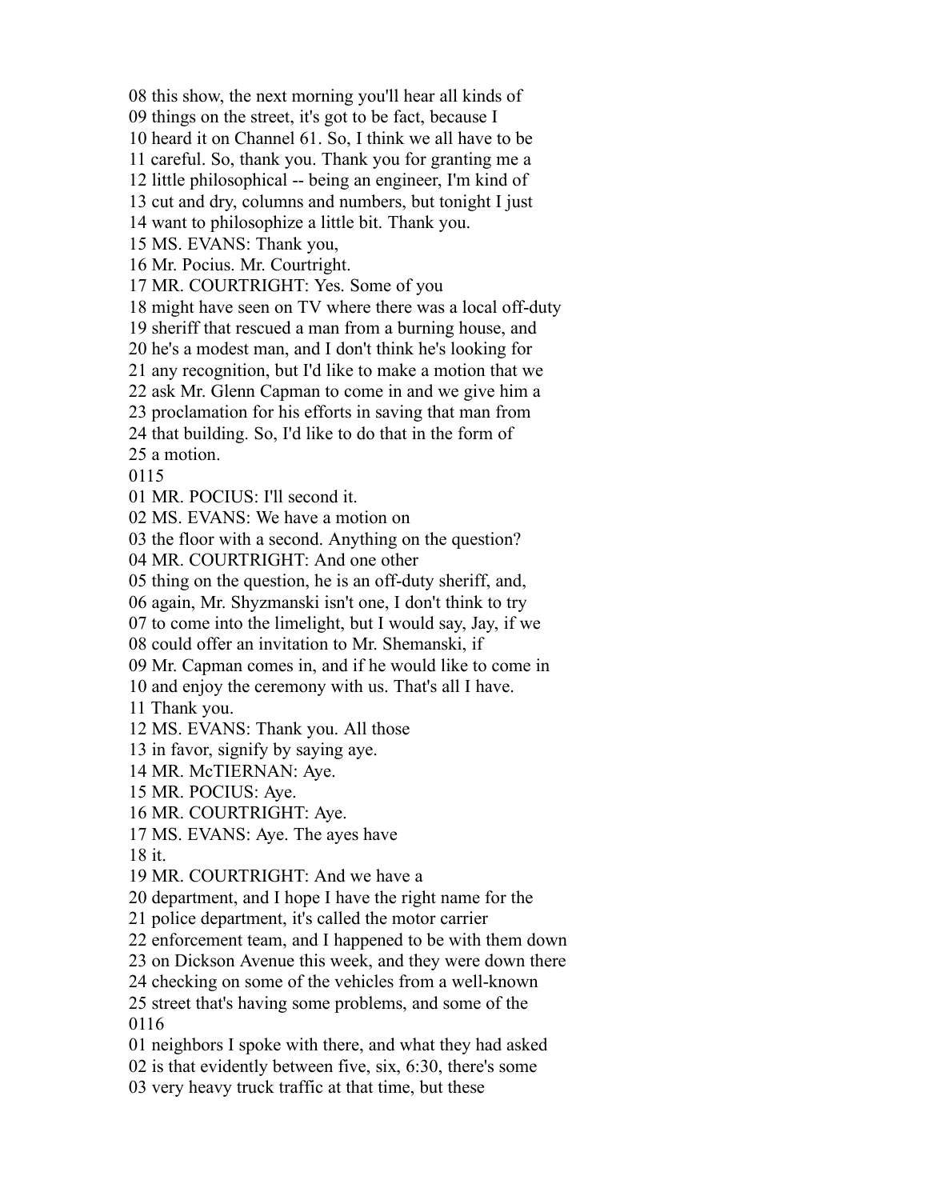08 this show, the next morning you'll hear all kinds of
09 things on the street, it's got to be fact, because I
10 heard it on Channel 61. So, I think we all have to be
11 careful. So, thank you. Thank you for granting me a
12 little philosophical -- being an engineer, I'm kind of
13 cut and dry, columns and numbers, but tonight I just
14 want to philosophize a little bit. Thank you.
15 MS. EVANS: Thank you,
16 Mr. Pocius. Mr. Courtright.
17 MR. COURTRIGHT: Yes. Some of you
18 might have seen on TV where there was a local off-duty
19 sheriff that rescued a man from a burning house, and
20 he's a modest man, and I don't think he's looking for
21 any recognition, but I'd like to make a motion that we
22 ask Mr. Glenn Capman to come in and we give him a
23 proclamation for his efforts in saving that man from
24 that building. So, I'd like to do that in the form of
25 a motion.
0115
01 MR. POCIUS: I'll second it.
02 MS. EVANS: We have a motion on
03 the floor with a second. Anything on the question?
04 MR. COURTRIGHT: And one other
05 thing on the question, he is an off-duty sheriff, and,
06 again, Mr. Shyzmanski isn't one, I don't think to try
07 to come into the limelight, but I would say, Jay, if we
08 could offer an invitation to Mr. Shemanski, if
09 Mr. Capman comes in, and if he would like to come in
10 and enjoy the ceremony with us. That's all I have.
11 Thank you.
12 MS. EVANS: Thank you. All those
13 in favor, signify by saying aye.
14 MR. McTIERNAN: Aye.
15 MR. POCIUS: Aye.
16 MR. COURTRIGHT: Aye.
17 MS. EVANS: Aye. The ayes have
18 it.
19 MR. COURTRIGHT: And we have a
20 department, and I hope I have the right name for the
21 police department, it's called the motor carrier
22 enforcement team, and I happened to be with them down
23 on Dickson Avenue this week, and they were down there
24 checking on some of the vehicles from a well-known
25 street that's having some problems, and some of the
0116
01 neighbors I spoke with there, and what they had asked
02 is that evidently between five, six, 6:30, there's some
03 very heavy truck traffic at that time, but these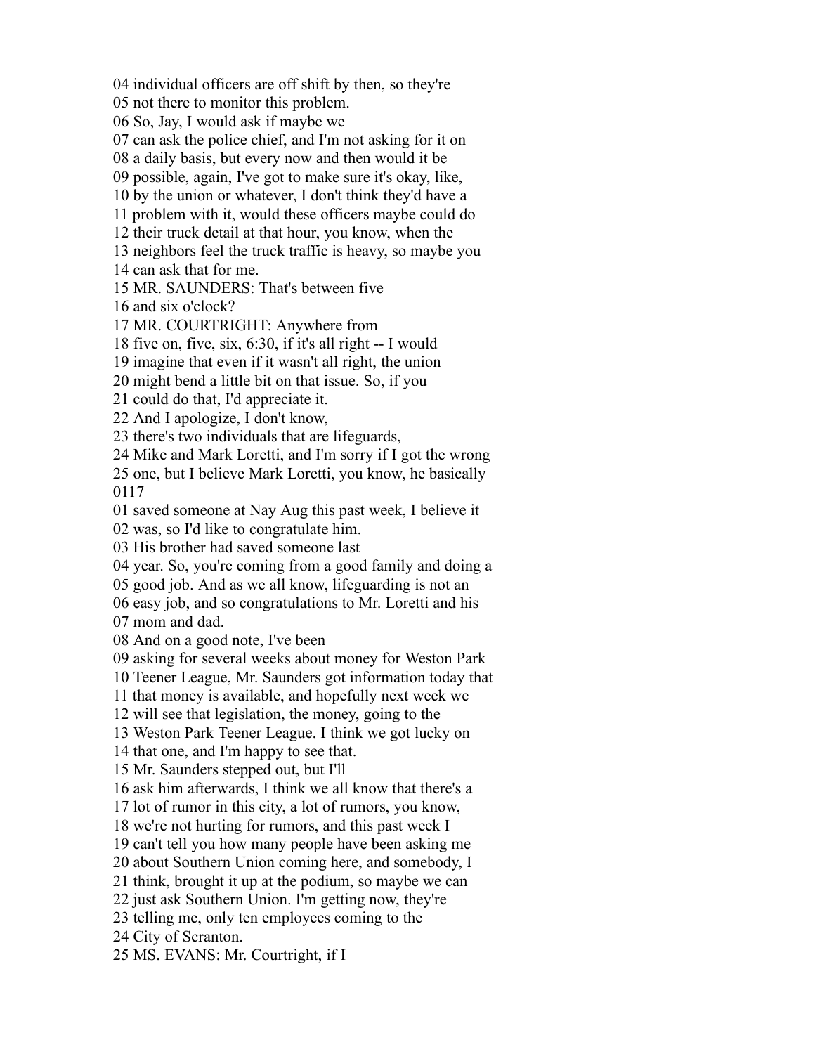04 individual officers are off shift by then, so they're
05 not there to monitor this problem.
06 So, Jay, I would ask if maybe we
07 can ask the police chief, and I'm not asking for it on
08 a daily basis, but every now and then would it be
09 possible, again, I've got to make sure it's okay, like,
10 by the union or whatever, I don't think they'd have a
11 problem with it, would these officers maybe could do
12 their truck detail at that hour, you know, when the
13 neighbors feel the truck traffic is heavy, so maybe you
14 can ask that for me.
15 MR. SAUNDERS: That's between five
16 and six o'clock?
17 MR. COURTRIGHT: Anywhere from
18 five on, five, six, 6:30, if it's all right -- I would
19 imagine that even if it wasn't all right, the union
20 might bend a little bit on that issue. So, if you
21 could do that, I'd appreciate it.
22 And I apologize, I don't know,
23 there's two individuals that are lifeguards,
24 Mike and Mark Loretti, and I'm sorry if I got the wrong
25 one, but I believe Mark Loretti, you know, he basically
0117
01 saved someone at Nay Aug this past week, I believe it
02 was, so I'd like to congratulate him.
03 His brother had saved someone last
04 year. So, you're coming from a good family and doing a
05 good job. And as we all know, lifeguarding is not an
06 easy job, and so congratulations to Mr. Loretti and his
07 mom and dad.
08 And on a good note, I've been
09 asking for several weeks about money for Weston Park
10 Teener League, Mr. Saunders got information today that
11 that money is available, and hopefully next week we
12 will see that legislation, the money, going to the
13 Weston Park Teener League. I think we got lucky on
14 that one, and I'm happy to see that.
15 Mr. Saunders stepped out, but I'll
16 ask him afterwards, I think we all know that there's a
17 lot of rumor in this city, a lot of rumors, you know,
18 we're not hurting for rumors, and this past week I
19 can't tell you how many people have been asking me
20 about Southern Union coming here, and somebody, I
21 think, brought it up at the podium, so maybe we can
22 just ask Southern Union. I'm getting now, they're
23 telling me, only ten employees coming to the
24 City of Scranton.
25 MS. EVANS: Mr. Courtright, if I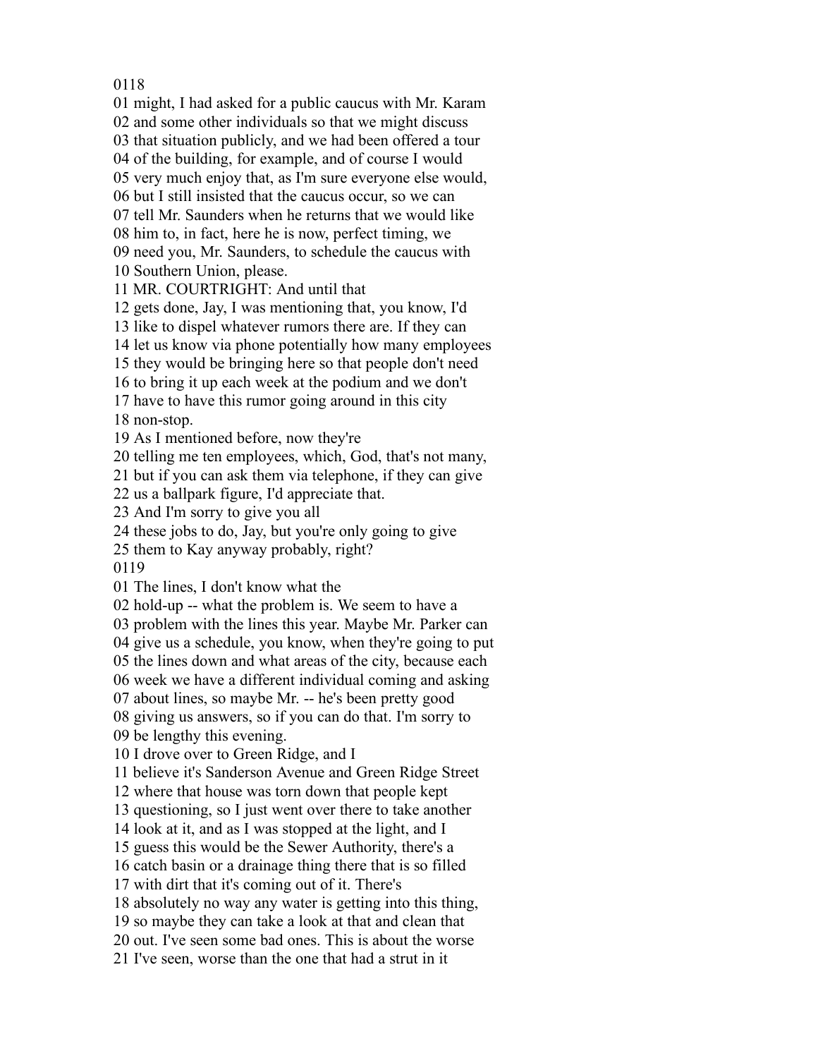0118

01 might, I had asked for a public caucus with Mr. Karam
02 and some other individuals so that we might discuss
03 that situation publicly, and we had been offered a tour
04 of the building, for example, and of course I would
05 very much enjoy that, as I'm sure everyone else would,
06 but I still insisted that the caucus occur, so we can
07 tell Mr. Saunders when he returns that we would like
08 him to, in fact, here he is now, perfect timing, we
09 need you, Mr. Saunders, to schedule the caucus with
10 Southern Union, please.
11 MR. COURTRIGHT: And until that
12 gets done, Jay, I was mentioning that, you know, I'd
13 like to dispel whatever rumors there are. If they can
14 let us know via phone potentially how many employees
15 they would be bringing here so that people don't need
16 to bring it up each week at the podium and we don't
17 have to have this rumor going around in this city
18 non-stop.
19 As I mentioned before, now they're
20 telling me ten employees, which, God, that's not many,
21 but if you can ask them via telephone, if they can give
22 us a ballpark figure, I'd appreciate that.
23 And I'm sorry to give you all
24 these jobs to do, Jay, but you're only going to give
25 them to Kay anyway probably, right?

0119

01 The lines, I don't know what the
02 hold-up -- what the problem is. We seem to have a
03 problem with the lines this year. Maybe Mr. Parker can
04 give us a schedule, you know, when they're going to put
05 the lines down and what areas of the city, because each
06 week we have a different individual coming and asking
07 about lines, so maybe Mr. -- he's been pretty good
08 giving us answers, so if you can do that. I'm sorry to
09 be lengthy this evening.
10 I drove over to Green Ridge, and I
11 believe it's Sanderson Avenue and Green Ridge Street
12 where that house was torn down that people kept
13 questioning, so I just went over there to take another
14 look at it, and as I was stopped at the light, and I
15 guess this would be the Sewer Authority, there's a
16 catch basin or a drainage thing there that is so filled
17 with dirt that it's coming out of it. There's
18 absolutely no way any water is getting into this thing,
19 so maybe they can take a look at that and clean that
20 out. I've seen some bad ones. This is about the worse
21 I've seen, worse than the one that had a strut in it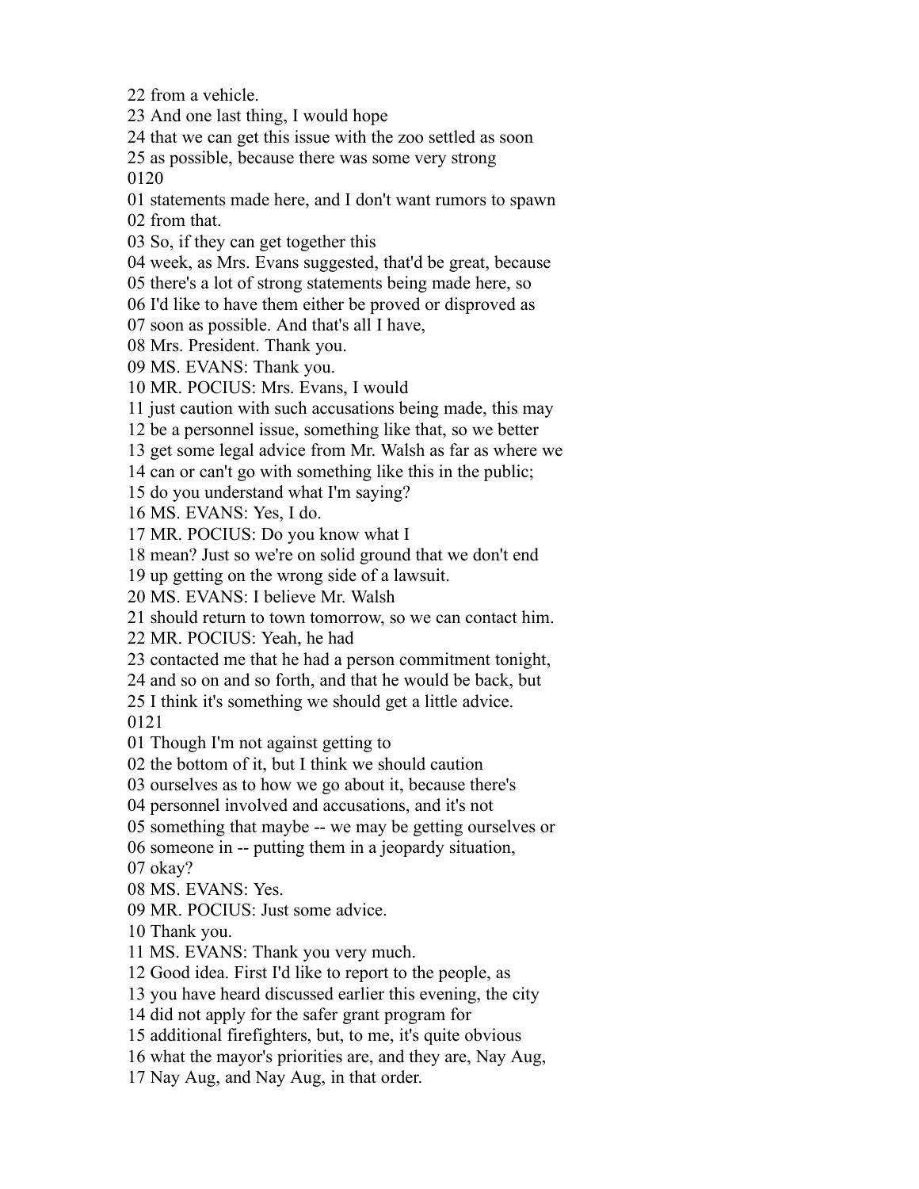22 from a vehicle.
23 And one last thing, I would hope
24 that we can get this issue with the zoo settled as soon
25 as possible, because there was some very strong
0120
01 statements made here, and I don't want rumors to spawn
02 from that.
03 So, if they can get together this
04 week, as Mrs. Evans suggested, that'd be great, because
05 there's a lot of strong statements being made here, so
06 I'd like to have them either be proved or disproved as
07 soon as possible. And that's all I have,
08 Mrs. President. Thank you.
09 MS. EVANS: Thank you.
10 MR. POCIUS: Mrs. Evans, I would
11 just caution with such accusations being made, this may
12 be a personnel issue, something like that, so we better
13 get some legal advice from Mr. Walsh as far as where we
14 can or can't go with something like this in the public;
15 do you understand what I'm saying?
16 MS. EVANS: Yes, I do.
17 MR. POCIUS: Do you know what I
18 mean? Just so we're on solid ground that we don't end
19 up getting on the wrong side of a lawsuit.
20 MS. EVANS: I believe Mr. Walsh
21 should return to town tomorrow, so we can contact him.
22 MR. POCIUS: Yeah, he had
23 contacted me that he had a person commitment tonight,
24 and so on and so forth, and that he would be back, but
25 I think it's something we should get a little advice.
0121
01 Though I'm not against getting to
02 the bottom of it, but I think we should caution
03 ourselves as to how we go about it, because there's
04 personnel involved and accusations, and it's not
05 something that maybe -- we may be getting ourselves or
06 someone in -- putting them in a jeopardy situation,
07 okay?
08 MS. EVANS: Yes.
09 MR. POCIUS: Just some advice.
10 Thank you.
11 MS. EVANS: Thank you very much.
12 Good idea. First I'd like to report to the people, as
13 you have heard discussed earlier this evening, the city
14 did not apply for the safer grant program for
15 additional firefighters, but, to me, it's quite obvious
16 what the mayor's priorities are, and they are, Nay Aug,
17 Nay Aug, and Nay Aug, in that order.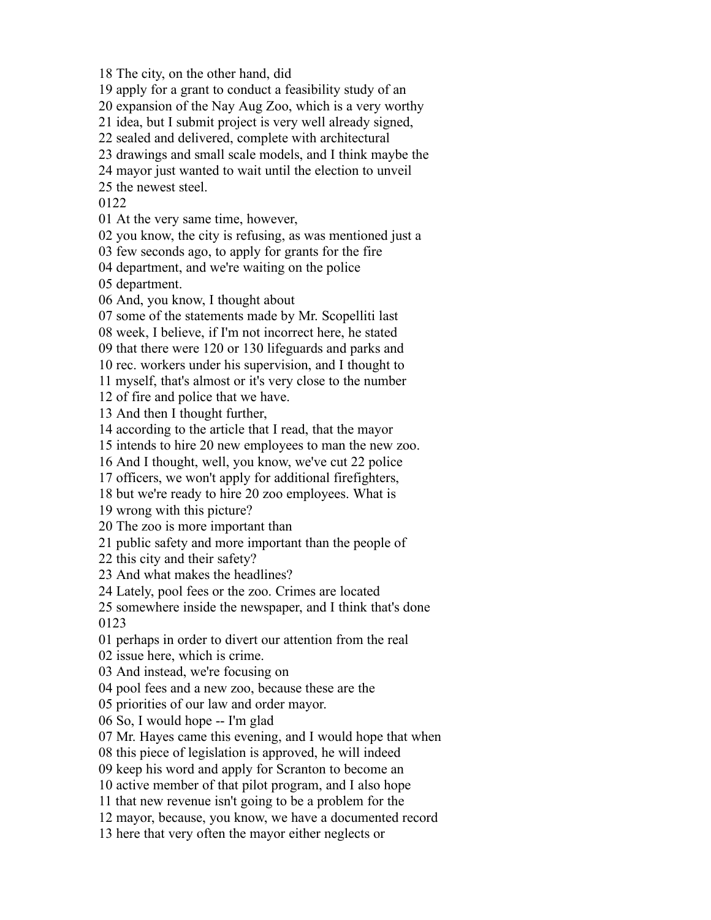18 The city, on the other hand, did
19 apply for a grant to conduct a feasibility study of an
20 expansion of the Nay Aug Zoo, which is a very worthy
21 idea, but I submit project is very well already signed,
22 sealed and delivered, complete with architectural
23 drawings and small scale models, and I think maybe the
24 mayor just wanted to wait until the election to unveil
25 the newest steel.
0122
01 At the very same time, however,
02 you know, the city is refusing, as was mentioned just a
03 few seconds ago, to apply for grants for the fire
04 department, and we're waiting on the police
05 department.
06 And, you know, I thought about
07 some of the statements made by Mr. Scopelliti last
08 week, I believe, if I'm not incorrect here, he stated
09 that there were 120 or 130 lifeguards and parks and
10 rec. workers under his supervision, and I thought to
11 myself, that's almost or it's very close to the number
12 of fire and police that we have.
13 And then I thought further,
14 according to the article that I read, that the mayor
15 intends to hire 20 new employees to man the new zoo.
16 And I thought, well, you know, we've cut 22 police
17 officers, we won't apply for additional firefighters,
18 but we're ready to hire 20 zoo employees. What is
19 wrong with this picture?
20 The zoo is more important than
21 public safety and more important than the people of
22 this city and their safety?
23 And what makes the headlines?
24 Lately, pool fees or the zoo. Crimes are located
25 somewhere inside the newspaper, and I think that's done
0123
01 perhaps in order to divert our attention from the real
02 issue here, which is crime.
03 And instead, we're focusing on
04 pool fees and a new zoo, because these are the
05 priorities of our law and order mayor.
06 So, I would hope -- I'm glad
07 Mr. Hayes came this evening, and I would hope that when
08 this piece of legislation is approved, he will indeed
09 keep his word and apply for Scranton to become an
10 active member of that pilot program, and I also hope
11 that new revenue isn't going to be a problem for the
12 mayor, because, you know, we have a documented record
13 here that very often the mayor either neglects or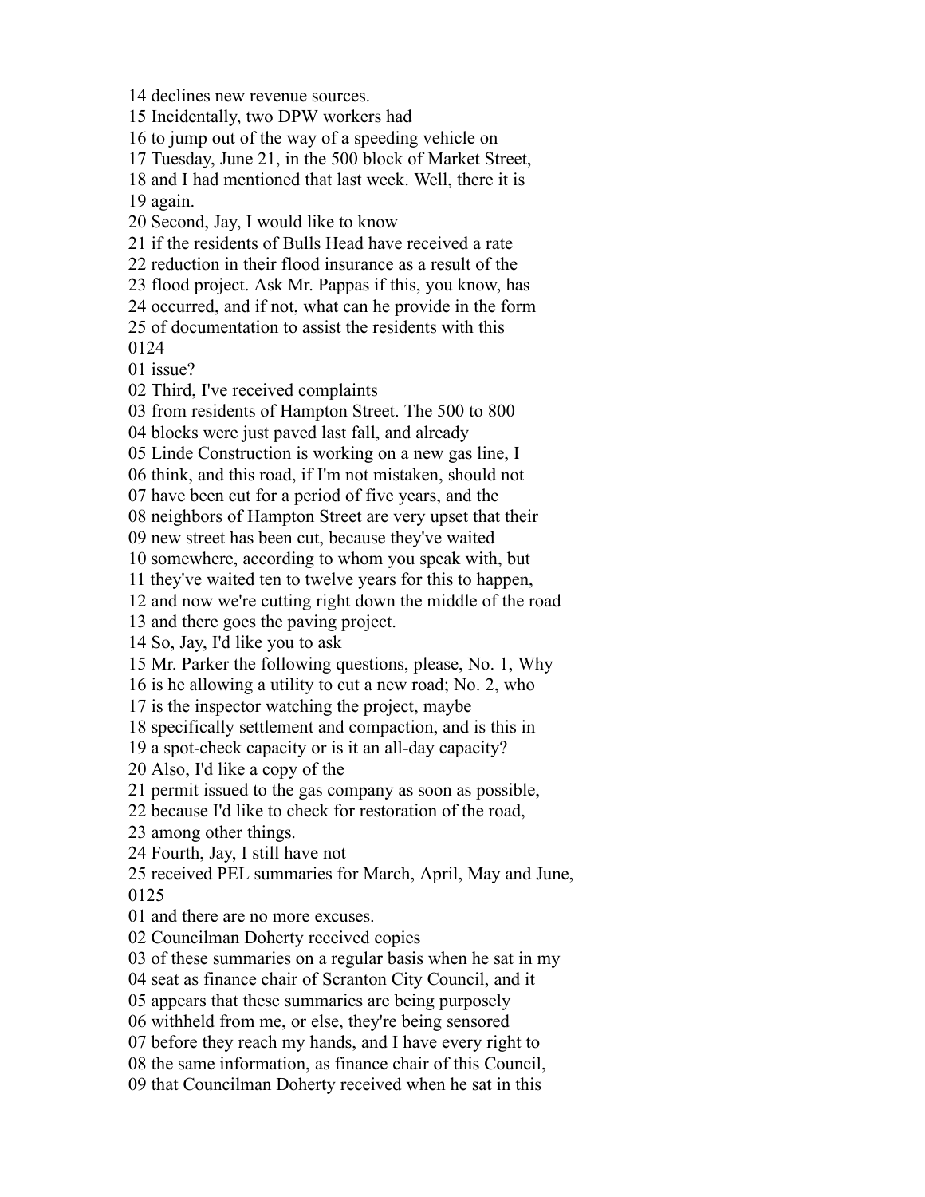14 declines new revenue sources.
15 Incidentally, two DPW workers had
16 to jump out of the way of a speeding vehicle on
17 Tuesday, June 21, in the 500 block of Market Street,
18 and I had mentioned that last week. Well, there it is
19 again.
20 Second, Jay, I would like to know
21 if the residents of Bulls Head have received a rate
22 reduction in their flood insurance as a result of the
23 flood project. Ask Mr. Pappas if this, you know, has
24 occurred, and if not, what can he provide in the form
25 of documentation to assist the residents with this
0124
01 issue?
02 Third, I've received complaints
03 from residents of Hampton Street. The 500 to 800
04 blocks were just paved last fall, and already
05 Linde Construction is working on a new gas line, I
06 think, and this road, if I'm not mistaken, should not
07 have been cut for a period of five years, and the
08 neighbors of Hampton Street are very upset that their
09 new street has been cut, because they've waited
10 somewhere, according to whom you speak with, but
11 they've waited ten to twelve years for this to happen,
12 and now we're cutting right down the middle of the road
13 and there goes the paving project.
14 So, Jay, I'd like you to ask
15 Mr. Parker the following questions, please, No. 1, Why
16 is he allowing a utility to cut a new road; No. 2, who
17 is the inspector watching the project, maybe
18 specifically settlement and compaction, and is this in
19 a spot-check capacity or is it an all-day capacity?
20 Also, I'd like a copy of the
21 permit issued to the gas company as soon as possible,
22 because I'd like to check for restoration of the road,
23 among other things.
24 Fourth, Jay, I still have not
25 received PEL summaries for March, April, May and June,
0125
01 and there are no more excuses.
02 Councilman Doherty received copies
03 of these summaries on a regular basis when he sat in my
04 seat as finance chair of Scranton City Council, and it
05 appears that these summaries are being purposely
06 withheld from me, or else, they're being sensored
07 before they reach my hands, and I have every right to
08 the same information, as finance chair of this Council,
09 that Councilman Doherty received when he sat in this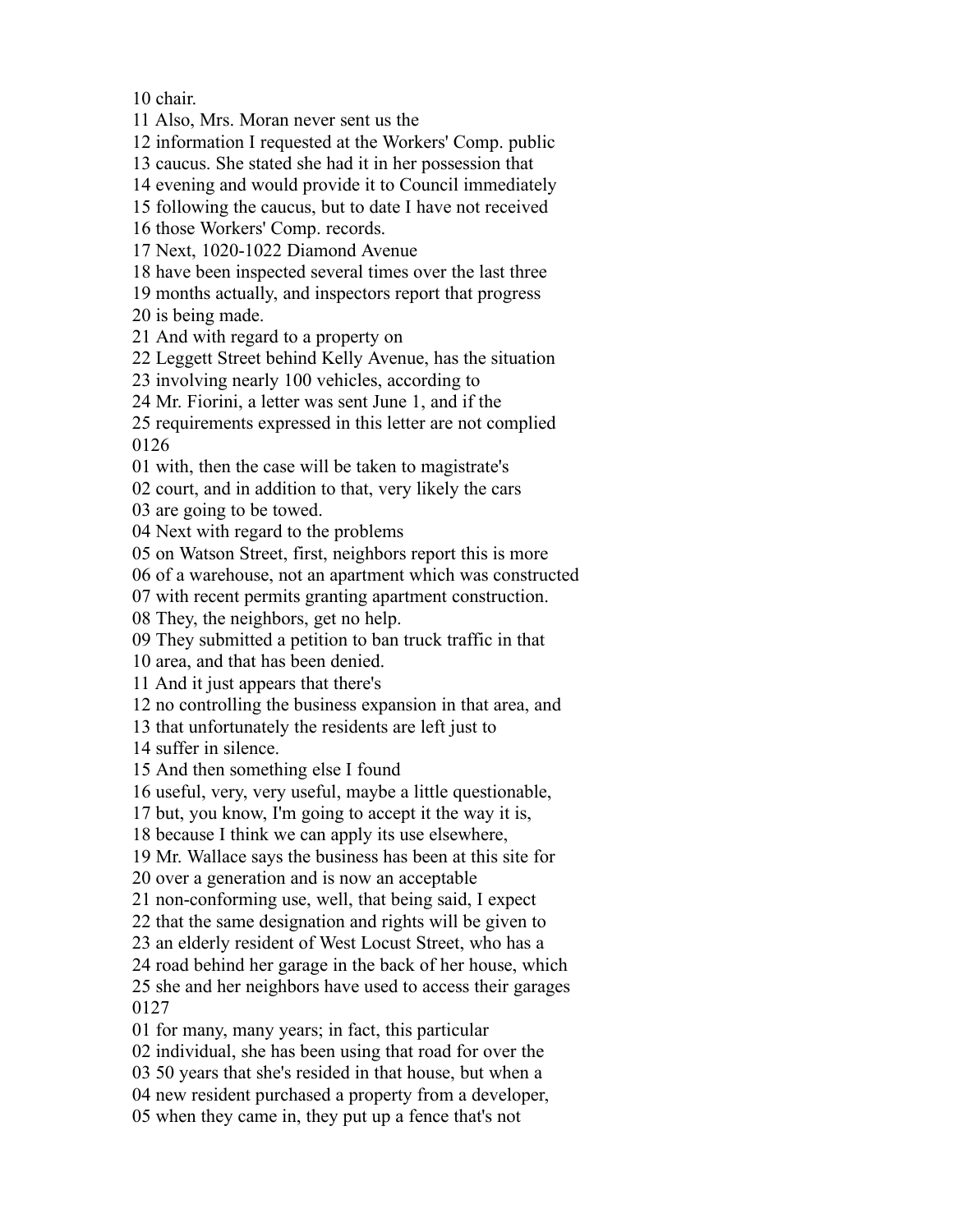10 chair.
11 Also, Mrs. Moran never sent us the
12 information I requested at the Workers' Comp. public
13 caucus. She stated she had it in her possession that
14 evening and would provide it to Council immediately
15 following the caucus, but to date I have not received
16 those Workers' Comp. records.
17 Next, 1020-1022 Diamond Avenue
18 have been inspected several times over the last three
19 months actually, and inspectors report that progress
20 is being made.
21 And with regard to a property on
22 Leggett Street behind Kelly Avenue, has the situation
23 involving nearly 100 vehicles, according to
24 Mr. Fiorini, a letter was sent June 1, and if the
25 requirements expressed in this letter are not complied
0126
01 with, then the case will be taken to magistrate's
02 court, and in addition to that, very likely the cars
03 are going to be towed.
04 Next with regard to the problems
05 on Watson Street, first, neighbors report this is more
06 of a warehouse, not an apartment which was constructed
07 with recent permits granting apartment construction.
08 They, the neighbors, get no help.
09 They submitted a petition to ban truck traffic in that
10 area, and that has been denied.
11 And it just appears that there's
12 no controlling the business expansion in that area, and
13 that unfortunately the residents are left just to
14 suffer in silence.
15 And then something else I found
16 useful, very, very useful, maybe a little questionable,
17 but, you know, I'm going to accept it the way it is,
18 because I think we can apply its use elsewhere,
19 Mr. Wallace says the business has been at this site for
20 over a generation and is now an acceptable
21 non-conforming use, well, that being said, I expect
22 that the same designation and rights will be given to
23 an elderly resident of West Locust Street, who has a
24 road behind her garage in the back of her house, which
25 she and her neighbors have used to access their garages
0127
01 for many, many years; in fact, this particular
02 individual, she has been using that road for over the
03 50 years that she's resided in that house, but when a
04 new resident purchased a property from a developer,
05 when they came in, they put up a fence that's not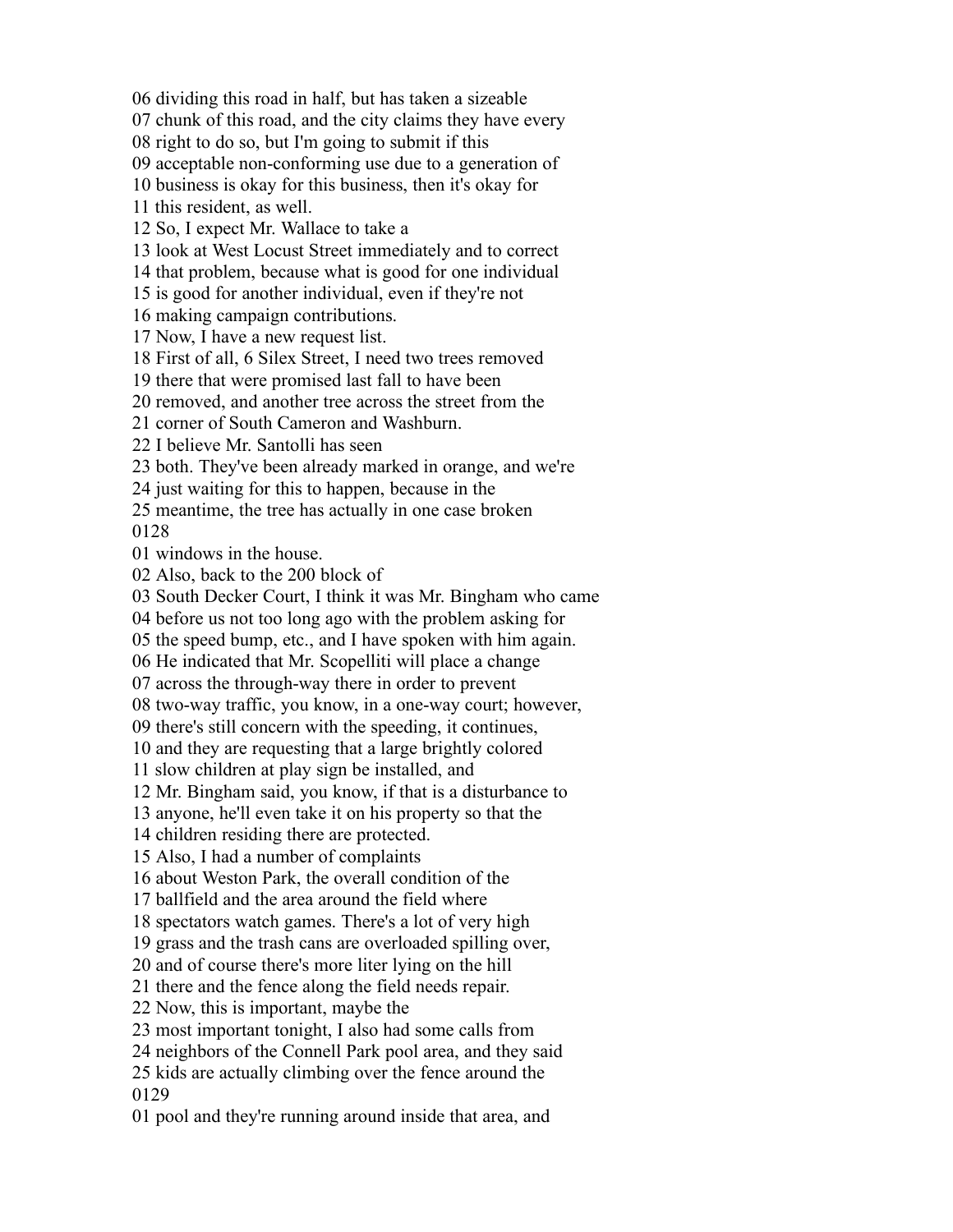06 dividing this road in half, but has taken a sizeable
07 chunk of this road, and the city claims they have every
08 right to do so, but I'm going to submit if this
09 acceptable non-conforming use due to a generation of
10 business is okay for this business, then it's okay for
11 this resident, as well.
12 So, I expect Mr. Wallace to take a
13 look at West Locust Street immediately and to correct
14 that problem, because what is good for one individual
15 is good for another individual, even if they're not
16 making campaign contributions.
17 Now, I have a new request list.
18 First of all, 6 Silex Street, I need two trees removed
19 there that were promised last fall to have been
20 removed, and another tree across the street from the
21 corner of South Cameron and Washburn.
22 I believe Mr. Santolli has seen
23 both. They've been already marked in orange, and we're
24 just waiting for this to happen, because in the
25 meantime, the tree has actually in one case broken
0128
01 windows in the house.
02 Also, back to the 200 block of
03 South Decker Court, I think it was Mr. Bingham who came
04 before us not too long ago with the problem asking for
05 the speed bump, etc., and I have spoken with him again.
06 He indicated that Mr. Scopelliti will place a change
07 across the through-way there in order to prevent
08 two-way traffic, you know, in a one-way court; however,
09 there's still concern with the speeding, it continues,
10 and they are requesting that a large brightly colored
11 slow children at play sign be installed, and
12 Mr. Bingham said, you know, if that is a disturbance to
13 anyone, he'll even take it on his property so that the
14 children residing there are protected.
15 Also, I had a number of complaints
16 about Weston Park, the overall condition of the
17 ballfield and the area around the field where
18 spectators watch games. There's a lot of very high
19 grass and the trash cans are overloaded spilling over,
20 and of course there's more liter lying on the hill
21 there and the fence along the field needs repair.
22 Now, this is important, maybe the
23 most important tonight, I also had some calls from
24 neighbors of the Connell Park pool area, and they said
25 kids are actually climbing over the fence around the
0129
01 pool and they're running around inside that area, and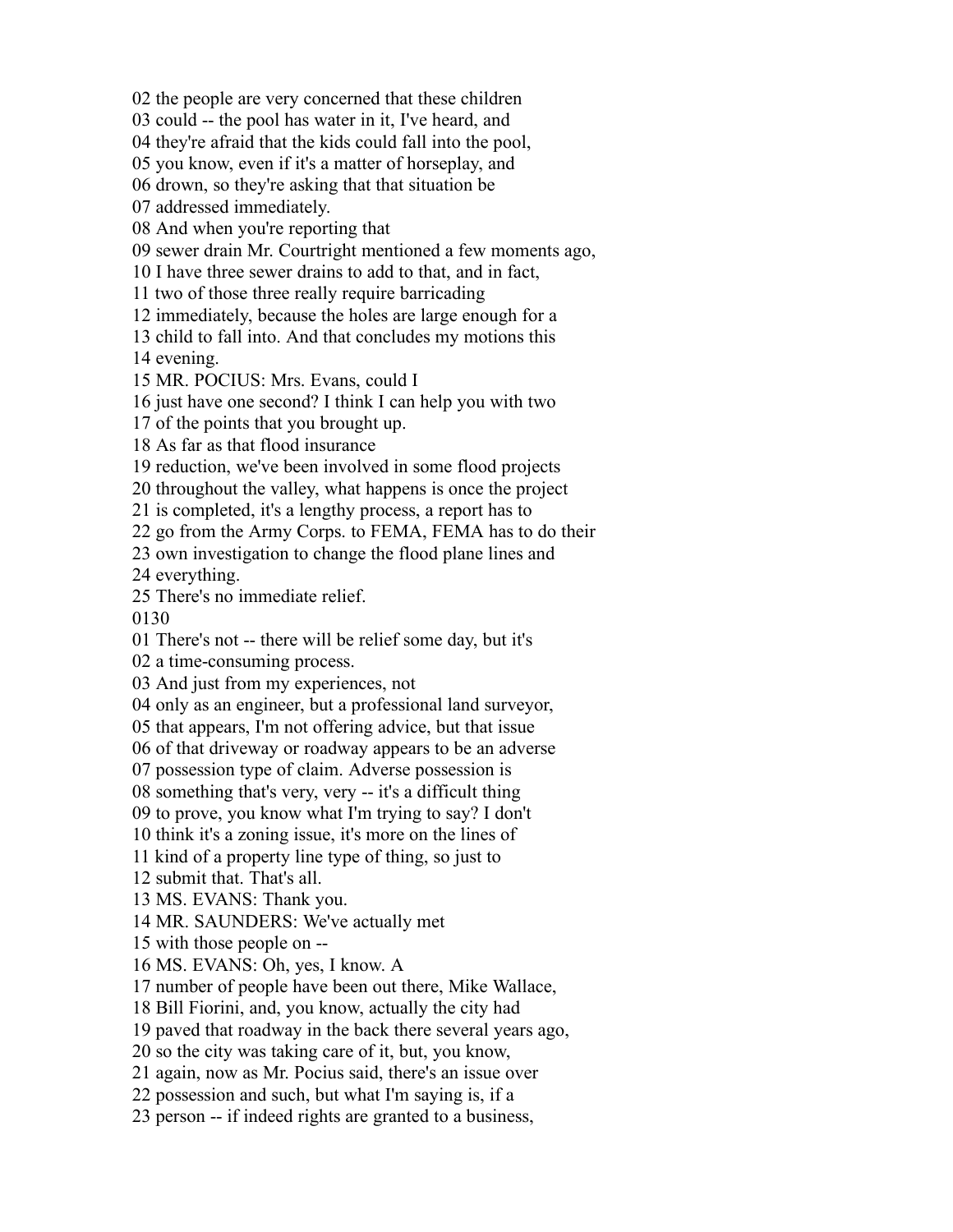02 the people are very concerned that these children
03 could -- the pool has water in it, I've heard, and
04 they're afraid that the kids could fall into the pool,
05 you know, even if it's a matter of horseplay, and
06 drown, so they're asking that that situation be
07 addressed immediately.
08 And when you're reporting that
09 sewer drain Mr. Courtright mentioned a few moments ago,
10 I have three sewer drains to add to that, and in fact,
11 two of those three really require barricading
12 immediately, because the holes are large enough for a
13 child to fall into. And that concludes my motions this
14 evening.
15 MR. POCIUS: Mrs. Evans, could I
16 just have one second? I think I can help you with two
17 of the points that you brought up.
18 As far as that flood insurance
19 reduction, we've been involved in some flood projects
20 throughout the valley, what happens is once the project
21 is completed, it's a lengthy process, a report has to
22 go from the Army Corps. to FEMA, FEMA has to do their
23 own investigation to change the flood plane lines and
24 everything.
25 There's no immediate relief.
0130
01 There's not -- there will be relief some day, but it's
02 a time-consuming process.
03 And just from my experiences, not
04 only as an engineer, but a professional land surveyor,
05 that appears, I'm not offering advice, but that issue
06 of that driveway or roadway appears to be an adverse
07 possession type of claim. Adverse possession is
08 something that's very, very -- it's a difficult thing
09 to prove, you know what I'm trying to say? I don't
10 think it's a zoning issue, it's more on the lines of
11 kind of a property line type of thing, so just to
12 submit that. That's all.
13 MS. EVANS: Thank you.
14 MR. SAUNDERS: We've actually met
15 with those people on --
16 MS. EVANS: Oh, yes, I know. A
17 number of people have been out there, Mike Wallace,
18 Bill Fiorini, and, you know, actually the city had
19 paved that roadway in the back there several years ago,
20 so the city was taking care of it, but, you know,
21 again, now as Mr. Pocius said, there's an issue over
22 possession and such, but what I'm saying is, if a
23 person -- if indeed rights are granted to a business,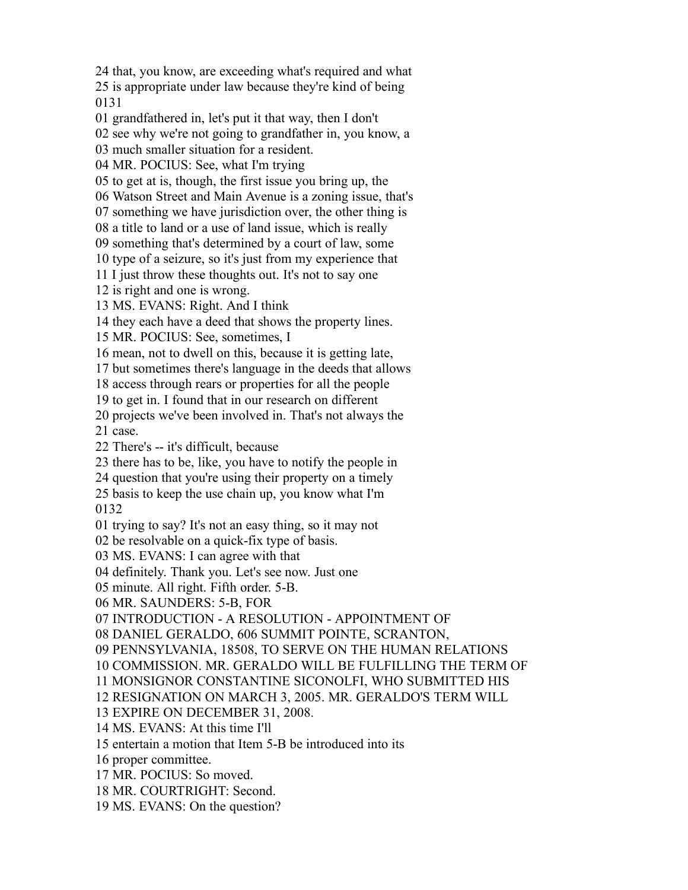24 that, you know, are exceeding what's required and what
25 is appropriate under law because they're kind of being
0131
01 grandfathered in, let's put it that way, then I don't
02 see why we're not going to grandfather in, you know, a
03 much smaller situation for a resident.
04 MR. POCIUS: See, what I'm trying
05 to get at is, though, the first issue you bring up, the
06 Watson Street and Main Avenue is a zoning issue, that's
07 something we have jurisdiction over, the other thing is
08 a title to land or a use of land issue, which is really
09 something that's determined by a court of law, some
10 type of a seizure, so it's just from my experience that
11 I just throw these thoughts out. It's not to say one
12 is right and one is wrong.
13 MS. EVANS: Right. And I think
14 they each have a deed that shows the property lines.
15 MR. POCIUS: See, sometimes, I
16 mean, not to dwell on this, because it is getting late,
17 but sometimes there's language in the deeds that allows
18 access through rears or properties for all the people
19 to get in. I found that in our research on different
20 projects we've been involved in. That's not always the
21 case.
22 There's -- it's difficult, because
23 there has to be, like, you have to notify the people in
24 question that you're using their property on a timely
25 basis to keep the use chain up, you know what I'm
0132
01 trying to say? It's not an easy thing, so it may not
02 be resolvable on a quick-fix type of basis.
03 MS. EVANS: I can agree with that
04 definitely. Thank you. Let's see now. Just one
05 minute. All right. Fifth order. 5-B.
06 MR. SAUNDERS: 5-B, FOR
07 INTRODUCTION - A RESOLUTION - APPOINTMENT OF
08 DANIEL GERALDO, 606 SUMMIT POINTE, SCRANTON,
09 PENNSYLVANIA, 18508, TO SERVE ON THE HUMAN RELATIONS
10 COMMISSION. MR. GERALDO WILL BE FULFILLING THE TERM OF
11 MONSIGNOR CONSTANTINE SICONOLFI, WHO SUBMITTED HIS
12 RESIGNATION ON MARCH 3, 2005. MR. GERALDO'S TERM WILL
13 EXPIRE ON DECEMBER 31, 2008.
14 MS. EVANS: At this time I'll
15 entertain a motion that Item 5-B be introduced into its
16 proper committee.
17 MR. POCIUS: So moved.
18 MR. COURTRIGHT: Second.
19 MS. EVANS: On the question?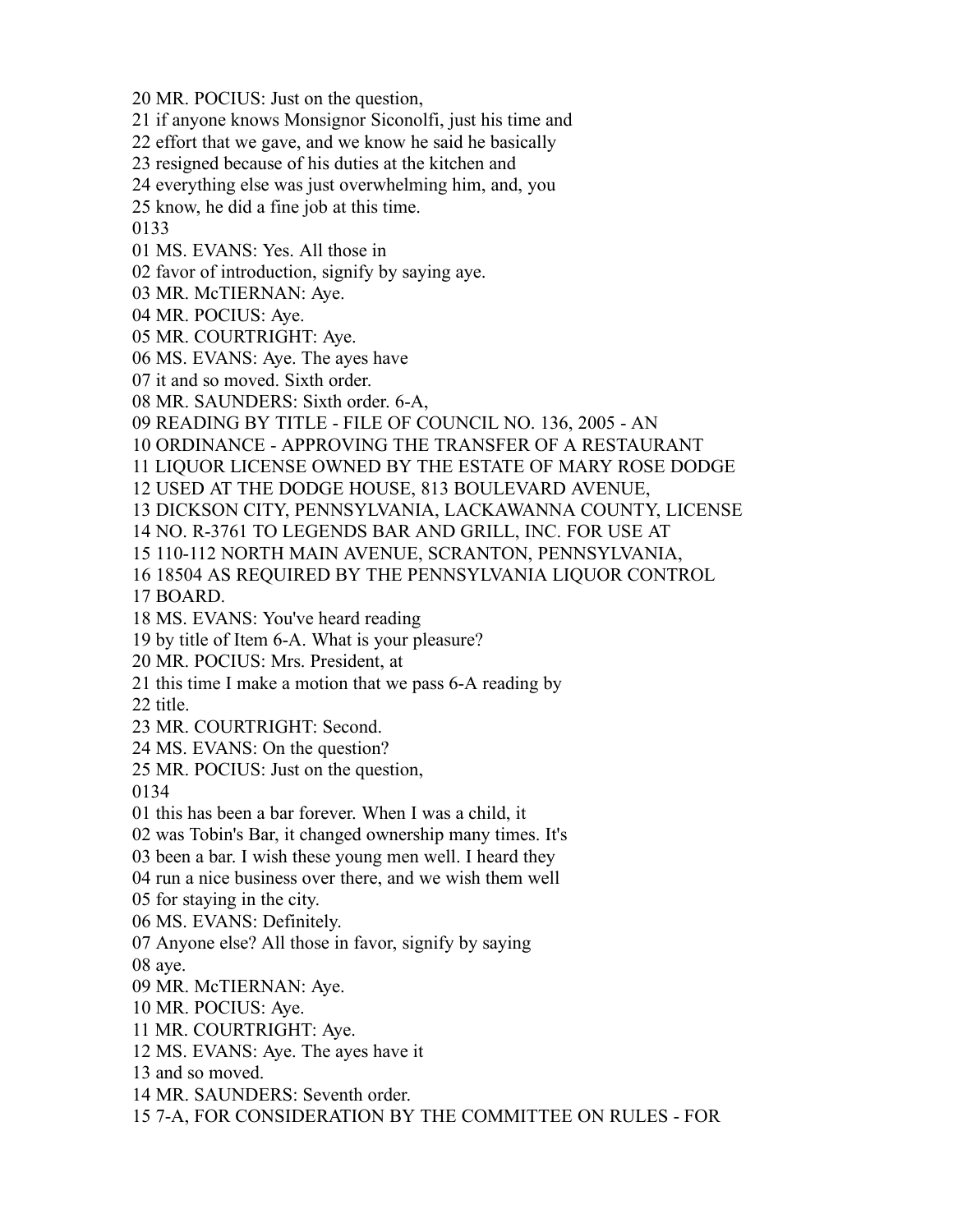20 MR. POCIUS: Just on the question,
21 if anyone knows Monsignor Siconolfi, just his time and
22 effort that we gave, and we know he said he basically
23 resigned because of his duties at the kitchen and
24 everything else was just overwhelming him, and, you
25 know, he did a fine job at this time.
0133
01 MS. EVANS: Yes. All those in
02 favor of introduction, signify by saying aye.
03 MR. McTIERNAN: Aye.
04 MR. POCIUS: Aye.
05 MR. COURTRIGHT: Aye.
06 MS. EVANS: Aye. The ayes have
07 it and so moved. Sixth order.
08 MR. SAUNDERS: Sixth order. 6-A,
09 READING BY TITLE - FILE OF COUNCIL NO. 136, 2005 - AN
10 ORDINANCE - APPROVING THE TRANSFER OF A RESTAURANT
11 LIQUOR LICENSE OWNED BY THE ESTATE OF MARY ROSE DODGE
12 USED AT THE DODGE HOUSE, 813 BOULEVARD AVENUE,
13 DICKSON CITY, PENNSYLVANIA, LACKAWANNA COUNTY, LICENSE
14 NO. R-3761 TO LEGENDS BAR AND GRILL, INC. FOR USE AT
15 110-112 NORTH MAIN AVENUE, SCRANTON, PENNSYLVANIA,
16 18504 AS REQUIRED BY THE PENNSYLVANIA LIQUOR CONTROL
17 BOARD.
18 MS. EVANS: You've heard reading
19 by title of Item 6-A. What is your pleasure?
20 MR. POCIUS: Mrs. President, at
21 this time I make a motion that we pass 6-A reading by
22 title.
23 MR. COURTRIGHT: Second.
24 MS. EVANS: On the question?
25 MR. POCIUS: Just on the question,
0134
01 this has been a bar forever. When I was a child, it
02 was Tobin's Bar, it changed ownership many times. It's
03 been a bar. I wish these young men well. I heard they
04 run a nice business over there, and we wish them well
05 for staying in the city.
06 MS. EVANS: Definitely.
07 Anyone else? All those in favor, signify by saying
08 aye.
09 MR. McTIERNAN: Aye.
10 MR. POCIUS: Aye.
11 MR. COURTRIGHT: Aye.
12 MS. EVANS: Aye. The ayes have it
13 and so moved.
14 MR. SAUNDERS: Seventh order.
15 7-A, FOR CONSIDERATION BY THE COMMITTEE ON RULES - FOR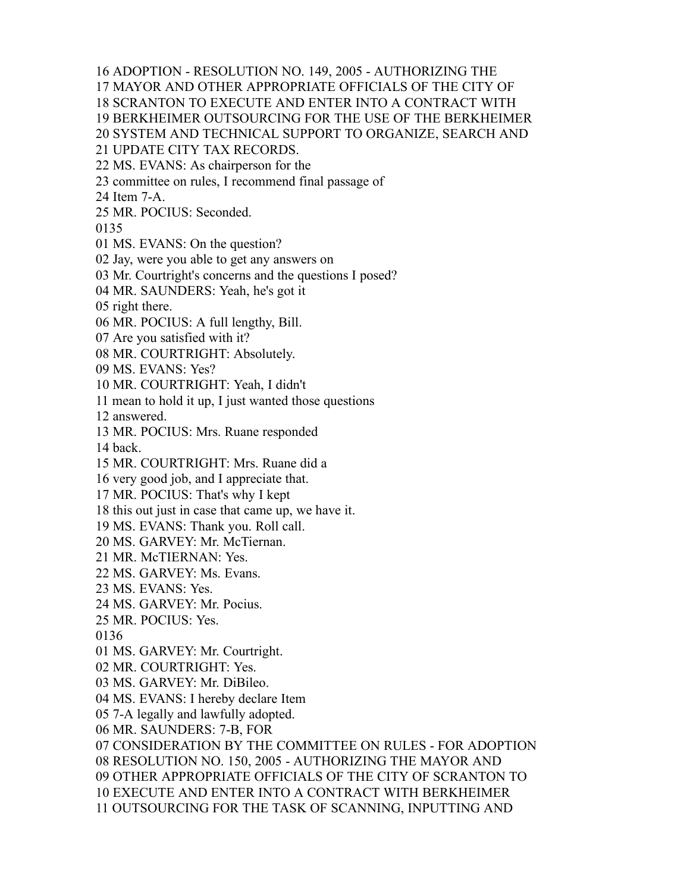16 ADOPTION - RESOLUTION NO. 149, 2005 - AUTHORIZING THE
17 MAYOR AND OTHER APPROPRIATE OFFICIALS OF THE CITY OF
18 SCRANTON TO EXECUTE AND ENTER INTO A CONTRACT WITH
19 BERKHEIMER OUTSOURCING FOR THE USE OF THE BERKHEIMER
20 SYSTEM AND TECHNICAL SUPPORT TO ORGANIZE, SEARCH AND
21 UPDATE CITY TAX RECORDS.
22 MS. EVANS: As chairperson for the
23 committee on rules, I recommend final passage of
24 Item 7-A.
25 MR. POCIUS: Seconded.
0135
01 MS. EVANS: On the question?
02 Jay, were you able to get any answers on
03 Mr. Courtright's concerns and the questions I posed?
04 MR. SAUNDERS: Yeah, he's got it
05 right there.
06 MR. POCIUS: A full lengthy, Bill.
07 Are you satisfied with it?
08 MR. COURTRIGHT: Absolutely.
09 MS. EVANS: Yes?
10 MR. COURTRIGHT: Yeah, I didn't
11 mean to hold it up, I just wanted those questions
12 answered.
13 MR. POCIUS: Mrs. Ruane responded
14 back.
15 MR. COURTRIGHT: Mrs. Ruane did a
16 very good job, and I appreciate that.
17 MR. POCIUS: That's why I kept
18 this out just in case that came up, we have it.
19 MS. EVANS: Thank you. Roll call.
20 MS. GARVEY: Mr. McTiernan.
21 MR. McTIERNAN: Yes.
22 MS. GARVEY: Ms. Evans.
23 MS. EVANS: Yes.
24 MS. GARVEY: Mr. Pocius.
25 MR. POCIUS: Yes.
0136
01 MS. GARVEY: Mr. Courtright.
02 MR. COURTRIGHT: Yes.
03 MS. GARVEY: Mr. DiBileo.
04 MS. EVANS: I hereby declare Item
05 7-A legally and lawfully adopted.
06 MR. SAUNDERS: 7-B, FOR
07 CONSIDERATION BY THE COMMITTEE ON RULES - FOR ADOPTION
08 RESOLUTION NO. 150, 2005 - AUTHORIZING THE MAYOR AND
09 OTHER APPROPRIATE OFFICIALS OF THE CITY OF SCRANTON TO
10 EXECUTE AND ENTER INTO A CONTRACT WITH BERKHEIMER
11 OUTSOURCING FOR THE TASK OF SCANNING, INPUTTING AND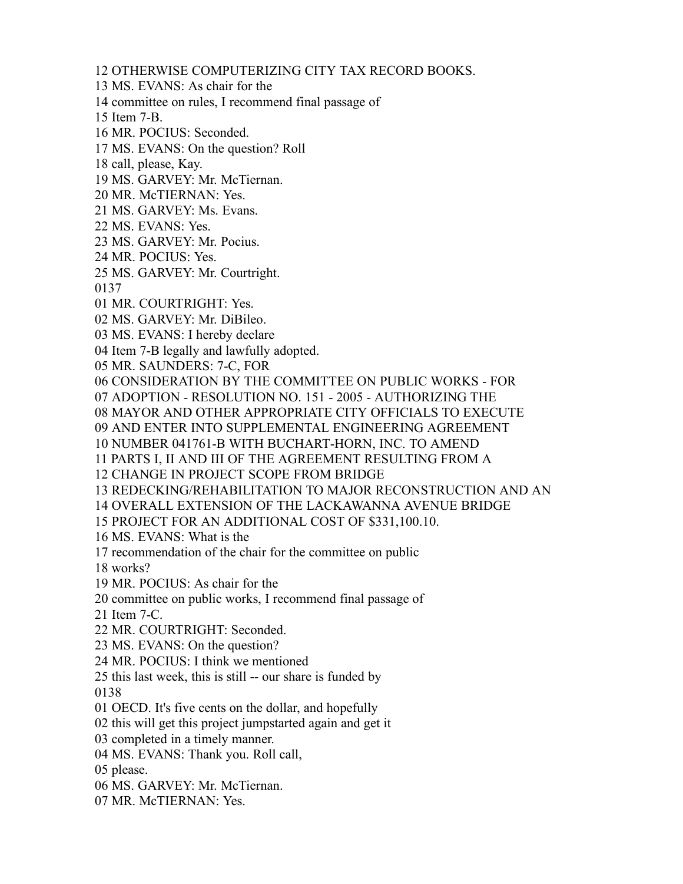12 OTHERWISE COMPUTERIZING CITY TAX RECORD BOOKS.
13 MS. EVANS: As chair for the
14 committee on rules, I recommend final passage of
15 Item 7-B.
16 MR. POCIUS: Seconded.
17 MS. EVANS: On the question? Roll
18 call, please, Kay.
19 MS. GARVEY: Mr. McTiernan.
20 MR. McTIERNAN: Yes.
21 MS. GARVEY: Ms. Evans.
22 MS. EVANS: Yes.
23 MS. GARVEY: Mr. Pocius.
24 MR. POCIUS: Yes.
25 MS. GARVEY: Mr. Courtright.
0137
01 MR. COURTRIGHT: Yes.
02 MS. GARVEY: Mr. DiBileo.
03 MS. EVANS: I hereby declare
04 Item 7-B legally and lawfully adopted.
05 MR. SAUNDERS: 7-C, FOR
06 CONSIDERATION BY THE COMMITTEE ON PUBLIC WORKS - FOR
07 ADOPTION - RESOLUTION NO. 151 - 2005 - AUTHORIZING THE
08 MAYOR AND OTHER APPROPRIATE CITY OFFICIALS TO EXECUTE
09 AND ENTER INTO SUPPLEMENTAL ENGINEERING AGREEMENT
10 NUMBER 041761-B WITH BUCHART-HORN, INC. TO AMEND
11 PARTS I, II AND III OF THE AGREEMENT RESULTING FROM A
12 CHANGE IN PROJECT SCOPE FROM BRIDGE
13 REDECKING/REHABILITATION TO MAJOR RECONSTRUCTION AND AN
14 OVERALL EXTENSION OF THE LACKAWANNA AVENUE BRIDGE
15 PROJECT FOR AN ADDITIONAL COST OF $331,100.10.
16 MS. EVANS: What is the
17 recommendation of the chair for the committee on public
18 works?
19 MR. POCIUS: As chair for the
20 committee on public works, I recommend final passage of
21 Item 7-C.
22 MR. COURTRIGHT: Seconded.
23 MS. EVANS: On the question?
24 MR. POCIUS: I think we mentioned
25 this last week, this is still -- our share is funded by
0138
01 OECD. It's five cents on the dollar, and hopefully
02 this will get this project jumpstarted again and get it
03 completed in a timely manner.
04 MS. EVANS: Thank you. Roll call,
05 please.
06 MS. GARVEY: Mr. McTiernan.
07 MR. McTIERNAN: Yes.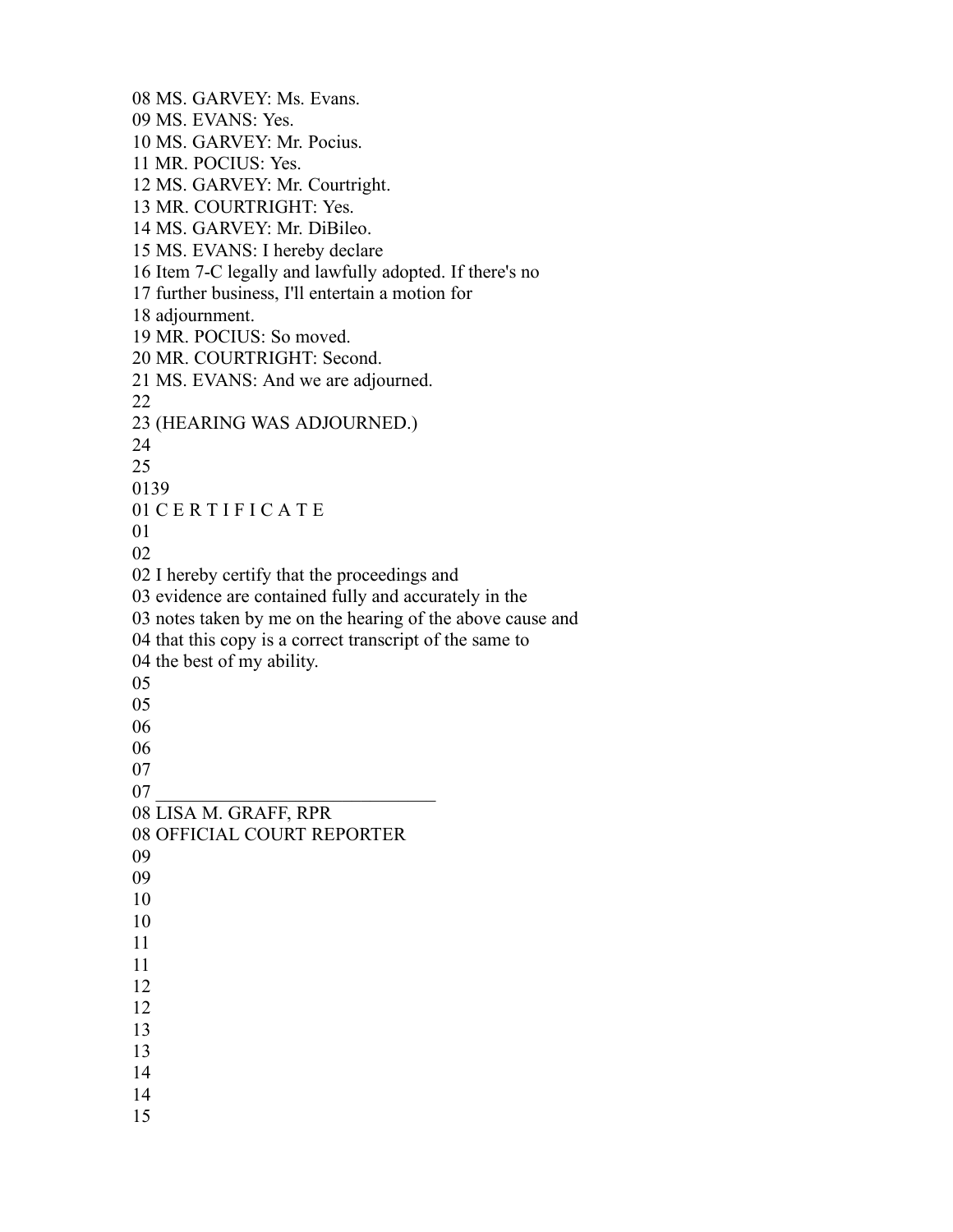08 MS. GARVEY: Ms. Evans.
09 MS. EVANS: Yes.
10 MS. GARVEY: Mr. Pocius.
11 MR. POCIUS: Yes.
12 MS. GARVEY: Mr. Courtright.
13 MR. COURTRIGHT: Yes.
14 MS. GARVEY: Mr. DiBileo.
15 MS. EVANS: I hereby declare
16 Item 7-C legally and lawfully adopted. If there's no
17 further business, I'll entertain a motion for
18 adjournment.
19 MR. POCIUS: So moved.
20 MR. COURTRIGHT: Second.
21 MS. EVANS: And we are adjourned.
22
23 (HEARING WAS ADJOURNED.)
24
25
0139
01 C E R T I F I C A T E
01
02
02 I hereby certify that the proceedings and
03 evidence are contained fully and accurately in the
03 notes taken by me on the hearing of the above cause and
04 that this copy is a correct transcript of the same to
04 the best of my ability.
05
05
06
06
07
07 _______________________________
08 LISA M. GRAFF, RPR
08 OFFICIAL COURT REPORTER
09
09
10
10
11
11
12
12
13
13
14
14
15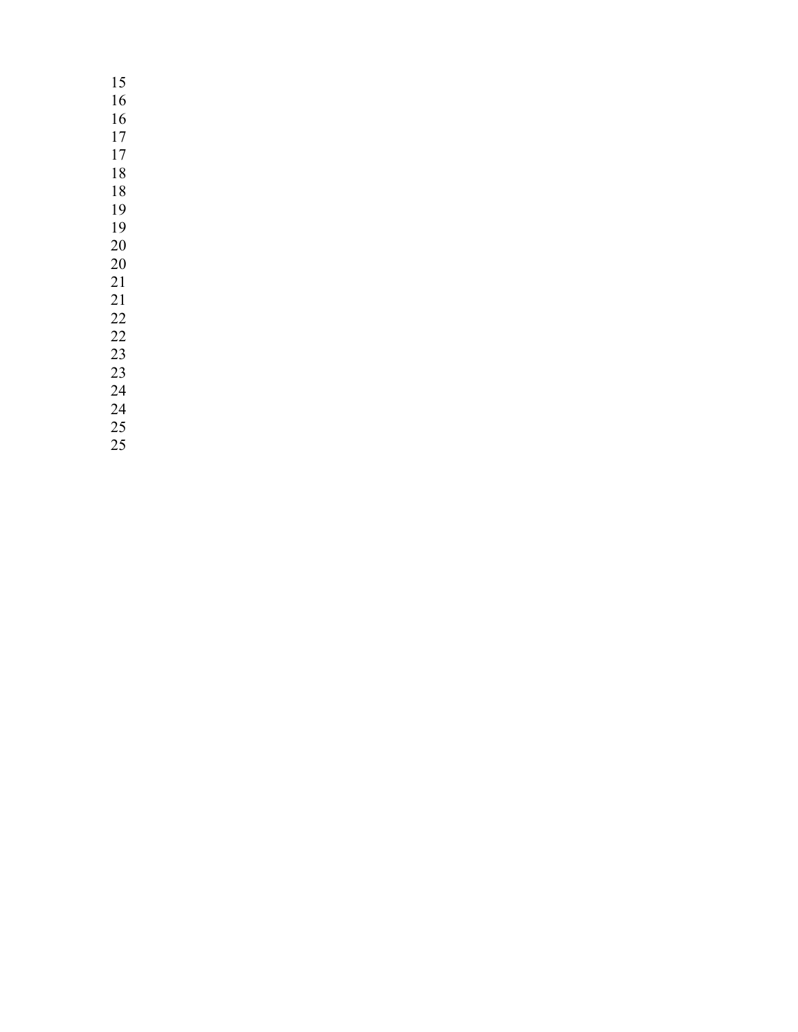15
16
16
17
17
18
18
19
19
20
20
21
21
22
22
23
23
24
24
25
25